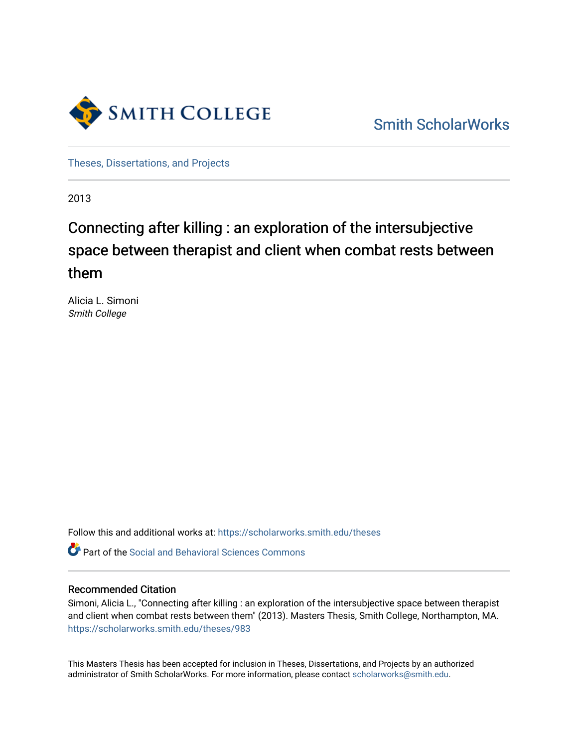Smith College

Smith ScholarWorks

Theses, Dissertations, and Projects

2013

# Connecting after killing : an exploration of the intersubjective space between therapist and client when combat rests between them

Alicia L. Simoni
*Smith College*

Follow this and additional works at: https://scholarworks.smith.edu/theses

Part of the Social and Behavioral Sciences Commons

## Recommended Citation

Simoni, Alicia L., "Connecting after killing : an exploration of the intersubjective space between therapist and client when combat rests between them" (2013). Masters Thesis, Smith College, Northampton, MA. https://scholarworks.smith.edu/theses/983

This Masters Thesis has been accepted for inclusion in Theses, Dissertations, and Projects by an authorized administrator of Smith ScholarWorks. For more information, please contact scholarworks@smith.edu.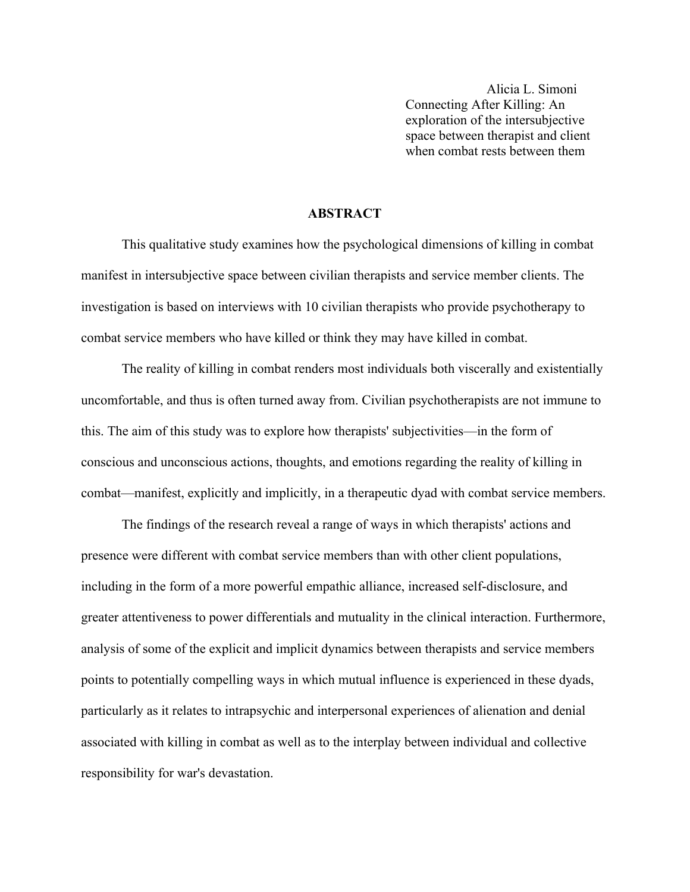Alicia L. Simoni
Connecting After Killing: An exploration of the intersubjective space between therapist and client when combat rests between them

## ABSTRACT

This qualitative study examines how the psychological dimensions of killing in combat manifest in intersubjective space between civilian therapists and service member clients. The investigation is based on interviews with 10 civilian therapists who provide psychotherapy to combat service members who have killed or think they may have killed in combat.

The reality of killing in combat renders most individuals both viscerally and existentially uncomfortable, and thus is often turned away from. Civilian psychotherapists are not immune to this. The aim of this study was to explore how therapists' subjectivities—in the form of conscious and unconscious actions, thoughts, and emotions regarding the reality of killing in combat—manifest, explicitly and implicitly, in a therapeutic dyad with combat service members.

The findings of the research reveal a range of ways in which therapists' actions and presence were different with combat service members than with other client populations, including in the form of a more powerful empathic alliance, increased self-disclosure, and greater attentiveness to power differentials and mutuality in the clinical interaction. Furthermore, analysis of some of the explicit and implicit dynamics between therapists and service members points to potentially compelling ways in which mutual influence is experienced in these dyads, particularly as it relates to intrapsychic and interpersonal experiences of alienation and denial associated with killing in combat as well as to the interplay between individual and collective responsibility for war's devastation.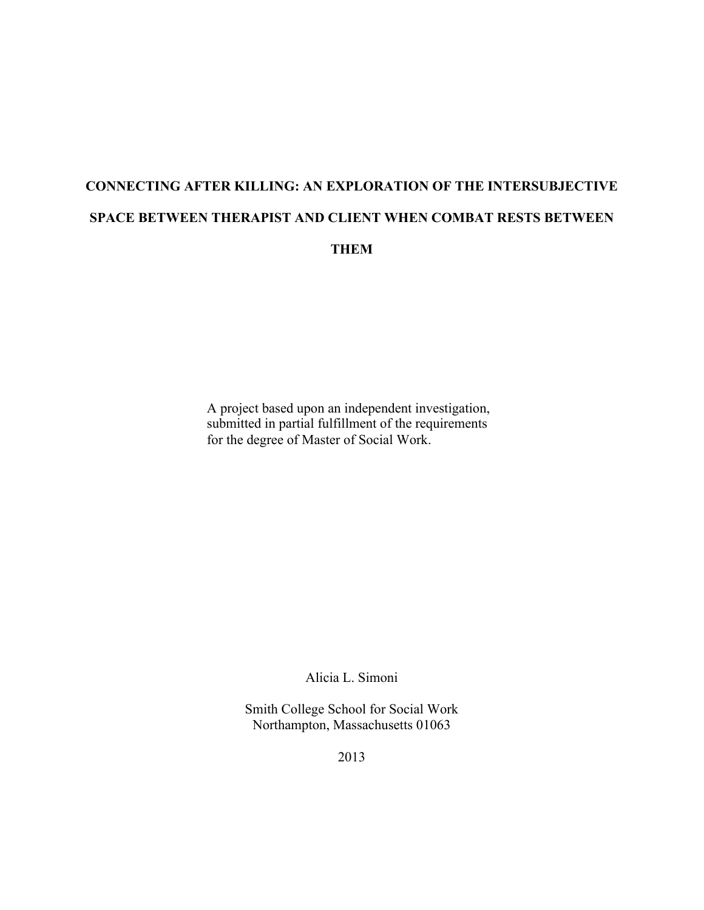# CONNECTING AFTER KILLING: AN EXPLORATION OF THE INTERSUBJECTIVE SPACE BETWEEN THERAPIST AND CLIENT WHEN COMBAT RESTS BETWEEN THEM

A project based upon an independent investigation, submitted in partial fulfillment of the requirements for the degree of Master of Social Work.

Alicia L. Simoni

Smith College School for Social Work
Northampton, Massachusetts 01063

2013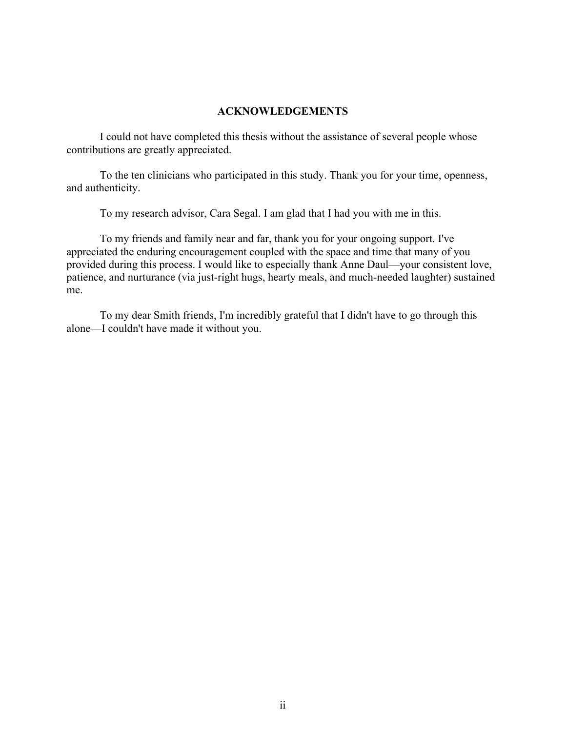## ACKNOWLEDGEMENTS

I could not have completed this thesis without the assistance of several people whose contributions are greatly appreciated.

To the ten clinicians who participated in this study. Thank you for your time, openness, and authenticity.

To my research advisor, Cara Segal. I am glad that I had you with me in this.

To my friends and family near and far, thank you for your ongoing support. I've appreciated the enduring encouragement coupled with the space and time that many of you provided during this process. I would like to especially thank Anne Daul—your consistent love, patience, and nurturance (via just-right hugs, hearty meals, and much-needed laughter) sustained me.

To my dear Smith friends, I'm incredibly grateful that I didn't have to go through this alone—I couldn't have made it without you.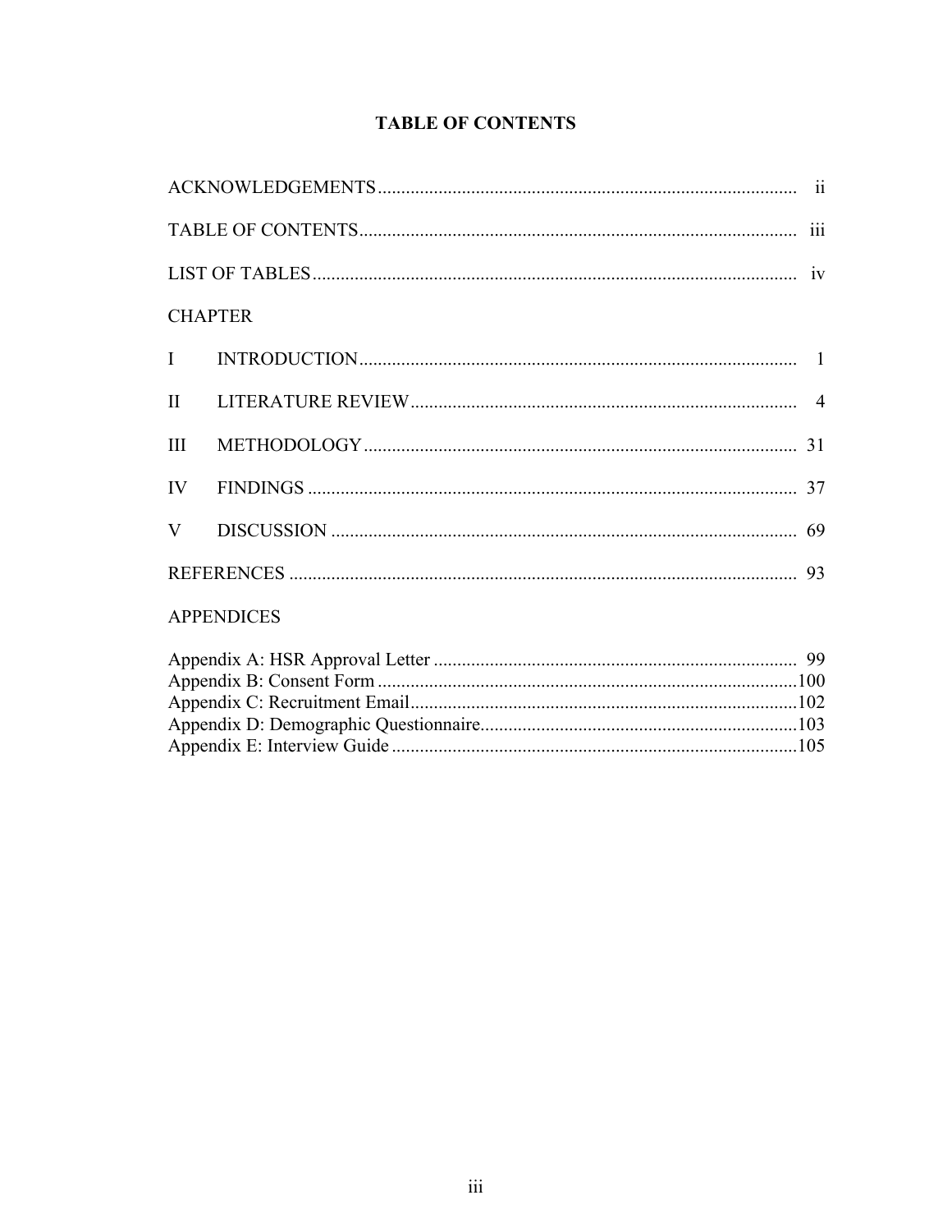# TABLE OF CONTENTS

| | |
|---|---|
| ACKNOWLEDGEMENTS | ii |
| TABLE OF CONTENTS | iii |
| LIST OF TABLES | iv |
| CHAPTER | |
| I INTRODUCTION | 1 |
| II LITERATURE REVIEW | 4 |
| III METHODOLOGY | 31 |
| IV FINDINGS | 37 |
| V DISCUSSION | 69 |
| REFERENCES | 93 |
| APPENDICES | |
| Appendix A: HSR Approval Letter | 99 |
| Appendix B: Consent Form | 100 |
| Appendix C: Recruitment Email | 102 |
| Appendix D: Demographic Questionnaire | 103 |
| Appendix E: Interview Guide | 105 |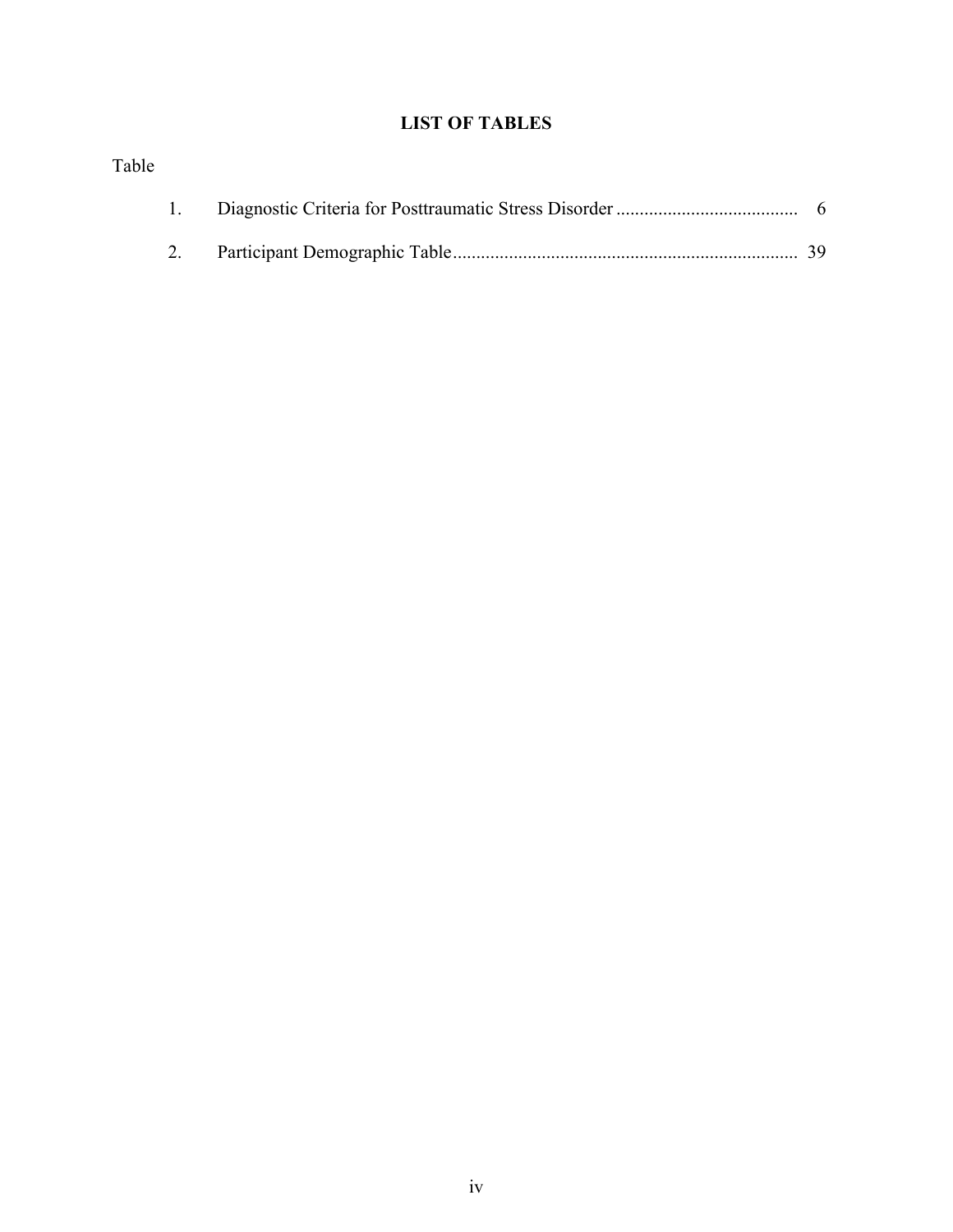# LIST OF TABLES

Table

| | | |
|---|---|---|
| 1. | Diagnostic Criteria for Posttraumatic Stress Disorder | 6 |
| 2. | Participant Demographic Table | 39 |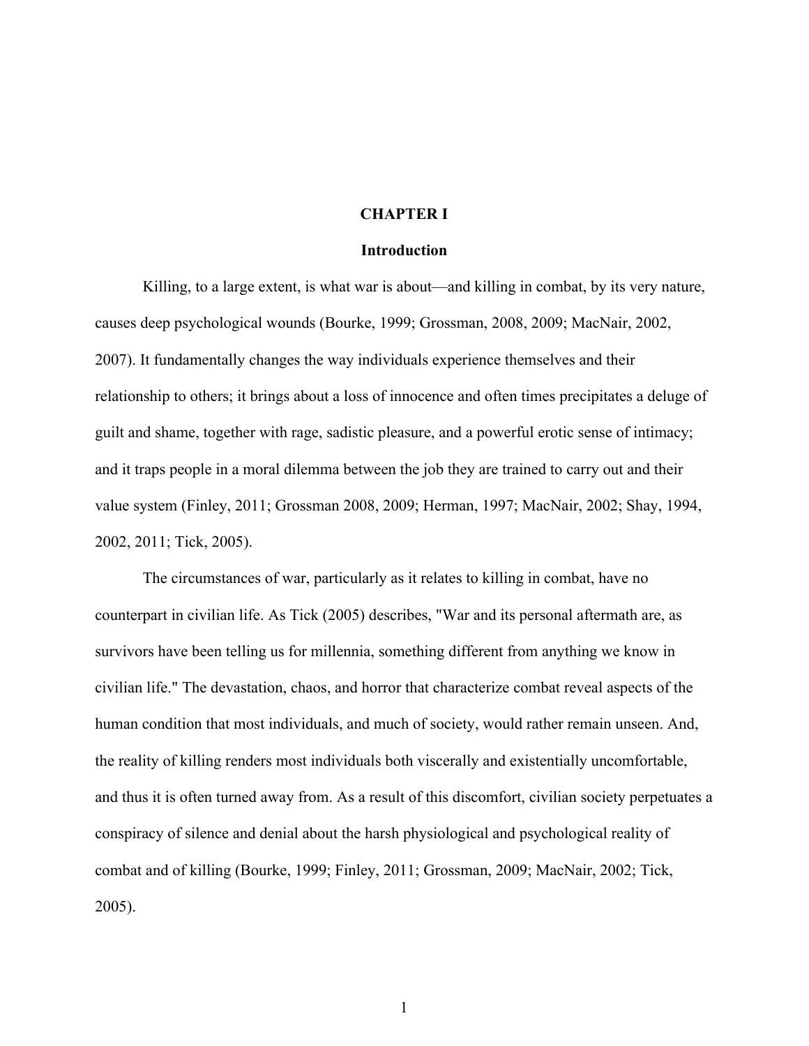# CHAPTER I

## Introduction

Killing, to a large extent, is what war is about—and killing in combat, by its very nature, causes deep psychological wounds (Bourke, 1999; Grossman, 2008, 2009; MacNair, 2002, 2007). It fundamentally changes the way individuals experience themselves and their relationship to others; it brings about a loss of innocence and often times precipitates a deluge of guilt and shame, together with rage, sadistic pleasure, and a powerful erotic sense of intimacy; and it traps people in a moral dilemma between the job they are trained to carry out and their value system (Finley, 2011; Grossman 2008, 2009; Herman, 1997; MacNair, 2002; Shay, 1994, 2002, 2011; Tick, 2005).

The circumstances of war, particularly as it relates to killing in combat, have no counterpart in civilian life. As Tick (2005) describes, "War and its personal aftermath are, as survivors have been telling us for millennia, something different from anything we know in civilian life." The devastation, chaos, and horror that characterize combat reveal aspects of the human condition that most individuals, and much of society, would rather remain unseen. And, the reality of killing renders most individuals both viscerally and existentially uncomfortable, and thus it is often turned away from. As a result of this discomfort, civilian society perpetuates a conspiracy of silence and denial about the harsh physiological and psychological reality of combat and of killing (Bourke, 1999; Finley, 2011; Grossman, 2009; MacNair, 2002; Tick, 2005).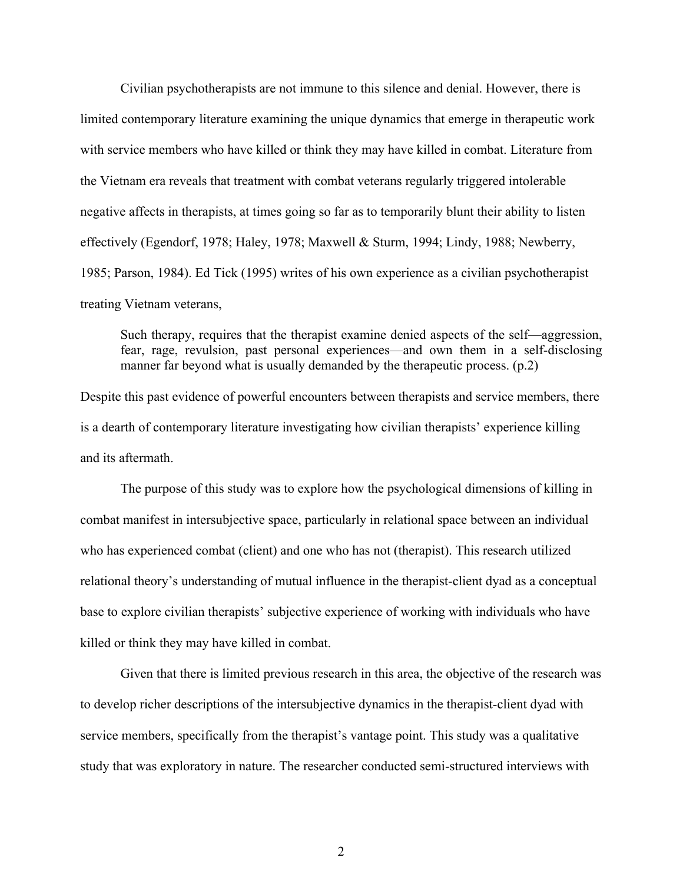Civilian psychotherapists are not immune to this silence and denial. However, there is limited contemporary literature examining the unique dynamics that emerge in therapeutic work with service members who have killed or think they may have killed in combat. Literature from the Vietnam era reveals that treatment with combat veterans regularly triggered intolerable negative affects in therapists, at times going so far as to temporarily blunt their ability to listen effectively (Egendorf, 1978; Haley, 1978; Maxwell & Sturm, 1994; Lindy, 1988; Newberry, 1985; Parson, 1984). Ed Tick (1995) writes of his own experience as a civilian psychotherapist treating Vietnam veterans,

> Such therapy, requires that the therapist examine denied aspects of the self—aggression, fear, rage, revulsion, past personal experiences—and own them in a self-disclosing manner far beyond what is usually demanded by the therapeutic process. (p.2)

Despite this past evidence of powerful encounters between therapists and service members, there is a dearth of contemporary literature investigating how civilian therapists' experience killing and its aftermath.

The purpose of this study was to explore how the psychological dimensions of killing in combat manifest in intersubjective space, particularly in relational space between an individual who has experienced combat (client) and one who has not (therapist). This research utilized relational theory's understanding of mutual influence in the therapist-client dyad as a conceptual base to explore civilian therapists' subjective experience of working with individuals who have killed or think they may have killed in combat.

Given that there is limited previous research in this area, the objective of the research was to develop richer descriptions of the intersubjective dynamics in the therapist-client dyad with service members, specifically from the therapist's vantage point. This study was a qualitative study that was exploratory in nature. The researcher conducted semi-structured interviews with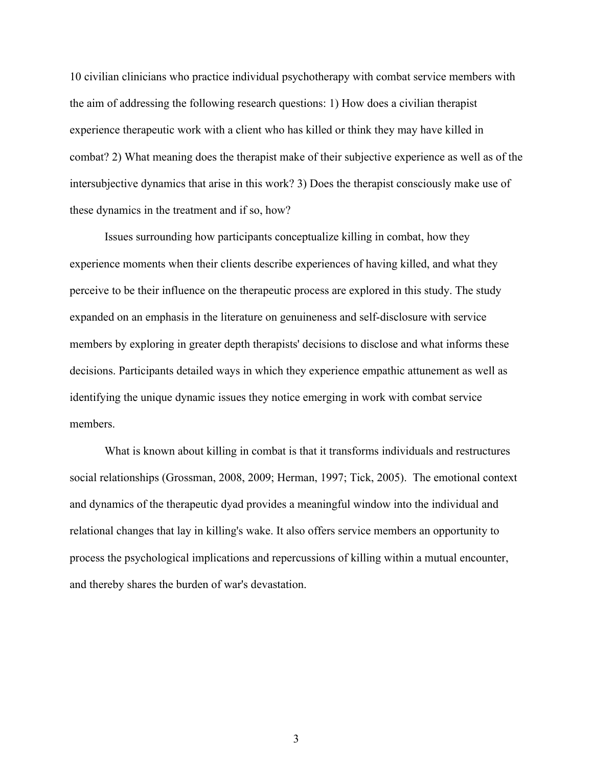10 civilian clinicians who practice individual psychotherapy with combat service members with the aim of addressing the following research questions: 1) How does a civilian therapist experience therapeutic work with a client who has killed or think they may have killed in combat? 2) What meaning does the therapist make of their subjective experience as well as of the intersubjective dynamics that arise in this work? 3) Does the therapist consciously make use of these dynamics in the treatment and if so, how?

Issues surrounding how participants conceptualize killing in combat, how they experience moments when their clients describe experiences of having killed, and what they perceive to be their influence on the therapeutic process are explored in this study. The study expanded on an emphasis in the literature on genuineness and self-disclosure with service members by exploring in greater depth therapists' decisions to disclose and what informs these decisions. Participants detailed ways in which they experience empathic attunement as well as identifying the unique dynamic issues they notice emerging in work with combat service members.

What is known about killing in combat is that it transforms individuals and restructures social relationships (Grossman, 2008, 2009; Herman, 1997; Tick, 2005). The emotional context and dynamics of the therapeutic dyad provides a meaningful window into the individual and relational changes that lay in killing's wake. It also offers service members an opportunity to process the psychological implications and repercussions of killing within a mutual encounter, and thereby shares the burden of war's devastation.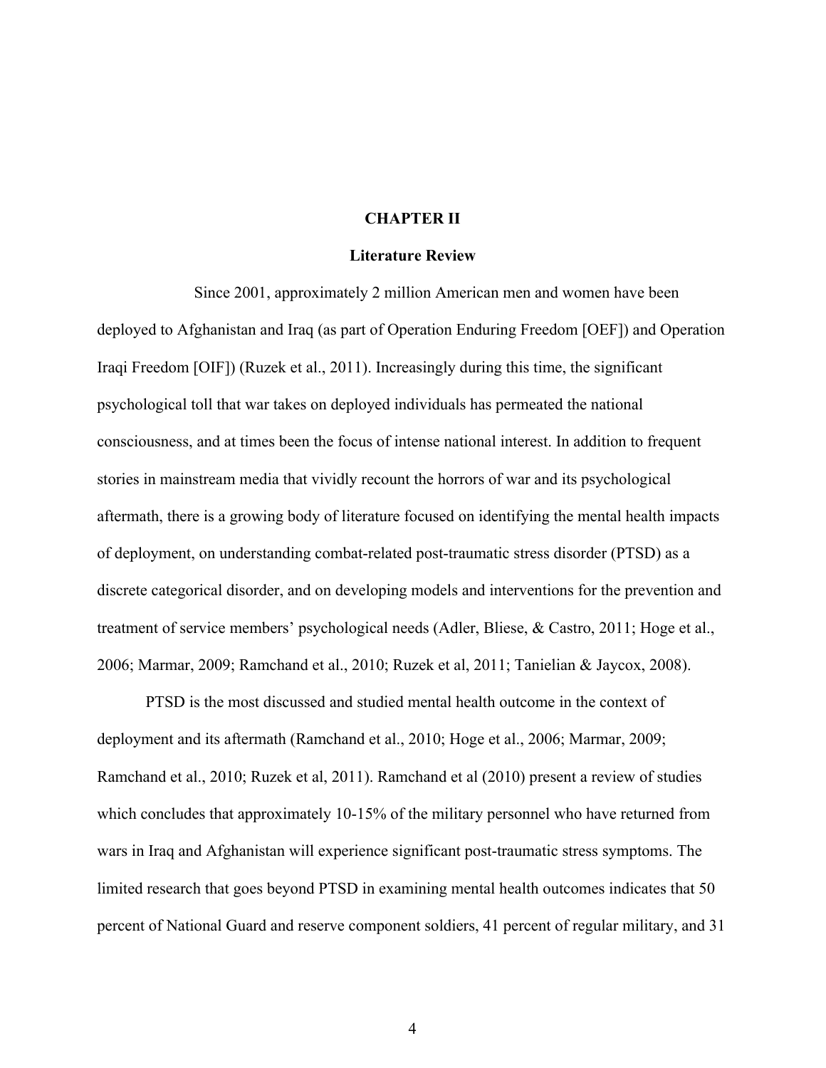# CHAPTER II

## Literature Review

Since 2001, approximately 2 million American men and women have been deployed to Afghanistan and Iraq (as part of Operation Enduring Freedom [OEF]) and Operation Iraqi Freedom [OIF]) (Ruzek et al., 2011). Increasingly during this time, the significant psychological toll that war takes on deployed individuals has permeated the national consciousness, and at times been the focus of intense national interest. In addition to frequent stories in mainstream media that vividly recount the horrors of war and its psychological aftermath, there is a growing body of literature focused on identifying the mental health impacts of deployment, on understanding combat-related post-traumatic stress disorder (PTSD) as a discrete categorical disorder, and on developing models and interventions for the prevention and treatment of service members' psychological needs (Adler, Bliese, & Castro, 2011; Hoge et al., 2006; Marmar, 2009; Ramchand et al., 2010; Ruzek et al, 2011; Tanielian & Jaycox, 2008).

PTSD is the most discussed and studied mental health outcome in the context of deployment and its aftermath (Ramchand et al., 2010; Hoge et al., 2006; Marmar, 2009; Ramchand et al., 2010; Ruzek et al, 2011). Ramchand et al (2010) present a review of studies which concludes that approximately 10-15% of the military personnel who have returned from wars in Iraq and Afghanistan will experience significant post-traumatic stress symptoms. The limited research that goes beyond PTSD in examining mental health outcomes indicates that 50 percent of National Guard and reserve component soldiers, 41 percent of regular military, and 31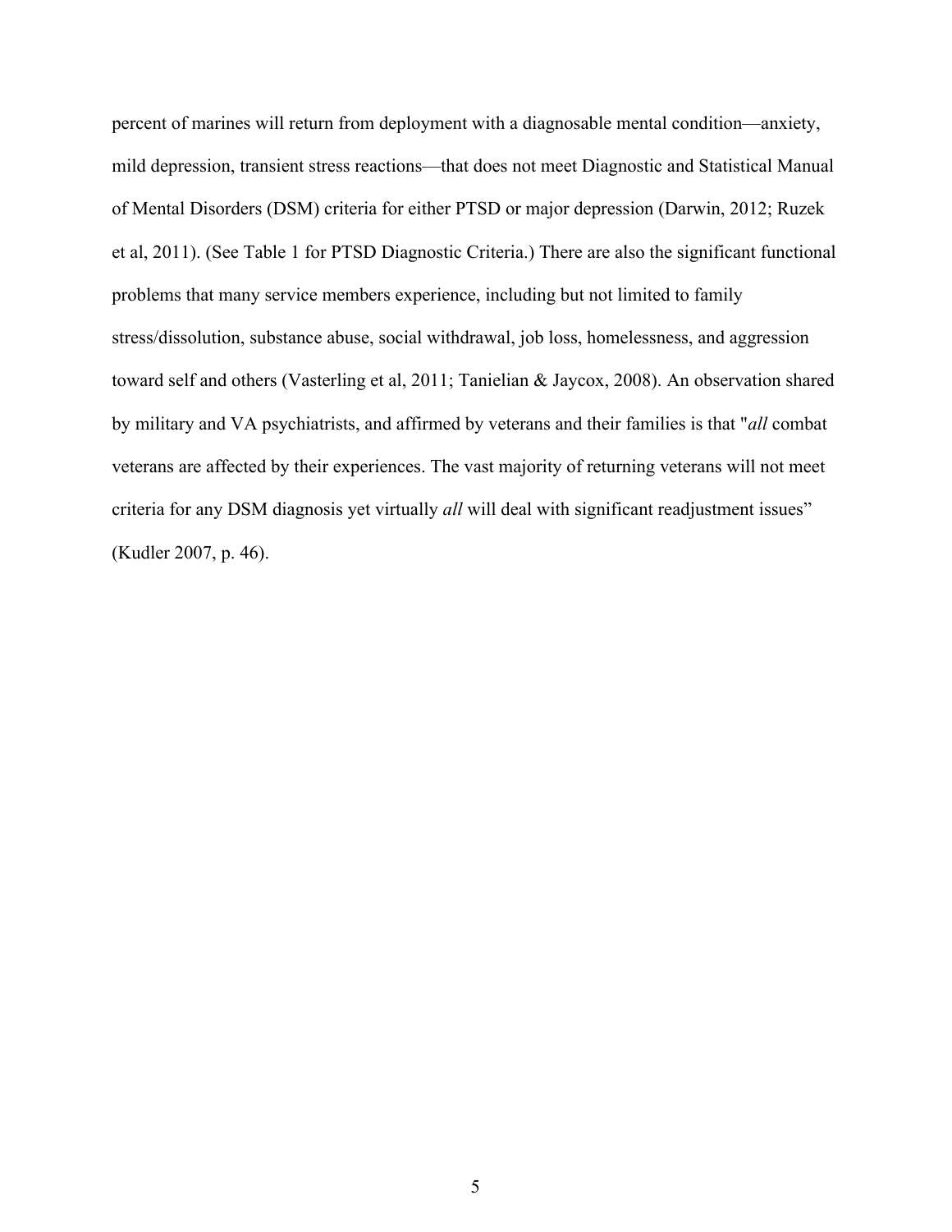percent of marines will return from deployment with a diagnosable mental condition—anxiety, mild depression, transient stress reactions—that does not meet Diagnostic and Statistical Manual of Mental Disorders (DSM) criteria for either PTSD or major depression (Darwin, 2012; Ruzek et al, 2011). (See Table 1 for PTSD Diagnostic Criteria.) There are also the significant functional problems that many service members experience, including but not limited to family stress/dissolution, substance abuse, social withdrawal, job loss, homelessness, and aggression toward self and others (Vasterling et al, 2011; Tanielian & Jaycox, 2008). An observation shared by military and VA psychiatrists, and affirmed by veterans and their families is that "*all* combat veterans are affected by their experiences. The vast majority of returning veterans will not meet criteria for any DSM diagnosis yet virtually *all* will deal with significant readjustment issues" (Kudler 2007, p. 46).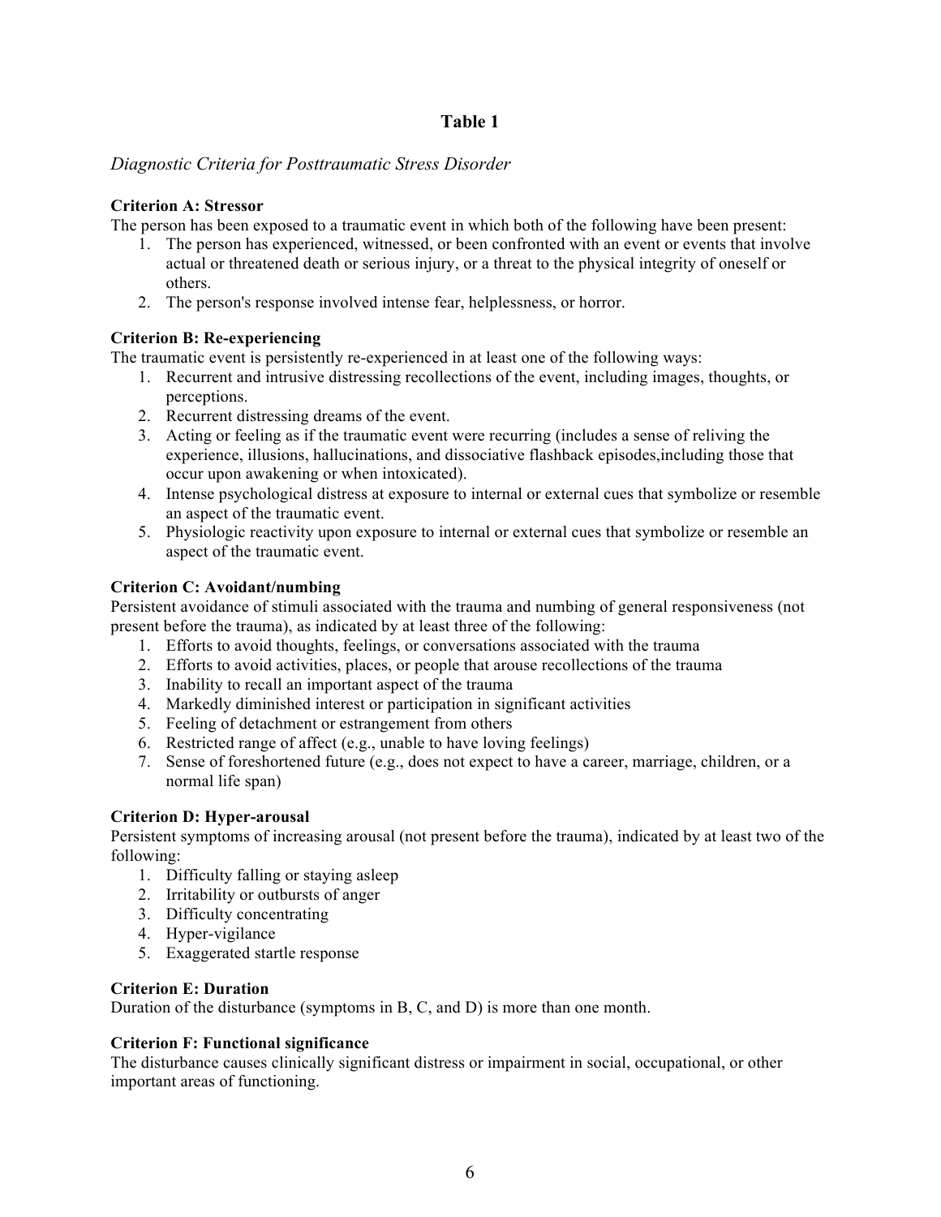**Table 1**

*Diagnostic Criteria for Posttraumatic Stress Disorder*

**Criterion A: Stressor**

The person has been exposed to a traumatic event in which both of the following have been present:

1. The person has experienced, witnessed, or been confronted with an event or events that involve actual or threatened death or serious injury, or a threat to the physical integrity of oneself or others.
2. The person's response involved intense fear, helplessness, or horror.

**Criterion B: Re-experiencing**

The traumatic event is persistently re-experienced in at least one of the following ways:

1. Recurrent and intrusive distressing recollections of the event, including images, thoughts, or perceptions.
2. Recurrent distressing dreams of the event.
3. Acting or feeling as if the traumatic event were recurring (includes a sense of reliving the experience, illusions, hallucinations, and dissociative flashback episodes,including those that occur upon awakening or when intoxicated).
4. Intense psychological distress at exposure to internal or external cues that symbolize or resemble an aspect of the traumatic event.
5. Physiologic reactivity upon exposure to internal or external cues that symbolize or resemble an aspect of the traumatic event.

**Criterion C: Avoidant/numbing**

Persistent avoidance of stimuli associated with the trauma and numbing of general responsiveness (not present before the trauma), as indicated by at least three of the following:

1. Efforts to avoid thoughts, feelings, or conversations associated with the trauma
2. Efforts to avoid activities, places, or people that arouse recollections of the trauma
3. Inability to recall an important aspect of the trauma
4. Markedly diminished interest or participation in significant activities
5. Feeling of detachment or estrangement from others
6. Restricted range of affect (e.g., unable to have loving feelings)
7. Sense of foreshortened future (e.g., does not expect to have a career, marriage, children, or a normal life span)

**Criterion D: Hyper-arousal**

Persistent symptoms of increasing arousal (not present before the trauma), indicated by at least two of the following:

1. Difficulty falling or staying asleep
2. Irritability or outbursts of anger
3. Difficulty concentrating
4. Hyper-vigilance
5. Exaggerated startle response

**Criterion E: Duration**

Duration of the disturbance (symptoms in B, C, and D) is more than one month.

**Criterion F: Functional significance**

The disturbance causes clinically significant distress or impairment in social, occupational, or other important areas of functioning.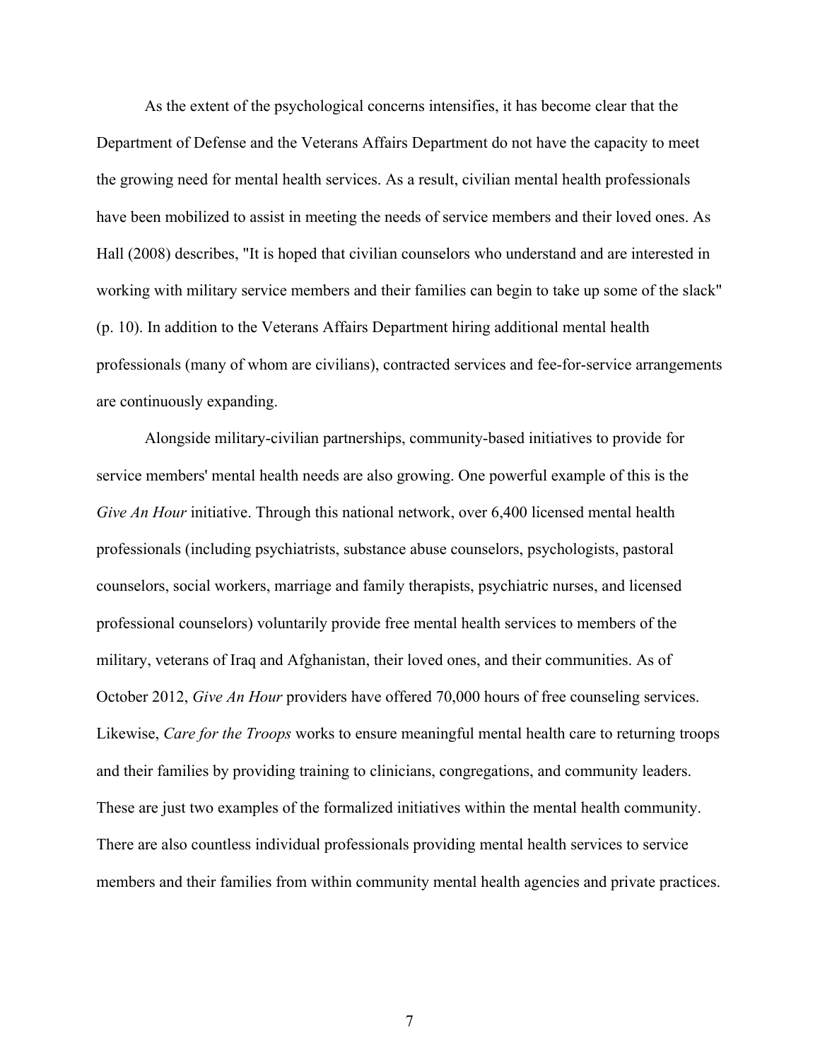As the extent of the psychological concerns intensifies, it has become clear that the Department of Defense and the Veterans Affairs Department do not have the capacity to meet the growing need for mental health services. As a result, civilian mental health professionals have been mobilized to assist in meeting the needs of service members and their loved ones. As Hall (2008) describes, "It is hoped that civilian counselors who understand and are interested in working with military service members and their families can begin to take up some of the slack" (p. 10). In addition to the Veterans Affairs Department hiring additional mental health professionals (many of whom are civilians), contracted services and fee-for-service arrangements are continuously expanding.

Alongside military-civilian partnerships, community-based initiatives to provide for service members' mental health needs are also growing. One powerful example of this is the *Give An Hour* initiative. Through this national network, over 6,400 licensed mental health professionals (including psychiatrists, substance abuse counselors, psychologists, pastoral counselors, social workers, marriage and family therapists, psychiatric nurses, and licensed professional counselors) voluntarily provide free mental health services to members of the military, veterans of Iraq and Afghanistan, their loved ones, and their communities. As of October 2012, *Give An Hour* providers have offered 70,000 hours of free counseling services. Likewise, *Care for the Troops* works to ensure meaningful mental health care to returning troops and their families by providing training to clinicians, congregations, and community leaders. These are just two examples of the formalized initiatives within the mental health community. There are also countless individual professionals providing mental health services to service members and their families from within community mental health agencies and private practices.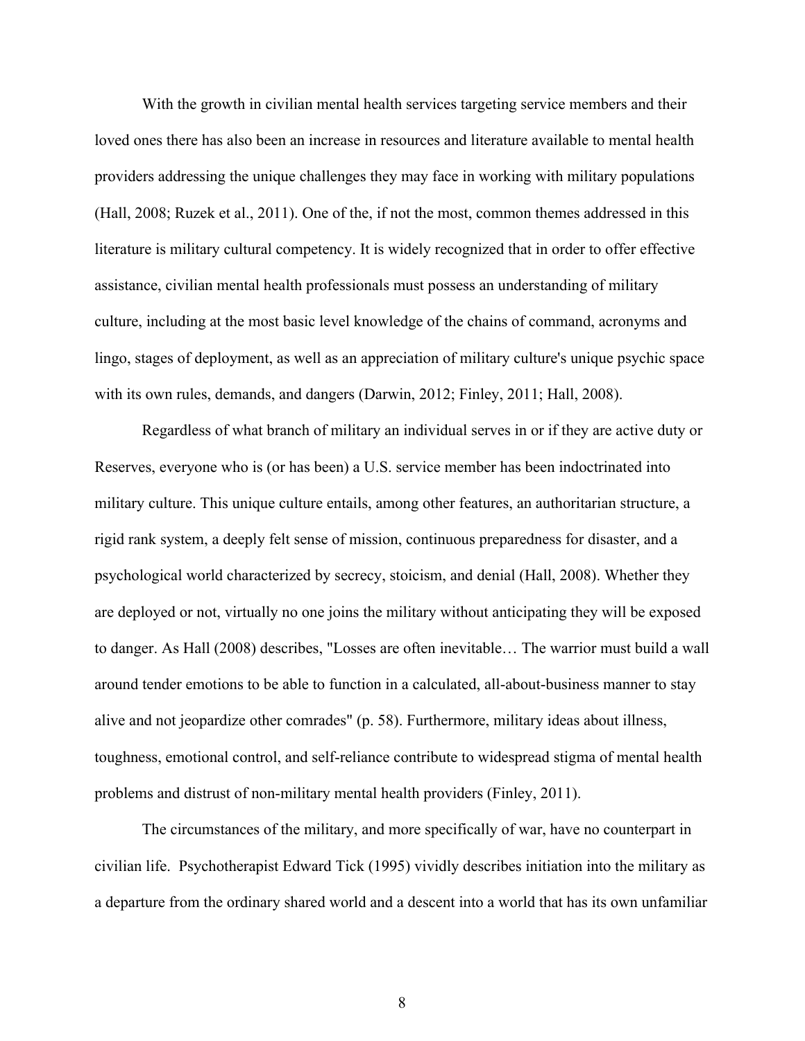With the growth in civilian mental health services targeting service members and their loved ones there has also been an increase in resources and literature available to mental health providers addressing the unique challenges they may face in working with military populations (Hall, 2008; Ruzek et al., 2011). One of the, if not the most, common themes addressed in this literature is military cultural competency. It is widely recognized that in order to offer effective assistance, civilian mental health professionals must possess an understanding of military culture, including at the most basic level knowledge of the chains of command, acronyms and lingo, stages of deployment, as well as an appreciation of military culture's unique psychic space with its own rules, demands, and dangers (Darwin, 2012; Finley, 2011; Hall, 2008).

Regardless of what branch of military an individual serves in or if they are active duty or Reserves, everyone who is (or has been) a U.S. service member has been indoctrinated into military culture. This unique culture entails, among other features, an authoritarian structure, a rigid rank system, a deeply felt sense of mission, continuous preparedness for disaster, and a psychological world characterized by secrecy, stoicism, and denial (Hall, 2008). Whether they are deployed or not, virtually no one joins the military without anticipating they will be exposed to danger. As Hall (2008) describes, "Losses are often inevitable… The warrior must build a wall around tender emotions to be able to function in a calculated, all-about-business manner to stay alive and not jeopardize other comrades" (p. 58). Furthermore, military ideas about illness, toughness, emotional control, and self-reliance contribute to widespread stigma of mental health problems and distrust of non-military mental health providers (Finley, 2011).

The circumstances of the military, and more specifically of war, have no counterpart in civilian life. Psychotherapist Edward Tick (1995) vividly describes initiation into the military as a departure from the ordinary shared world and a descent into a world that has its own unfamiliar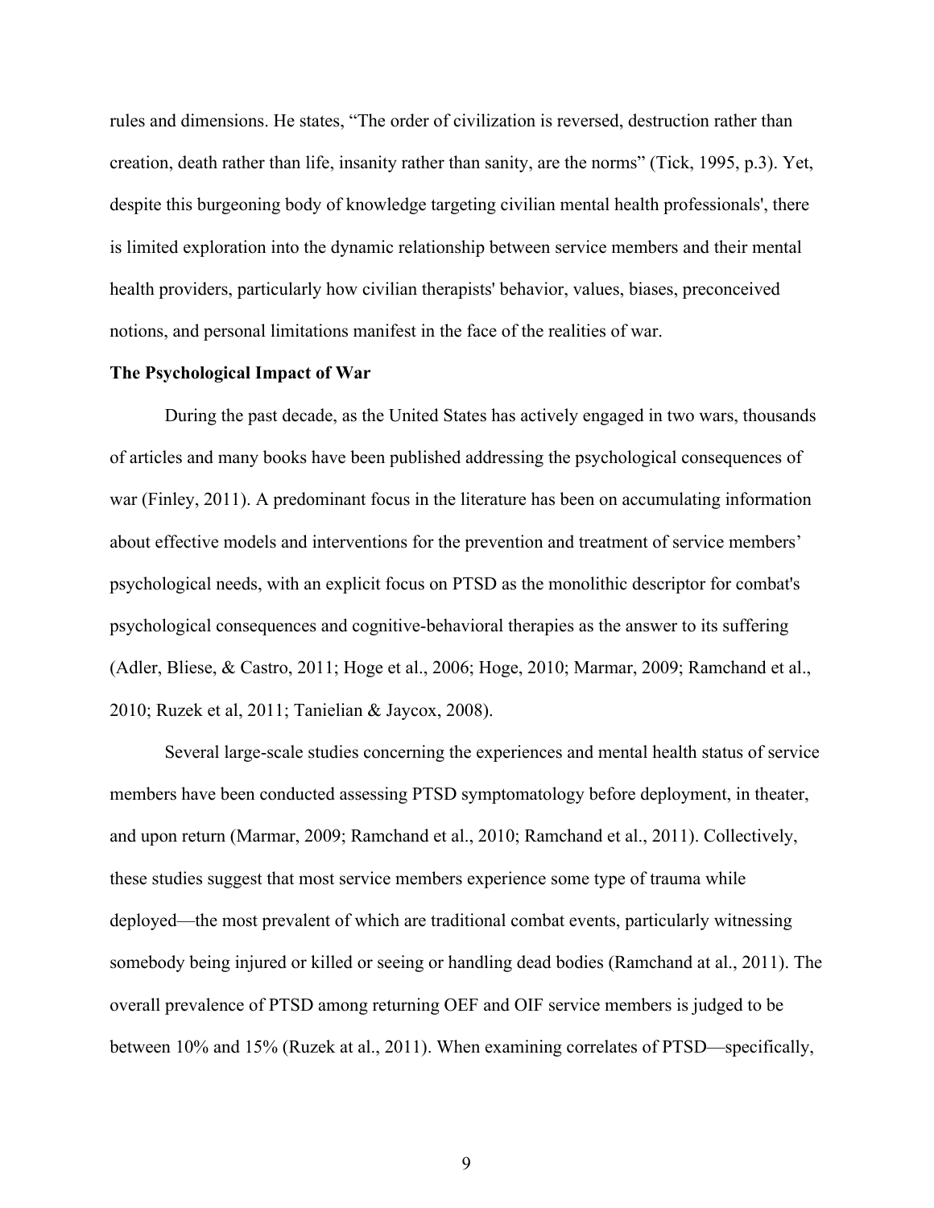rules and dimensions. He states, “The order of civilization is reversed, destruction rather than creation, death rather than life, insanity rather than sanity, are the norms” (Tick, 1995, p.3). Yet, despite this burgeoning body of knowledge targeting civilian mental health professionals', there is limited exploration into the dynamic relationship between service members and their mental health providers, particularly how civilian therapists' behavior, values, biases, preconceived notions, and personal limitations manifest in the face of the realities of war.

**The Psychological Impact of War**

During the past decade, as the United States has actively engaged in two wars, thousands of articles and many books have been published addressing the psychological consequences of war (Finley, 2011). A predominant focus in the literature has been on accumulating information about effective models and interventions for the prevention and treatment of service members’ psychological needs, with an explicit focus on PTSD as the monolithic descriptor for combat's psychological consequences and cognitive-behavioral therapies as the answer to its suffering (Adler, Bliese, & Castro, 2011; Hoge et al., 2006; Hoge, 2010; Marmar, 2009; Ramchand et al., 2010; Ruzek et al, 2011; Tanielian & Jaycox, 2008).

Several large-scale studies concerning the experiences and mental health status of service members have been conducted assessing PTSD symptomatology before deployment, in theater, and upon return (Marmar, 2009; Ramchand et al., 2010; Ramchand et al., 2011). Collectively, these studies suggest that most service members experience some type of trauma while deployed—the most prevalent of which are traditional combat events, particularly witnessing somebody being injured or killed or seeing or handling dead bodies (Ramchand at al., 2011). The overall prevalence of PTSD among returning OEF and OIF service members is judged to be between 10% and 15% (Ruzek at al., 2011). When examining correlates of PTSD—specifically,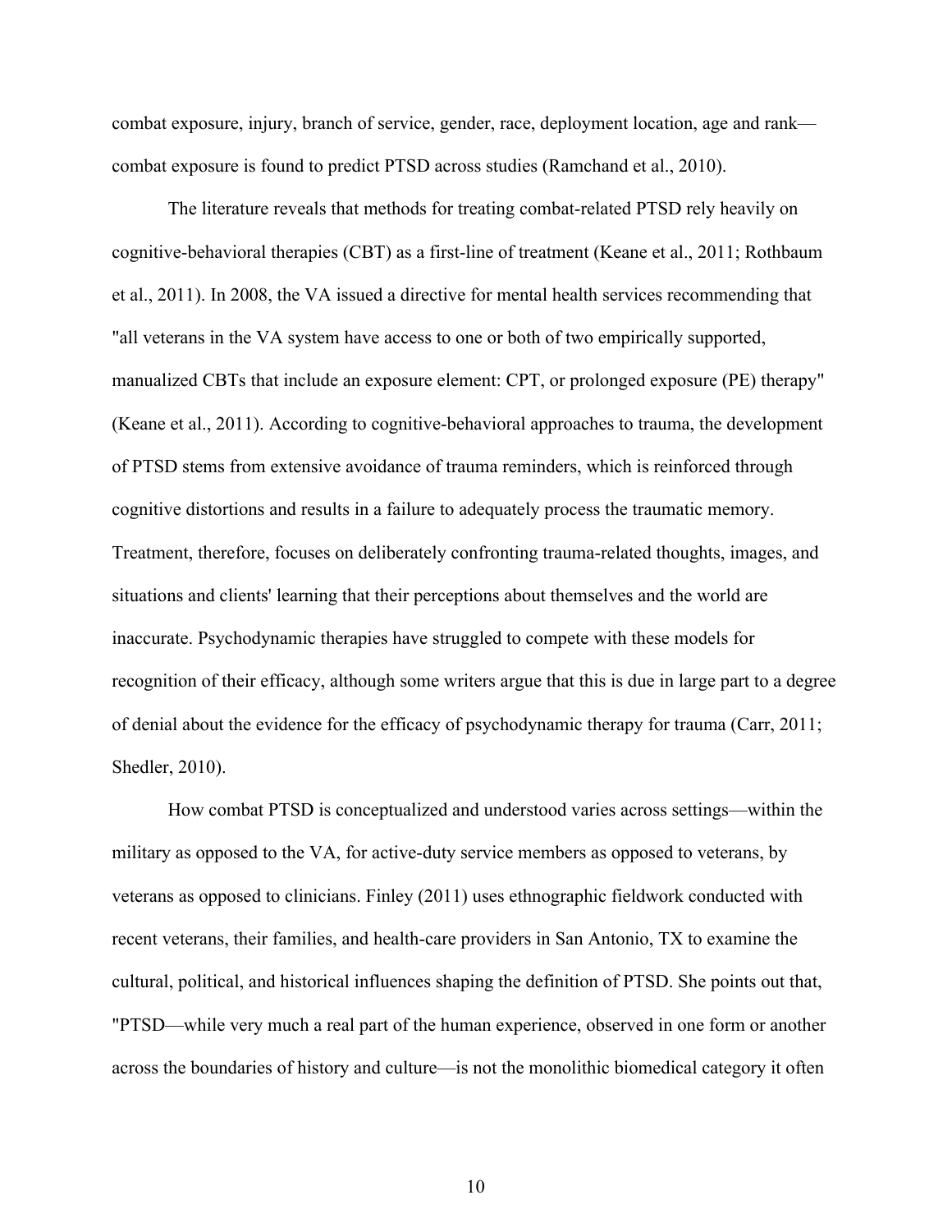combat exposure, injury, branch of service, gender, race, deployment location, age and rank—combat exposure is found to predict PTSD across studies (Ramchand et al., 2010).

The literature reveals that methods for treating combat-related PTSD rely heavily on cognitive-behavioral therapies (CBT) as a first-line of treatment (Keane et al., 2011; Rothbaum et al., 2011). In 2008, the VA issued a directive for mental health services recommending that "all veterans in the VA system have access to one or both of two empirically supported, manualized CBTs that include an exposure element: CPT, or prolonged exposure (PE) therapy" (Keane et al., 2011). According to cognitive-behavioral approaches to trauma, the development of PTSD stems from extensive avoidance of trauma reminders, which is reinforced through cognitive distortions and results in a failure to adequately process the traumatic memory. Treatment, therefore, focuses on deliberately confronting trauma-related thoughts, images, and situations and clients' learning that their perceptions about themselves and the world are inaccurate. Psychodynamic therapies have struggled to compete with these models for recognition of their efficacy, although some writers argue that this is due in large part to a degree of denial about the evidence for the efficacy of psychodynamic therapy for trauma (Carr, 2011; Shedler, 2010).

How combat PTSD is conceptualized and understood varies across settings—within the military as opposed to the VA, for active-duty service members as opposed to veterans, by veterans as opposed to clinicians. Finley (2011) uses ethnographic fieldwork conducted with recent veterans, their families, and health-care providers in San Antonio, TX to examine the cultural, political, and historical influences shaping the definition of PTSD. She points out that, "PTSD—while very much a real part of the human experience, observed in one form or another across the boundaries of history and culture—is not the monolithic biomedical category it often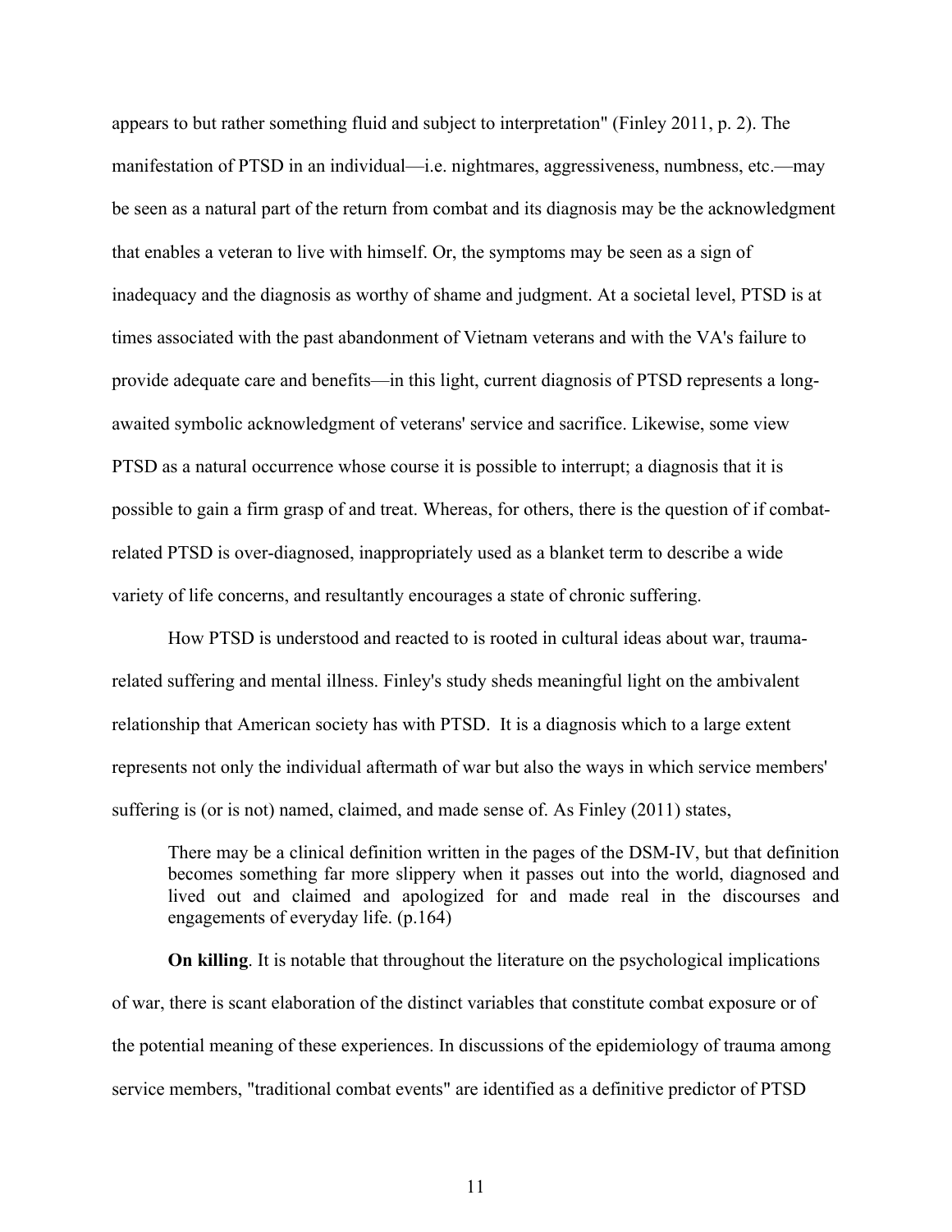appears to but rather something fluid and subject to interpretation" (Finley 2011, p. 2). The manifestation of PTSD in an individual—i.e. nightmares, aggressiveness, numbness, etc.—may be seen as a natural part of the return from combat and its diagnosis may be the acknowledgment that enables a veteran to live with himself. Or, the symptoms may be seen as a sign of inadequacy and the diagnosis as worthy of shame and judgment. At a societal level, PTSD is at times associated with the past abandonment of Vietnam veterans and with the VA's failure to provide adequate care and benefits—in this light, current diagnosis of PTSD represents a long-awaited symbolic acknowledgment of veterans' service and sacrifice. Likewise, some view PTSD as a natural occurrence whose course it is possible to interrupt; a diagnosis that it is possible to gain a firm grasp of and treat. Whereas, for others, there is the question of if combat-related PTSD is over-diagnosed, inappropriately used as a blanket term to describe a wide variety of life concerns, and resultantly encourages a state of chronic suffering.

How PTSD is understood and reacted to is rooted in cultural ideas about war, trauma-related suffering and mental illness. Finley's study sheds meaningful light on the ambivalent relationship that American society has with PTSD. It is a diagnosis which to a large extent represents not only the individual aftermath of war but also the ways in which service members' suffering is (or is not) named, claimed, and made sense of. As Finley (2011) states,

> There may be a clinical definition written in the pages of the DSM-IV, but that definition becomes something far more slippery when it passes out into the world, diagnosed and lived out and claimed and apologized for and made real in the discourses and engagements of everyday life. (p.164)

**On killing**. It is notable that throughout the literature on the psychological implications of war, there is scant elaboration of the distinct variables that constitute combat exposure or of the potential meaning of these experiences. In discussions of the epidemiology of trauma among service members, "traditional combat events" are identified as a definitive predictor of PTSD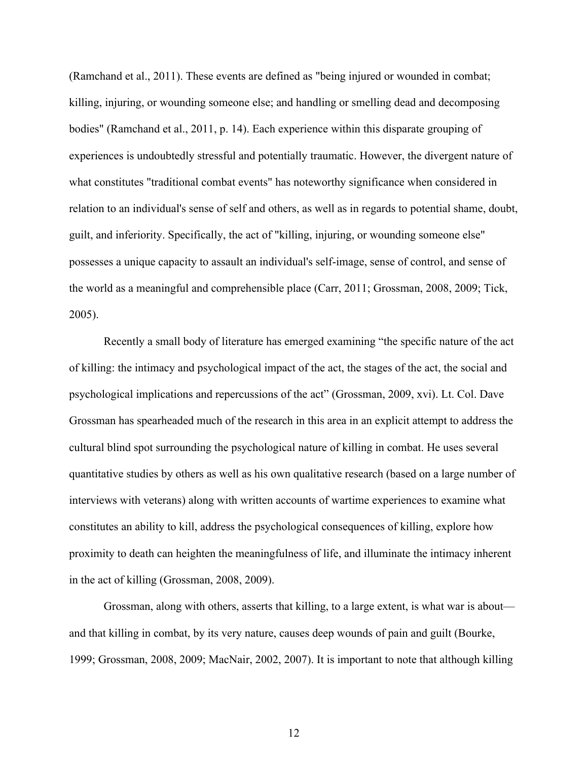(Ramchand et al., 2011). These events are defined as "being injured or wounded in combat; killing, injuring, or wounding someone else; and handling or smelling dead and decomposing bodies" (Ramchand et al., 2011, p. 14). Each experience within this disparate grouping of experiences is undoubtedly stressful and potentially traumatic. However, the divergent nature of what constitutes "traditional combat events" has noteworthy significance when considered in relation to an individual's sense of self and others, as well as in regards to potential shame, doubt, guilt, and inferiority. Specifically, the act of "killing, injuring, or wounding someone else" possesses a unique capacity to assault an individual's self-image, sense of control, and sense of the world as a meaningful and comprehensible place (Carr, 2011; Grossman, 2008, 2009; Tick, 2005).

Recently a small body of literature has emerged examining "the specific nature of the act of killing: the intimacy and psychological impact of the act, the stages of the act, the social and psychological implications and repercussions of the act" (Grossman, 2009, xvi). Lt. Col. Dave Grossman has spearheaded much of the research in this area in an explicit attempt to address the cultural blind spot surrounding the psychological nature of killing in combat. He uses several quantitative studies by others as well as his own qualitative research (based on a large number of interviews with veterans) along with written accounts of wartime experiences to examine what constitutes an ability to kill, address the psychological consequences of killing, explore how proximity to death can heighten the meaningfulness of life, and illuminate the intimacy inherent in the act of killing (Grossman, 2008, 2009).

Grossman, along with others, asserts that killing, to a large extent, is what war is about—and that killing in combat, by its very nature, causes deep wounds of pain and guilt (Bourke, 1999; Grossman, 2008, 2009; MacNair, 2002, 2007). It is important to note that although killing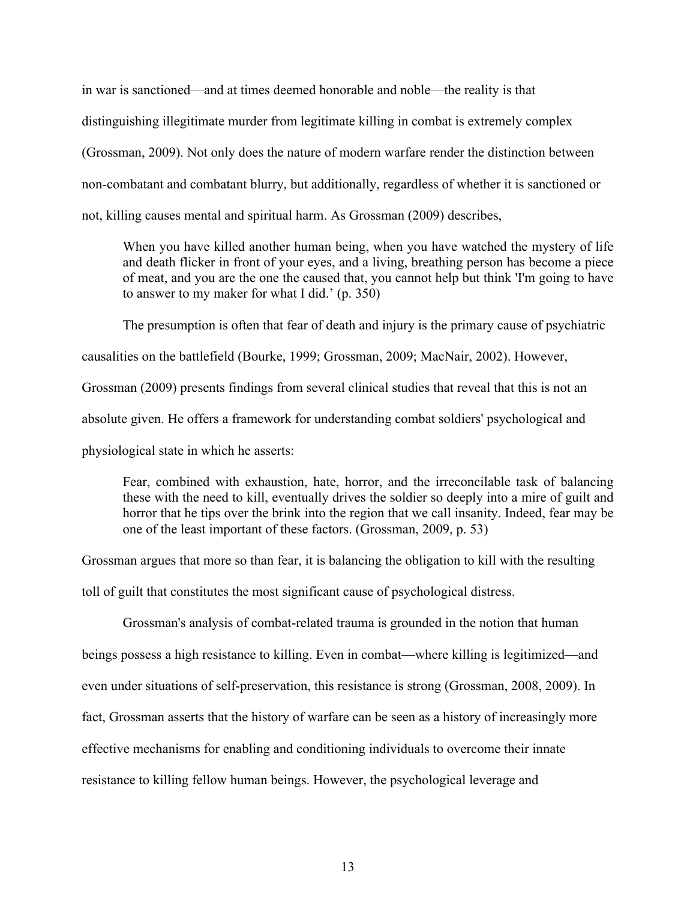in war is sanctioned—and at times deemed honorable and noble—the reality is that distinguishing illegitimate murder from legitimate killing in combat is extremely complex (Grossman, 2009). Not only does the nature of modern warfare render the distinction between non-combatant and combatant blurry, but additionally, regardless of whether it is sanctioned or not, killing causes mental and spiritual harm. As Grossman (2009) describes,

> When you have killed another human being, when you have watched the mystery of life and death flicker in front of your eyes, and a living, breathing person has become a piece of meat, and you are the one the caused that, you cannot help but think 'I'm going to have to answer to my maker for what I did.' (p. 350)

The presumption is often that fear of death and injury is the primary cause of psychiatric causalities on the battlefield (Bourke, 1999; Grossman, 2009; MacNair, 2002). However, Grossman (2009) presents findings from several clinical studies that reveal that this is not an absolute given. He offers a framework for understanding combat soldiers' psychological and physiological state in which he asserts:

> Fear, combined with exhaustion, hate, horror, and the irreconcilable task of balancing these with the need to kill, eventually drives the soldier so deeply into a mire of guilt and horror that he tips over the brink into the region that we call insanity. Indeed, fear may be one of the least important of these factors. (Grossman, 2009, p. 53)

Grossman argues that more so than fear, it is balancing the obligation to kill with the resulting toll of guilt that constitutes the most significant cause of psychological distress.

Grossman's analysis of combat-related trauma is grounded in the notion that human beings possess a high resistance to killing. Even in combat—where killing is legitimized—and even under situations of self-preservation, this resistance is strong (Grossman, 2008, 2009). In fact, Grossman asserts that the history of warfare can be seen as a history of increasingly more effective mechanisms for enabling and conditioning individuals to overcome their innate resistance to killing fellow human beings. However, the psychological leverage and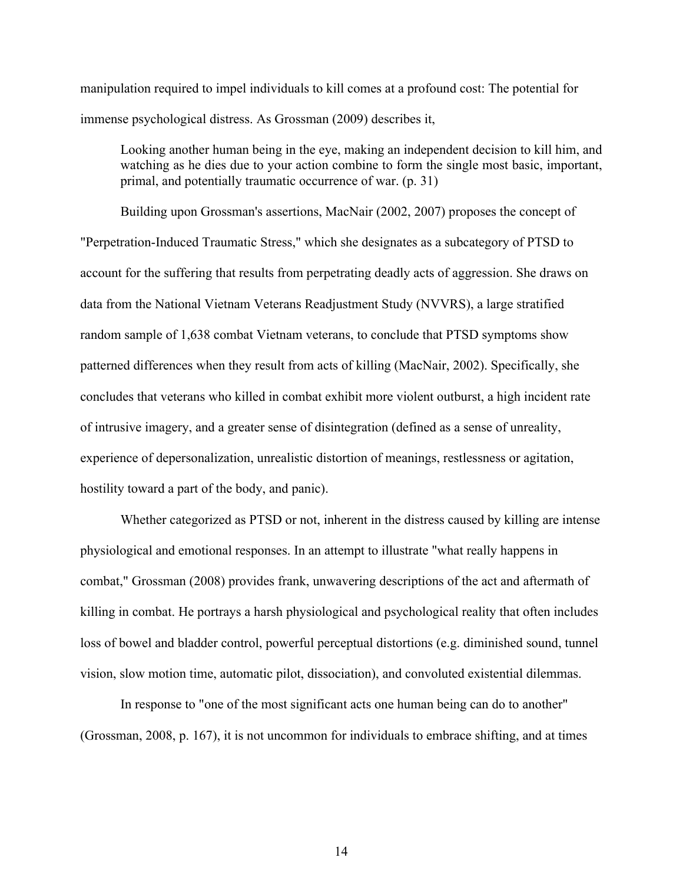manipulation required to impel individuals to kill comes at a profound cost: The potential for immense psychological distress. As Grossman (2009) describes it,

> Looking another human being in the eye, making an independent decision to kill him, and watching as he dies due to your action combine to form the single most basic, important, primal, and potentially traumatic occurrence of war. (p. 31)

Building upon Grossman's assertions, MacNair (2002, 2007) proposes the concept of "Perpetration-Induced Traumatic Stress," which she designates as a subcategory of PTSD to account for the suffering that results from perpetrating deadly acts of aggression. She draws on data from the National Vietnam Veterans Readjustment Study (NVVRS), a large stratified random sample of 1,638 combat Vietnam veterans, to conclude that PTSD symptoms show patterned differences when they result from acts of killing (MacNair, 2002). Specifically, she concludes that veterans who killed in combat exhibit more violent outburst, a high incident rate of intrusive imagery, and a greater sense of disintegration (defined as a sense of unreality, experience of depersonalization, unrealistic distortion of meanings, restlessness or agitation, hostility toward a part of the body, and panic).

Whether categorized as PTSD or not, inherent in the distress caused by killing are intense physiological and emotional responses. In an attempt to illustrate "what really happens in combat," Grossman (2008) provides frank, unwavering descriptions of the act and aftermath of killing in combat. He portrays a harsh physiological and psychological reality that often includes loss of bowel and bladder control, powerful perceptual distortions (e.g. diminished sound, tunnel vision, slow motion time, automatic pilot, dissociation), and convoluted existential dilemmas.

In response to "one of the most significant acts one human being can do to another" (Grossman, 2008, p. 167), it is not uncommon for individuals to embrace shifting, and at times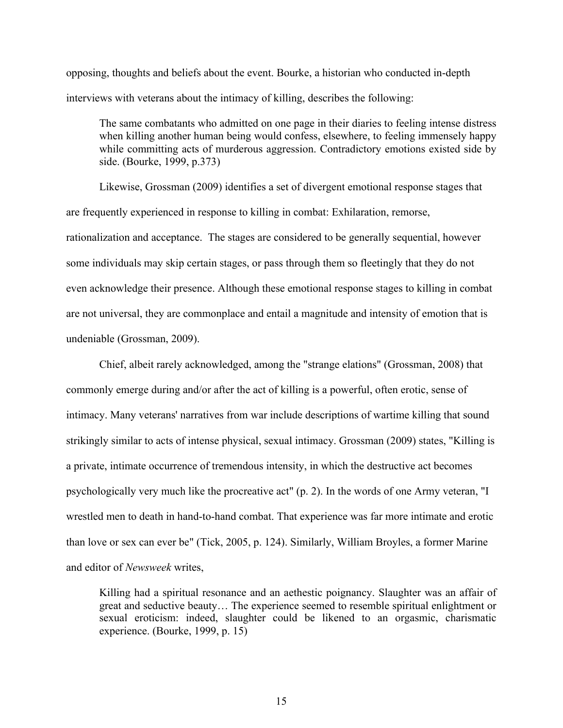opposing, thoughts and beliefs about the event. Bourke, a historian who conducted in-depth interviews with veterans about the intimacy of killing, describes the following:

> The same combatants who admitted on one page in their diaries to feeling intense distress when killing another human being would confess, elsewhere, to feeling immensely happy while committing acts of murderous aggression. Contradictory emotions existed side by side. (Bourke, 1999, p.373)

Likewise, Grossman (2009) identifies a set of divergent emotional response stages that are frequently experienced in response to killing in combat: Exhilaration, remorse, rationalization and acceptance. The stages are considered to be generally sequential, however some individuals may skip certain stages, or pass through them so fleetingly that they do not even acknowledge their presence. Although these emotional response stages to killing in combat are not universal, they are commonplace and entail a magnitude and intensity of emotion that is undeniable (Grossman, 2009).

Chief, albeit rarely acknowledged, among the "strange elations" (Grossman, 2008) that commonly emerge during and/or after the act of killing is a powerful, often erotic, sense of intimacy. Many veterans' narratives from war include descriptions of wartime killing that sound strikingly similar to acts of intense physical, sexual intimacy. Grossman (2009) states, "Killing is a private, intimate occurrence of tremendous intensity, in which the destructive act becomes psychologically very much like the procreative act" (p. 2). In the words of one Army veteran, "I wrestled men to death in hand-to-hand combat. That experience was far more intimate and erotic than love or sex can ever be" (Tick, 2005, p. 124). Similarly, William Broyles, a former Marine and editor of *Newsweek* writes,

> Killing had a spiritual resonance and an aethestic poignancy. Slaughter was an affair of great and seductive beauty… The experience seemed to resemble spiritual enlightment or sexual eroticism: indeed, slaughter could be likened to an orgasmic, charismatic experience. (Bourke, 1999, p. 15)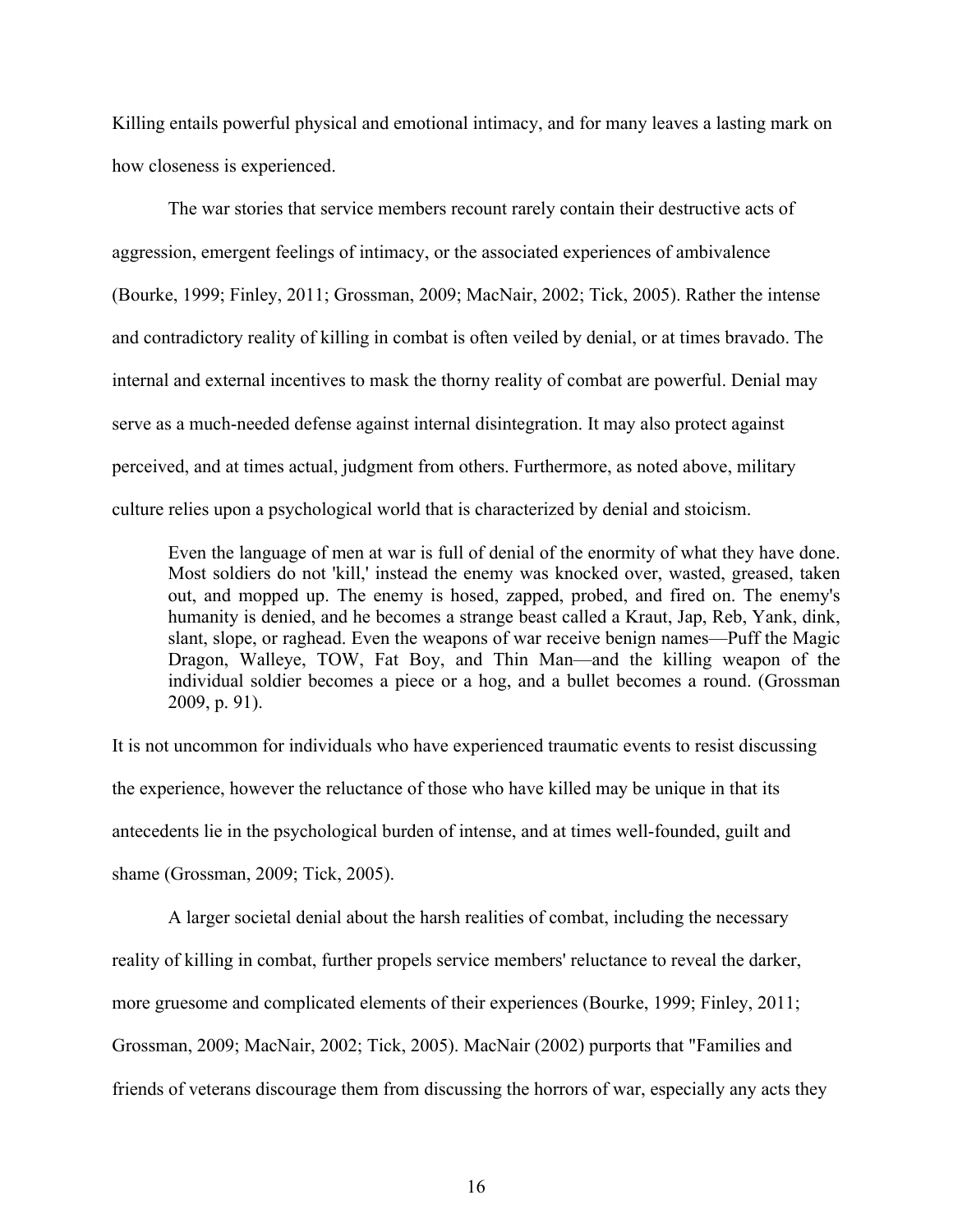Killing entails powerful physical and emotional intimacy, and for many leaves a lasting mark on how closeness is experienced.

The war stories that service members recount rarely contain their destructive acts of aggression, emergent feelings of intimacy, or the associated experiences of ambivalence (Bourke, 1999; Finley, 2011; Grossman, 2009; MacNair, 2002; Tick, 2005). Rather the intense and contradictory reality of killing in combat is often veiled by denial, or at times bravado. The internal and external incentives to mask the thorny reality of combat are powerful. Denial may serve as a much-needed defense against internal disintegration. It may also protect against perceived, and at times actual, judgment from others. Furthermore, as noted above, military culture relies upon a psychological world that is characterized by denial and stoicism.

> Even the language of men at war is full of denial of the enormity of what they have done. Most soldiers do not 'kill,' instead the enemy was knocked over, wasted, greased, taken out, and mopped up. The enemy is hosed, zapped, probed, and fired on. The enemy's humanity is denied, and he becomes a strange beast called a Kraut, Jap, Reb, Yank, dink, slant, slope, or raghead. Even the weapons of war receive benign names—Puff the Magic Dragon, Walleye, TOW, Fat Boy, and Thin Man—and the killing weapon of the individual soldier becomes a piece or a hog, and a bullet becomes a round. (Grossman 2009, p. 91).

It is not uncommon for individuals who have experienced traumatic events to resist discussing the experience, however the reluctance of those who have killed may be unique in that its antecedents lie in the psychological burden of intense, and at times well-founded, guilt and shame (Grossman, 2009; Tick, 2005).

A larger societal denial about the harsh realities of combat, including the necessary reality of killing in combat, further propels service members' reluctance to reveal the darker, more gruesome and complicated elements of their experiences (Bourke, 1999; Finley, 2011; Grossman, 2009; MacNair, 2002; Tick, 2005). MacNair (2002) purports that "Families and friends of veterans discourage them from discussing the horrors of war, especially any acts they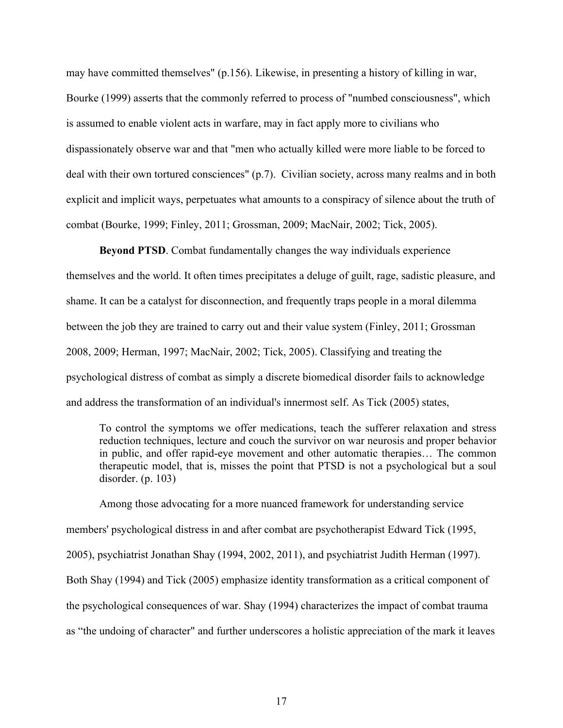may have committed themselves" (p.156). Likewise, in presenting a history of killing in war, Bourke (1999) asserts that the commonly referred to process of "numbed consciousness", which is assumed to enable violent acts in warfare, may in fact apply more to civilians who dispassionately observe war and that "men who actually killed were more liable to be forced to deal with their own tortured consciences" (p.7). Civilian society, across many realms and in both explicit and implicit ways, perpetuates what amounts to a conspiracy of silence about the truth of combat (Bourke, 1999; Finley, 2011; Grossman, 2009; MacNair, 2002; Tick, 2005).

**Beyond PTSD**. Combat fundamentally changes the way individuals experience themselves and the world. It often times precipitates a deluge of guilt, rage, sadistic pleasure, and shame. It can be a catalyst for disconnection, and frequently traps people in a moral dilemma between the job they are trained to carry out and their value system (Finley, 2011; Grossman 2008, 2009; Herman, 1997; MacNair, 2002; Tick, 2005). Classifying and treating the psychological distress of combat as simply a discrete biomedical disorder fails to acknowledge and address the transformation of an individual's innermost self. As Tick (2005) states,

> To control the symptoms we offer medications, teach the sufferer relaxation and stress reduction techniques, lecture and couch the survivor on war neurosis and proper behavior in public, and offer rapid-eye movement and other automatic therapies… The common therapeutic model, that is, misses the point that PTSD is not a psychological but a soul disorder. (p. 103)

Among those advocating for a more nuanced framework for understanding service members' psychological distress in and after combat are psychotherapist Edward Tick (1995, 2005), psychiatrist Jonathan Shay (1994, 2002, 2011), and psychiatrist Judith Herman (1997). Both Shay (1994) and Tick (2005) emphasize identity transformation as a critical component of the psychological consequences of war. Shay (1994) characterizes the impact of combat trauma as "the undoing of character" and further underscores a holistic appreciation of the mark it leaves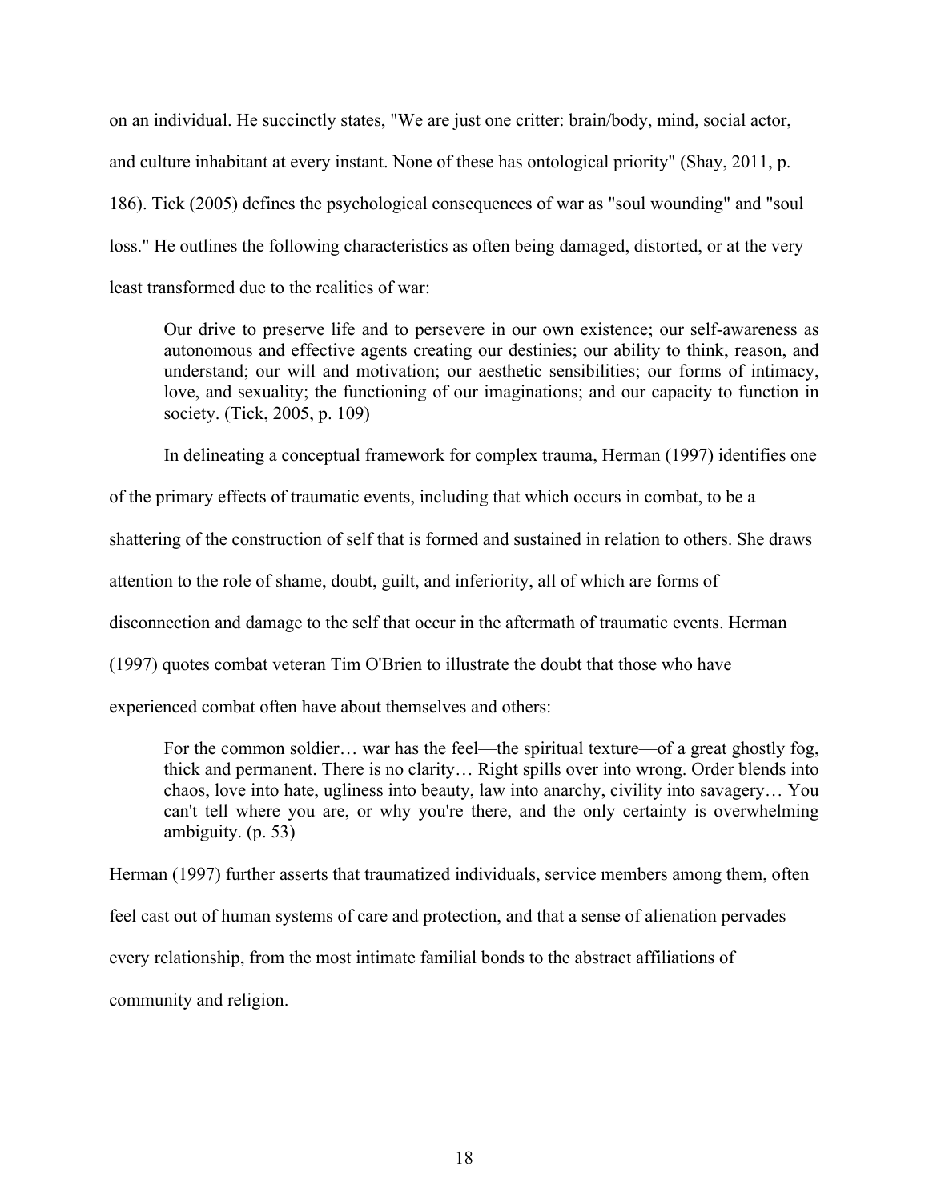on an individual. He succinctly states, "We are just one critter: brain/body, mind, social actor, and culture inhabitant at every instant. None of these has ontological priority" (Shay, 2011, p. 186). Tick (2005) defines the psychological consequences of war as "soul wounding" and "soul loss." He outlines the following characteristics as often being damaged, distorted, or at the very least transformed due to the realities of war:

> Our drive to preserve life and to persevere in our own existence; our self-awareness as autonomous and effective agents creating our destinies; our ability to think, reason, and understand; our will and motivation; our aesthetic sensibilities; our forms of intimacy, love, and sexuality; the functioning of our imaginations; and our capacity to function in society. (Tick, 2005, p. 109)

In delineating a conceptual framework for complex trauma, Herman (1997) identifies one of the primary effects of traumatic events, including that which occurs in combat, to be a shattering of the construction of self that is formed and sustained in relation to others. She draws attention to the role of shame, doubt, guilt, and inferiority, all of which are forms of disconnection and damage to the self that occur in the aftermath of traumatic events. Herman (1997) quotes combat veteran Tim O'Brien to illustrate the doubt that those who have experienced combat often have about themselves and others:

> For the common soldier… war has the feel—the spiritual texture—of a great ghostly fog, thick and permanent. There is no clarity… Right spills over into wrong. Order blends into chaos, love into hate, ugliness into beauty, law into anarchy, civility into savagery… You can't tell where you are, or why you're there, and the only certainty is overwhelming ambiguity. (p. 53)

Herman (1997) further asserts that traumatized individuals, service members among them, often feel cast out of human systems of care and protection, and that a sense of alienation pervades every relationship, from the most intimate familial bonds to the abstract affiliations of community and religion.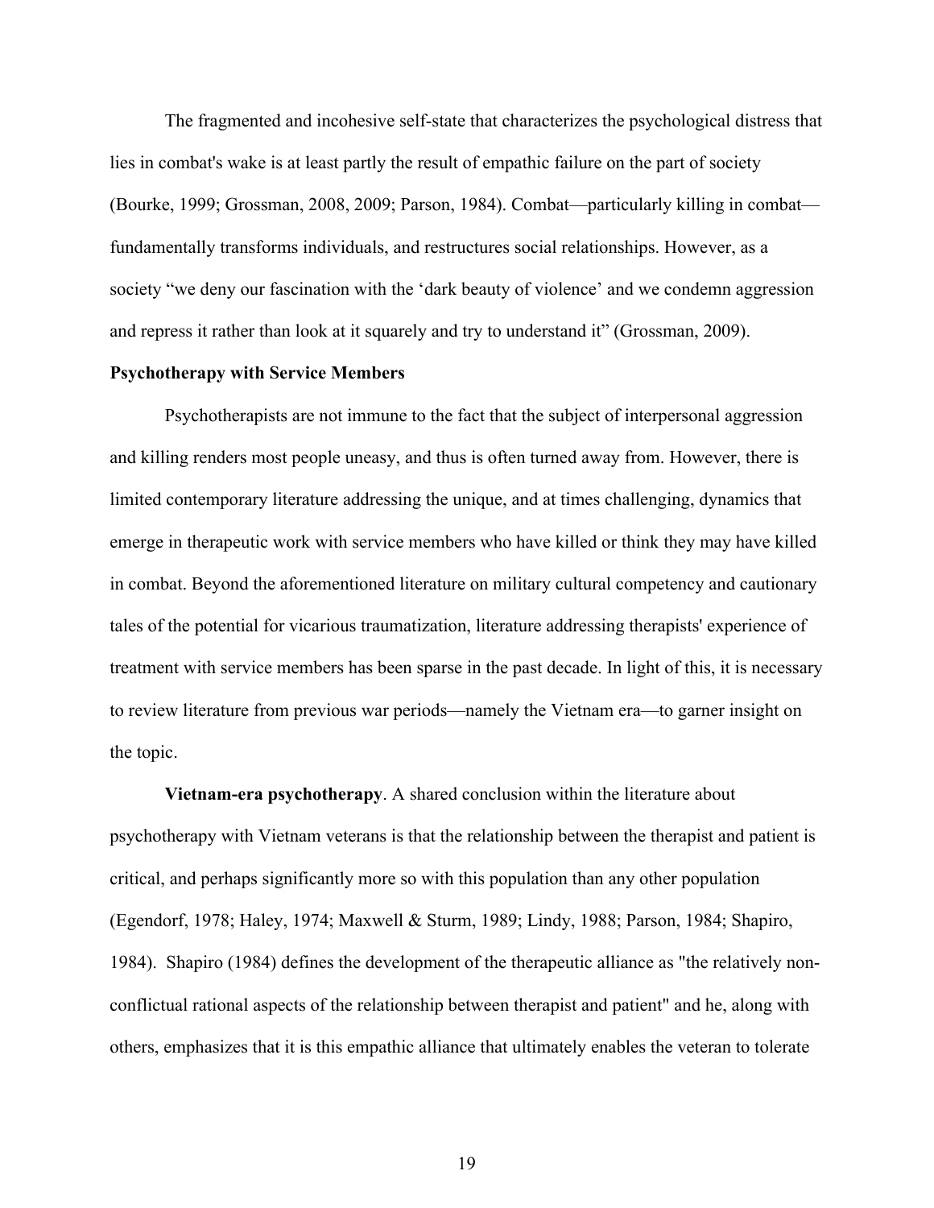The fragmented and incohesive self-state that characterizes the psychological distress that lies in combat's wake is at least partly the result of empathic failure on the part of society (Bourke, 1999; Grossman, 2008, 2009; Parson, 1984). Combat—particularly killing in combat—fundamentally transforms individuals, and restructures social relationships. However, as a society "we deny our fascination with the 'dark beauty of violence' and we condemn aggression and repress it rather than look at it squarely and try to understand it" (Grossman, 2009).

## Psychotherapy with Service Members

Psychotherapists are not immune to the fact that the subject of interpersonal aggression and killing renders most people uneasy, and thus is often turned away from. However, there is limited contemporary literature addressing the unique, and at times challenging, dynamics that emerge in therapeutic work with service members who have killed or think they may have killed in combat. Beyond the aforementioned literature on military cultural competency and cautionary tales of the potential for vicarious traumatization, literature addressing therapists' experience of treatment with service members has been sparse in the past decade. In light of this, it is necessary to review literature from previous war periods—namely the Vietnam era—to garner insight on the topic.

**Vietnam-era psychotherapy**. A shared conclusion within the literature about psychotherapy with Vietnam veterans is that the relationship between the therapist and patient is critical, and perhaps significantly more so with this population than any other population (Egendorf, 1978; Haley, 1974; Maxwell & Sturm, 1989; Lindy, 1988; Parson, 1984; Shapiro, 1984). Shapiro (1984) defines the development of the therapeutic alliance as "the relatively non-conflictual rational aspects of the relationship between therapist and patient" and he, along with others, emphasizes that it is this empathic alliance that ultimately enables the veteran to tolerate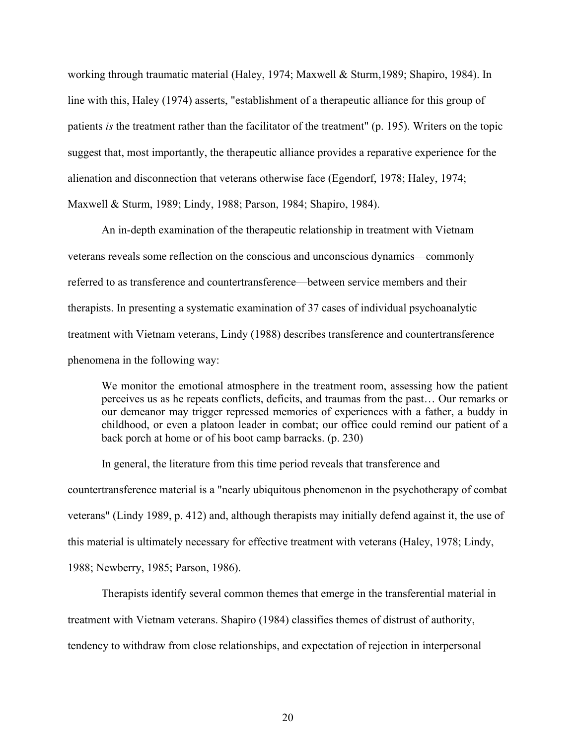working through traumatic material (Haley, 1974; Maxwell & Sturm,1989; Shapiro, 1984). In line with this, Haley (1974) asserts, "establishment of a therapeutic alliance for this group of patients *is* the treatment rather than the facilitator of the treatment" (p. 195). Writers on the topic suggest that, most importantly, the therapeutic alliance provides a reparative experience for the alienation and disconnection that veterans otherwise face (Egendorf, 1978; Haley, 1974; Maxwell & Sturm, 1989; Lindy, 1988; Parson, 1984; Shapiro, 1984).

An in-depth examination of the therapeutic relationship in treatment with Vietnam veterans reveals some reflection on the conscious and unconscious dynamics—commonly referred to as transference and countertransference—between service members and their therapists. In presenting a systematic examination of 37 cases of individual psychoanalytic treatment with Vietnam veterans, Lindy (1988) describes transference and countertransference phenomena in the following way:

> We monitor the emotional atmosphere in the treatment room, assessing how the patient perceives us as he repeats conflicts, deficits, and traumas from the past… Our remarks or our demeanor may trigger repressed memories of experiences with a father, a buddy in childhood, or even a platoon leader in combat; our office could remind our patient of a back porch at home or of his boot camp barracks. (p. 230)

In general, the literature from this time period reveals that transference and countertransference material is a "nearly ubiquitous phenomenon in the psychotherapy of combat veterans" (Lindy 1989, p. 412) and, although therapists may initially defend against it, the use of this material is ultimately necessary for effective treatment with veterans (Haley, 1978; Lindy, 1988; Newberry, 1985; Parson, 1986).

Therapists identify several common themes that emerge in the transferential material in treatment with Vietnam veterans. Shapiro (1984) classifies themes of distrust of authority, tendency to withdraw from close relationships, and expectation of rejection in interpersonal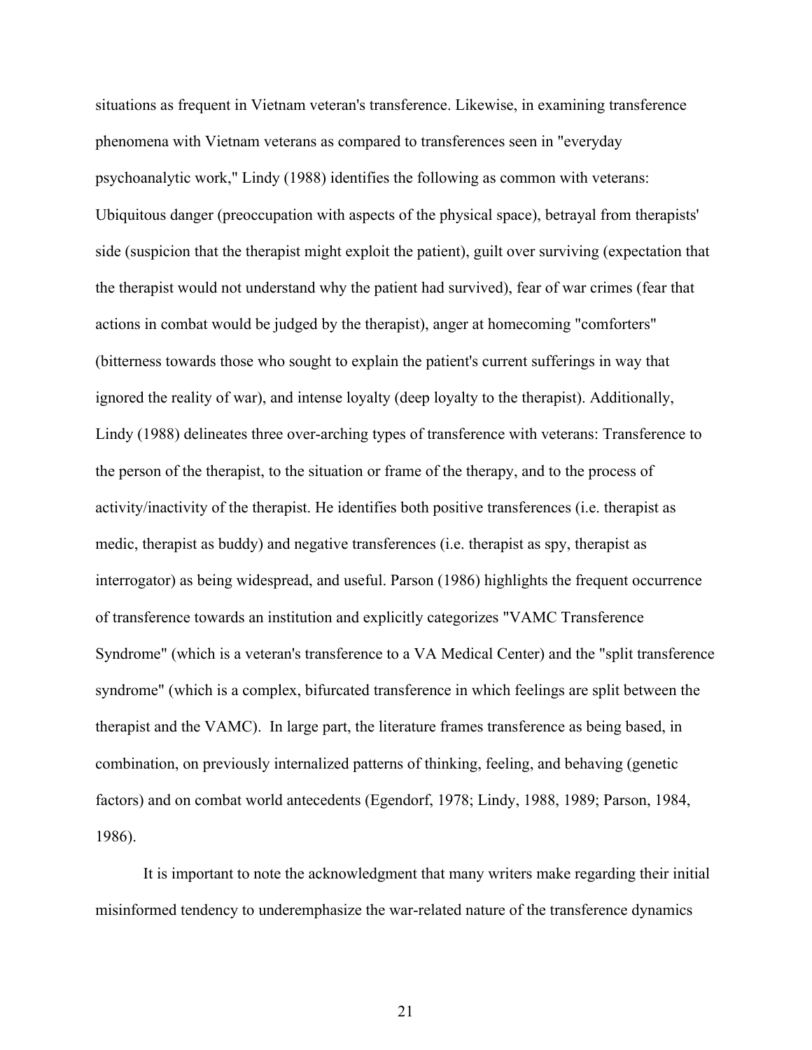situations as frequent in Vietnam veteran's transference. Likewise, in examining transference phenomena with Vietnam veterans as compared to transferences seen in "everyday psychoanalytic work," Lindy (1988) identifies the following as common with veterans: Ubiquitous danger (preoccupation with aspects of the physical space), betrayal from therapists' side (suspicion that the therapist might exploit the patient), guilt over surviving (expectation that the therapist would not understand why the patient had survived), fear of war crimes (fear that actions in combat would be judged by the therapist), anger at homecoming "comforters" (bitterness towards those who sought to explain the patient's current sufferings in way that ignored the reality of war), and intense loyalty (deep loyalty to the therapist). Additionally, Lindy (1988) delineates three over-arching types of transference with veterans: Transference to the person of the therapist, to the situation or frame of the therapy, and to the process of activity/inactivity of the therapist. He identifies both positive transferences (i.e. therapist as medic, therapist as buddy) and negative transferences (i.e. therapist as spy, therapist as interrogator) as being widespread, and useful. Parson (1986) highlights the frequent occurrence of transference towards an institution and explicitly categorizes "VAMC Transference Syndrome" (which is a veteran's transference to a VA Medical Center) and the "split transference syndrome" (which is a complex, bifurcated transference in which feelings are split between the therapist and the VAMC). In large part, the literature frames transference as being based, in combination, on previously internalized patterns of thinking, feeling, and behaving (genetic factors) and on combat world antecedents (Egendorf, 1978; Lindy, 1988, 1989; Parson, 1984, 1986).

It is important to note the acknowledgment that many writers make regarding their initial misinformed tendency to underemphasize the war-related nature of the transference dynamics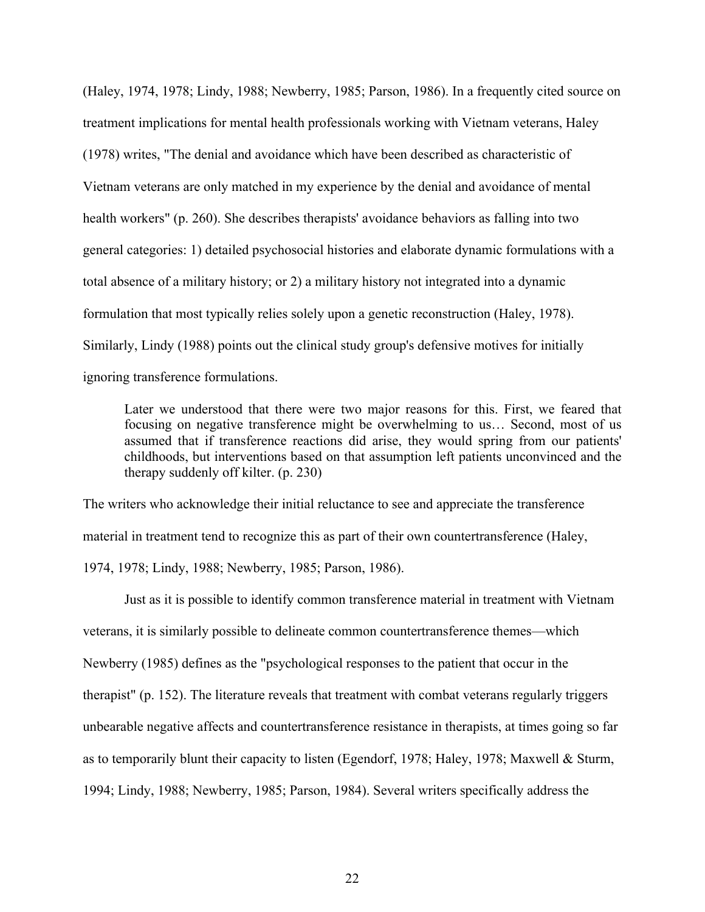(Haley, 1974, 1978; Lindy, 1988; Newberry, 1985; Parson, 1986). In a frequently cited source on treatment implications for mental health professionals working with Vietnam veterans, Haley (1978) writes, "The denial and avoidance which have been described as characteristic of Vietnam veterans are only matched in my experience by the denial and avoidance of mental health workers" (p. 260). She describes therapists' avoidance behaviors as falling into two general categories: 1) detailed psychosocial histories and elaborate dynamic formulations with a total absence of a military history; or 2) a military history not integrated into a dynamic formulation that most typically relies solely upon a genetic reconstruction (Haley, 1978). Similarly, Lindy (1988) points out the clinical study group's defensive motives for initially ignoring transference formulations.

> Later we understood that there were two major reasons for this. First, we feared that focusing on negative transference might be overwhelming to us… Second, most of us assumed that if transference reactions did arise, they would spring from our patients' childhoods, but interventions based on that assumption left patients unconvinced and the therapy suddenly off kilter. (p. 230)

The writers who acknowledge their initial reluctance to see and appreciate the transference material in treatment tend to recognize this as part of their own countertransference (Haley, 1974, 1978; Lindy, 1988; Newberry, 1985; Parson, 1986).

Just as it is possible to identify common transference material in treatment with Vietnam veterans, it is similarly possible to delineate common countertransference themes—which Newberry (1985) defines as the "psychological responses to the patient that occur in the therapist" (p. 152). The literature reveals that treatment with combat veterans regularly triggers unbearable negative affects and countertransference resistance in therapists, at times going so far as to temporarily blunt their capacity to listen (Egendorf, 1978; Haley, 1978; Maxwell & Sturm, 1994; Lindy, 1988; Newberry, 1985; Parson, 1984). Several writers specifically address the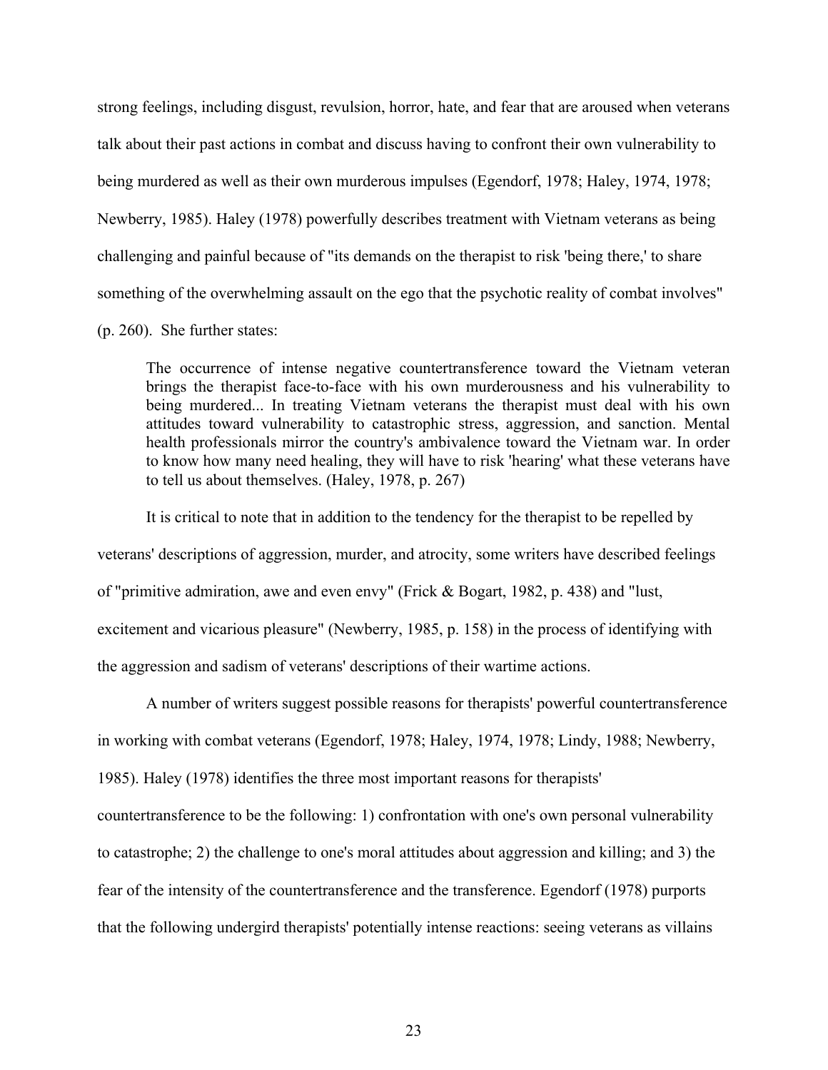strong feelings, including disgust, revulsion, horror, hate, and fear that are aroused when veterans talk about their past actions in combat and discuss having to confront their own vulnerability to being murdered as well as their own murderous impulses (Egendorf, 1978; Haley, 1974, 1978; Newberry, 1985). Haley (1978) powerfully describes treatment with Vietnam veterans as being challenging and painful because of "its demands on the therapist to risk 'being there,' to share something of the overwhelming assault on the ego that the psychotic reality of combat involves" (p. 260). She further states:

> The occurrence of intense negative countertransference toward the Vietnam veteran brings the therapist face-to-face with his own murderousness and his vulnerability to being murdered... In treating Vietnam veterans the therapist must deal with his own attitudes toward vulnerability to catastrophic stress, aggression, and sanction. Mental health professionals mirror the country's ambivalence toward the Vietnam war. In order to know how many need healing, they will have to risk 'hearing' what these veterans have to tell us about themselves. (Haley, 1978, p. 267)

It is critical to note that in addition to the tendency for the therapist to be repelled by veterans' descriptions of aggression, murder, and atrocity, some writers have described feelings of "primitive admiration, awe and even envy" (Frick & Bogart, 1982, p. 438) and "lust, excitement and vicarious pleasure" (Newberry, 1985, p. 158) in the process of identifying with the aggression and sadism of veterans' descriptions of their wartime actions.

A number of writers suggest possible reasons for therapists' powerful countertransference in working with combat veterans (Egendorf, 1978; Haley, 1974, 1978; Lindy, 1988; Newberry, 1985). Haley (1978) identifies the three most important reasons for therapists' countertransference to be the following: 1) confrontation with one's own personal vulnerability to catastrophe; 2) the challenge to one's moral attitudes about aggression and killing; and 3) the fear of the intensity of the countertransference and the transference. Egendorf (1978) purports that the following undergird therapists' potentially intense reactions: seeing veterans as villains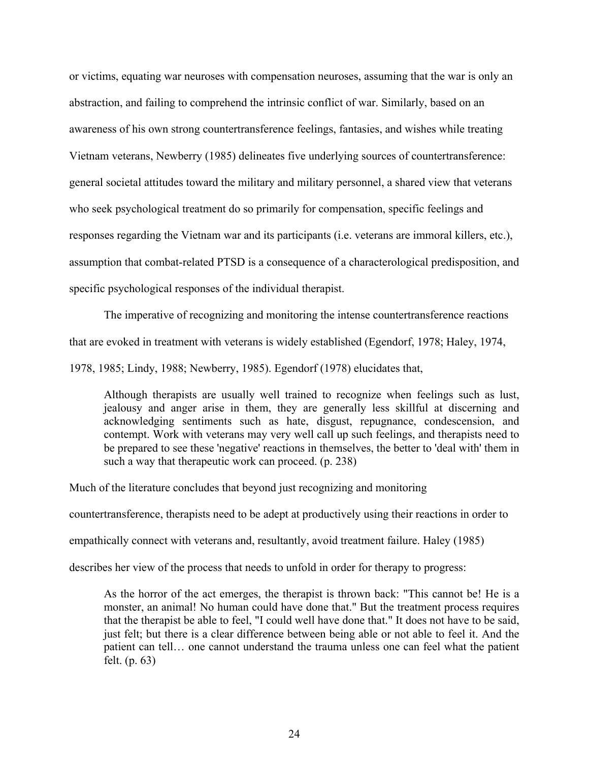or victims, equating war neuroses with compensation neuroses, assuming that the war is only an abstraction, and failing to comprehend the intrinsic conflict of war. Similarly, based on an awareness of his own strong countertransference feelings, fantasies, and wishes while treating Vietnam veterans, Newberry (1985) delineates five underlying sources of countertransference: general societal attitudes toward the military and military personnel, a shared view that veterans who seek psychological treatment do so primarily for compensation, specific feelings and responses regarding the Vietnam war and its participants (i.e. veterans are immoral killers, etc.), assumption that combat-related PTSD is a consequence of a characterological predisposition, and specific psychological responses of the individual therapist.

The imperative of recognizing and monitoring the intense countertransference reactions that are evoked in treatment with veterans is widely established (Egendorf, 1978; Haley, 1974, 1978, 1985; Lindy, 1988; Newberry, 1985). Egendorf (1978) elucidates that,

> Although therapists are usually well trained to recognize when feelings such as lust, jealousy and anger arise in them, they are generally less skillful at discerning and acknowledging sentiments such as hate, disgust, repugnance, condescension, and contempt. Work with veterans may very well call up such feelings, and therapists need to be prepared to see these 'negative' reactions in themselves, the better to 'deal with' them in such a way that therapeutic work can proceed. (p. 238)

Much of the literature concludes that beyond just recognizing and monitoring countertransference, therapists need to be adept at productively using their reactions in order to empathically connect with veterans and, resultantly, avoid treatment failure. Haley (1985) describes her view of the process that needs to unfold in order for therapy to progress:

> As the horror of the act emerges, the therapist is thrown back: "This cannot be! He is a monster, an animal! No human could have done that." But the treatment process requires that the therapist be able to feel, "I could well have done that." It does not have to be said, just felt; but there is a clear difference between being able or not able to feel it. And the patient can tell… one cannot understand the trauma unless one can feel what the patient felt. (p. 63)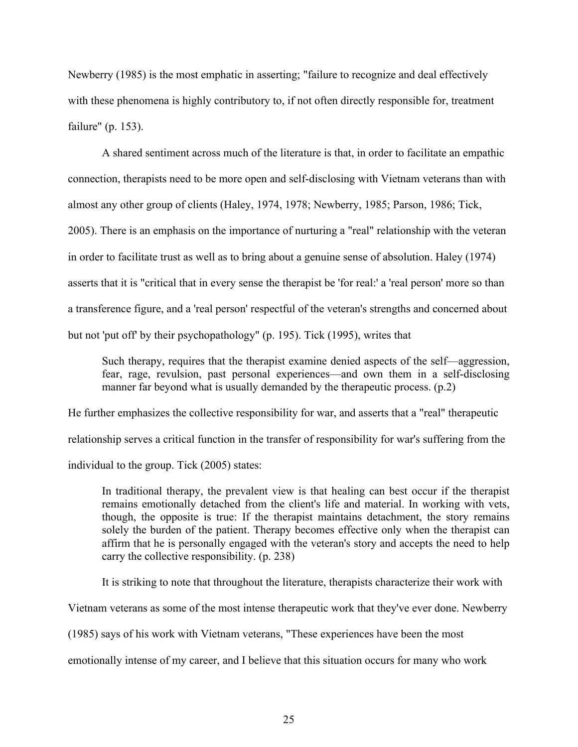Newberry (1985) is the most emphatic in asserting; "failure to recognize and deal effectively with these phenomena is highly contributory to, if not often directly responsible for, treatment failure" (p. 153).

A shared sentiment across much of the literature is that, in order to facilitate an empathic connection, therapists need to be more open and self-disclosing with Vietnam veterans than with almost any other group of clients (Haley, 1974, 1978; Newberry, 1985; Parson, 1986; Tick, 2005). There is an emphasis on the importance of nurturing a "real" relationship with the veteran in order to facilitate trust as well as to bring about a genuine sense of absolution. Haley (1974) asserts that it is "critical that in every sense the therapist be 'for real:' a 'real person' more so than a transference figure, and a 'real person' respectful of the veteran's strengths and concerned about but not 'put off' by their psychopathology" (p. 195). Tick (1995), writes that

> Such therapy, requires that the therapist examine denied aspects of the self—aggression, fear, rage, revulsion, past personal experiences—and own them in a self-disclosing manner far beyond what is usually demanded by the therapeutic process. (p.2)

He further emphasizes the collective responsibility for war, and asserts that a "real" therapeutic relationship serves a critical function in the transfer of responsibility for war's suffering from the individual to the group. Tick (2005) states:

> In traditional therapy, the prevalent view is that healing can best occur if the therapist remains emotionally detached from the client's life and material. In working with vets, though, the opposite is true: If the therapist maintains detachment, the story remains solely the burden of the patient. Therapy becomes effective only when the therapist can affirm that he is personally engaged with the veteran's story and accepts the need to help carry the collective responsibility. (p. 238)

It is striking to note that throughout the literature, therapists characterize their work with Vietnam veterans as some of the most intense therapeutic work that they've ever done. Newberry (1985) says of his work with Vietnam veterans, "These experiences have been the most emotionally intense of my career, and I believe that this situation occurs for many who work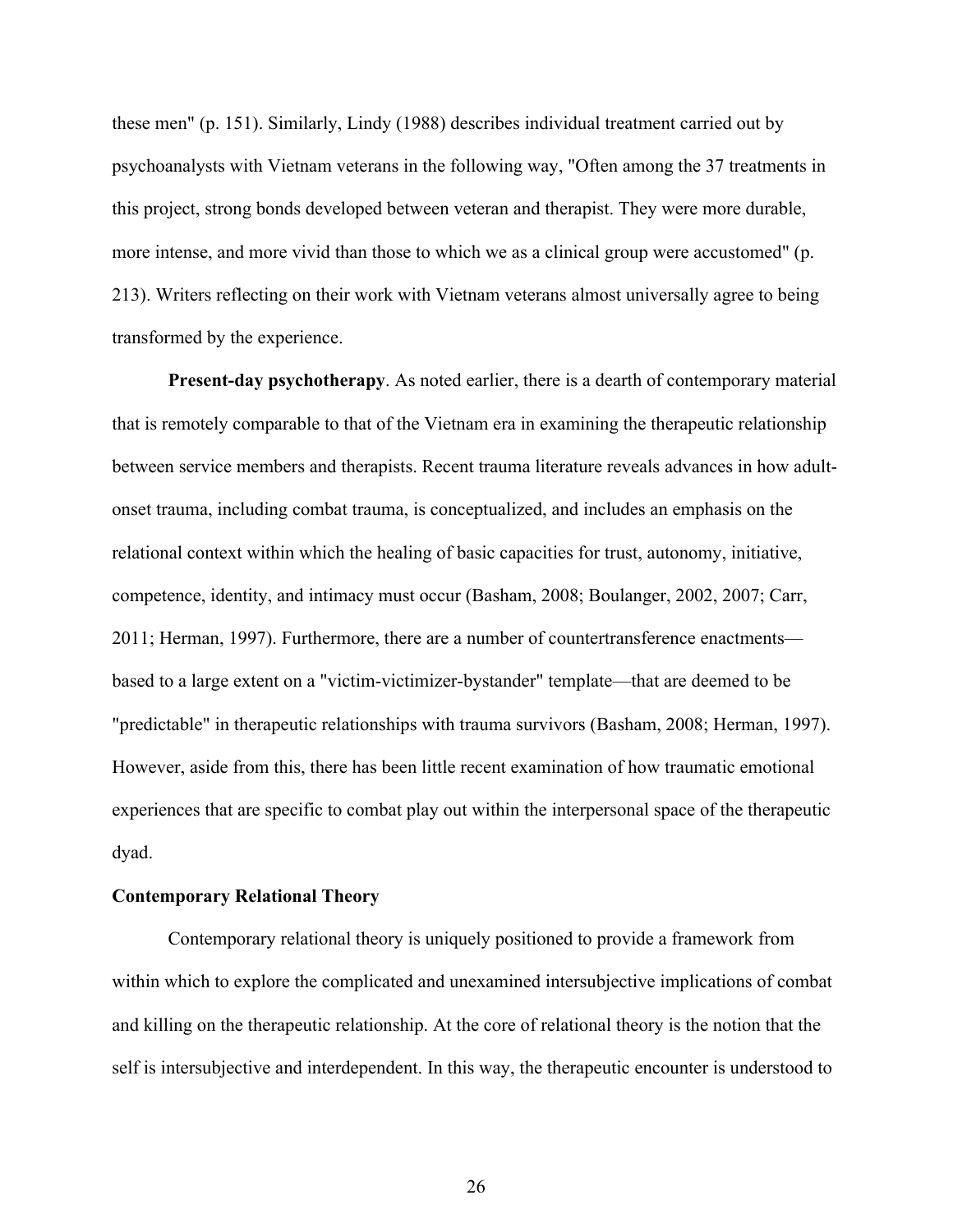these men" (p. 151). Similarly, Lindy (1988) describes individual treatment carried out by psychoanalysts with Vietnam veterans in the following way, "Often among the 37 treatments in this project, strong bonds developed between veteran and therapist. They were more durable, more intense, and more vivid than those to which we as a clinical group were accustomed" (p. 213). Writers reflecting on their work with Vietnam veterans almost universally agree to being transformed by the experience.

**Present-day psychotherapy**. As noted earlier, there is a dearth of contemporary material that is remotely comparable to that of the Vietnam era in examining the therapeutic relationship between service members and therapists. Recent trauma literature reveals advances in how adult-onset trauma, including combat trauma, is conceptualized, and includes an emphasis on the relational context within which the healing of basic capacities for trust, autonomy, initiative, competence, identity, and intimacy must occur (Basham, 2008; Boulanger, 2002, 2007; Carr, 2011; Herman, 1997). Furthermore, there are a number of countertransference enactments—based to a large extent on a "victim-victimizer-bystander" template—that are deemed to be "predictable" in therapeutic relationships with trauma survivors (Basham, 2008; Herman, 1997). However, aside from this, there has been little recent examination of how traumatic emotional experiences that are specific to combat play out within the interpersonal space of the therapeutic dyad.

## Contemporary Relational Theory

Contemporary relational theory is uniquely positioned to provide a framework from within which to explore the complicated and unexamined intersubjective implications of combat and killing on the therapeutic relationship. At the core of relational theory is the notion that the self is intersubjective and interdependent. In this way, the therapeutic encounter is understood to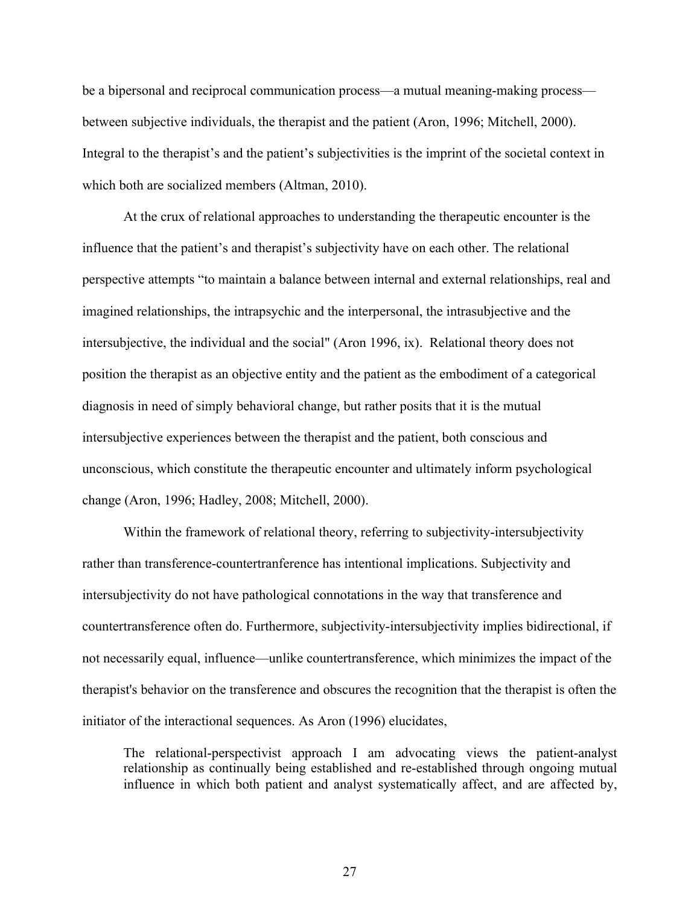be a bipersonal and reciprocal communication process—a mutual meaning-making process—between subjective individuals, the therapist and the patient (Aron, 1996; Mitchell, 2000). Integral to the therapist's and the patient's subjectivities is the imprint of the societal context in which both are socialized members (Altman, 2010).

At the crux of relational approaches to understanding the therapeutic encounter is the influence that the patient's and therapist's subjectivity have on each other. The relational perspective attempts "to maintain a balance between internal and external relationships, real and imagined relationships, the intrapsychic and the interpersonal, the intrasubjective and the intersubjective, the individual and the social" (Aron 1996, ix). Relational theory does not position the therapist as an objective entity and the patient as the embodiment of a categorical diagnosis in need of simply behavioral change, but rather posits that it is the mutual intersubjective experiences between the therapist and the patient, both conscious and unconscious, which constitute the therapeutic encounter and ultimately inform psychological change (Aron, 1996; Hadley, 2008; Mitchell, 2000).

Within the framework of relational theory, referring to subjectivity-intersubjectivity rather than transference-countertranference has intentional implications. Subjectivity and intersubjectivity do not have pathological connotations in the way that transference and countertransference often do. Furthermore, subjectivity-intersubjectivity implies bidirectional, if not necessarily equal, influence—unlike countertransference, which minimizes the impact of the therapist's behavior on the transference and obscures the recognition that the therapist is often the initiator of the interactional sequences. As Aron (1996) elucidates,

> The relational-perspectivist approach I am advocating views the patient-analyst relationship as continually being established and re-established through ongoing mutual influence in which both patient and analyst systematically affect, and are affected by,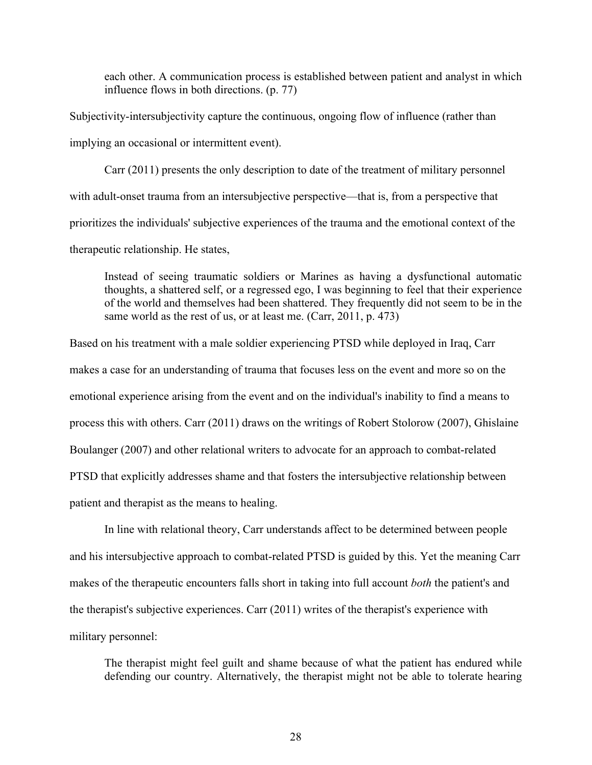> each other. A communication process is established between patient and analyst in which influence flows in both directions. (p. 77)

Subjectivity-intersubjectivity capture the continuous, ongoing flow of influence (rather than implying an occasional or intermittent event).

Carr (2011) presents the only description to date of the treatment of military personnel with adult-onset trauma from an intersubjective perspective—that is, from a perspective that prioritizes the individuals' subjective experiences of the trauma and the emotional context of the therapeutic relationship. He states,

> Instead of seeing traumatic soldiers or Marines as having a dysfunctional automatic thoughts, a shattered self, or a regressed ego, I was beginning to feel that their experience of the world and themselves had been shattered. They frequently did not seem to be in the same world as the rest of us, or at least me. (Carr, 2011, p. 473)

Based on his treatment with a male soldier experiencing PTSD while deployed in Iraq, Carr makes a case for an understanding of trauma that focuses less on the event and more so on the emotional experience arising from the event and on the individual's inability to find a means to process this with others. Carr (2011) draws on the writings of Robert Stolorow (2007), Ghislaine Boulanger (2007) and other relational writers to advocate for an approach to combat-related PTSD that explicitly addresses shame and that fosters the intersubjective relationship between patient and therapist as the means to healing.

In line with relational theory, Carr understands affect to be determined between people and his intersubjective approach to combat-related PTSD is guided by this. Yet the meaning Carr makes of the therapeutic encounters falls short in taking into full account *both* the patient's and the therapist's subjective experiences. Carr (2011) writes of the therapist's experience with military personnel:

> The therapist might feel guilt and shame because of what the patient has endured while defending our country. Alternatively, the therapist might not be able to tolerate hearing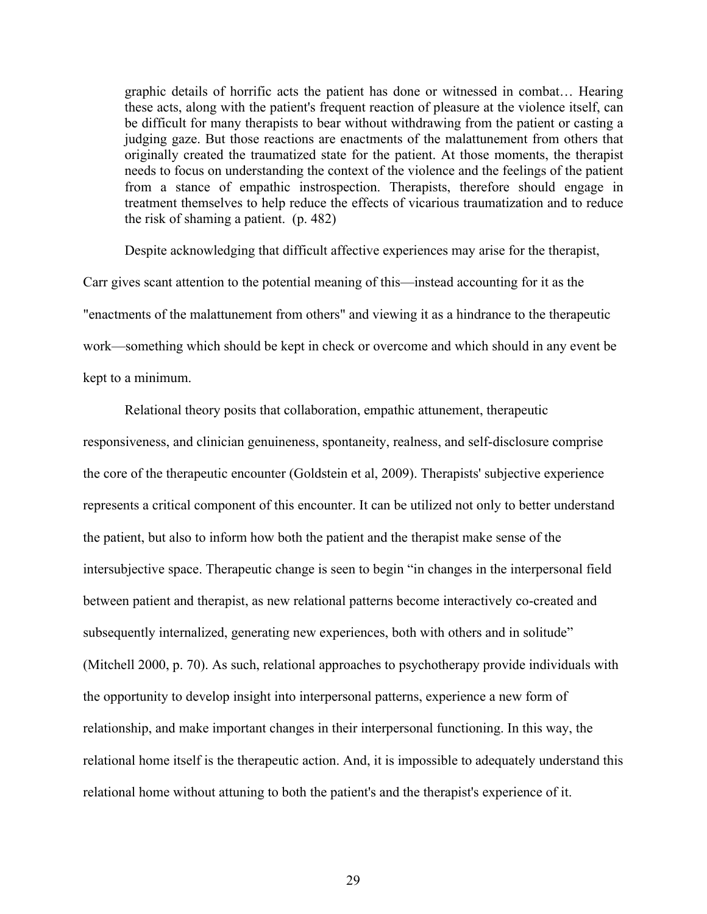> graphic details of horrific acts the patient has done or witnessed in combat… Hearing these acts, along with the patient's frequent reaction of pleasure at the violence itself, can be difficult for many therapists to bear without withdrawing from the patient or casting a judging gaze. But those reactions are enactments of the malattunement from others that originally created the traumatized state for the patient. At those moments, the therapist needs to focus on understanding the context of the violence and the feelings of the patient from a stance of empathic instrospection. Therapists, therefore should engage in treatment themselves to help reduce the effects of vicarious traumatization and to reduce the risk of shaming a patient. (p. 482)

Despite acknowledging that difficult affective experiences may arise for the therapist, Carr gives scant attention to the potential meaning of this—instead accounting for it as the "enactments of the malattunement from others" and viewing it as a hindrance to the therapeutic work—something which should be kept in check or overcome and which should in any event be kept to a minimum.

Relational theory posits that collaboration, empathic attunement, therapeutic responsiveness, and clinician genuineness, spontaneity, realness, and self-disclosure comprise the core of the therapeutic encounter (Goldstein et al, 2009). Therapists' subjective experience represents a critical component of this encounter. It can be utilized not only to better understand the patient, but also to inform how both the patient and the therapist make sense of the intersubjective space. Therapeutic change is seen to begin "in changes in the interpersonal field between patient and therapist, as new relational patterns become interactively co-created and subsequently internalized, generating new experiences, both with others and in solitude" (Mitchell 2000, p. 70). As such, relational approaches to psychotherapy provide individuals with the opportunity to develop insight into interpersonal patterns, experience a new form of relationship, and make important changes in their interpersonal functioning. In this way, the relational home itself is the therapeutic action. And, it is impossible to adequately understand this relational home without attuning to both the patient's and the therapist's experience of it.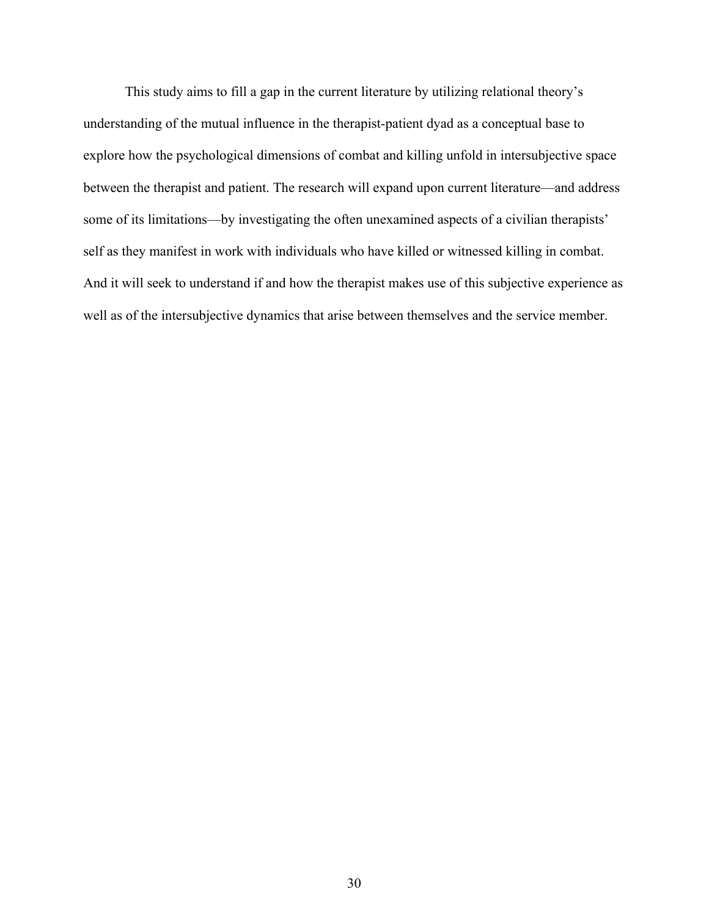This study aims to fill a gap in the current literature by utilizing relational theory's understanding of the mutual influence in the therapist-patient dyad as a conceptual base to explore how the psychological dimensions of combat and killing unfold in intersubjective space between the therapist and patient. The research will expand upon current literature—and address some of its limitations—by investigating the often unexamined aspects of a civilian therapists' self as they manifest in work with individuals who have killed or witnessed killing in combat. And it will seek to understand if and how the therapist makes use of this subjective experience as well as of the intersubjective dynamics that arise between themselves and the service member.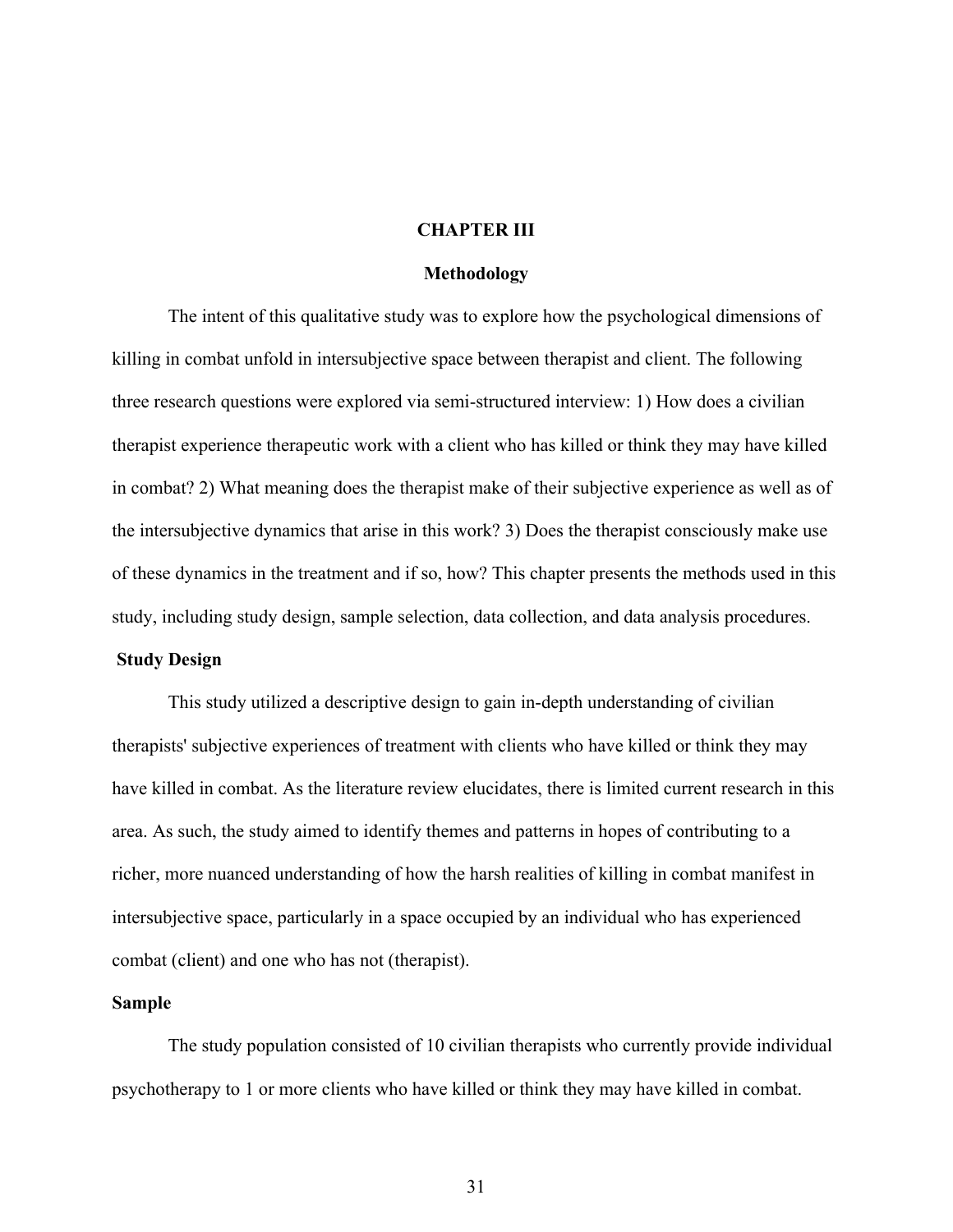# CHAPTER III

## Methodology

The intent of this qualitative study was to explore how the psychological dimensions of killing in combat unfold in intersubjective space between therapist and client. The following three research questions were explored via semi-structured interview: 1) How does a civilian therapist experience therapeutic work with a client who has killed or think they may have killed in combat? 2) What meaning does the therapist make of their subjective experience as well as of the intersubjective dynamics that arise in this work? 3) Does the therapist consciously make use of these dynamics in the treatment and if so, how? This chapter presents the methods used in this study, including study design, sample selection, data collection, and data analysis procedures.

### Study Design

This study utilized a descriptive design to gain in-depth understanding of civilian therapists' subjective experiences of treatment with clients who have killed or think they may have killed in combat. As the literature review elucidates, there is limited current research in this area. As such, the study aimed to identify themes and patterns in hopes of contributing to a richer, more nuanced understanding of how the harsh realities of killing in combat manifest in intersubjective space, particularly in a space occupied by an individual who has experienced combat (client) and one who has not (therapist).

### Sample

The study population consisted of 10 civilian therapists who currently provide individual psychotherapy to 1 or more clients who have killed or think they may have killed in combat.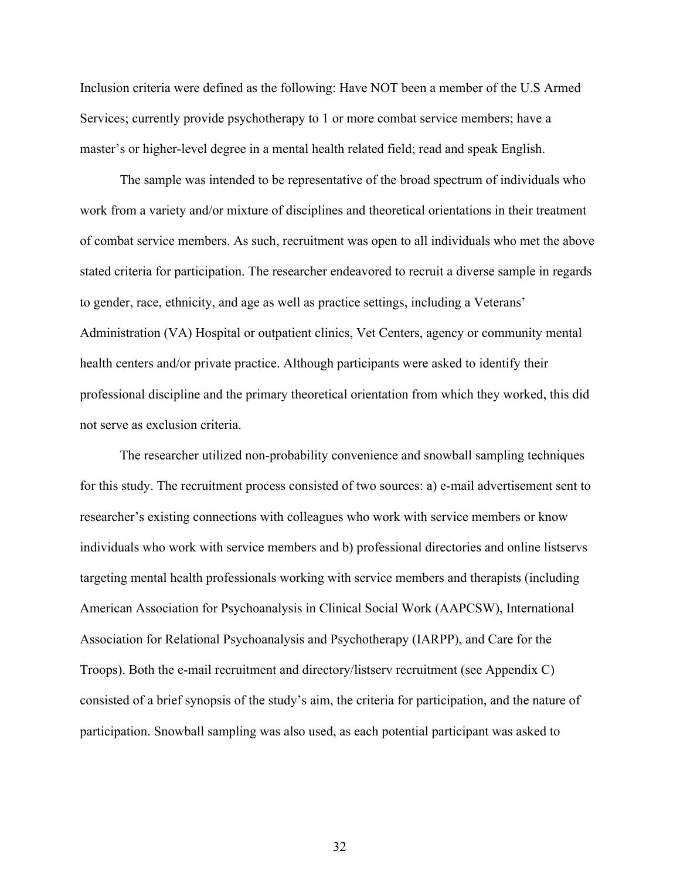Inclusion criteria were defined as the following: Have NOT been a member of the U.S Armed Services; currently provide psychotherapy to 1 or more combat service members; have a master's or higher-level degree in a mental health related field; read and speak English.

The sample was intended to be representative of the broad spectrum of individuals who work from a variety and/or mixture of disciplines and theoretical orientations in their treatment of combat service members. As such, recruitment was open to all individuals who met the above stated criteria for participation. The researcher endeavored to recruit a diverse sample in regards to gender, race, ethnicity, and age as well as practice settings, including a Veterans' Administration (VA) Hospital or outpatient clinics, Vet Centers, agency or community mental health centers and/or private practice. Although participants were asked to identify their professional discipline and the primary theoretical orientation from which they worked, this did not serve as exclusion criteria.

The researcher utilized non-probability convenience and snowball sampling techniques for this study. The recruitment process consisted of two sources: a) e-mail advertisement sent to researcher's existing connections with colleagues who work with service members or know individuals who work with service members and b) professional directories and online listservs targeting mental health professionals working with service members and therapists (including American Association for Psychoanalysis in Clinical Social Work (AAPCSW), International Association for Relational Psychoanalysis and Psychotherapy (IARPP), and Care for the Troops). Both the e-mail recruitment and directory/listserv recruitment (see Appendix C) consisted of a brief synopsis of the study's aim, the criteria for participation, and the nature of participation. Snowball sampling was also used, as each potential participant was asked to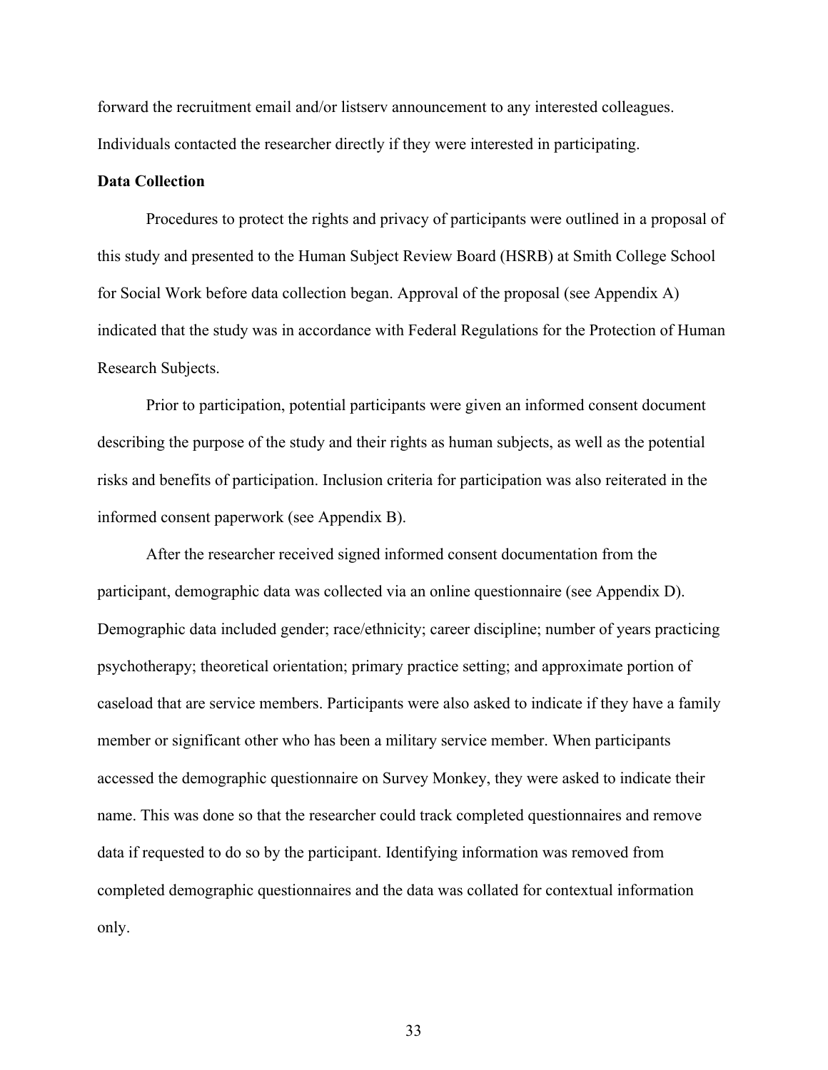forward the recruitment email and/or listserv announcement to any interested colleagues. Individuals contacted the researcher directly if they were interested in participating.

**Data Collection**

Procedures to protect the rights and privacy of participants were outlined in a proposal of this study and presented to the Human Subject Review Board (HSRB) at Smith College School for Social Work before data collection began. Approval of the proposal (see Appendix A) indicated that the study was in accordance with Federal Regulations for the Protection of Human Research Subjects.

Prior to participation, potential participants were given an informed consent document describing the purpose of the study and their rights as human subjects, as well as the potential risks and benefits of participation. Inclusion criteria for participation was also reiterated in the informed consent paperwork (see Appendix B).

After the researcher received signed informed consent documentation from the participant, demographic data was collected via an online questionnaire (see Appendix D). Demographic data included gender; race/ethnicity; career discipline; number of years practicing psychotherapy; theoretical orientation; primary practice setting; and approximate portion of caseload that are service members. Participants were also asked to indicate if they have a family member or significant other who has been a military service member. When participants accessed the demographic questionnaire on Survey Monkey, they were asked to indicate their name. This was done so that the researcher could track completed questionnaires and remove data if requested to do so by the participant. Identifying information was removed from completed demographic questionnaires and the data was collated for contextual information only.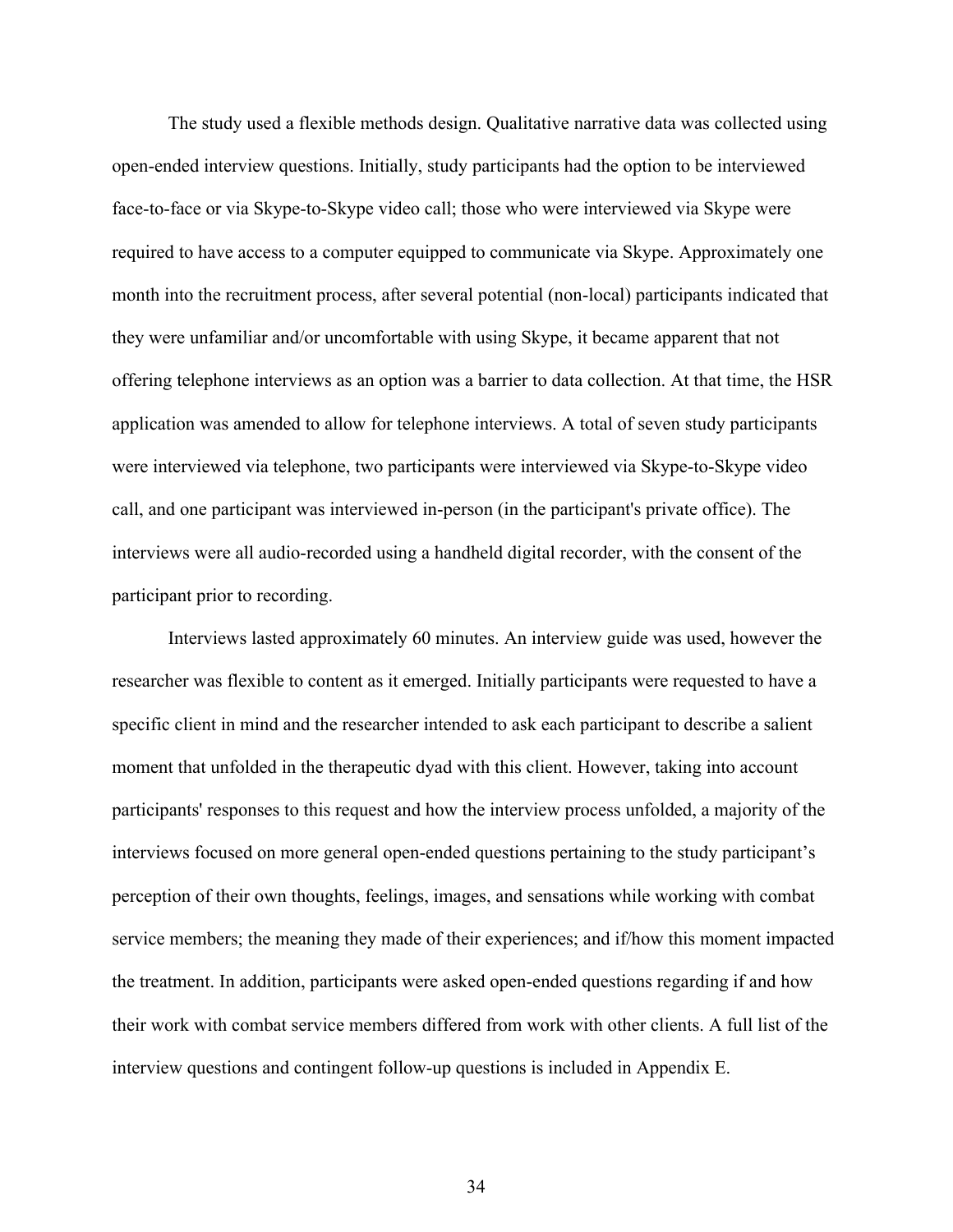The study used a flexible methods design. Qualitative narrative data was collected using open-ended interview questions. Initially, study participants had the option to be interviewed face-to-face or via Skype-to-Skype video call; those who were interviewed via Skype were required to have access to a computer equipped to communicate via Skype. Approximately one month into the recruitment process, after several potential (non-local) participants indicated that they were unfamiliar and/or uncomfortable with using Skype, it became apparent that not offering telephone interviews as an option was a barrier to data collection. At that time, the HSR application was amended to allow for telephone interviews. A total of seven study participants were interviewed via telephone, two participants were interviewed via Skype-to-Skype video call, and one participant was interviewed in-person (in the participant's private office). The interviews were all audio-recorded using a handheld digital recorder, with the consent of the participant prior to recording.

Interviews lasted approximately 60 minutes. An interview guide was used, however the researcher was flexible to content as it emerged. Initially participants were requested to have a specific client in mind and the researcher intended to ask each participant to describe a salient moment that unfolded in the therapeutic dyad with this client. However, taking into account participants' responses to this request and how the interview process unfolded, a majority of the interviews focused on more general open-ended questions pertaining to the study participant's perception of their own thoughts, feelings, images, and sensations while working with combat service members; the meaning they made of their experiences; and if/how this moment impacted the treatment. In addition, participants were asked open-ended questions regarding if and how their work with combat service members differed from work with other clients. A full list of the interview questions and contingent follow-up questions is included in Appendix E.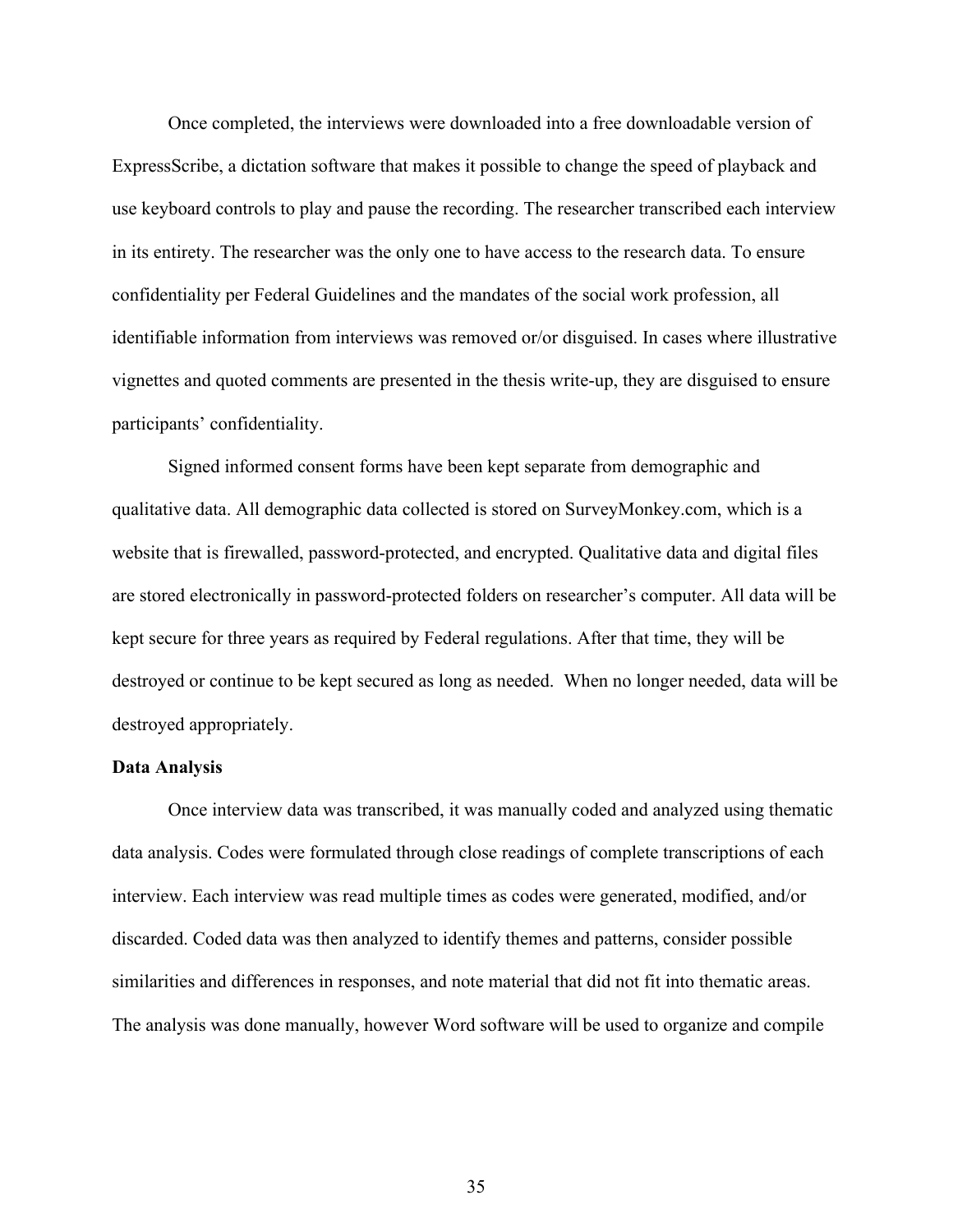Once completed, the interviews were downloaded into a free downloadable version of ExpressScribe, a dictation software that makes it possible to change the speed of playback and use keyboard controls to play and pause the recording. The researcher transcribed each interview in its entirety. The researcher was the only one to have access to the research data. To ensure confidentiality per Federal Guidelines and the mandates of the social work profession, all identifiable information from interviews was removed or/or disguised. In cases where illustrative vignettes and quoted comments are presented in the thesis write-up, they are disguised to ensure participants' confidentiality.

Signed informed consent forms have been kept separate from demographic and qualitative data. All demographic data collected is stored on SurveyMonkey.com, which is a website that is firewalled, password-protected, and encrypted. Qualitative data and digital files are stored electronically in password-protected folders on researcher's computer. All data will be kept secure for three years as required by Federal regulations. After that time, they will be destroyed or continue to be kept secured as long as needed. When no longer needed, data will be destroyed appropriately.

**Data Analysis**

Once interview data was transcribed, it was manually coded and analyzed using thematic data analysis. Codes were formulated through close readings of complete transcriptions of each interview. Each interview was read multiple times as codes were generated, modified, and/or discarded. Coded data was then analyzed to identify themes and patterns, consider possible similarities and differences in responses, and note material that did not fit into thematic areas. The analysis was done manually, however Word software will be used to organize and compile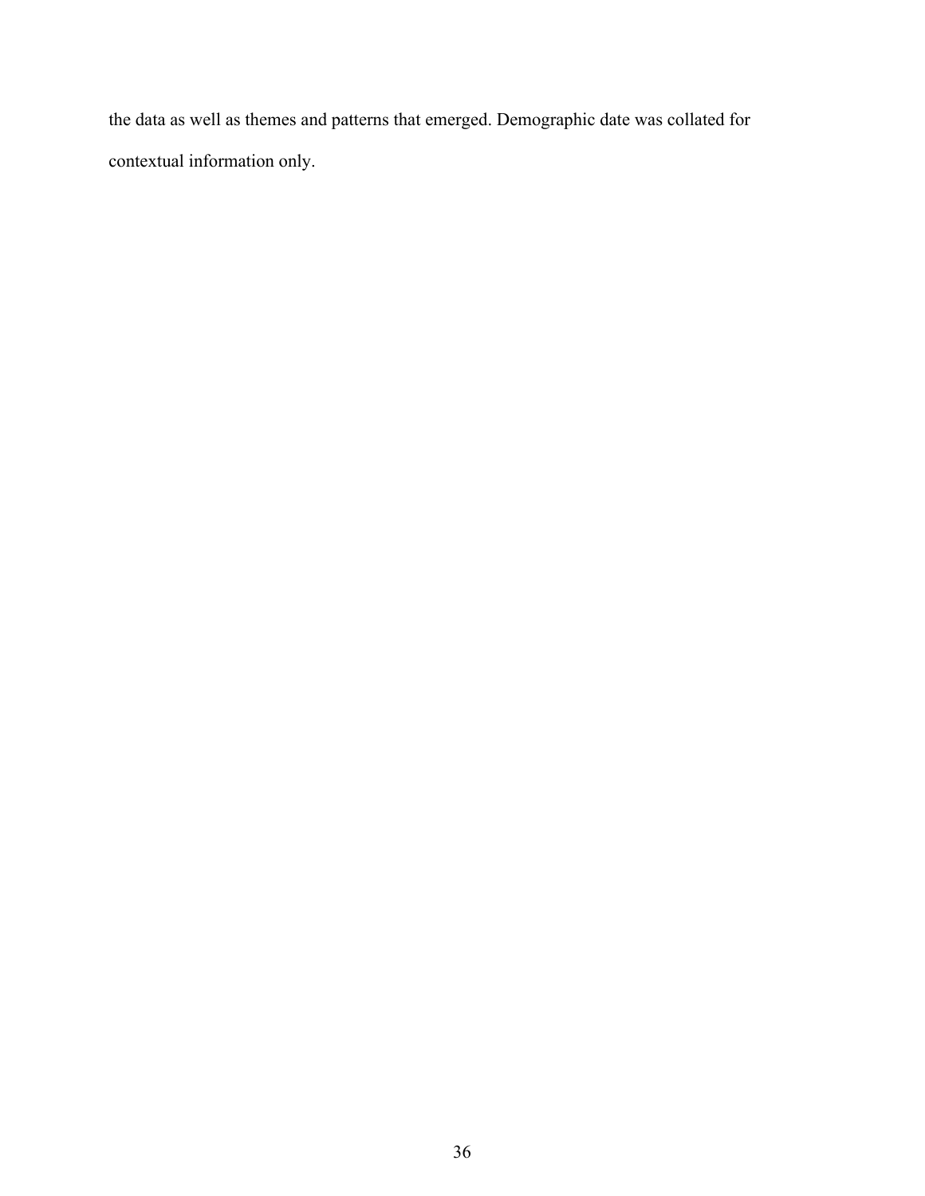the data as well as themes and patterns that emerged. Demographic date was collated for contextual information only.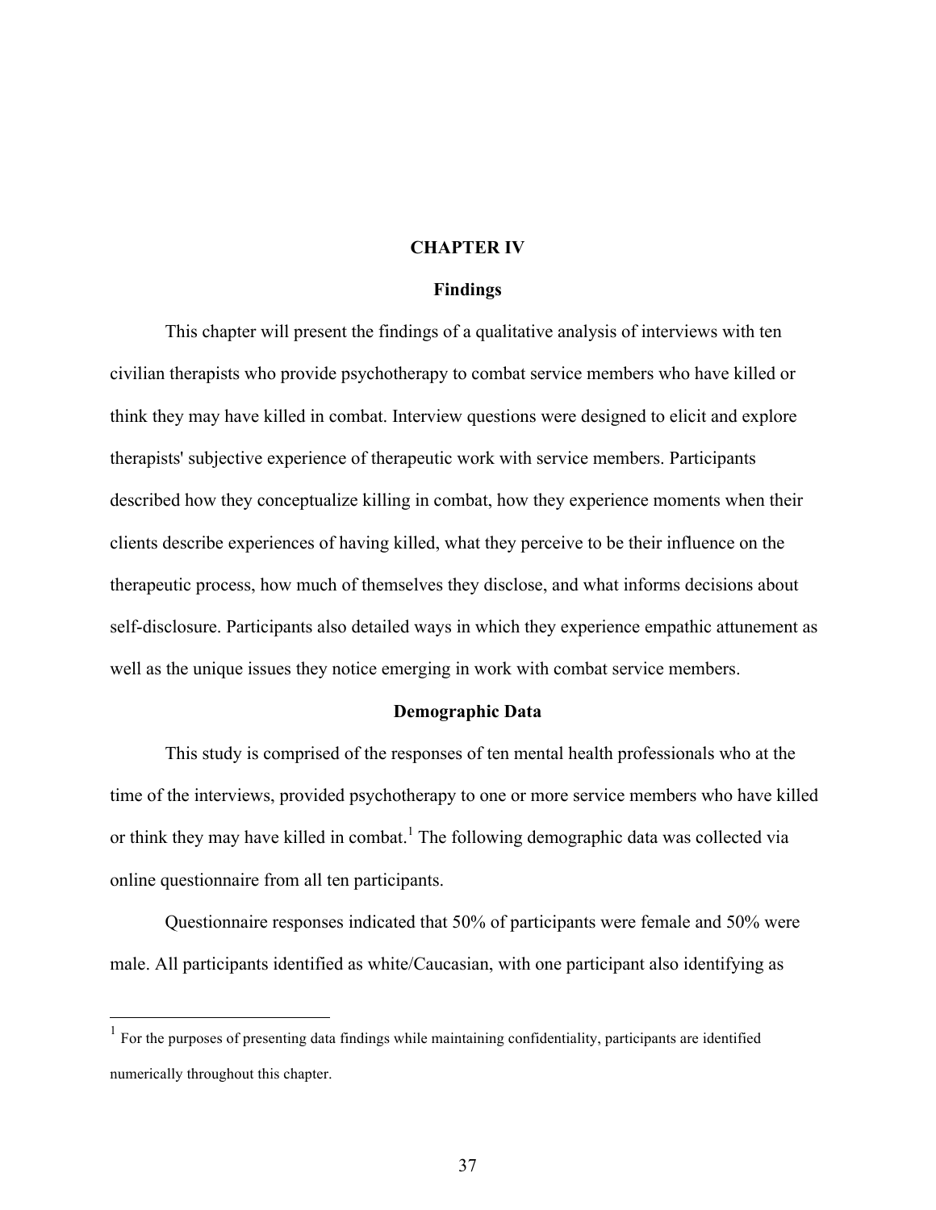# CHAPTER IV

## Findings

This chapter will present the findings of a qualitative analysis of interviews with ten civilian therapists who provide psychotherapy to combat service members who have killed or think they may have killed in combat. Interview questions were designed to elicit and explore therapists' subjective experience of therapeutic work with service members. Participants described how they conceptualize killing in combat, how they experience moments when their clients describe experiences of having killed, what they perceive to be their influence on the therapeutic process, how much of themselves they disclose, and what informs decisions about self-disclosure. Participants also detailed ways in which they experience empathic attunement as well as the unique issues they notice emerging in work with combat service members.

### Demographic Data

This study is comprised of the responses of ten mental health professionals who at the time of the interviews, provided psychotherapy to one or more service members who have killed or think they may have killed in combat.[1] The following demographic data was collected via online questionnaire from all ten participants.

Questionnaire responses indicated that 50% of participants were female and 50% were male. All participants identified as white/Caucasian, with one participant also identifying as

[1] For the purposes of presenting data findings while maintaining confidentiality, participants are identified numerically throughout this chapter.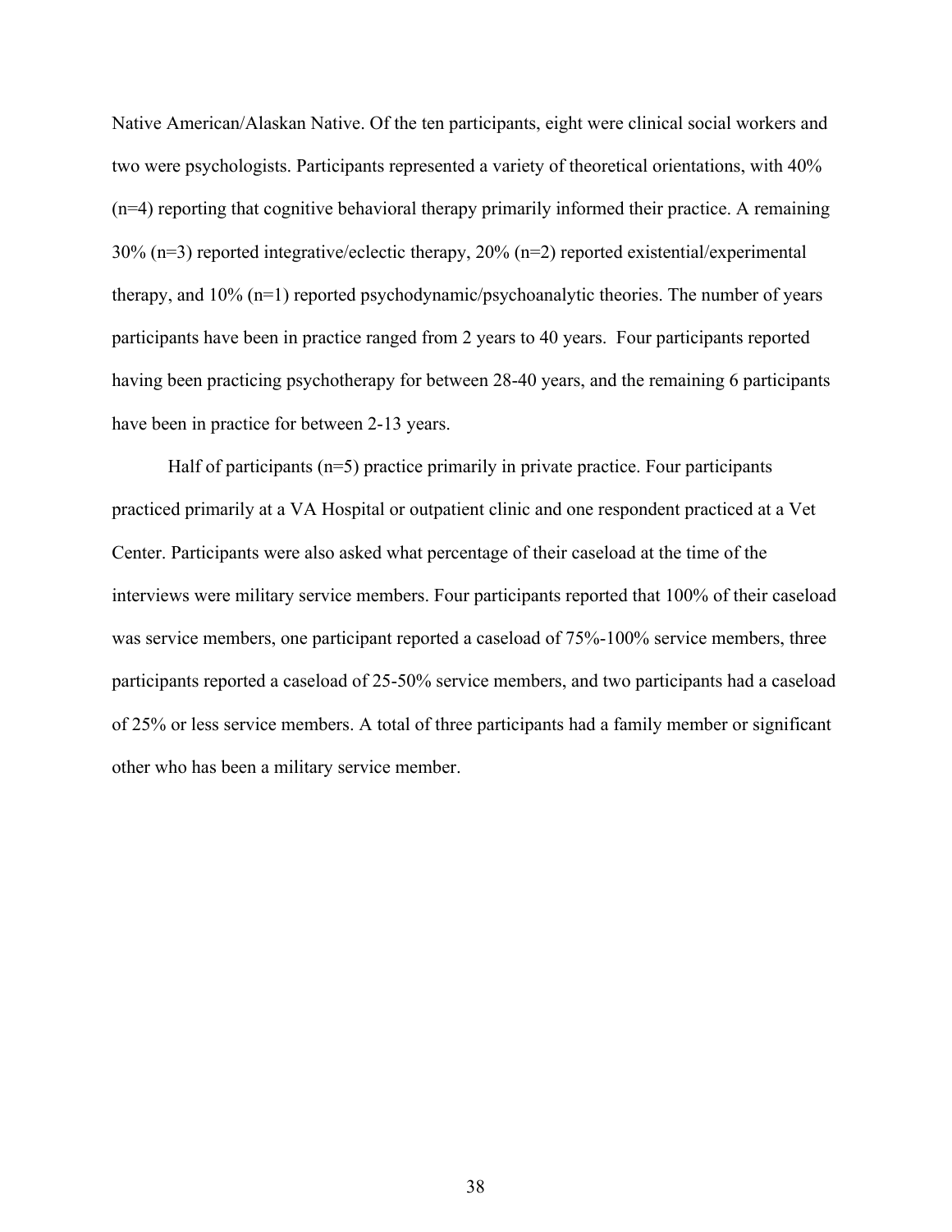Native American/Alaskan Native. Of the ten participants, eight were clinical social workers and two were psychologists. Participants represented a variety of theoretical orientations, with 40% (n=4) reporting that cognitive behavioral therapy primarily informed their practice. A remaining 30% (n=3) reported integrative/eclectic therapy, 20% (n=2) reported existential/experimental therapy, and 10% (n=1) reported psychodynamic/psychoanalytic theories. The number of years participants have been in practice ranged from 2 years to 40 years. Four participants reported having been practicing psychotherapy for between 28-40 years, and the remaining 6 participants have been in practice for between 2-13 years.

Half of participants (n=5) practice primarily in private practice. Four participants practiced primarily at a VA Hospital or outpatient clinic and one respondent practiced at a Vet Center. Participants were also asked what percentage of their caseload at the time of the interviews were military service members. Four participants reported that 100% of their caseload was service members, one participant reported a caseload of 75%-100% service members, three participants reported a caseload of 25-50% service members, and two participants had a caseload of 25% or less service members. A total of three participants had a family member or significant other who has been a military service member.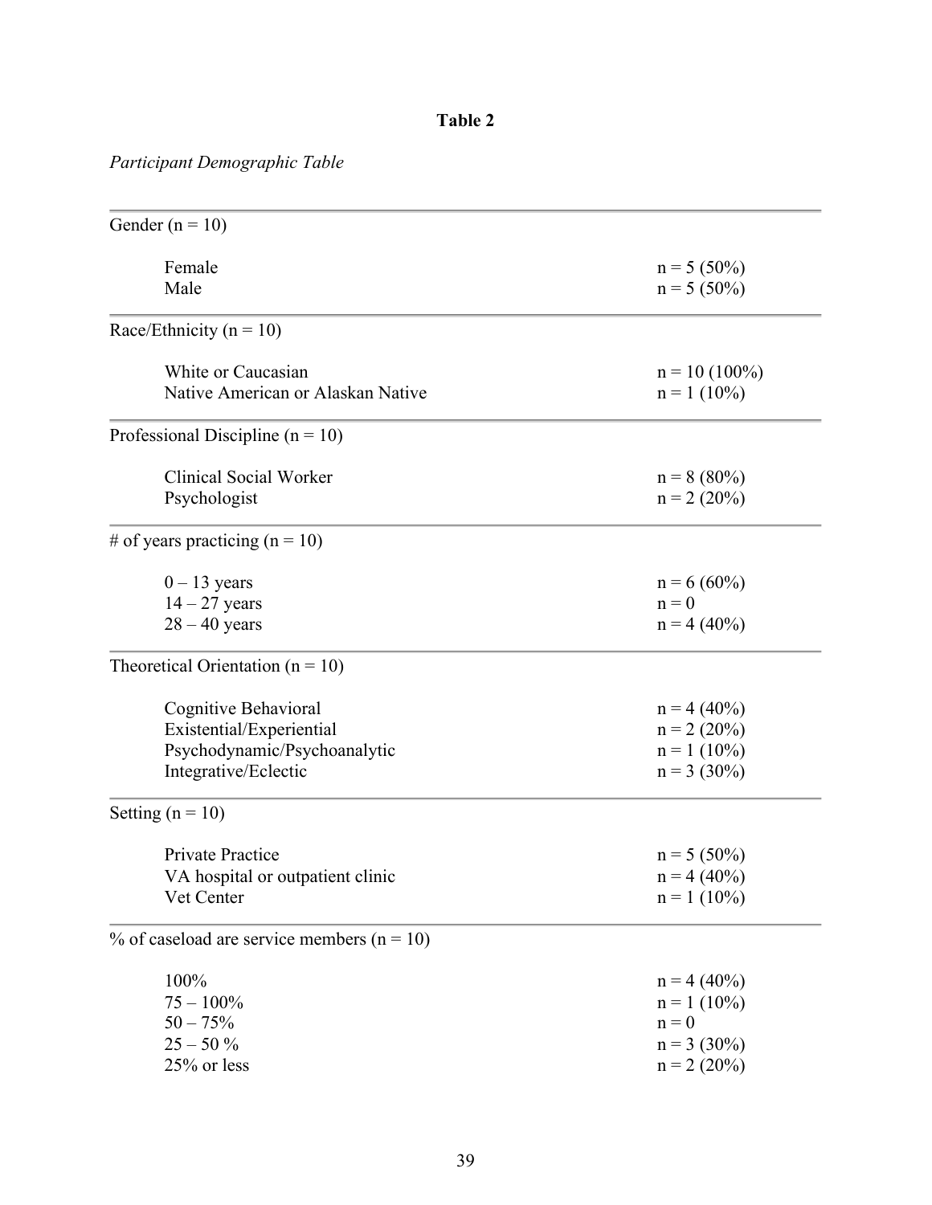**Table 2**

*Participant Demographic Table*

| | |
|---|---|
| Gender (n = 10) | |
| Female | n = 5 (50%) |
| Male | n = 5 (50%) |
| Race/Ethnicity (n = 10) | |
| White or Caucasian | n = 10 (100%) |
| Native American or Alaskan Native | n = 1 (10%) |
| Professional Discipline (n = 10) | |
| Clinical Social Worker | n = 8 (80%) |
| Psychologist | n = 2 (20%) |
| # of years practicing (n = 10) | |
| 0 – 13 years | n = 6 (60%) |
| 14 – 27 years | n = 0 |
| 28 – 40 years | n = 4 (40%) |
| Theoretical Orientation (n = 10) | |
| Cognitive Behavioral | n = 4 (40%) |
| Existential/Experiential | n = 2 (20%) |
| Psychodynamic/Psychoanalytic | n = 1 (10%) |
| Integrative/Eclectic | n = 3 (30%) |
| Setting (n = 10) | |
| Private Practice | n = 5 (50%) |
| VA hospital or outpatient clinic | n = 4 (40%) |
| Vet Center | n = 1 (10%) |
| % of caseload are service members (n = 10) | |
| 100% | n = 4 (40%) |
| 75 – 100% | n = 1 (10%) |
| 50 – 75% | n = 0 |
| 25 – 50 % | n = 3 (30%) |
| 25% or less | n = 2 (20%) |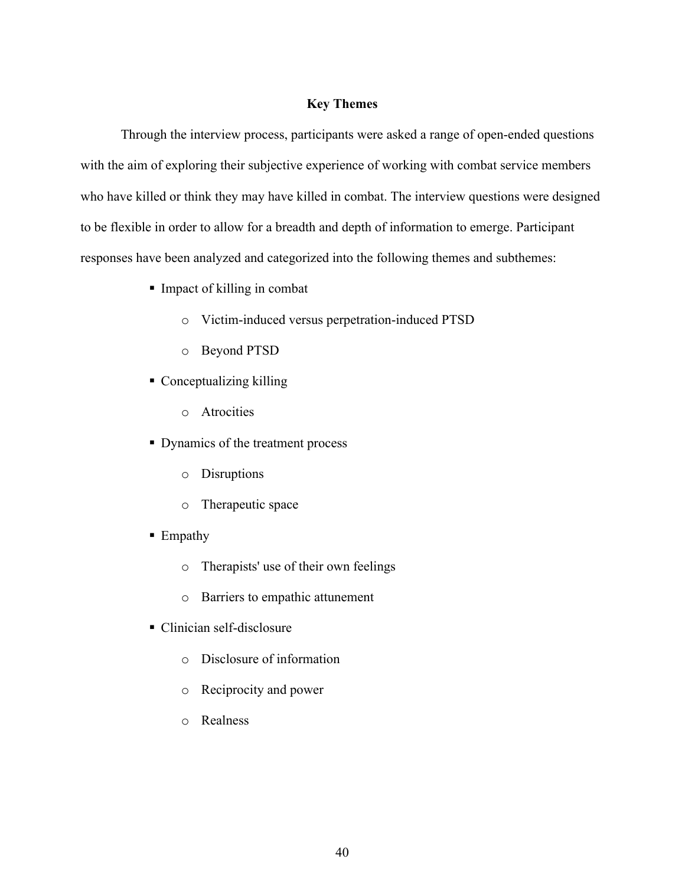## Key Themes

Through the interview process, participants were asked a range of open-ended questions with the aim of exploring their subjective experience of working with combat service members who have killed or think they may have killed in combat. The interview questions were designed to be flexible in order to allow for a breadth and depth of information to emerge. Participant responses have been analyzed and categorized into the following themes and subthemes:

- Impact of killing in combat
  - Victim-induced versus perpetration-induced PTSD
  - Beyond PTSD
- Conceptualizing killing
  - Atrocities
- Dynamics of the treatment process
  - Disruptions
  - Therapeutic space
- Empathy
  - Therapists' use of their own feelings
  - Barriers to empathic attunement
- Clinician self-disclosure
  - Disclosure of information
  - Reciprocity and power
  - Realness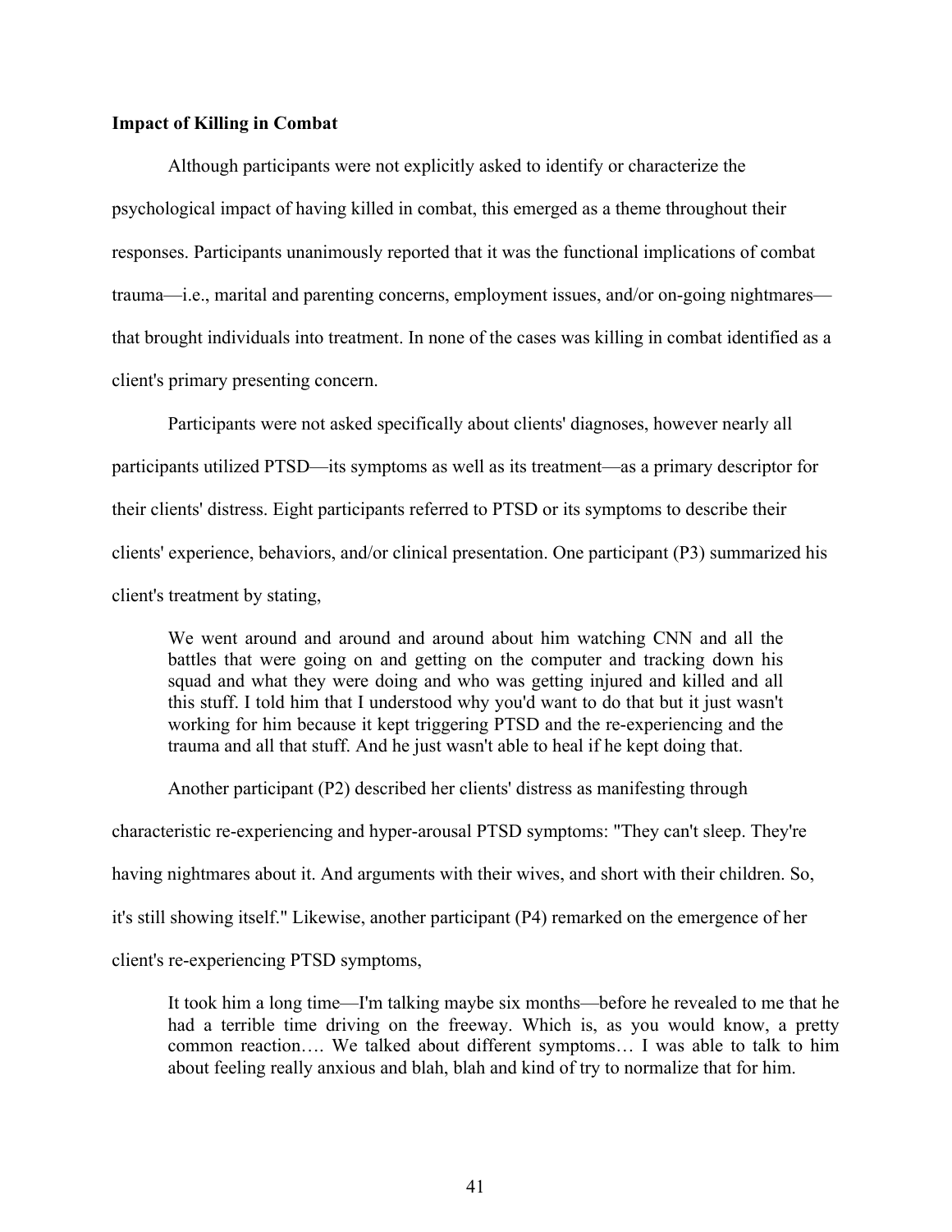**Impact of Killing in Combat**

Although participants were not explicitly asked to identify or characterize the psychological impact of having killed in combat, this emerged as a theme throughout their responses. Participants unanimously reported that it was the functional implications of combat trauma—i.e., marital and parenting concerns, employment issues, and/or on-going nightmares—that brought individuals into treatment. In none of the cases was killing in combat identified as a client's primary presenting concern.

Participants were not asked specifically about clients' diagnoses, however nearly all participants utilized PTSD—its symptoms as well as its treatment—as a primary descriptor for their clients' distress. Eight participants referred to PTSD or its symptoms to describe their clients' experience, behaviors, and/or clinical presentation. One participant (P3) summarized his client's treatment by stating,

> We went around and around and around about him watching CNN and all the battles that were going on and getting on the computer and tracking down his squad and what they were doing and who was getting injured and killed and all this stuff. I told him that I understood why you'd want to do that but it just wasn't working for him because it kept triggering PTSD and the re-experiencing and the trauma and all that stuff. And he just wasn't able to heal if he kept doing that.

Another participant (P2) described her clients' distress as manifesting through characteristic re-experiencing and hyper-arousal PTSD symptoms: "They can't sleep. They're having nightmares about it. And arguments with their wives, and short with their children. So, it's still showing itself." Likewise, another participant (P4) remarked on the emergence of her client's re-experiencing PTSD symptoms,

> It took him a long time—I'm talking maybe six months—before he revealed to me that he had a terrible time driving on the freeway. Which is, as you would know, a pretty common reaction…. We talked about different symptoms… I was able to talk to him about feeling really anxious and blah, blah and kind of try to normalize that for him.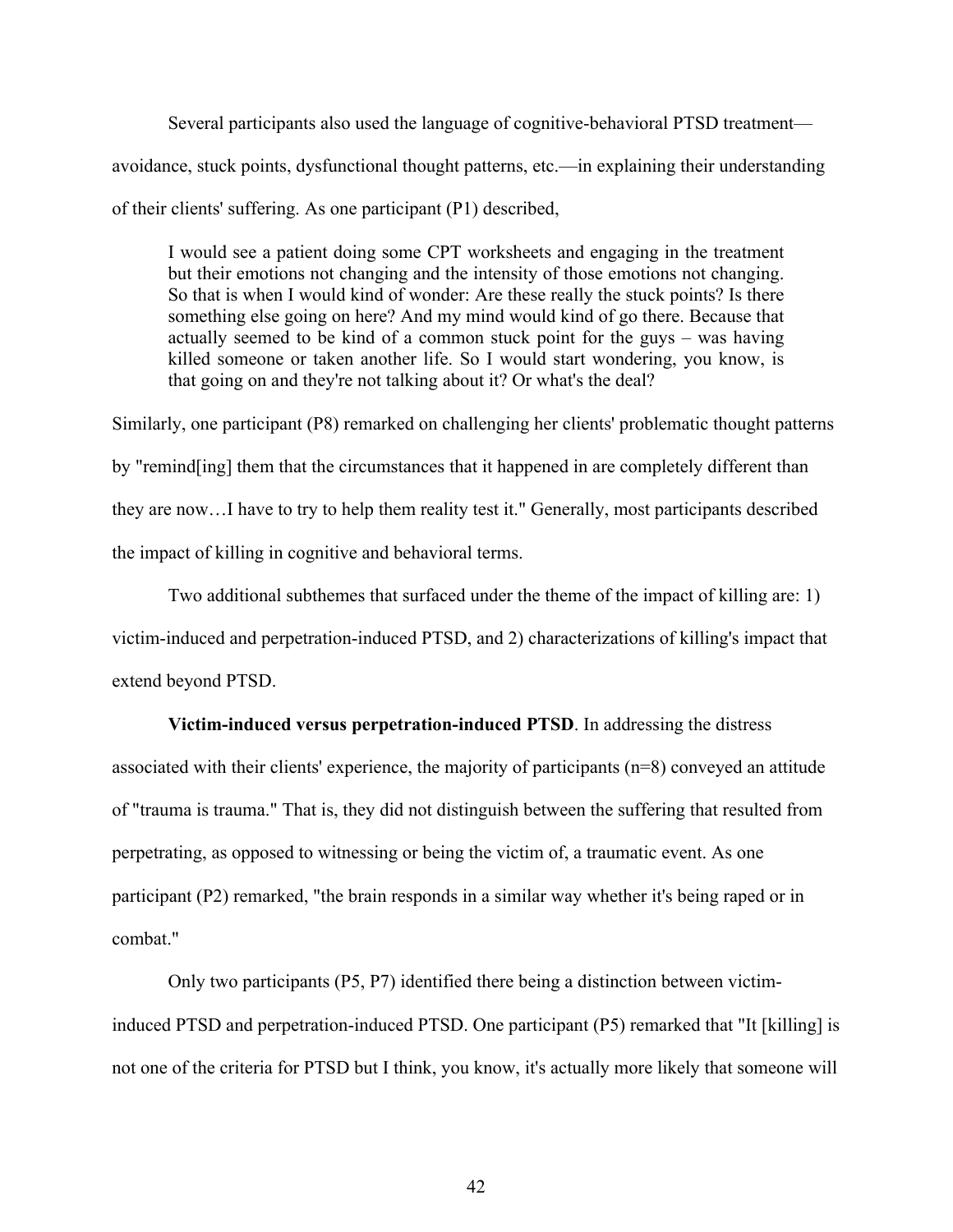Several participants also used the language of cognitive-behavioral PTSD treatment—avoidance, stuck points, dysfunctional thought patterns, etc.—in explaining their understanding of their clients' suffering. As one participant (P1) described,

> I would see a patient doing some CPT worksheets and engaging in the treatment but their emotions not changing and the intensity of those emotions not changing. So that is when I would kind of wonder: Are these really the stuck points? Is there something else going on here? And my mind would kind of go there. Because that actually seemed to be kind of a common stuck point for the guys – was having killed someone or taken another life. So I would start wondering, you know, is that going on and they're not talking about it? Or what's the deal?

Similarly, one participant (P8) remarked on challenging her clients' problematic thought patterns by "remind[ing] them that the circumstances that it happened in are completely different than they are now…I have to try to help them reality test it." Generally, most participants described the impact of killing in cognitive and behavioral terms.

Two additional subthemes that surfaced under the theme of the impact of killing are: 1) victim-induced and perpetration-induced PTSD, and 2) characterizations of killing's impact that extend beyond PTSD.

**Victim-induced versus perpetration-induced PTSD**. In addressing the distress associated with their clients' experience, the majority of participants (n=8) conveyed an attitude of "trauma is trauma." That is, they did not distinguish between the suffering that resulted from perpetrating, as opposed to witnessing or being the victim of, a traumatic event. As one participant (P2) remarked, "the brain responds in a similar way whether it's being raped or in combat."

Only two participants (P5, P7) identified there being a distinction between victim-induced PTSD and perpetration-induced PTSD. One participant (P5) remarked that "It [killing] is not one of the criteria for PTSD but I think, you know, it's actually more likely that someone will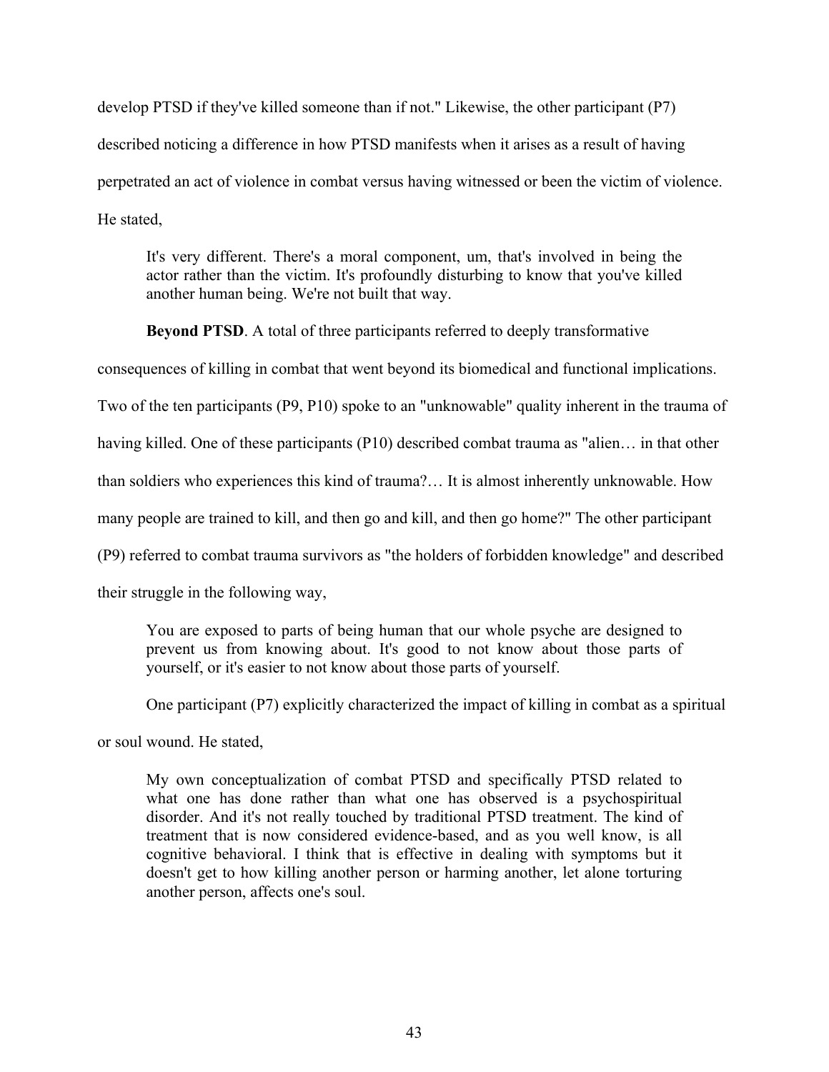develop PTSD if they've killed someone than if not." Likewise, the other participant (P7) described noticing a difference in how PTSD manifests when it arises as a result of having perpetrated an act of violence in combat versus having witnessed or been the victim of violence. He stated,

> It's very different. There's a moral component, um, that's involved in being the actor rather than the victim. It's profoundly disturbing to know that you've killed another human being. We're not built that way.

**Beyond PTSD**. A total of three participants referred to deeply transformative consequences of killing in combat that went beyond its biomedical and functional implications. Two of the ten participants (P9, P10) spoke to an "unknowable" quality inherent in the trauma of having killed. One of these participants (P10) described combat trauma as "alien… in that other than soldiers who experiences this kind of trauma?… It is almost inherently unknowable. How many people are trained to kill, and then go and kill, and then go home?" The other participant (P9) referred to combat trauma survivors as "the holders of forbidden knowledge" and described their struggle in the following way,

> You are exposed to parts of being human that our whole psyche are designed to prevent us from knowing about. It's good to not know about those parts of yourself, or it's easier to not know about those parts of yourself.

One participant (P7) explicitly characterized the impact of killing in combat as a spiritual or soul wound. He stated,

> My own conceptualization of combat PTSD and specifically PTSD related to what one has done rather than what one has observed is a psychospiritual disorder. And it's not really touched by traditional PTSD treatment. The kind of treatment that is now considered evidence-based, and as you well know, is all cognitive behavioral. I think that is effective in dealing with symptoms but it doesn't get to how killing another person or harming another, let alone torturing another person, affects one's soul.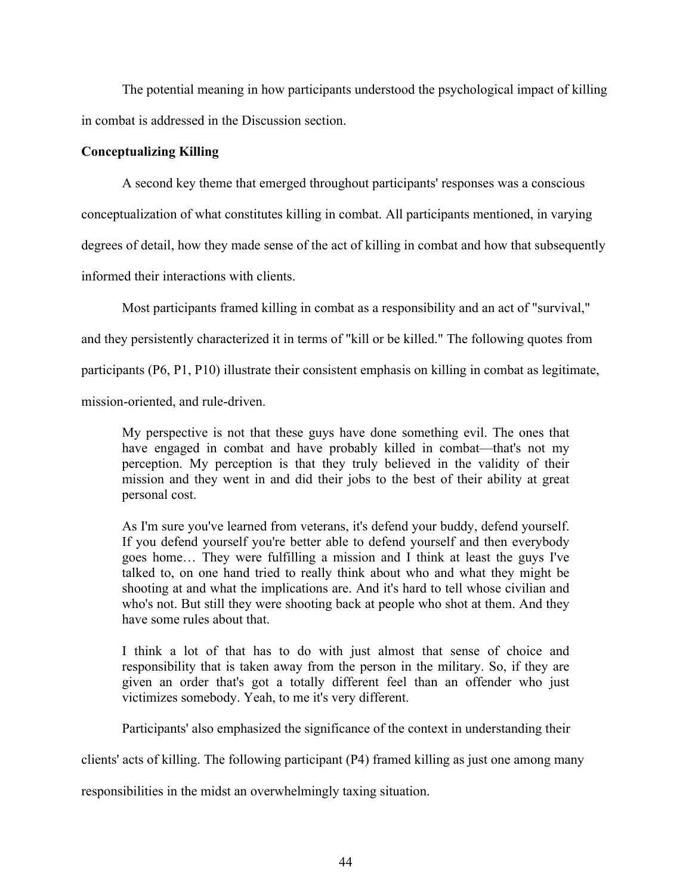The potential meaning in how participants understood the psychological impact of killing in combat is addressed in the Discussion section.

**Conceptualizing Killing**

A second key theme that emerged throughout participants' responses was a conscious conceptualization of what constitutes killing in combat. All participants mentioned, in varying degrees of detail, how they made sense of the act of killing in combat and how that subsequently informed their interactions with clients.

Most participants framed killing in combat as a responsibility and an act of "survival," and they persistently characterized it in terms of "kill or be killed." The following quotes from participants (P6, P1, P10) illustrate their consistent emphasis on killing in combat as legitimate, mission-oriented, and rule-driven.

> My perspective is not that these guys have done something evil. The ones that have engaged in combat and have probably killed in combat—that's not my perception. My perception is that they truly believed in the validity of their mission and they went in and did their jobs to the best of their ability at great personal cost.

> As I'm sure you've learned from veterans, it's defend your buddy, defend yourself. If you defend yourself you're better able to defend yourself and then everybody goes home… They were fulfilling a mission and I think at least the guys I've talked to, on one hand tried to really think about who and what they might be shooting at and what the implications are. And it's hard to tell whose civilian and who's not. But still they were shooting back at people who shot at them. And they have some rules about that.

> I think a lot of that has to do with just almost that sense of choice and responsibility that is taken away from the person in the military. So, if they are given an order that's got a totally different feel than an offender who just victimizes somebody. Yeah, to me it's very different.

Participants' also emphasized the significance of the context in understanding their clients' acts of killing. The following participant (P4) framed killing as just one among many responsibilities in the midst an overwhelmingly taxing situation.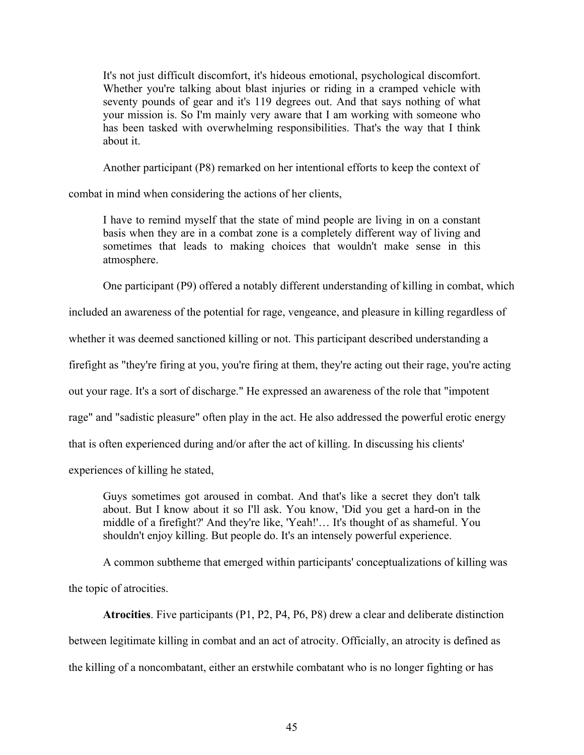> It's not just difficult discomfort, it's hideous emotional, psychological discomfort. Whether you're talking about blast injuries or riding in a cramped vehicle with seventy pounds of gear and it's 119 degrees out. And that says nothing of what your mission is. So I'm mainly very aware that I am working with someone who has been tasked with overwhelming responsibilities. That's the way that I think about it.

Another participant (P8) remarked on her intentional efforts to keep the context of combat in mind when considering the actions of her clients,

> I have to remind myself that the state of mind people are living in on a constant basis when they are in a combat zone is a completely different way of living and sometimes that leads to making choices that wouldn't make sense in this atmosphere.

One participant (P9) offered a notably different understanding of killing in combat, which included an awareness of the potential for rage, vengeance, and pleasure in killing regardless of whether it was deemed sanctioned killing or not. This participant described understanding a firefight as "they're firing at you, you're firing at them, they're acting out their rage, you're acting out your rage. It's a sort of discharge." He expressed an awareness of the role that "impotent rage" and "sadistic pleasure" often play in the act. He also addressed the powerful erotic energy that is often experienced during and/or after the act of killing. In discussing his clients' experiences of killing he stated,

> Guys sometimes got aroused in combat. And that's like a secret they don't talk about. But I know about it so I'll ask. You know, 'Did you get a hard-on in the middle of a firefight?' And they're like, 'Yeah!'… It's thought of as shameful. You shouldn't enjoy killing. But people do. It's an intensely powerful experience.

A common subtheme that emerged within participants' conceptualizations of killing was the topic of atrocities.

**Atrocities**. Five participants (P1, P2, P4, P6, P8) drew a clear and deliberate distinction between legitimate killing in combat and an act of atrocity. Officially, an atrocity is defined as the killing of a noncombatant, either an erstwhile combatant who is no longer fighting or has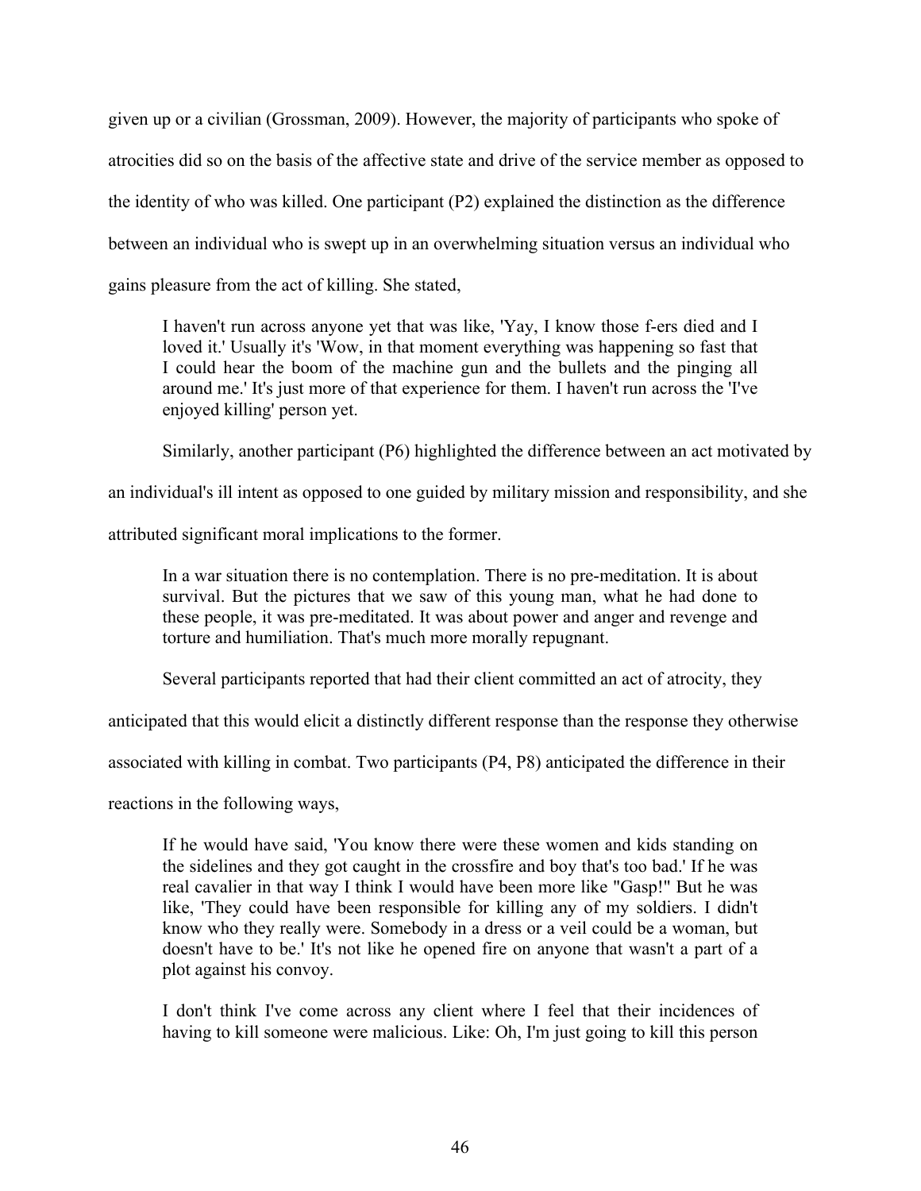given up or a civilian (Grossman, 2009). However, the majority of participants who spoke of atrocities did so on the basis of the affective state and drive of the service member as opposed to the identity of who was killed. One participant (P2) explained the distinction as the difference between an individual who is swept up in an overwhelming situation versus an individual who gains pleasure from the act of killing. She stated,

> I haven't run across anyone yet that was like, 'Yay, I know those f-ers died and I loved it.' Usually it's 'Wow, in that moment everything was happening so fast that I could hear the boom of the machine gun and the bullets and the pinging all around me.' It's just more of that experience for them. I haven't run across the 'I've enjoyed killing' person yet.

Similarly, another participant (P6) highlighted the difference between an act motivated by an individual's ill intent as opposed to one guided by military mission and responsibility, and she attributed significant moral implications to the former.

> In a war situation there is no contemplation. There is no pre-meditation. It is about survival. But the pictures that we saw of this young man, what he had done to these people, it was pre-meditated. It was about power and anger and revenge and torture and humiliation. That's much more morally repugnant.

Several participants reported that had their client committed an act of atrocity, they anticipated that this would elicit a distinctly different response than the response they otherwise associated with killing in combat. Two participants (P4, P8) anticipated the difference in their reactions in the following ways,

> If he would have said, 'You know there were these women and kids standing on the sidelines and they got caught in the crossfire and boy that's too bad.' If he was real cavalier in that way I think I would have been more like "Gasp!" But he was like, 'They could have been responsible for killing any of my soldiers. I didn't know who they really were. Somebody in a dress or a veil could be a woman, but doesn't have to be.' It's not like he opened fire on anyone that wasn't a part of a plot against his convoy.
>
> I don't think I've come across any client where I feel that their incidences of having to kill someone were malicious. Like: Oh, I'm just going to kill this person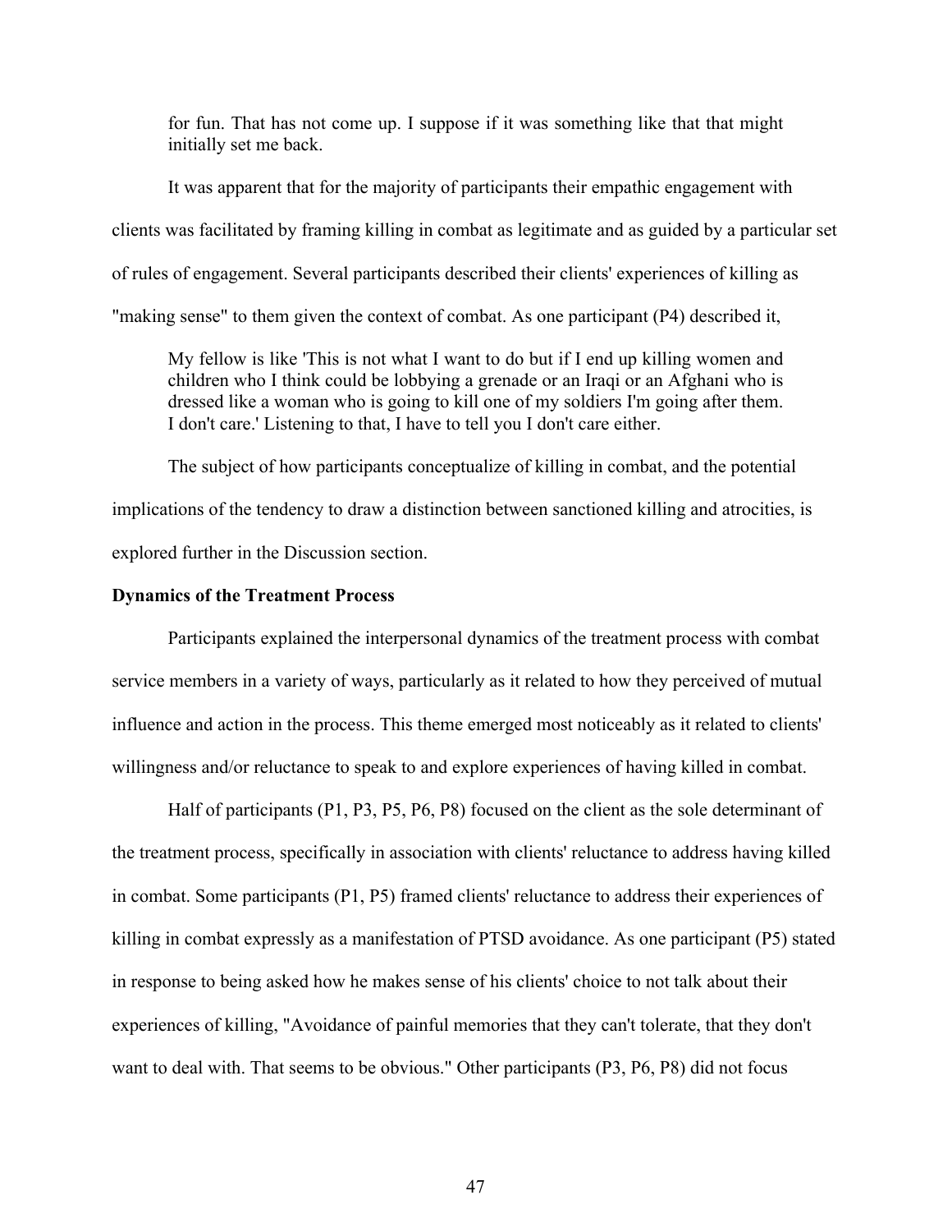> for fun. That has not come up. I suppose if it was something like that that might initially set me back.

It was apparent that for the majority of participants their empathic engagement with clients was facilitated by framing killing in combat as legitimate and as guided by a particular set of rules of engagement. Several participants described their clients' experiences of killing as "making sense" to them given the context of combat. As one participant (P4) described it,

> My fellow is like 'This is not what I want to do but if I end up killing women and children who I think could be lobbying a grenade or an Iraqi or an Afghani who is dressed like a woman who is going to kill one of my soldiers I'm going after them. I don't care.' Listening to that, I have to tell you I don't care either.

The subject of how participants conceptualize of killing in combat, and the potential implications of the tendency to draw a distinction between sanctioned killing and atrocities, is explored further in the Discussion section.

**Dynamics of the Treatment Process**

Participants explained the interpersonal dynamics of the treatment process with combat service members in a variety of ways, particularly as it related to how they perceived of mutual influence and action in the process. This theme emerged most noticeably as it related to clients' willingness and/or reluctance to speak to and explore experiences of having killed in combat.

Half of participants (P1, P3, P5, P6, P8) focused on the client as the sole determinant of the treatment process, specifically in association with clients' reluctance to address having killed in combat. Some participants (P1, P5) framed clients' reluctance to address their experiences of killing in combat expressly as a manifestation of PTSD avoidance. As one participant (P5) stated in response to being asked how he makes sense of his clients' choice to not talk about their experiences of killing, "Avoidance of painful memories that they can't tolerate, that they don't want to deal with. That seems to be obvious." Other participants (P3, P6, P8) did not focus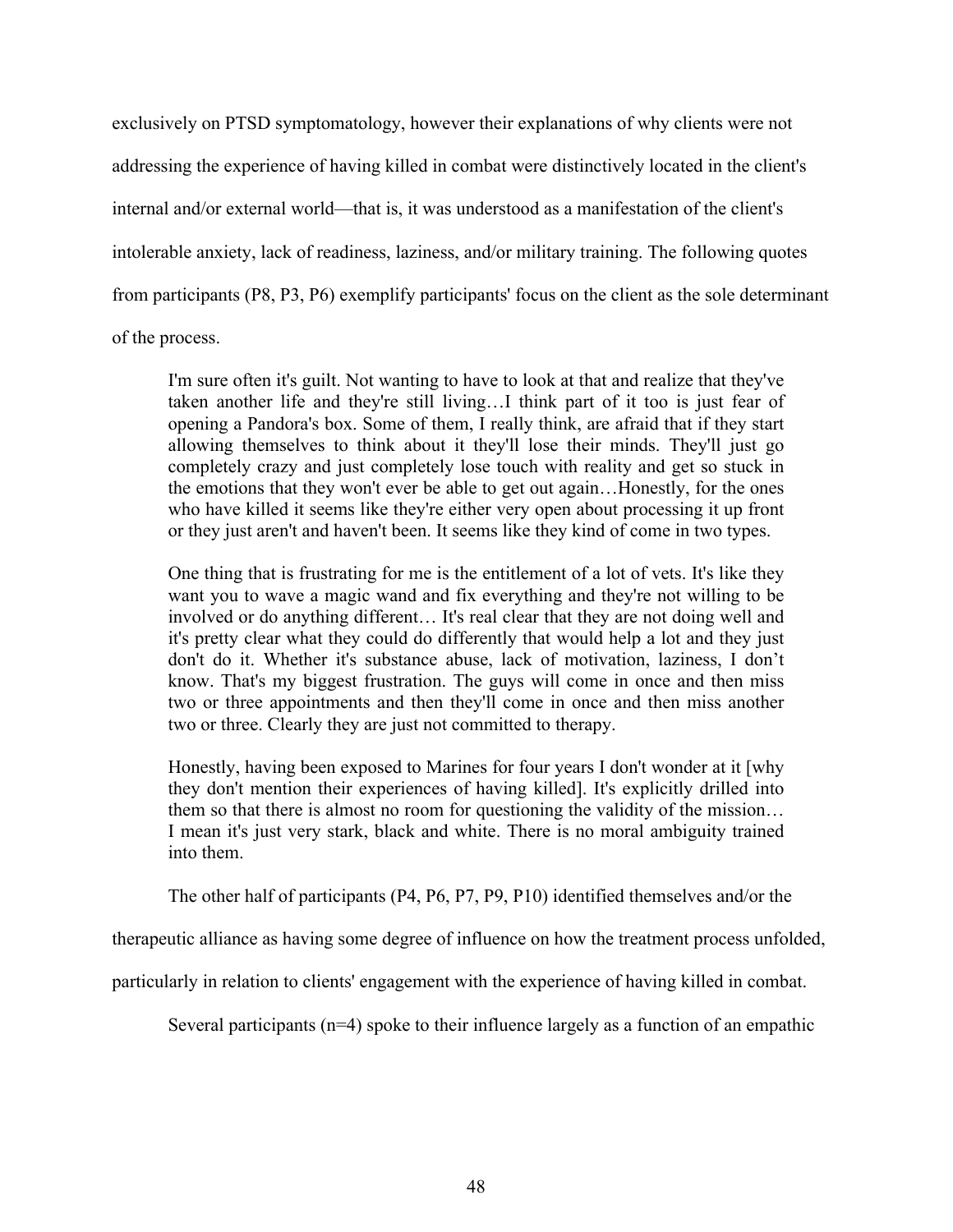exclusively on PTSD symptomatology, however their explanations of why clients were not addressing the experience of having killed in combat were distinctively located in the client's internal and/or external world—that is, it was understood as a manifestation of the client's intolerable anxiety, lack of readiness, laziness, and/or military training. The following quotes from participants (P8, P3, P6) exemplify participants' focus on the client as the sole determinant of the process.

> I'm sure often it's guilt. Not wanting to have to look at that and realize that they've taken another life and they're still living…I think part of it too is just fear of opening a Pandora's box. Some of them, I really think, are afraid that if they start allowing themselves to think about it they'll lose their minds. They'll just go completely crazy and just completely lose touch with reality and get so stuck in the emotions that they won't ever be able to get out again…Honestly, for the ones who have killed it seems like they're either very open about processing it up front or they just aren't and haven't been. It seems like they kind of come in two types.
>
> One thing that is frustrating for me is the entitlement of a lot of vets. It's like they want you to wave a magic wand and fix everything and they're not willing to be involved or do anything different… It's real clear that they are not doing well and it's pretty clear what they could do differently that would help a lot and they just don't do it. Whether it's substance abuse, lack of motivation, laziness, I don't know. That's my biggest frustration. The guys will come in once and then miss two or three appointments and then they'll come in once and then miss another two or three. Clearly they are just not committed to therapy.
>
> Honestly, having been exposed to Marines for four years I don't wonder at it [why they don't mention their experiences of having killed]. It's explicitly drilled into them so that there is almost no room for questioning the validity of the mission… I mean it's just very stark, black and white. There is no moral ambiguity trained into them.

The other half of participants (P4, P6, P7, P9, P10) identified themselves and/or the therapeutic alliance as having some degree of influence on how the treatment process unfolded, particularly in relation to clients' engagement with the experience of having killed in combat.

Several participants (n=4) spoke to their influence largely as a function of an empathic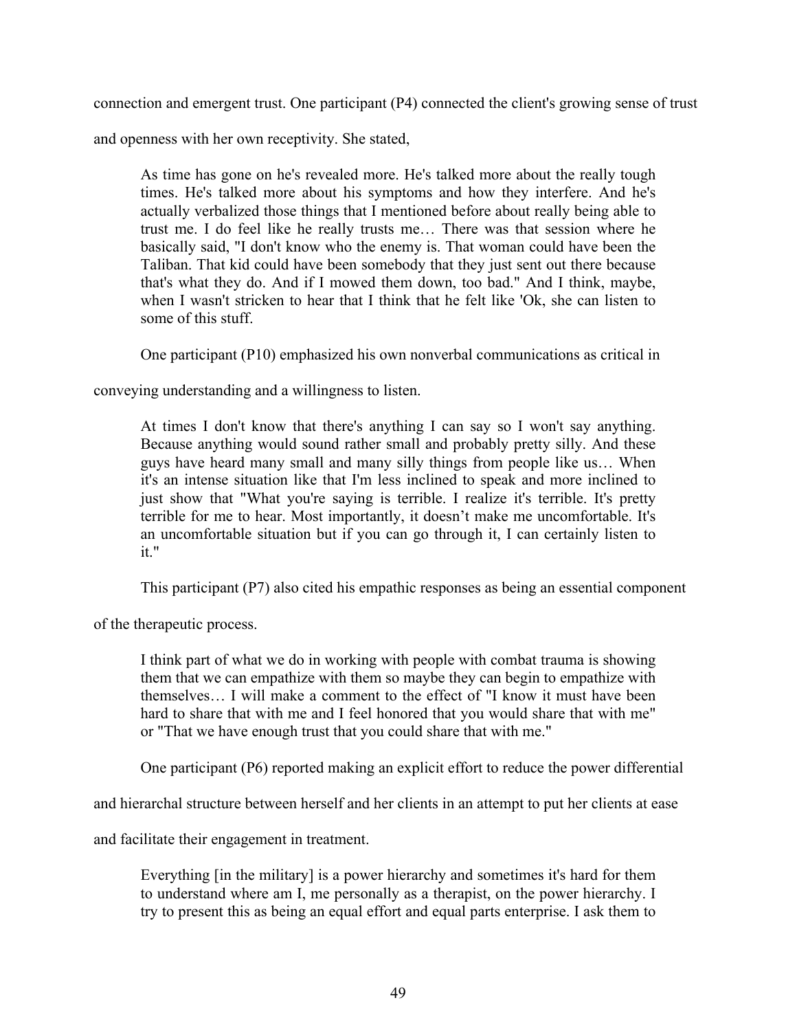connection and emergent trust. One participant (P4) connected the client's growing sense of trust and openness with her own receptivity. She stated,

> As time has gone on he's revealed more. He's talked more about the really tough times. He's talked more about his symptoms and how they interfere. And he's actually verbalized those things that I mentioned before about really being able to trust me. I do feel like he really trusts me… There was that session where he basically said, "I don't know who the enemy is. That woman could have been the Taliban. That kid could have been somebody that they just sent out there because that's what they do. And if I mowed them down, too bad." And I think, maybe, when I wasn't stricken to hear that I think that he felt like 'Ok, she can listen to some of this stuff.

One participant (P10) emphasized his own nonverbal communications as critical in conveying understanding and a willingness to listen.

> At times I don't know that there's anything I can say so I won't say anything. Because anything would sound rather small and probably pretty silly. And these guys have heard many small and many silly things from people like us… When it's an intense situation like that I'm less inclined to speak and more inclined to just show that "What you're saying is terrible. I realize it's terrible. It's pretty terrible for me to hear. Most importantly, it doesn't make me uncomfortable. It's an uncomfortable situation but if you can go through it, I can certainly listen to it."

This participant (P7) also cited his empathic responses as being an essential component of the therapeutic process.

> I think part of what we do in working with people with combat trauma is showing them that we can empathize with them so maybe they can begin to empathize with themselves… I will make a comment to the effect of "I know it must have been hard to share that with me and I feel honored that you would share that with me" or "That we have enough trust that you could share that with me."

One participant (P6) reported making an explicit effort to reduce the power differential and hierarchal structure between herself and her clients in an attempt to put her clients at ease and facilitate their engagement in treatment.

> Everything [in the military] is a power hierarchy and sometimes it's hard for them to understand where am I, me personally as a therapist, on the power hierarchy. I try to present this as being an equal effort and equal parts enterprise. I ask them to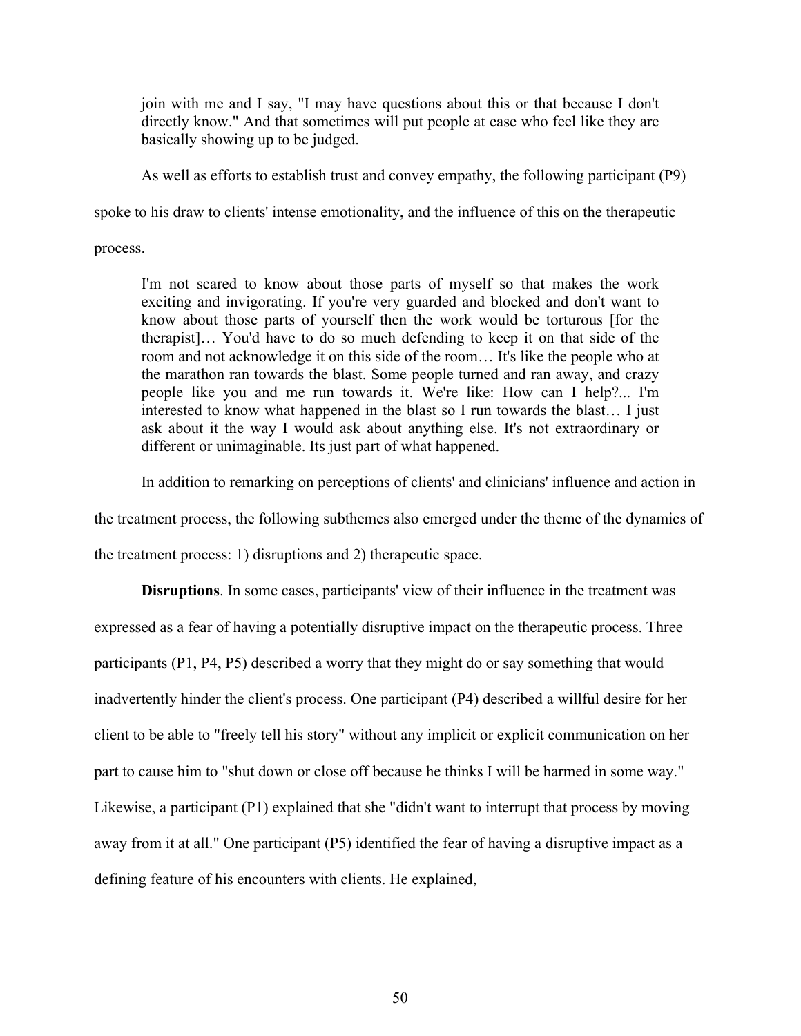> join with me and I say, "I may have questions about this or that because I don't directly know." And that sometimes will put people at ease who feel like they are basically showing up to be judged.

As well as efforts to establish trust and convey empathy, the following participant (P9) spoke to his draw to clients' intense emotionality, and the influence of this on the therapeutic process.

> I'm not scared to know about those parts of myself so that makes the work exciting and invigorating. If you're very guarded and blocked and don't want to know about those parts of yourself then the work would be torturous [for the therapist]… You'd have to do so much defending to keep it on that side of the room and not acknowledge it on this side of the room… It's like the people who at the marathon ran towards the blast. Some people turned and ran away, and crazy people like you and me run towards it. We're like: How can I help?... I'm interested to know what happened in the blast so I run towards the blast… I just ask about it the way I would ask about anything else. It's not extraordinary or different or unimaginable. Its just part of what happened.

In addition to remarking on perceptions of clients' and clinicians' influence and action in the treatment process, the following subthemes also emerged under the theme of the dynamics of the treatment process: 1) disruptions and 2) therapeutic space.

**Disruptions**. In some cases, participants' view of their influence in the treatment was expressed as a fear of having a potentially disruptive impact on the therapeutic process. Three participants (P1, P4, P5) described a worry that they might do or say something that would inadvertently hinder the client's process. One participant (P4) described a willful desire for her client to be able to "freely tell his story" without any implicit or explicit communication on her part to cause him to "shut down or close off because he thinks I will be harmed in some way." Likewise, a participant (P1) explained that she "didn't want to interrupt that process by moving away from it at all." One participant (P5) identified the fear of having a disruptive impact as a defining feature of his encounters with clients. He explained,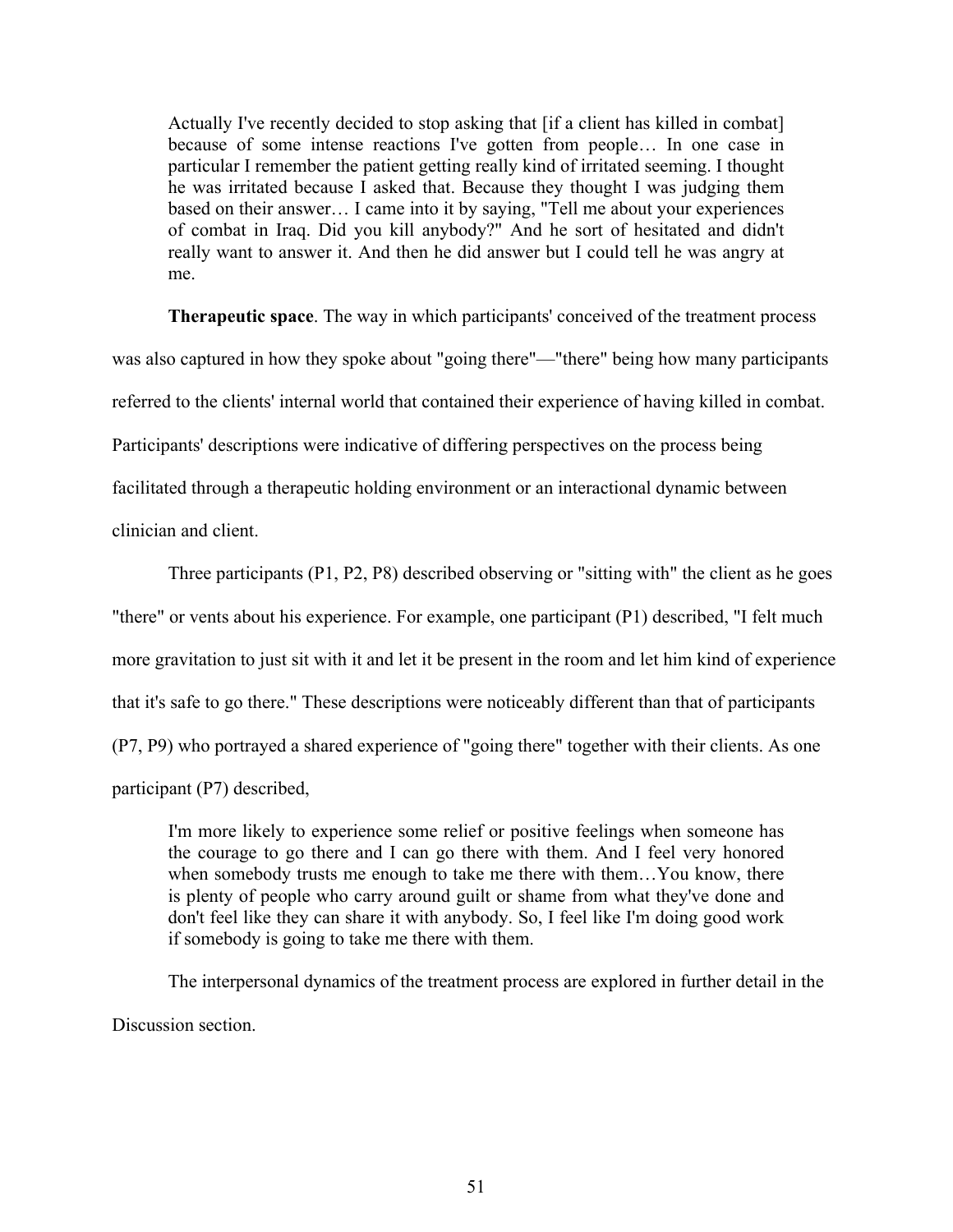> Actually I've recently decided to stop asking that [if a client has killed in combat] because of some intense reactions I've gotten from people… In one case in particular I remember the patient getting really kind of irritated seeming. I thought he was irritated because I asked that. Because they thought I was judging them based on their answer… I came into it by saying, "Tell me about your experiences of combat in Iraq. Did you kill anybody?" And he sort of hesitated and didn't really want to answer it. And then he did answer but I could tell he was angry at me.

**Therapeutic space**. The way in which participants' conceived of the treatment process was also captured in how they spoke about "going there"—"there" being how many participants referred to the clients' internal world that contained their experience of having killed in combat. Participants' descriptions were indicative of differing perspectives on the process being facilitated through a therapeutic holding environment or an interactional dynamic between clinician and client.

Three participants (P1, P2, P8) described observing or "sitting with" the client as he goes "there" or vents about his experience. For example, one participant (P1) described, "I felt much more gravitation to just sit with it and let it be present in the room and let him kind of experience that it's safe to go there." These descriptions were noticeably different than that of participants (P7, P9) who portrayed a shared experience of "going there" together with their clients. As one participant (P7) described,

> I'm more likely to experience some relief or positive feelings when someone has the courage to go there and I can go there with them. And I feel very honored when somebody trusts me enough to take me there with them…You know, there is plenty of people who carry around guilt or shame from what they've done and don't feel like they can share it with anybody. So, I feel like I'm doing good work if somebody is going to take me there with them.

The interpersonal dynamics of the treatment process are explored in further detail in the Discussion section.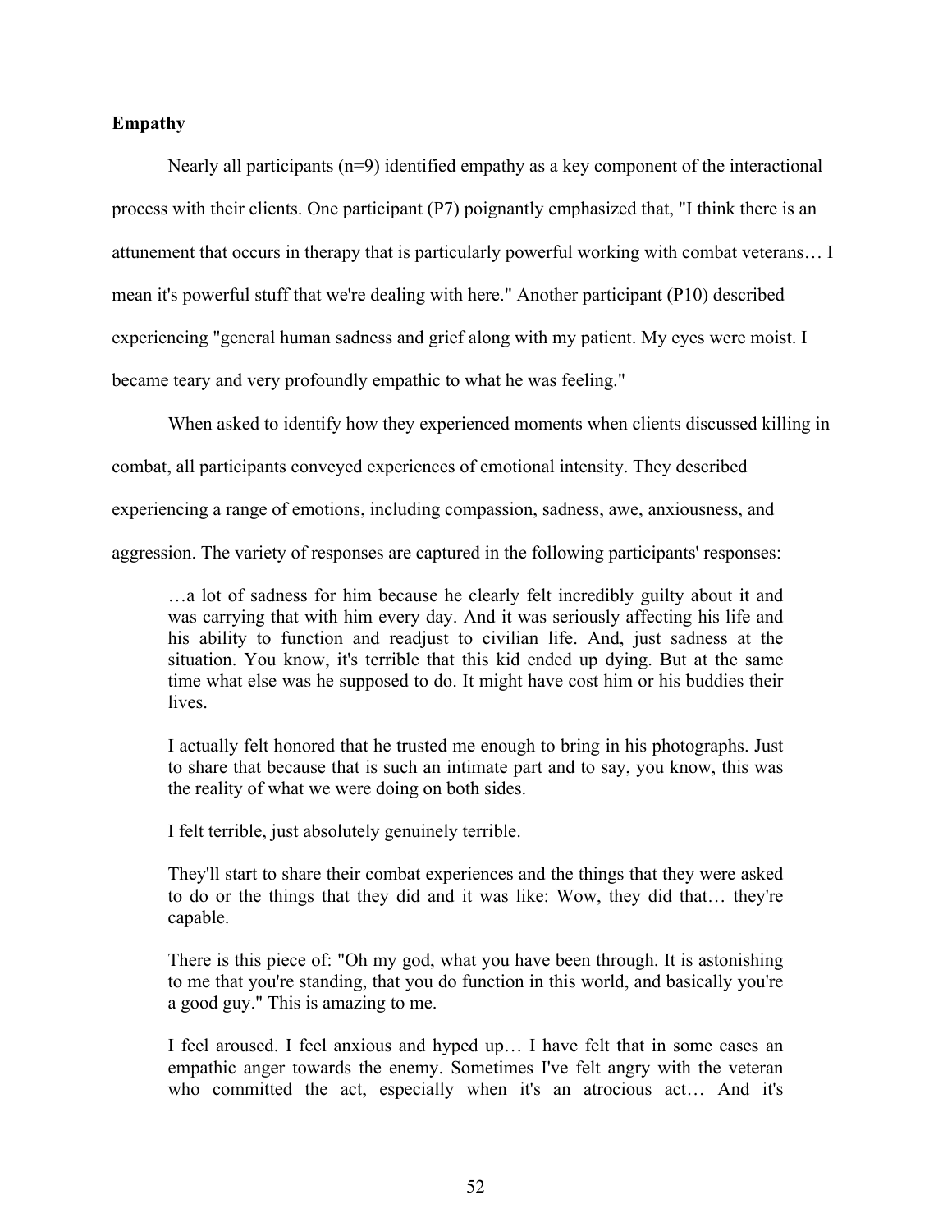**Empathy**

Nearly all participants (n=9) identified empathy as a key component of the interactional process with their clients. One participant (P7) poignantly emphasized that, "I think there is an attunement that occurs in therapy that is particularly powerful working with combat veterans… I mean it's powerful stuff that we're dealing with here." Another participant (P10) described experiencing "general human sadness and grief along with my patient. My eyes were moist. I became teary and very profoundly empathic to what he was feeling."

When asked to identify how they experienced moments when clients discussed killing in combat, all participants conveyed experiences of emotional intensity. They described experiencing a range of emotions, including compassion, sadness, awe, anxiousness, and aggression. The variety of responses are captured in the following participants' responses:

> …a lot of sadness for him because he clearly felt incredibly guilty about it and was carrying that with him every day. And it was seriously affecting his life and his ability to function and readjust to civilian life. And, just sadness at the situation. You know, it's terrible that this kid ended up dying. But at the same time what else was he supposed to do. It might have cost him or his buddies their lives.
>
> I actually felt honored that he trusted me enough to bring in his photographs. Just to share that because that is such an intimate part and to say, you know, this was the reality of what we were doing on both sides.
>
> I felt terrible, just absolutely genuinely terrible.
>
> They'll start to share their combat experiences and the things that they were asked to do or the things that they did and it was like: Wow, they did that… they're capable.
>
> There is this piece of: "Oh my god, what you have been through. It is astonishing to me that you're standing, that you do function in this world, and basically you're a good guy." This is amazing to me.
>
> I feel aroused. I feel anxious and hyped up… I have felt that in some cases an empathic anger towards the enemy. Sometimes I've felt angry with the veteran who committed the act, especially when it's an atrocious act… And it's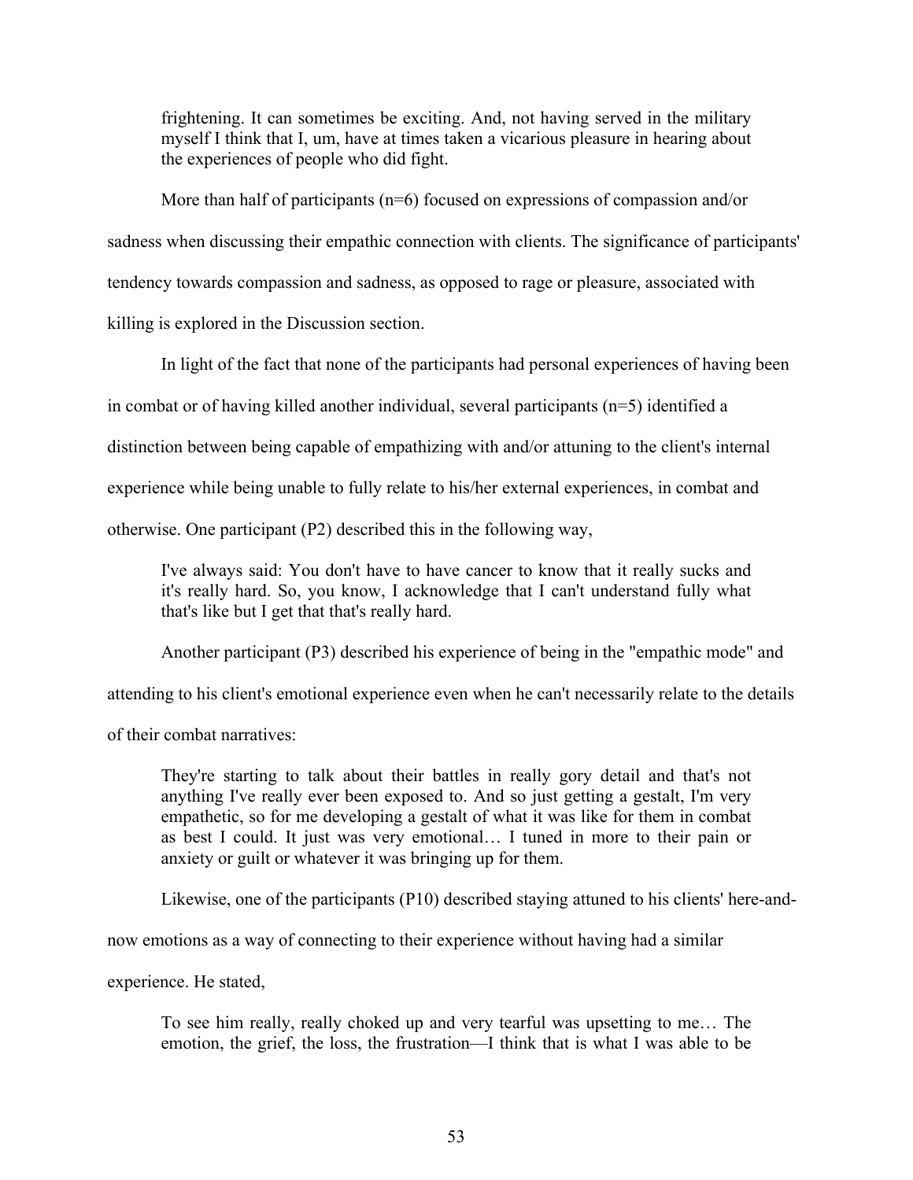> frightening. It can sometimes be exciting. And, not having served in the military myself I think that I, um, have at times taken a vicarious pleasure in hearing about the experiences of people who did fight.

More than half of participants (n=6) focused on expressions of compassion and/or sadness when discussing their empathic connection with clients. The significance of participants' tendency towards compassion and sadness, as opposed to rage or pleasure, associated with killing is explored in the Discussion section.

In light of the fact that none of the participants had personal experiences of having been in combat or of having killed another individual, several participants (n=5) identified a distinction between being capable of empathizing with and/or attuning to the client's internal experience while being unable to fully relate to his/her external experiences, in combat and otherwise. One participant (P2) described this in the following way,

> I've always said: You don't have to have cancer to know that it really sucks and it's really hard. So, you know, I acknowledge that I can't understand fully what that's like but I get that that's really hard.

Another participant (P3) described his experience of being in the "empathic mode" and attending to his client's emotional experience even when he can't necessarily relate to the details of their combat narratives:

> They're starting to talk about their battles in really gory detail and that's not anything I've really ever been exposed to. And so just getting a gestalt, I'm very empathetic, so for me developing a gestalt of what it was like for them in combat as best I could. It just was very emotional… I tuned in more to their pain or anxiety or guilt or whatever it was bringing up for them.

Likewise, one of the participants (P10) described staying attuned to his clients' here-and-now emotions as a way of connecting to their experience without having had a similar experience. He stated,

> To see him really, really choked up and very tearful was upsetting to me… The emotion, the grief, the loss, the frustration—I think that is what I was able to be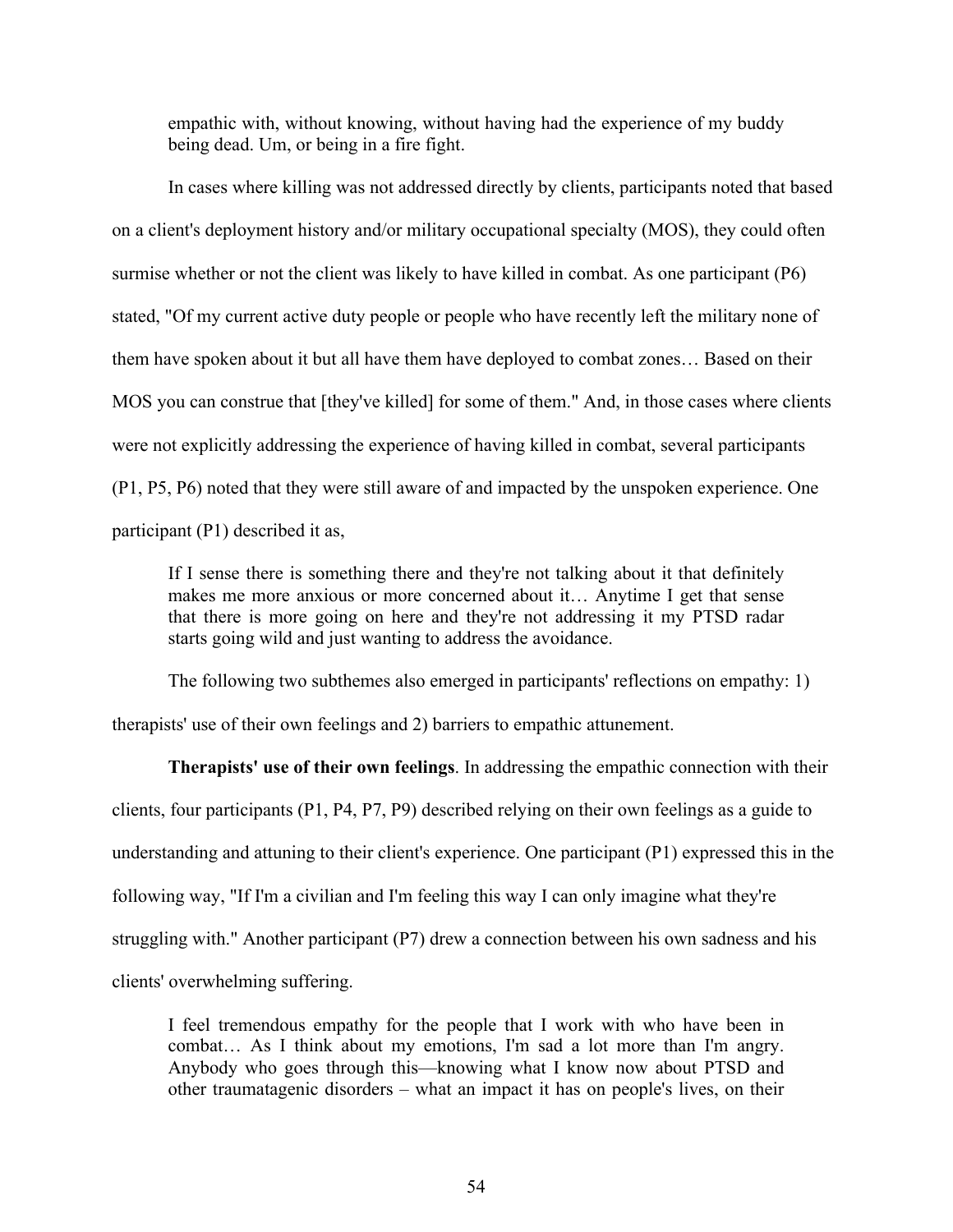> empathic with, without knowing, without having had the experience of my buddy being dead. Um, or being in a fire fight.

In cases where killing was not addressed directly by clients, participants noted that based on a client's deployment history and/or military occupational specialty (MOS), they could often surmise whether or not the client was likely to have killed in combat. As one participant (P6) stated, "Of my current active duty people or people who have recently left the military none of them have spoken about it but all have them have deployed to combat zones… Based on their MOS you can construe that [they've killed] for some of them." And, in those cases where clients were not explicitly addressing the experience of having killed in combat, several participants (P1, P5, P6) noted that they were still aware of and impacted by the unspoken experience. One participant (P1) described it as,

> If I sense there is something there and they're not talking about it that definitely makes me more anxious or more concerned about it… Anytime I get that sense that there is more going on here and they're not addressing it my PTSD radar starts going wild and just wanting to address the avoidance.

The following two subthemes also emerged in participants' reflections on empathy: 1) therapists' use of their own feelings and 2) barriers to empathic attunement.

**Therapists' use of their own feelings**. In addressing the empathic connection with their clients, four participants (P1, P4, P7, P9) described relying on their own feelings as a guide to understanding and attuning to their client's experience. One participant (P1) expressed this in the following way, "If I'm a civilian and I'm feeling this way I can only imagine what they're struggling with." Another participant (P7) drew a connection between his own sadness and his clients' overwhelming suffering.

> I feel tremendous empathy for the people that I work with who have been in combat… As I think about my emotions, I'm sad a lot more than I'm angry. Anybody who goes through this—knowing what I know now about PTSD and other traumatagenic disorders – what an impact it has on people's lives, on their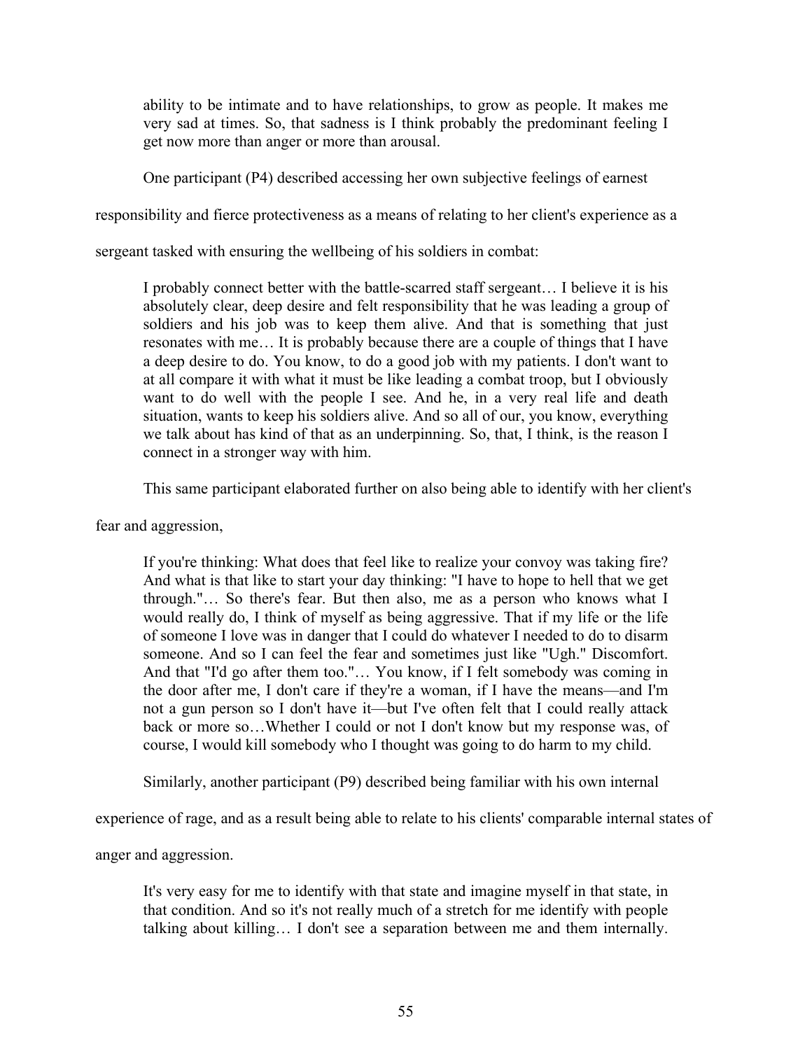> ability to be intimate and to have relationships, to grow as people. It makes me very sad at times. So, that sadness is I think probably the predominant feeling I get now more than anger or more than arousal.

One participant (P4) described accessing her own subjective feelings of earnest responsibility and fierce protectiveness as a means of relating to her client's experience as a sergeant tasked with ensuring the wellbeing of his soldiers in combat:

> I probably connect better with the battle-scarred staff sergeant… I believe it is his absolutely clear, deep desire and felt responsibility that he was leading a group of soldiers and his job was to keep them alive. And that is something that just resonates with me… It is probably because there are a couple of things that I have a deep desire to do. You know, to do a good job with my patients. I don't want to at all compare it with what it must be like leading a combat troop, but I obviously want to do well with the people I see. And he, in a very real life and death situation, wants to keep his soldiers alive. And so all of our, you know, everything we talk about has kind of that as an underpinning. So, that, I think, is the reason I connect in a stronger way with him.

This same participant elaborated further on also being able to identify with her client's fear and aggression,

> If you're thinking: What does that feel like to realize your convoy was taking fire? And what is that like to start your day thinking: "I have to hope to hell that we get through."… So there's fear. But then also, me as a person who knows what I would really do, I think of myself as being aggressive. That if my life or the life of someone I love was in danger that I could do whatever I needed to do to disarm someone. And so I can feel the fear and sometimes just like "Ugh." Discomfort. And that "I'd go after them too."… You know, if I felt somebody was coming in the door after me, I don't care if they're a woman, if I have the means—and I'm not a gun person so I don't have it—but I've often felt that I could really attack back or more so…Whether I could or not I don't know but my response was, of course, I would kill somebody who I thought was going to do harm to my child.

Similarly, another participant (P9) described being familiar with his own internal experience of rage, and as a result being able to relate to his clients' comparable internal states of anger and aggression.

> It's very easy for me to identify with that state and imagine myself in that state, in that condition. And so it's not really much of a stretch for me identify with people talking about killing… I don't see a separation between me and them internally.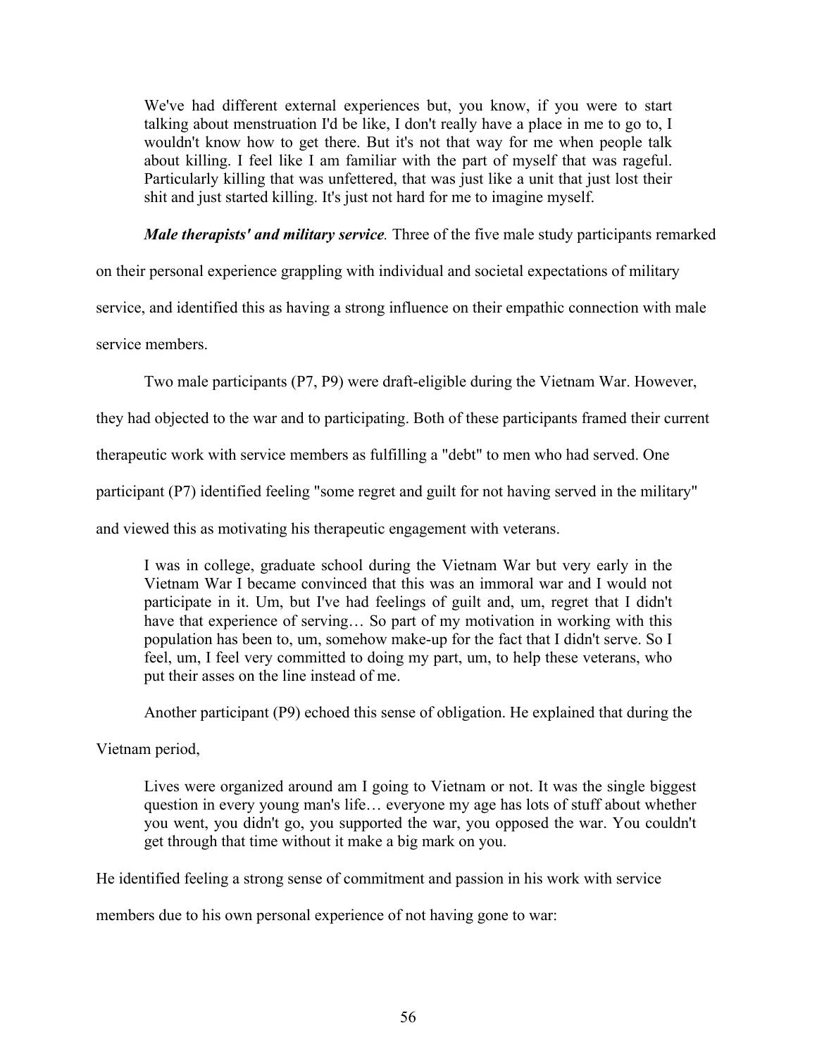> We've had different external experiences but, you know, if you were to start talking about menstruation I'd be like, I don't really have a place in me to go to, I wouldn't know how to get there. But it's not that way for me when people talk about killing. I feel like I am familiar with the part of myself that was rageful. Particularly killing that was unfettered, that was just like a unit that just lost their shit and just started killing. It's just not hard for me to imagine myself.

***Male therapists' and military service.*** Three of the five male study participants remarked on their personal experience grappling with individual and societal expectations of military service, and identified this as having a strong influence on their empathic connection with male service members.

Two male participants (P7, P9) were draft-eligible during the Vietnam War. However, they had objected to the war and to participating. Both of these participants framed their current therapeutic work with service members as fulfilling a "debt" to men who had served. One participant (P7) identified feeling "some regret and guilt for not having served in the military" and viewed this as motivating his therapeutic engagement with veterans.

> I was in college, graduate school during the Vietnam War but very early in the Vietnam War I became convinced that this was an immoral war and I would not participate in it. Um, but I've had feelings of guilt and, um, regret that I didn't have that experience of serving… So part of my motivation in working with this population has been to, um, somehow make-up for the fact that I didn't serve. So I feel, um, I feel very committed to doing my part, um, to help these veterans, who put their asses on the line instead of me.

Another participant (P9) echoed this sense of obligation. He explained that during the Vietnam period,

> Lives were organized around am I going to Vietnam or not. It was the single biggest question in every young man's life… everyone my age has lots of stuff about whether you went, you didn't go, you supported the war, you opposed the war. You couldn't get through that time without it make a big mark on you.

He identified feeling a strong sense of commitment and passion in his work with service members due to his own personal experience of not having gone to war: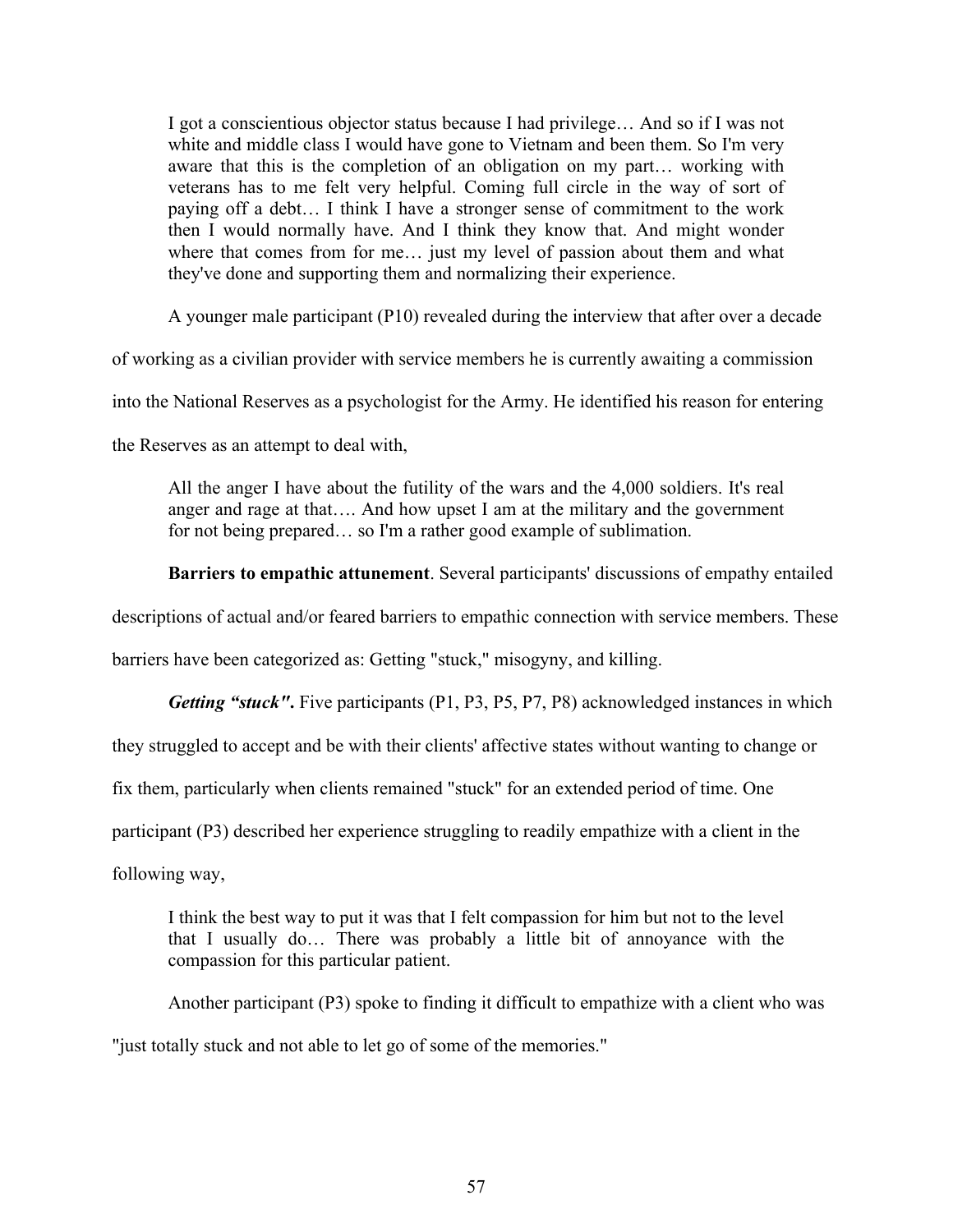> I got a conscientious objector status because I had privilege… And so if I was not white and middle class I would have gone to Vietnam and been them. So I'm very aware that this is the completion of an obligation on my part… working with veterans has to me felt very helpful. Coming full circle in the way of sort of paying off a debt… I think I have a stronger sense of commitment to the work then I would normally have. And I think they know that. And might wonder where that comes from for me… just my level of passion about them and what they've done and supporting them and normalizing their experience.

A younger male participant (P10) revealed during the interview that after over a decade of working as a civilian provider with service members he is currently awaiting a commission into the National Reserves as a psychologist for the Army. He identified his reason for entering the Reserves as an attempt to deal with,

> All the anger I have about the futility of the wars and the 4,000 soldiers. It's real anger and rage at that…. And how upset I am at the military and the government for not being prepared… so I'm a rather good example of sublimation.

**Barriers to empathic attunement**. Several participants' discussions of empathy entailed descriptions of actual and/or feared barriers to empathic connection with service members. These barriers have been categorized as: Getting "stuck," misogyny, and killing.

***Getting "stuck".*** Five participants (P1, P3, P5, P7, P8) acknowledged instances in which they struggled to accept and be with their clients' affective states without wanting to change or fix them, particularly when clients remained "stuck" for an extended period of time. One participant (P3) described her experience struggling to readily empathize with a client in the following way,

> I think the best way to put it was that I felt compassion for him but not to the level that I usually do… There was probably a little bit of annoyance with the compassion for this particular patient.

Another participant (P3) spoke to finding it difficult to empathize with a client who was "just totally stuck and not able to let go of some of the memories."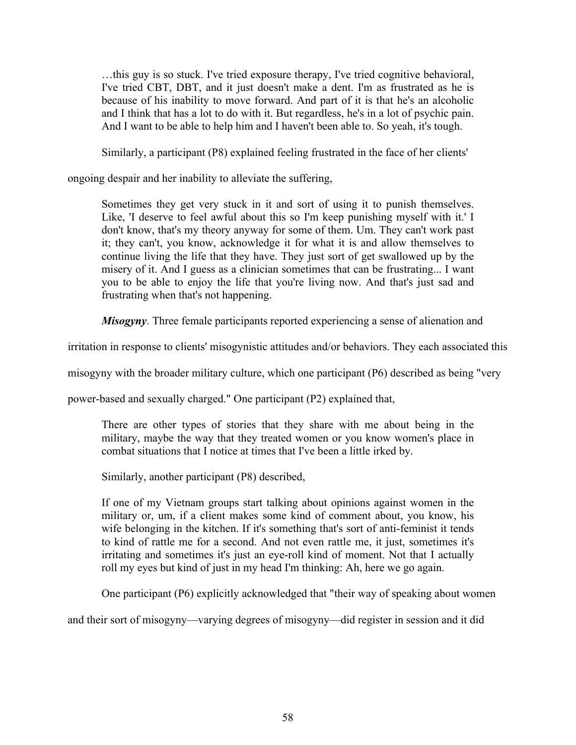> …this guy is so stuck. I've tried exposure therapy, I've tried cognitive behavioral, I've tried CBT, DBT, and it just doesn't make a dent. I'm as frustrated as he is because of his inability to move forward. And part of it is that he's an alcoholic and I think that has a lot to do with it. But regardless, he's in a lot of psychic pain. And I want to be able to help him and I haven't been able to. So yeah, it's tough.

Similarly, a participant (P8) explained feeling frustrated in the face of her clients' ongoing despair and her inability to alleviate the suffering,

> Sometimes they get very stuck in it and sort of using it to punish themselves. Like, 'I deserve to feel awful about this so I'm keep punishing myself with it.' I don't know, that's my theory anyway for some of them. Um. They can't work past it; they can't, you know, acknowledge it for what it is and allow themselves to continue living the life that they have. They just sort of get swallowed up by the misery of it. And I guess as a clinician sometimes that can be frustrating... I want you to be able to enjoy the life that you're living now. And that's just sad and frustrating when that's not happening.

***Misogyny***. Three female participants reported experiencing a sense of alienation and irritation in response to clients' misogynistic attitudes and/or behaviors. They each associated this misogyny with the broader military culture, which one participant (P6) described as being "very power-based and sexually charged." One participant (P2) explained that,

> There are other types of stories that they share with me about being in the military, maybe the way that they treated women or you know women's place in combat situations that I notice at times that I've been a little irked by.

Similarly, another participant (P8) described,

> If one of my Vietnam groups start talking about opinions against women in the military or, um, if a client makes some kind of comment about, you know, his wife belonging in the kitchen. If it's something that's sort of anti-feminist it tends to kind of rattle me for a second. And not even rattle me, it just, sometimes it's irritating and sometimes it's just an eye-roll kind of moment. Not that I actually roll my eyes but kind of just in my head I'm thinking: Ah, here we go again.

One participant (P6) explicitly acknowledged that "their way of speaking about women and their sort of misogyny—varying degrees of misogyny—did register in session and it did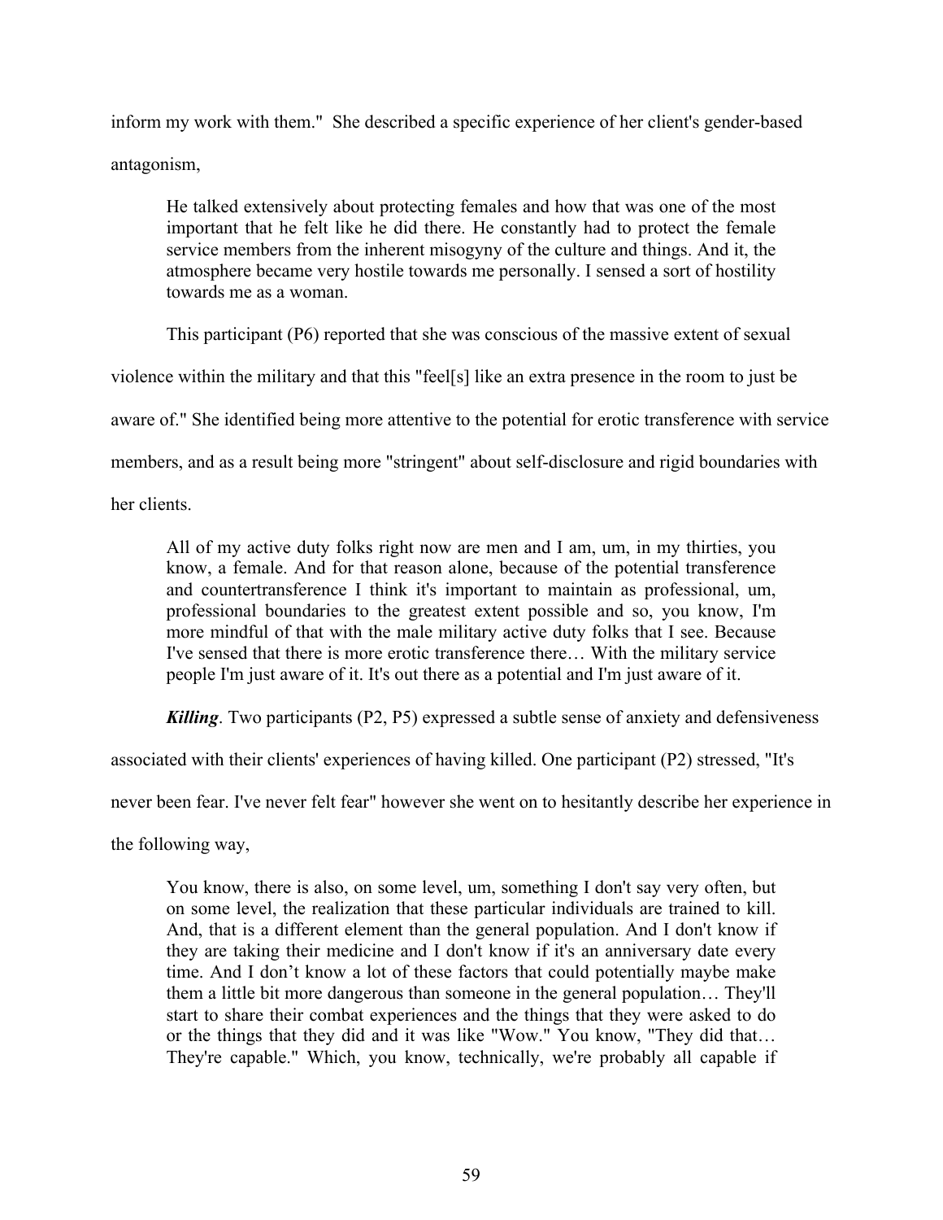inform my work with them." She described a specific experience of her client's gender-based antagonism,

> He talked extensively about protecting females and how that was one of the most important that he felt like he did there. He constantly had to protect the female service members from the inherent misogyny of the culture and things. And it, the atmosphere became very hostile towards me personally. I sensed a sort of hostility towards me as a woman.

This participant (P6) reported that she was conscious of the massive extent of sexual violence within the military and that this "feel[s] like an extra presence in the room to just be aware of." She identified being more attentive to the potential for erotic transference with service members, and as a result being more "stringent" about self-disclosure and rigid boundaries with her clients.

> All of my active duty folks right now are men and I am, um, in my thirties, you know, a female. And for that reason alone, because of the potential transference and countertransference I think it's important to maintain as professional, um, professional boundaries to the greatest extent possible and so, you know, I'm more mindful of that with the male military active duty folks that I see. Because I've sensed that there is more erotic transference there… With the military service people I'm just aware of it. It's out there as a potential and I'm just aware of it.

***Killing***. Two participants (P2, P5) expressed a subtle sense of anxiety and defensiveness associated with their clients' experiences of having killed. One participant (P2) stressed, "It's never been fear. I've never felt fear" however she went on to hesitantly describe her experience in the following way,

> You know, there is also, on some level, um, something I don't say very often, but on some level, the realization that these particular individuals are trained to kill. And, that is a different element than the general population. And I don't know if they are taking their medicine and I don't know if it's an anniversary date every time. And I don't know a lot of these factors that could potentially maybe make them a little bit more dangerous than someone in the general population… They'll start to share their combat experiences and the things that they were asked to do or the things that they did and it was like "Wow." You know, "They did that… They're capable." Which, you know, technically, we're probably all capable if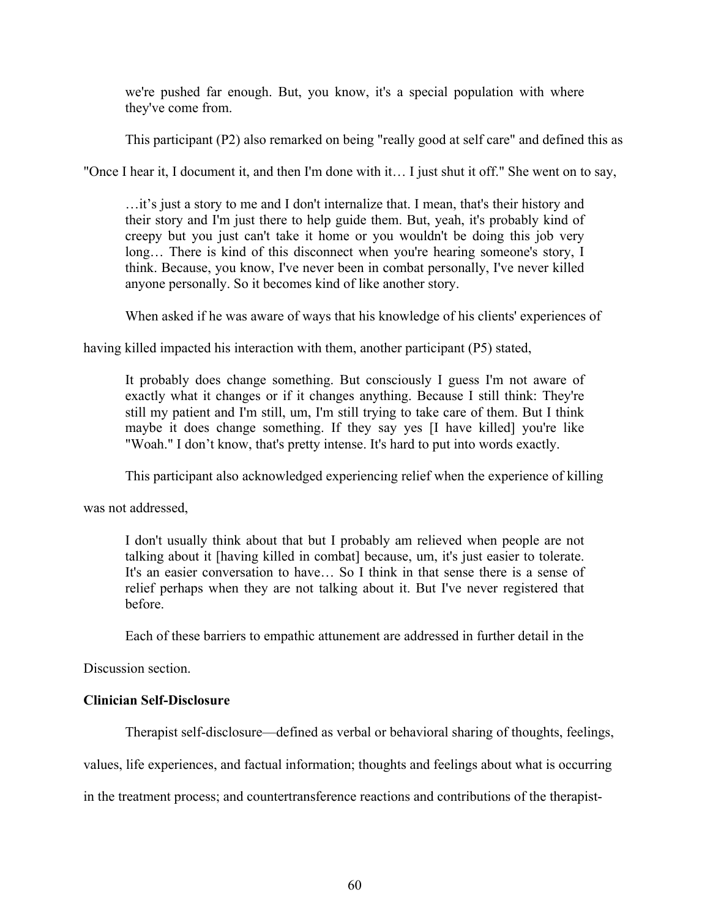> we're pushed far enough. But, you know, it's a special population with where they've come from.

This participant (P2) also remarked on being "really good at self care" and defined this as "Once I hear it, I document it, and then I'm done with it… I just shut it off." She went on to say,

> …it's just a story to me and I don't internalize that. I mean, that's their history and their story and I'm just there to help guide them. But, yeah, it's probably kind of creepy but you just can't take it home or you wouldn't be doing this job very long… There is kind of this disconnect when you're hearing someone's story, I think. Because, you know, I've never been in combat personally, I've never killed anyone personally. So it becomes kind of like another story.

When asked if he was aware of ways that his knowledge of his clients' experiences of having killed impacted his interaction with them, another participant (P5) stated,

> It probably does change something. But consciously I guess I'm not aware of exactly what it changes or if it changes anything. Because I still think: They're still my patient and I'm still, um, I'm still trying to take care of them. But I think maybe it does change something. If they say yes [I have killed] you're like "Woah." I don't know, that's pretty intense. It's hard to put into words exactly.

This participant also acknowledged experiencing relief when the experience of killing was not addressed,

> I don't usually think about that but I probably am relieved when people are not talking about it [having killed in combat] because, um, it's just easier to tolerate. It's an easier conversation to have… So I think in that sense there is a sense of relief perhaps when they are not talking about it. But I've never registered that before.

Each of these barriers to empathic attunement are addressed in further detail in the Discussion section.

**Clinician Self-Disclosure**

Therapist self-disclosure—defined as verbal or behavioral sharing of thoughts, feelings, values, life experiences, and factual information; thoughts and feelings about what is occurring in the treatment process; and countertransference reactions and contributions of the therapist-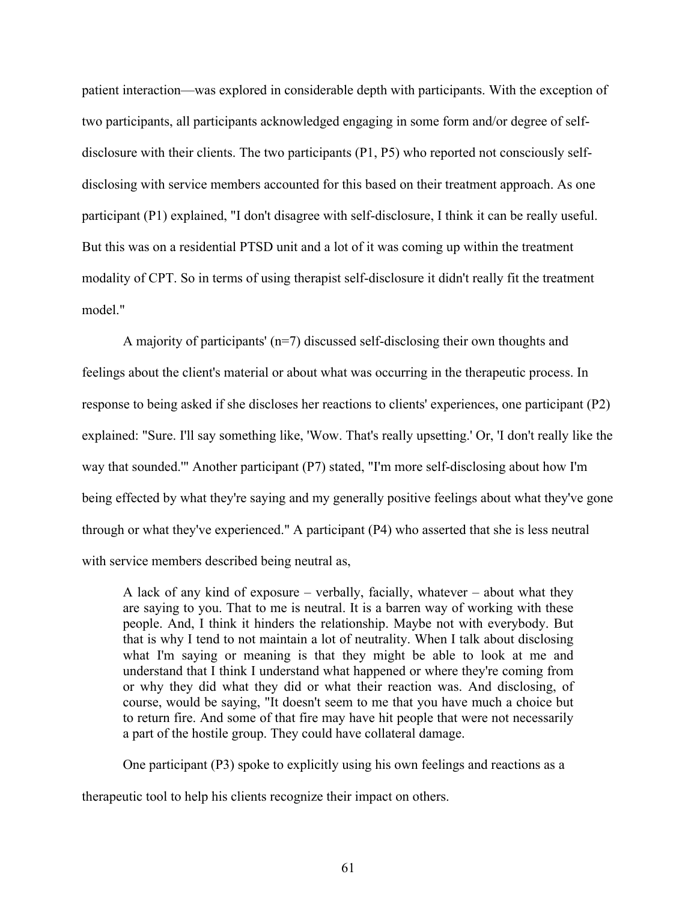patient interaction—was explored in considerable depth with participants. With the exception of two participants, all participants acknowledged engaging in some form and/or degree of self-disclosure with their clients. The two participants (P1, P5) who reported not consciously self-disclosing with service members accounted for this based on their treatment approach. As one participant (P1) explained, "I don't disagree with self-disclosure, I think it can be really useful. But this was on a residential PTSD unit and a lot of it was coming up within the treatment modality of CPT. So in terms of using therapist self-disclosure it didn't really fit the treatment model."

A majority of participants' (n=7) discussed self-disclosing their own thoughts and feelings about the client's material or about what was occurring in the therapeutic process. In response to being asked if she discloses her reactions to clients' experiences, one participant (P2) explained: "Sure. I'll say something like, 'Wow. That's really upsetting.' Or, 'I don't really like the way that sounded.'" Another participant (P7) stated, "I'm more self-disclosing about how I'm being effected by what they're saying and my generally positive feelings about what they've gone through or what they've experienced." A participant (P4) who asserted that she is less neutral with service members described being neutral as,

> A lack of any kind of exposure – verbally, facially, whatever – about what they are saying to you. That to me is neutral. It is a barren way of working with these people. And, I think it hinders the relationship. Maybe not with everybody. But that is why I tend to not maintain a lot of neutrality. When I talk about disclosing what I'm saying or meaning is that they might be able to look at me and understand that I think I understand what happened or where they're coming from or why they did what they did or what their reaction was. And disclosing, of course, would be saying, "It doesn't seem to me that you have much a choice but to return fire. And some of that fire may have hit people that were not necessarily a part of the hostile group. They could have collateral damage.

One participant (P3) spoke to explicitly using his own feelings and reactions as a therapeutic tool to help his clients recognize their impact on others.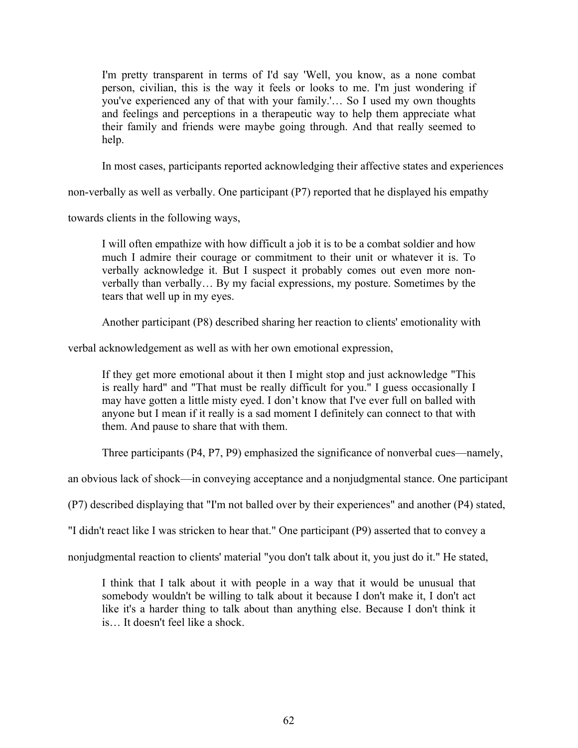> I'm pretty transparent in terms of I'd say 'Well, you know, as a none combat person, civilian, this is the way it feels or looks to me. I'm just wondering if you've experienced any of that with your family.'… So I used my own thoughts and feelings and perceptions in a therapeutic way to help them appreciate what their family and friends were maybe going through. And that really seemed to help.

In most cases, participants reported acknowledging their affective states and experiences non-verbally as well as verbally. One participant (P7) reported that he displayed his empathy towards clients in the following ways,

> I will often empathize with how difficult a job it is to be a combat soldier and how much I admire their courage or commitment to their unit or whatever it is. To verbally acknowledge it. But I suspect it probably comes out even more non-verbally than verbally… By my facial expressions, my posture. Sometimes by the tears that well up in my eyes.

Another participant (P8) described sharing her reaction to clients' emotionality with verbal acknowledgement as well as with her own emotional expression,

> If they get more emotional about it then I might stop and just acknowledge "This is really hard" and "That must be really difficult for you." I guess occasionally I may have gotten a little misty eyed. I don't know that I've ever full on balled with anyone but I mean if it really is a sad moment I definitely can connect to that with them. And pause to share that with them.

Three participants (P4, P7, P9) emphasized the significance of nonverbal cues—namely, an obvious lack of shock—in conveying acceptance and a nonjudgmental stance. One participant (P7) described displaying that "I'm not balled over by their experiences" and another (P4) stated, "I didn't react like I was stricken to hear that." One participant (P9) asserted that to convey a nonjudgmental reaction to clients' material "you don't talk about it, you just do it." He stated,

> I think that I talk about it with people in a way that it would be unusual that somebody wouldn't be willing to talk about it because I don't make it, I don't act like it's a harder thing to talk about than anything else. Because I don't think it is… It doesn't feel like a shock.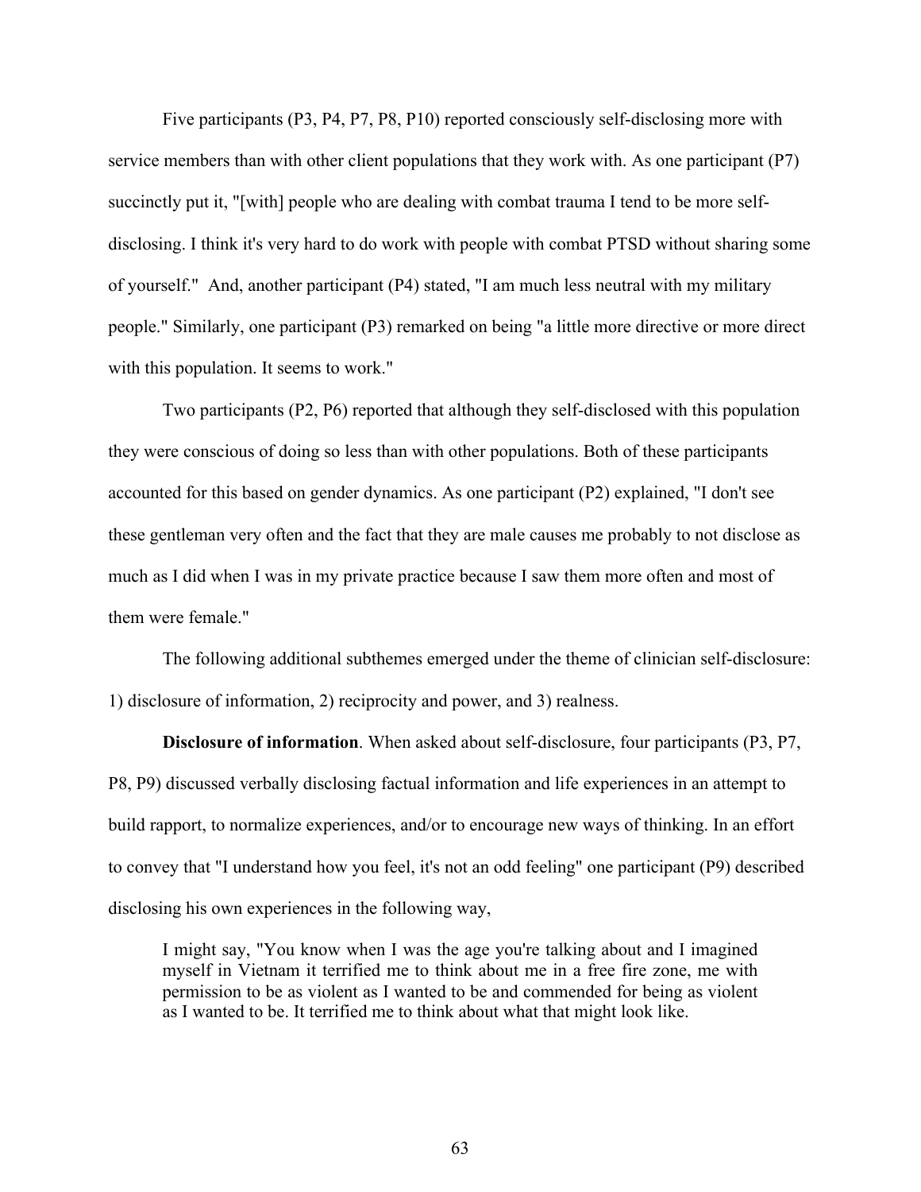Five participants (P3, P4, P7, P8, P10) reported consciously self-disclosing more with service members than with other client populations that they work with. As one participant (P7) succinctly put it, "[with] people who are dealing with combat trauma I tend to be more self-disclosing. I think it's very hard to do work with people with combat PTSD without sharing some of yourself." And, another participant (P4) stated, "I am much less neutral with my military people." Similarly, one participant (P3) remarked on being "a little more directive or more direct with this population. It seems to work."

Two participants (P2, P6) reported that although they self-disclosed with this population they were conscious of doing so less than with other populations. Both of these participants accounted for this based on gender dynamics. As one participant (P2) explained, "I don't see these gentleman very often and the fact that they are male causes me probably to not disclose as much as I did when I was in my private practice because I saw them more often and most of them were female."

The following additional subthemes emerged under the theme of clinician self-disclosure: 1) disclosure of information, 2) reciprocity and power, and 3) realness.

**Disclosure of information**. When asked about self-disclosure, four participants (P3, P7, P8, P9) discussed verbally disclosing factual information and life experiences in an attempt to build rapport, to normalize experiences, and/or to encourage new ways of thinking. In an effort to convey that "I understand how you feel, it's not an odd feeling" one participant (P9) described disclosing his own experiences in the following way,

> I might say, "You know when I was the age you're talking about and I imagined myself in Vietnam it terrified me to think about me in a free fire zone, me with permission to be as violent as I wanted to be and commended for being as violent as I wanted to be. It terrified me to think about what that might look like.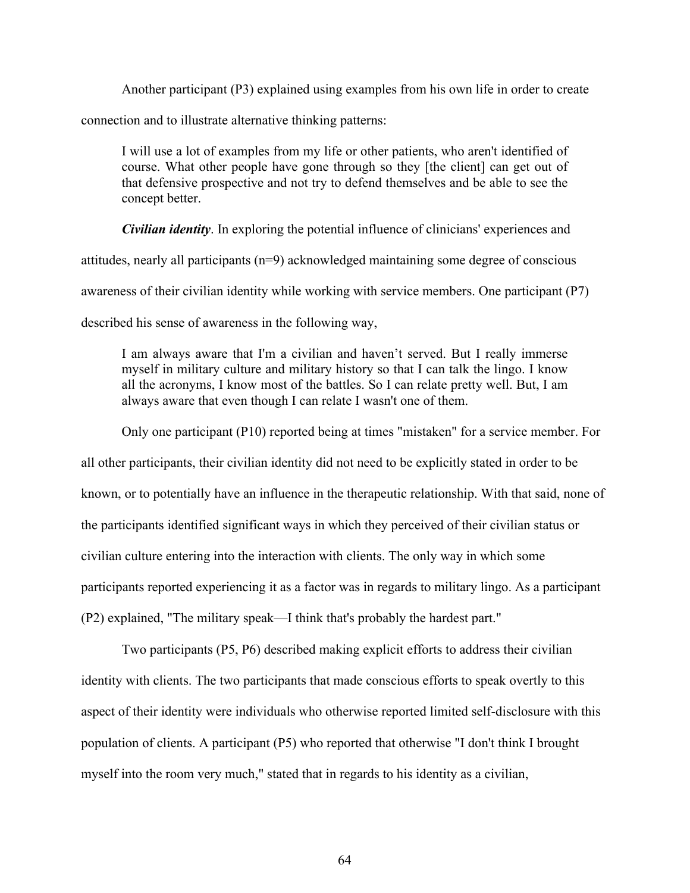Another participant (P3) explained using examples from his own life in order to create connection and to illustrate alternative thinking patterns:

> I will use a lot of examples from my life or other patients, who aren't identified of course. What other people have gone through so they [the client] can get out of that defensive prospective and not try to defend themselves and be able to see the concept better.

***Civilian identity***. In exploring the potential influence of clinicians' experiences and attitudes, nearly all participants (n=9) acknowledged maintaining some degree of conscious awareness of their civilian identity while working with service members. One participant (P7) described his sense of awareness in the following way,

> I am always aware that I'm a civilian and haven't served. But I really immerse myself in military culture and military history so that I can talk the lingo. I know all the acronyms, I know most of the battles. So I can relate pretty well. But, I am always aware that even though I can relate I wasn't one of them.

Only one participant (P10) reported being at times "mistaken" for a service member. For all other participants, their civilian identity did not need to be explicitly stated in order to be known, or to potentially have an influence in the therapeutic relationship. With that said, none of the participants identified significant ways in which they perceived of their civilian status or civilian culture entering into the interaction with clients. The only way in which some participants reported experiencing it as a factor was in regards to military lingo. As a participant (P2) explained, "The military speak—I think that's probably the hardest part."

Two participants (P5, P6) described making explicit efforts to address their civilian identity with clients. The two participants that made conscious efforts to speak overtly to this aspect of their identity were individuals who otherwise reported limited self-disclosure with this population of clients. A participant (P5) who reported that otherwise "I don't think I brought myself into the room very much," stated that in regards to his identity as a civilian,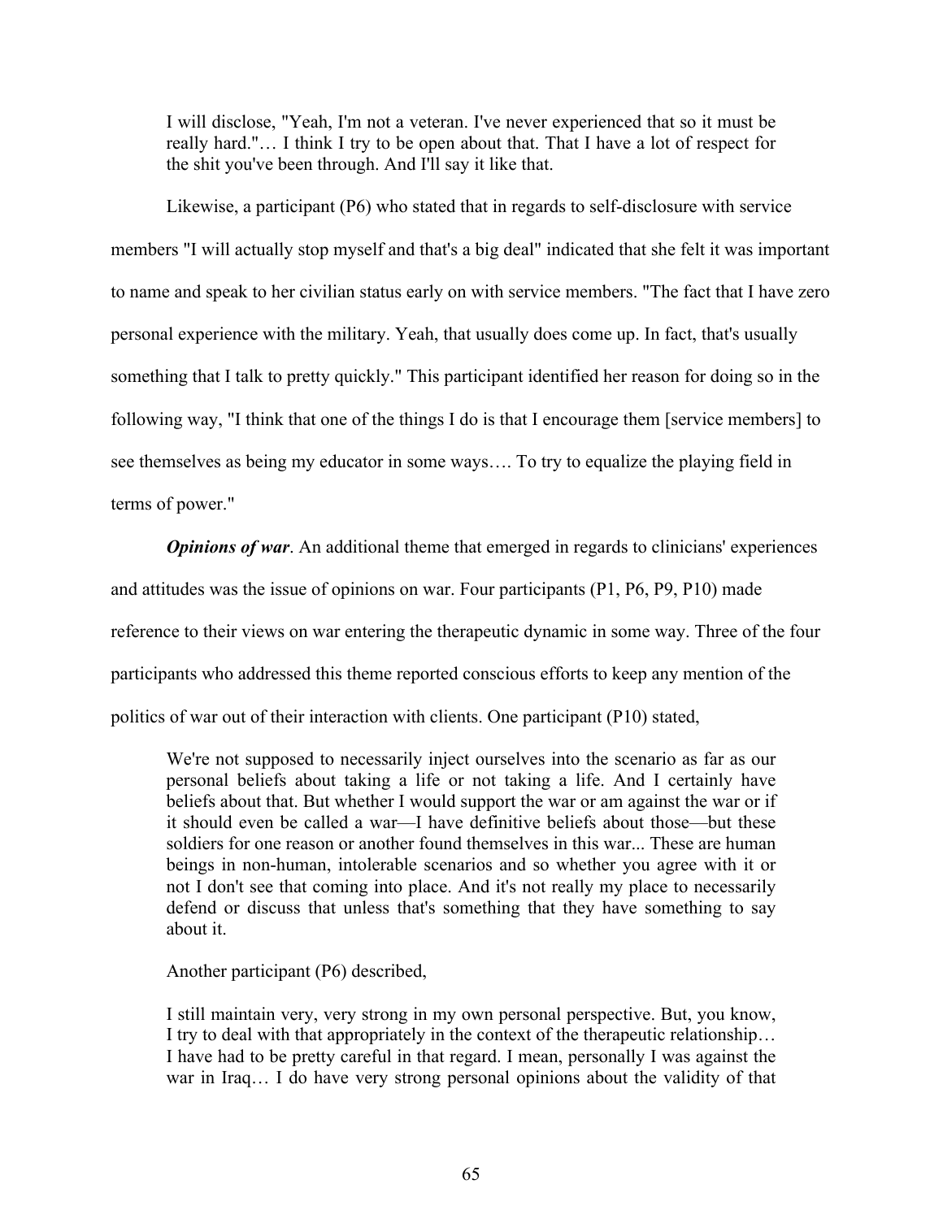> I will disclose, "Yeah, I'm not a veteran. I've never experienced that so it must be really hard."… I think I try to be open about that. That I have a lot of respect for the shit you've been through. And I'll say it like that.

Likewise, a participant (P6) who stated that in regards to self-disclosure with service members "I will actually stop myself and that's a big deal" indicated that she felt it was important to name and speak to her civilian status early on with service members. "The fact that I have zero personal experience with the military. Yeah, that usually does come up. In fact, that's usually something that I talk to pretty quickly." This participant identified her reason for doing so in the following way, "I think that one of the things I do is that I encourage them [service members] to see themselves as being my educator in some ways…. To try to equalize the playing field in terms of power."

***Opinions of war***. An additional theme that emerged in regards to clinicians' experiences and attitudes was the issue of opinions on war. Four participants (P1, P6, P9, P10) made reference to their views on war entering the therapeutic dynamic in some way. Three of the four participants who addressed this theme reported conscious efforts to keep any mention of the politics of war out of their interaction with clients. One participant (P10) stated,

> We're not supposed to necessarily inject ourselves into the scenario as far as our personal beliefs about taking a life or not taking a life. And I certainly have beliefs about that. But whether I would support the war or am against the war or if it should even be called a war—I have definitive beliefs about those—but these soldiers for one reason or another found themselves in this war... These are human beings in non-human, intolerable scenarios and so whether you agree with it or not I don't see that coming into place. And it's not really my place to necessarily defend or discuss that unless that's something that they have something to say about it.

Another participant (P6) described,

> I still maintain very, very strong in my own personal perspective. But, you know, I try to deal with that appropriately in the context of the therapeutic relationship… I have had to be pretty careful in that regard. I mean, personally I was against the war in Iraq… I do have very strong personal opinions about the validity of that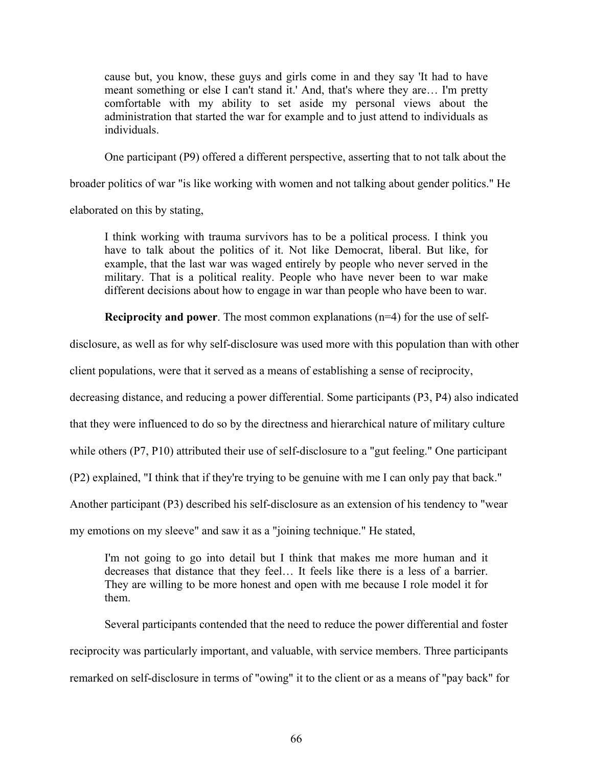> cause but, you know, these guys and girls come in and they say 'It had to have meant something or else I can't stand it.' And, that's where they are… I'm pretty comfortable with my ability to set aside my personal views about the administration that started the war for example and to just attend to individuals as individuals.

One participant (P9) offered a different perspective, asserting that to not talk about the broader politics of war "is like working with women and not talking about gender politics." He elaborated on this by stating,

> I think working with trauma survivors has to be a political process. I think you have to talk about the politics of it. Not like Democrat, liberal. But like, for example, that the last war was waged entirely by people who never served in the military. That is a political reality. People who have never been to war make different decisions about how to engage in war than people who have been to war.

**Reciprocity and power**. The most common explanations (n=4) for the use of self-disclosure, as well as for why self-disclosure was used more with this population than with other client populations, were that it served as a means of establishing a sense of reciprocity, decreasing distance, and reducing a power differential. Some participants (P3, P4) also indicated that they were influenced to do so by the directness and hierarchical nature of military culture while others (P7, P10) attributed their use of self-disclosure to a "gut feeling." One participant (P2) explained, "I think that if they're trying to be genuine with me I can only pay that back." Another participant (P3) described his self-disclosure as an extension of his tendency to "wear my emotions on my sleeve" and saw it as a "joining technique." He stated,

> I'm not going to go into detail but I think that makes me more human and it decreases that distance that they feel… It feels like there is a less of a barrier. They are willing to be more honest and open with me because I role model it for them.

Several participants contended that the need to reduce the power differential and foster reciprocity was particularly important, and valuable, with service members. Three participants remarked on self-disclosure in terms of "owing" it to the client or as a means of "pay back" for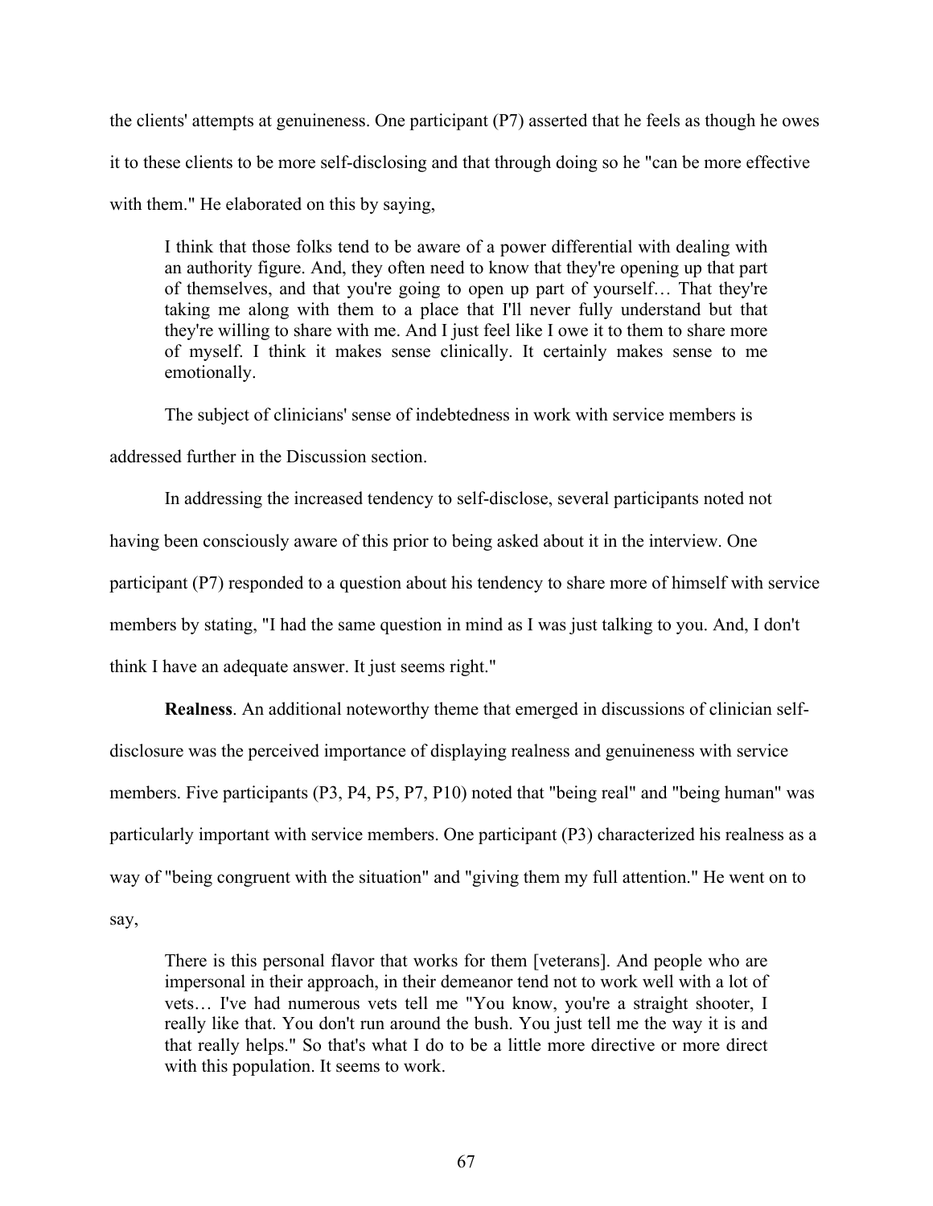the clients' attempts at genuineness. One participant (P7) asserted that he feels as though he owes it to these clients to be more self-disclosing and that through doing so he "can be more effective with them." He elaborated on this by saying,

> I think that those folks tend to be aware of a power differential with dealing with an authority figure. And, they often need to know that they're opening up that part of themselves, and that you're going to open up part of yourself… That they're taking me along with them to a place that I'll never fully understand but that they're willing to share with me. And I just feel like I owe it to them to share more of myself. I think it makes sense clinically. It certainly makes sense to me emotionally.

The subject of clinicians' sense of indebtedness in work with service members is addressed further in the Discussion section.

In addressing the increased tendency to self-disclose, several participants noted not having been consciously aware of this prior to being asked about it in the interview. One participant (P7) responded to a question about his tendency to share more of himself with service members by stating, "I had the same question in mind as I was just talking to you. And, I don't think I have an adequate answer. It just seems right."

**Realness**. An additional noteworthy theme that emerged in discussions of clinician self-disclosure was the perceived importance of displaying realness and genuineness with service members. Five participants (P3, P4, P5, P7, P10) noted that "being real" and "being human" was particularly important with service members. One participant (P3) characterized his realness as a way of "being congruent with the situation" and "giving them my full attention." He went on to say,

> There is this personal flavor that works for them [veterans]. And people who are impersonal in their approach, in their demeanor tend not to work well with a lot of vets… I've had numerous vets tell me "You know, you're a straight shooter, I really like that. You don't run around the bush. You just tell me the way it is and that really helps." So that's what I do to be a little more directive or more direct with this population. It seems to work.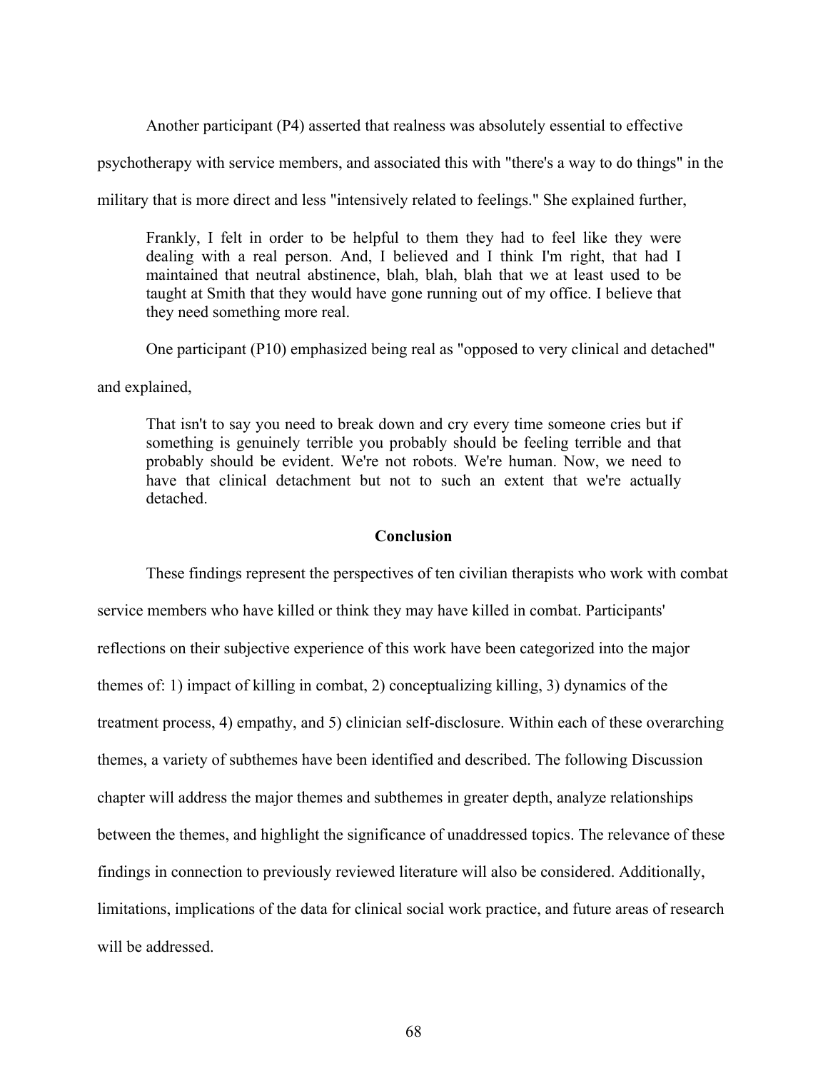Another participant (P4) asserted that realness was absolutely essential to effective psychotherapy with service members, and associated this with "there's a way to do things" in the military that is more direct and less "intensively related to feelings." She explained further,

> Frankly, I felt in order to be helpful to them they had to feel like they were dealing with a real person. And, I believed and I think I'm right, that had I maintained that neutral abstinence, blah, blah, blah that we at least used to be taught at Smith that they would have gone running out of my office. I believe that they need something more real.

One participant (P10) emphasized being real as "opposed to very clinical and detached" and explained,

> That isn't to say you need to break down and cry every time someone cries but if something is genuinely terrible you probably should be feeling terrible and that probably should be evident. We're not robots. We're human. Now, we need to have that clinical detachment but not to such an extent that we're actually detached.

## Conclusion

These findings represent the perspectives of ten civilian therapists who work with combat service members who have killed or think they may have killed in combat. Participants' reflections on their subjective experience of this work have been categorized into the major themes of: 1) impact of killing in combat, 2) conceptualizing killing, 3) dynamics of the treatment process, 4) empathy, and 5) clinician self-disclosure. Within each of these overarching themes, a variety of subthemes have been identified and described. The following Discussion chapter will address the major themes and subthemes in greater depth, analyze relationships between the themes, and highlight the significance of unaddressed topics. The relevance of these findings in connection to previously reviewed literature will also be considered. Additionally, limitations, implications of the data for clinical social work practice, and future areas of research will be addressed.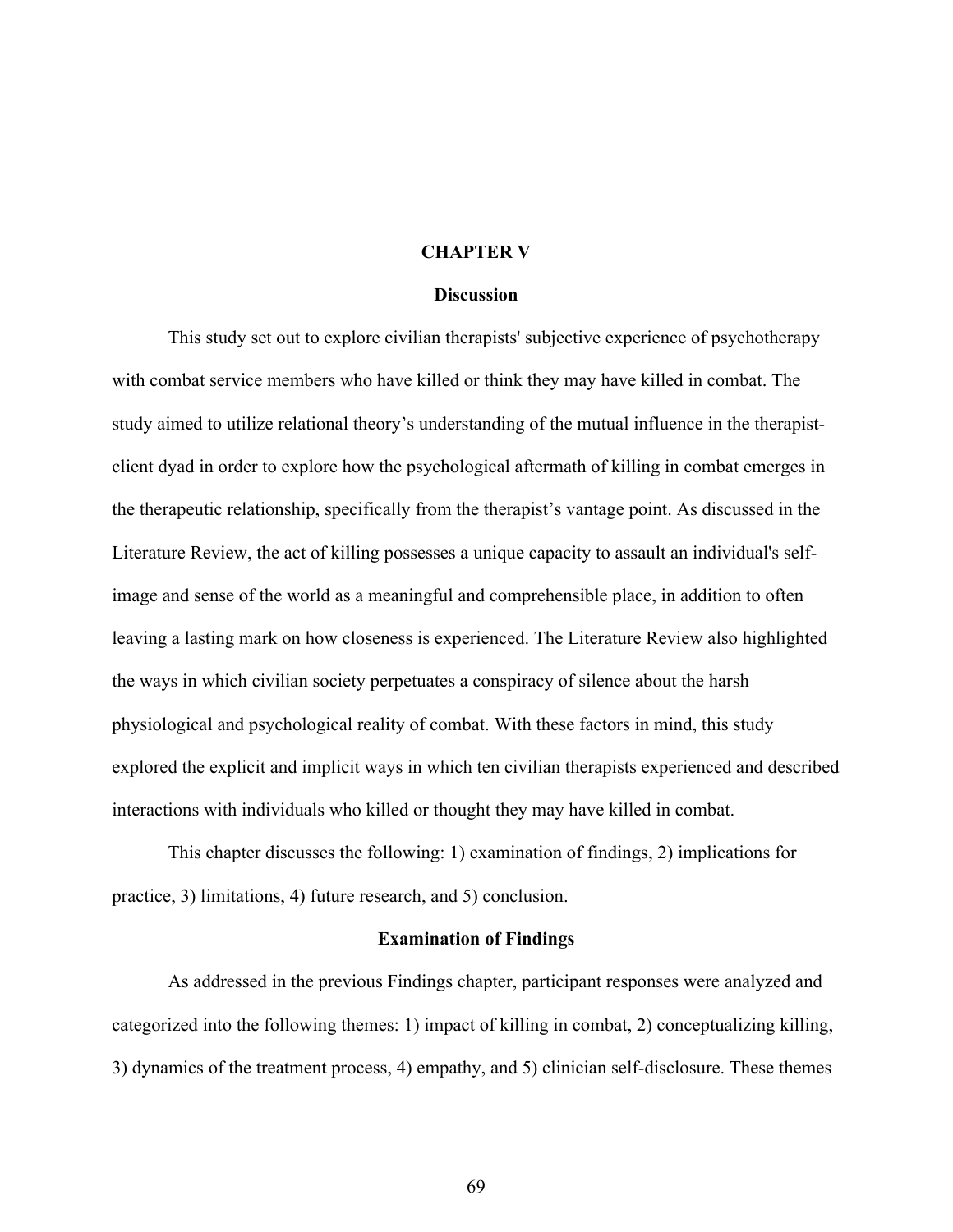# CHAPTER V

## Discussion

This study set out to explore civilian therapists' subjective experience of psychotherapy with combat service members who have killed or think they may have killed in combat. The study aimed to utilize relational theory's understanding of the mutual influence in the therapist-client dyad in order to explore how the psychological aftermath of killing in combat emerges in the therapeutic relationship, specifically from the therapist's vantage point. As discussed in the Literature Review, the act of killing possesses a unique capacity to assault an individual's self-image and sense of the world as a meaningful and comprehensible place, in addition to often leaving a lasting mark on how closeness is experienced. The Literature Review also highlighted the ways in which civilian society perpetuates a conspiracy of silence about the harsh physiological and psychological reality of combat. With these factors in mind, this study explored the explicit and implicit ways in which ten civilian therapists experienced and described interactions with individuals who killed or thought they may have killed in combat.

This chapter discusses the following: 1) examination of findings, 2) implications for practice, 3) limitations, 4) future research, and 5) conclusion.

## Examination of Findings

As addressed in the previous Findings chapter, participant responses were analyzed and categorized into the following themes: 1) impact of killing in combat, 2) conceptualizing killing, 3) dynamics of the treatment process, 4) empathy, and 5) clinician self-disclosure. These themes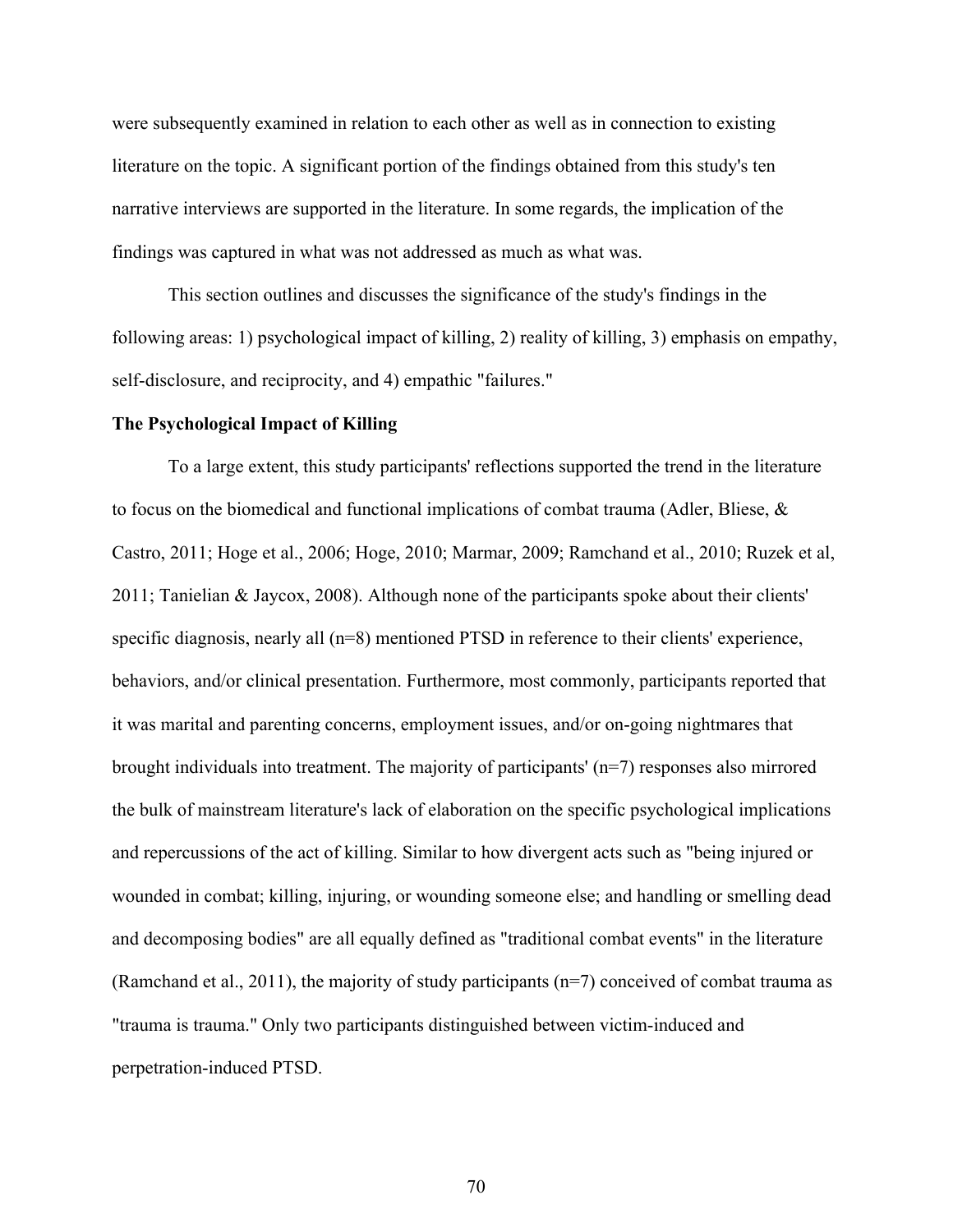were subsequently examined in relation to each other as well as in connection to existing literature on the topic. A significant portion of the findings obtained from this study's ten narrative interviews are supported in the literature. In some regards, the implication of the findings was captured in what was not addressed as much as what was.

This section outlines and discusses the significance of the study's findings in the following areas: 1) psychological impact of killing, 2) reality of killing, 3) emphasis on empathy, self-disclosure, and reciprocity, and 4) empathic "failures."

**The Psychological Impact of Killing**

To a large extent, this study participants' reflections supported the trend in the literature to focus on the biomedical and functional implications of combat trauma (Adler, Bliese, & Castro, 2011; Hoge et al., 2006; Hoge, 2010; Marmar, 2009; Ramchand et al., 2010; Ruzek et al, 2011; Tanielian & Jaycox, 2008). Although none of the participants spoke about their clients' specific diagnosis, nearly all (n=8) mentioned PTSD in reference to their clients' experience, behaviors, and/or clinical presentation. Furthermore, most commonly, participants reported that it was marital and parenting concerns, employment issues, and/or on-going nightmares that brought individuals into treatment. The majority of participants' (n=7) responses also mirrored the bulk of mainstream literature's lack of elaboration on the specific psychological implications and repercussions of the act of killing. Similar to how divergent acts such as "being injured or wounded in combat; killing, injuring, or wounding someone else; and handling or smelling dead and decomposing bodies" are all equally defined as "traditional combat events" in the literature (Ramchand et al., 2011), the majority of study participants (n=7) conceived of combat trauma as "trauma is trauma." Only two participants distinguished between victim-induced and perpetration-induced PTSD.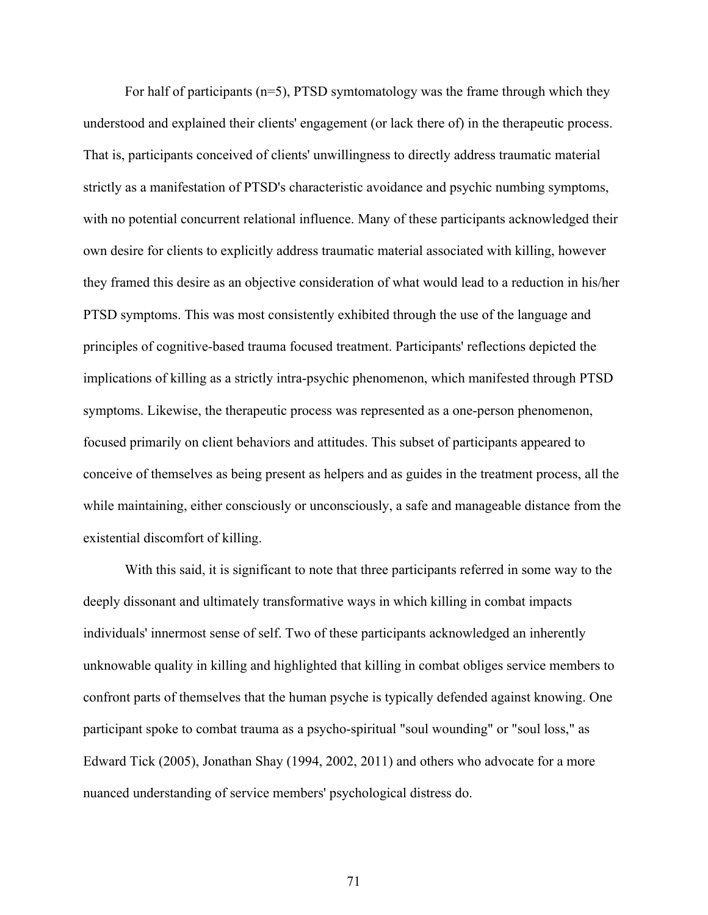For half of participants (n=5), PTSD symtomatology was the frame through which they understood and explained their clients' engagement (or lack there of) in the therapeutic process. That is, participants conceived of clients' unwillingness to directly address traumatic material strictly as a manifestation of PTSD's characteristic avoidance and psychic numbing symptoms, with no potential concurrent relational influence. Many of these participants acknowledged their own desire for clients to explicitly address traumatic material associated with killing, however they framed this desire as an objective consideration of what would lead to a reduction in his/her PTSD symptoms. This was most consistently exhibited through the use of the language and principles of cognitive-based trauma focused treatment. Participants' reflections depicted the implications of killing as a strictly intra-psychic phenomenon, which manifested through PTSD symptoms. Likewise, the therapeutic process was represented as a one-person phenomenon, focused primarily on client behaviors and attitudes. This subset of participants appeared to conceive of themselves as being present as helpers and as guides in the treatment process, all the while maintaining, either consciously or unconsciously, a safe and manageable distance from the existential discomfort of killing.

With this said, it is significant to note that three participants referred in some way to the deeply dissonant and ultimately transformative ways in which killing in combat impacts individuals' innermost sense of self. Two of these participants acknowledged an inherently unknowable quality in killing and highlighted that killing in combat obliges service members to confront parts of themselves that the human psyche is typically defended against knowing. One participant spoke to combat trauma as a psycho-spiritual "soul wounding" or "soul loss," as Edward Tick (2005), Jonathan Shay (1994, 2002, 2011) and others who advocate for a more nuanced understanding of service members' psychological distress do.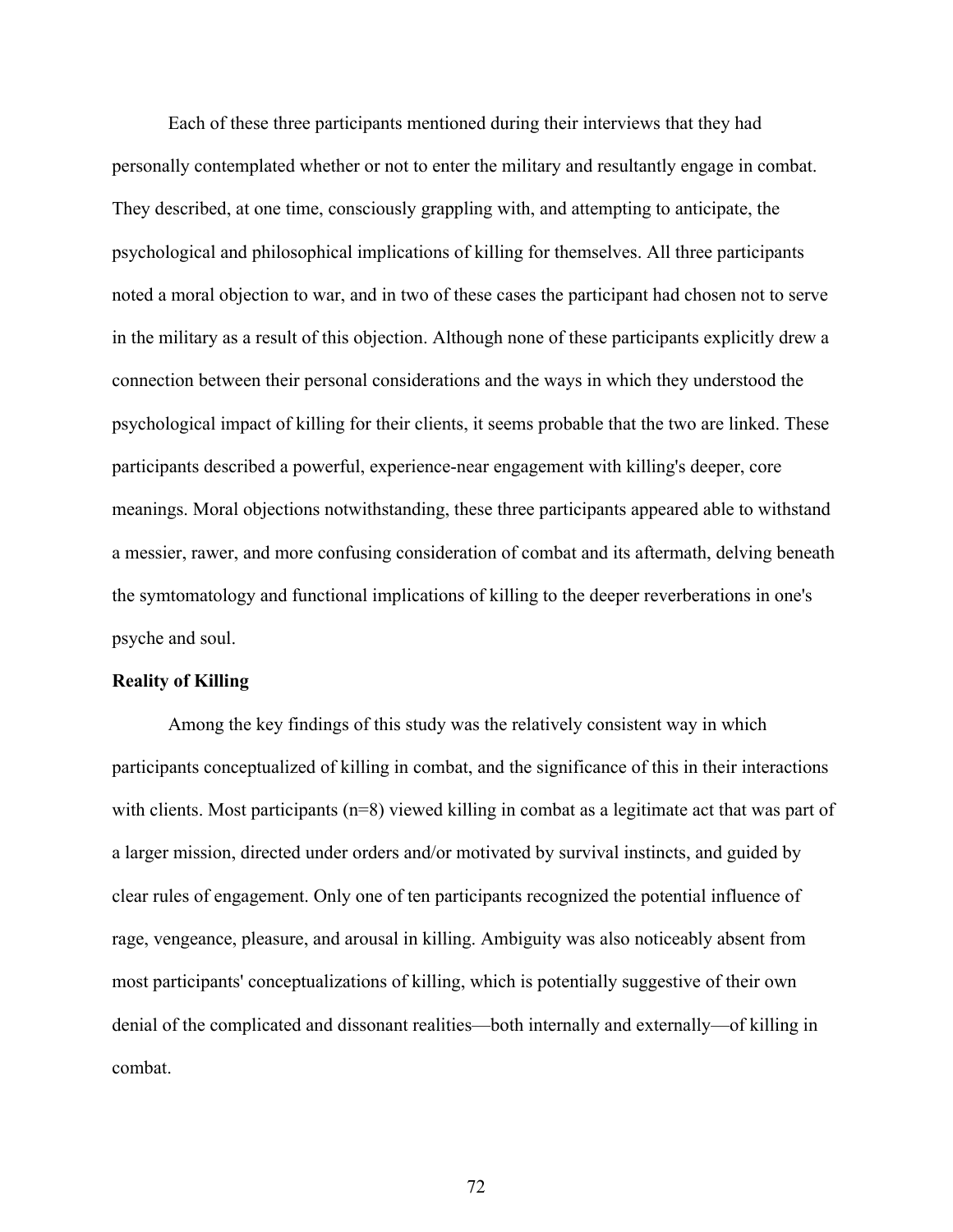Each of these three participants mentioned during their interviews that they had personally contemplated whether or not to enter the military and resultantly engage in combat. They described, at one time, consciously grappling with, and attempting to anticipate, the psychological and philosophical implications of killing for themselves. All three participants noted a moral objection to war, and in two of these cases the participant had chosen not to serve in the military as a result of this objection. Although none of these participants explicitly drew a connection between their personal considerations and the ways in which they understood the psychological impact of killing for their clients, it seems probable that the two are linked. These participants described a powerful, experience-near engagement with killing's deeper, core meanings. Moral objections notwithstanding, these three participants appeared able to withstand a messier, rawer, and more confusing consideration of combat and its aftermath, delving beneath the symtomatology and functional implications of killing to the deeper reverberations in one's psyche and soul.

**Reality of Killing**

Among the key findings of this study was the relatively consistent way in which participants conceptualized of killing in combat, and the significance of this in their interactions with clients. Most participants (n=8) viewed killing in combat as a legitimate act that was part of a larger mission, directed under orders and/or motivated by survival instincts, and guided by clear rules of engagement. Only one of ten participants recognized the potential influence of rage, vengeance, pleasure, and arousal in killing. Ambiguity was also noticeably absent from most participants' conceptualizations of killing, which is potentially suggestive of their own denial of the complicated and dissonant realities—both internally and externally—of killing in combat.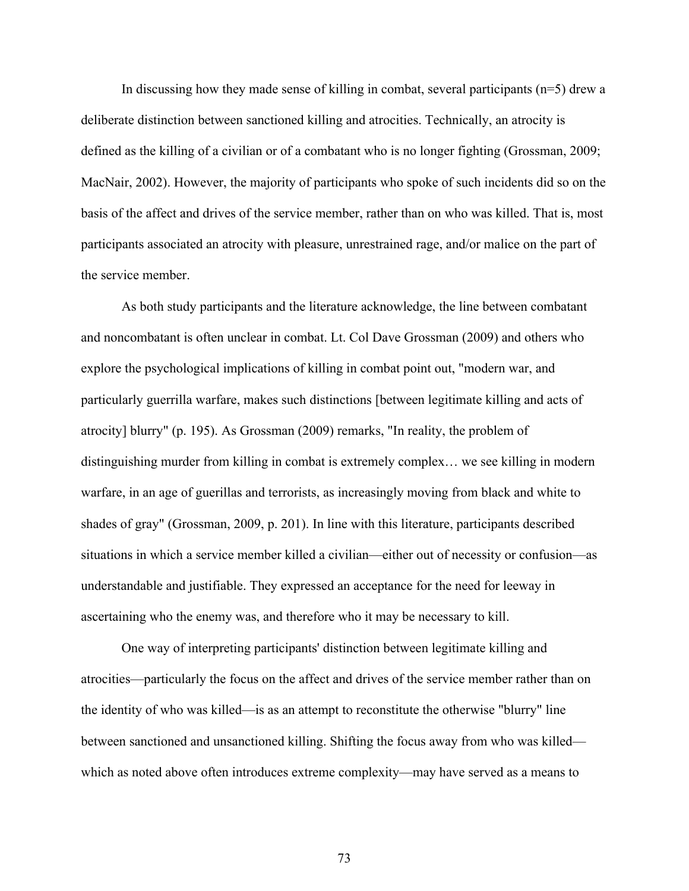In discussing how they made sense of killing in combat, several participants (n=5) drew a deliberate distinction between sanctioned killing and atrocities. Technically, an atrocity is defined as the killing of a civilian or of a combatant who is no longer fighting (Grossman, 2009; MacNair, 2002). However, the majority of participants who spoke of such incidents did so on the basis of the affect and drives of the service member, rather than on who was killed. That is, most participants associated an atrocity with pleasure, unrestrained rage, and/or malice on the part of the service member.

As both study participants and the literature acknowledge, the line between combatant and noncombatant is often unclear in combat. Lt. Col Dave Grossman (2009) and others who explore the psychological implications of killing in combat point out, "modern war, and particularly guerrilla warfare, makes such distinctions [between legitimate killing and acts of atrocity] blurry" (p. 195). As Grossman (2009) remarks, "In reality, the problem of distinguishing murder from killing in combat is extremely complex… we see killing in modern warfare, in an age of guerillas and terrorists, as increasingly moving from black and white to shades of gray" (Grossman, 2009, p. 201). In line with this literature, participants described situations in which a service member killed a civilian—either out of necessity or confusion—as understandable and justifiable. They expressed an acceptance for the need for leeway in ascertaining who the enemy was, and therefore who it may be necessary to kill.

One way of interpreting participants' distinction between legitimate killing and atrocities—particularly the focus on the affect and drives of the service member rather than on the identity of who was killed—is as an attempt to reconstitute the otherwise "blurry" line between sanctioned and unsanctioned killing. Shifting the focus away from who was killed—which as noted above often introduces extreme complexity—may have served as a means to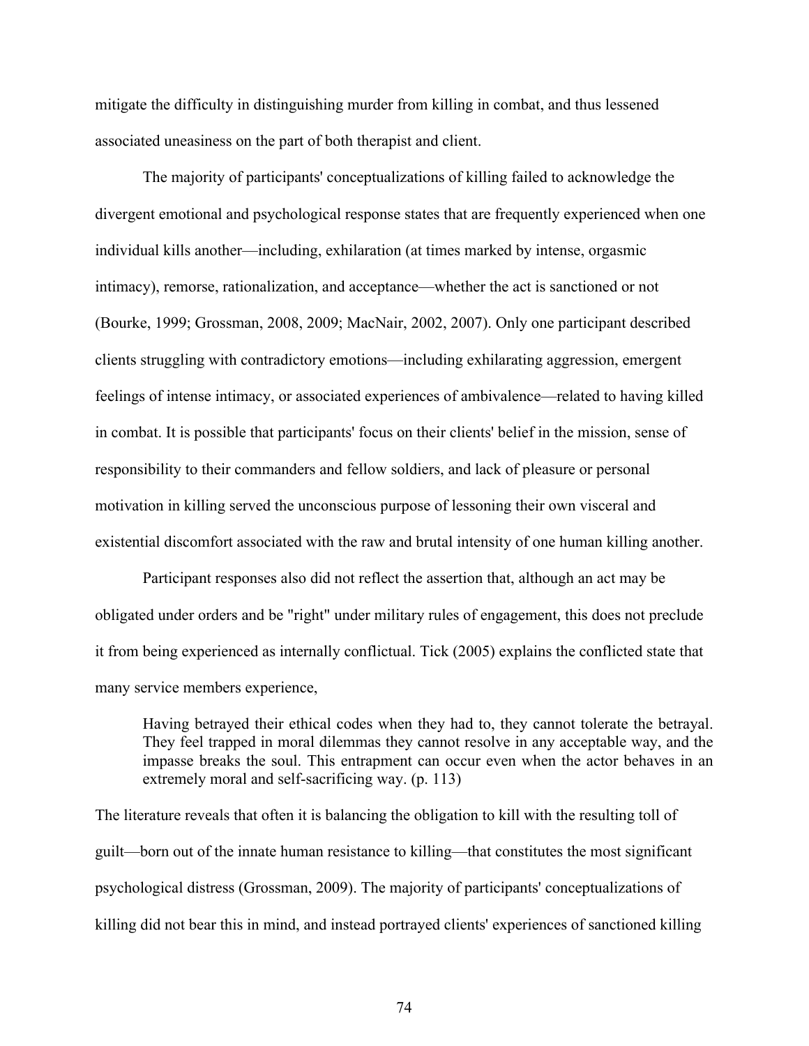mitigate the difficulty in distinguishing murder from killing in combat, and thus lessened associated uneasiness on the part of both therapist and client.

The majority of participants' conceptualizations of killing failed to acknowledge the divergent emotional and psychological response states that are frequently experienced when one individual kills another—including, exhilaration (at times marked by intense, orgasmic intimacy), remorse, rationalization, and acceptance—whether the act is sanctioned or not (Bourke, 1999; Grossman, 2008, 2009; MacNair, 2002, 2007). Only one participant described clients struggling with contradictory emotions—including exhilarating aggression, emergent feelings of intense intimacy, or associated experiences of ambivalence—related to having killed in combat. It is possible that participants' focus on their clients' belief in the mission, sense of responsibility to their commanders and fellow soldiers, and lack of pleasure or personal motivation in killing served the unconscious purpose of lessoning their own visceral and existential discomfort associated with the raw and brutal intensity of one human killing another.

Participant responses also did not reflect the assertion that, although an act may be obligated under orders and be "right" under military rules of engagement, this does not preclude it from being experienced as internally conflictual. Tick (2005) explains the conflicted state that many service members experience,

> Having betrayed their ethical codes when they had to, they cannot tolerate the betrayal. They feel trapped in moral dilemmas they cannot resolve in any acceptable way, and the impasse breaks the soul. This entrapment can occur even when the actor behaves in an extremely moral and self-sacrificing way. (p. 113)

The literature reveals that often it is balancing the obligation to kill with the resulting toll of guilt—born out of the innate human resistance to killing—that constitutes the most significant psychological distress (Grossman, 2009). The majority of participants' conceptualizations of killing did not bear this in mind, and instead portrayed clients' experiences of sanctioned killing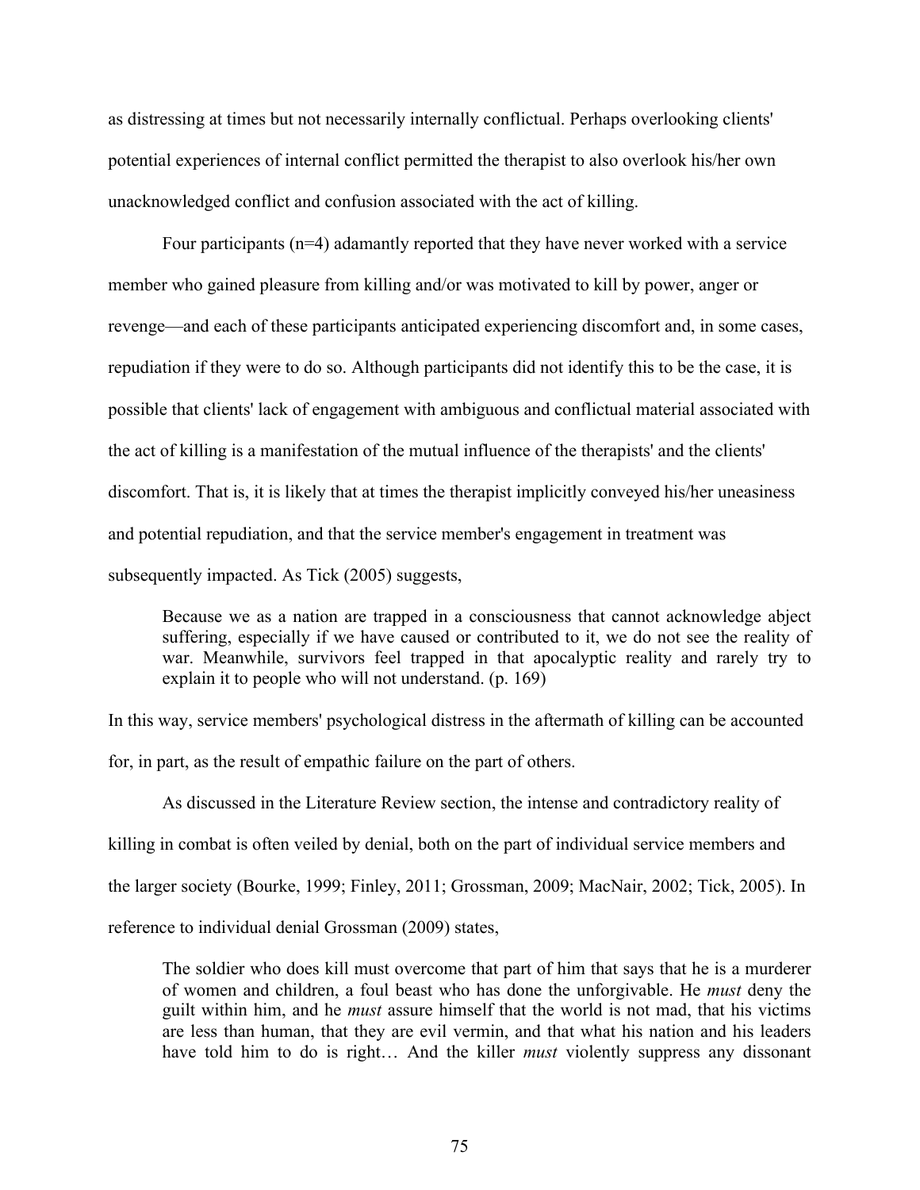as distressing at times but not necessarily internally conflictual. Perhaps overlooking clients' potential experiences of internal conflict permitted the therapist to also overlook his/her own unacknowledged conflict and confusion associated with the act of killing.

Four participants (n=4) adamantly reported that they have never worked with a service member who gained pleasure from killing and/or was motivated to kill by power, anger or revenge—and each of these participants anticipated experiencing discomfort and, in some cases, repudiation if they were to do so. Although participants did not identify this to be the case, it is possible that clients' lack of engagement with ambiguous and conflictual material associated with the act of killing is a manifestation of the mutual influence of the therapists' and the clients' discomfort. That is, it is likely that at times the therapist implicitly conveyed his/her uneasiness and potential repudiation, and that the service member's engagement in treatment was subsequently impacted. As Tick (2005) suggests,

> Because we as a nation are trapped in a consciousness that cannot acknowledge abject suffering, especially if we have caused or contributed to it, we do not see the reality of war. Meanwhile, survivors feel trapped in that apocalyptic reality and rarely try to explain it to people who will not understand. (p. 169)

In this way, service members' psychological distress in the aftermath of killing can be accounted for, in part, as the result of empathic failure on the part of others.

As discussed in the Literature Review section, the intense and contradictory reality of killing in combat is often veiled by denial, both on the part of individual service members and the larger society (Bourke, 1999; Finley, 2011; Grossman, 2009; MacNair, 2002; Tick, 2005). In reference to individual denial Grossman (2009) states,

> The soldier who does kill must overcome that part of him that says that he is a murderer of women and children, a foul beast who has done the unforgivable. He *must* deny the guilt within him, and he *must* assure himself that the world is not mad, that his victims are less than human, that they are evil vermin, and that what his nation and his leaders have told him to do is right… And the killer *must* violently suppress any dissonant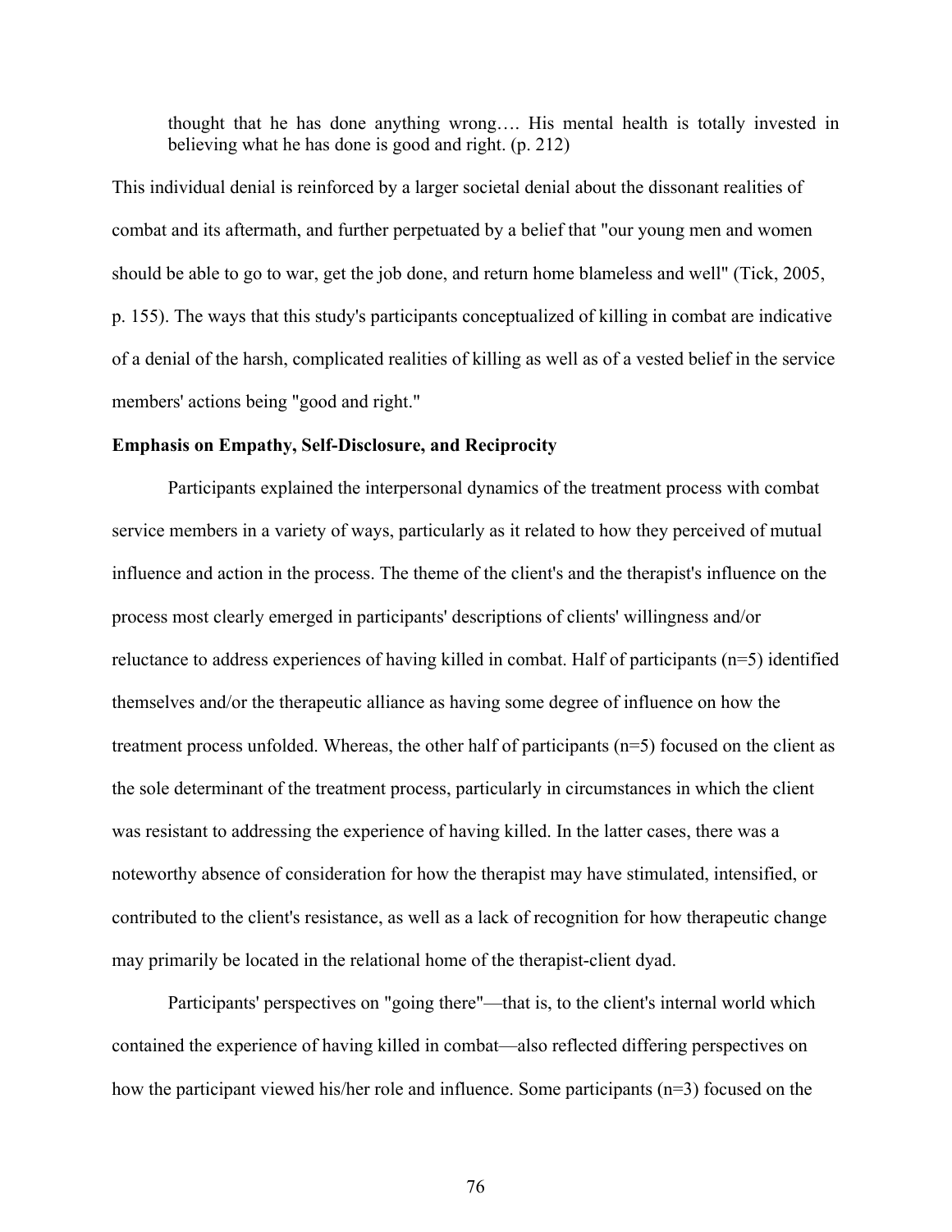> thought that he has done anything wrong…. His mental health is totally invested in believing what he has done is good and right. (p. 212)

This individual denial is reinforced by a larger societal denial about the dissonant realities of combat and its aftermath, and further perpetuated by a belief that "our young men and women should be able to go to war, get the job done, and return home blameless and well" (Tick, 2005, p. 155). The ways that this study's participants conceptualized of killing in combat are indicative of a denial of the harsh, complicated realities of killing as well as of a vested belief in the service members' actions being "good and right."

**Emphasis on Empathy, Self-Disclosure, and Reciprocity**

Participants explained the interpersonal dynamics of the treatment process with combat service members in a variety of ways, particularly as it related to how they perceived of mutual influence and action in the process. The theme of the client's and the therapist's influence on the process most clearly emerged in participants' descriptions of clients' willingness and/or reluctance to address experiences of having killed in combat. Half of participants (n=5) identified themselves and/or the therapeutic alliance as having some degree of influence on how the treatment process unfolded. Whereas, the other half of participants (n=5) focused on the client as the sole determinant of the treatment process, particularly in circumstances in which the client was resistant to addressing the experience of having killed. In the latter cases, there was a noteworthy absence of consideration for how the therapist may have stimulated, intensified, or contributed to the client's resistance, as well as a lack of recognition for how therapeutic change may primarily be located in the relational home of the therapist-client dyad.

Participants' perspectives on "going there"—that is, to the client's internal world which contained the experience of having killed in combat—also reflected differing perspectives on how the participant viewed his/her role and influence. Some participants (n=3) focused on the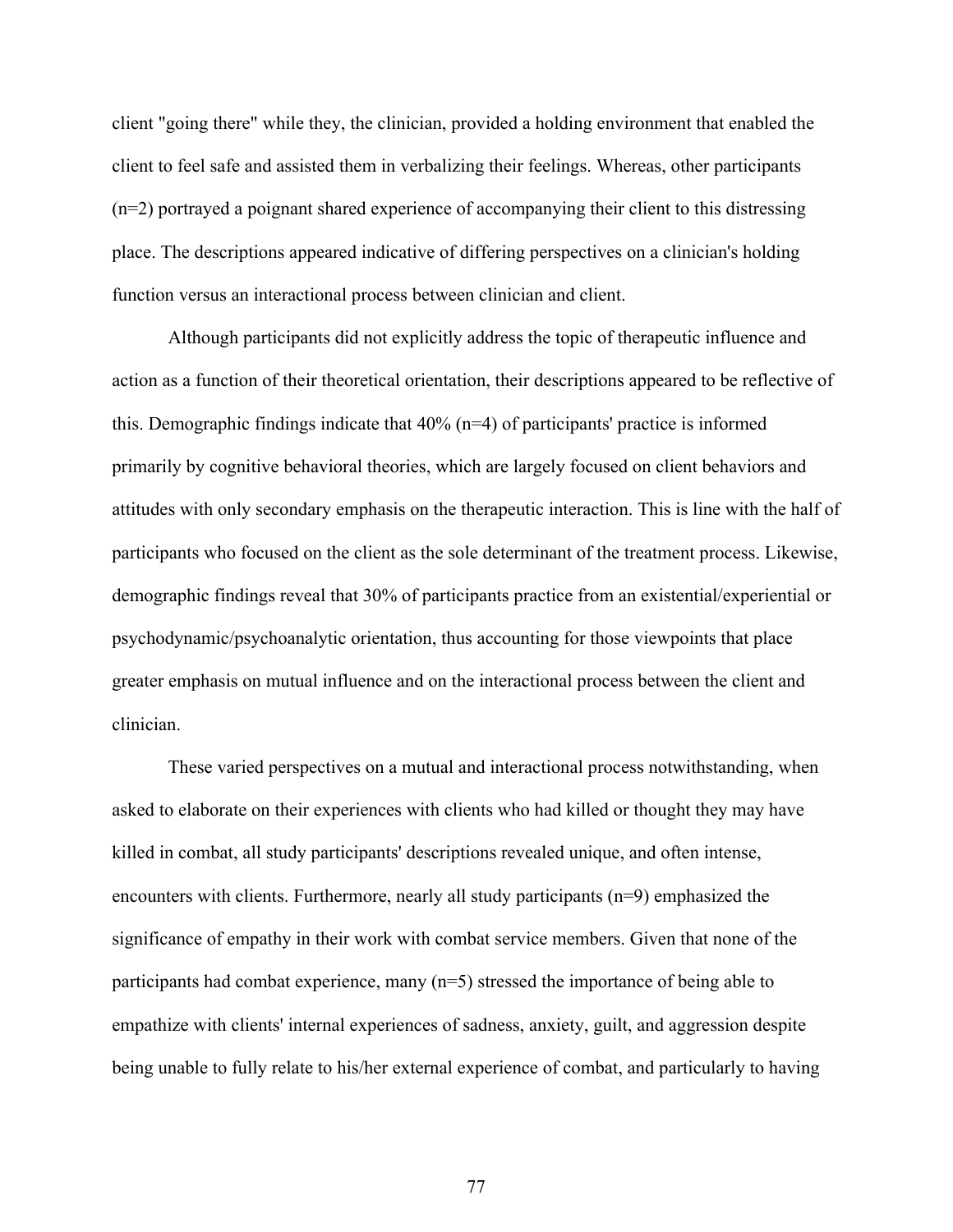client "going there" while they, the clinician, provided a holding environment that enabled the client to feel safe and assisted them in verbalizing their feelings. Whereas, other participants (n=2) portrayed a poignant shared experience of accompanying their client to this distressing place. The descriptions appeared indicative of differing perspectives on a clinician's holding function versus an interactional process between clinician and client.

Although participants did not explicitly address the topic of therapeutic influence and action as a function of their theoretical orientation, their descriptions appeared to be reflective of this. Demographic findings indicate that 40% (n=4) of participants' practice is informed primarily by cognitive behavioral theories, which are largely focused on client behaviors and attitudes with only secondary emphasis on the therapeutic interaction. This is line with the half of participants who focused on the client as the sole determinant of the treatment process. Likewise, demographic findings reveal that 30% of participants practice from an existential/experiential or psychodynamic/psychoanalytic orientation, thus accounting for those viewpoints that place greater emphasis on mutual influence and on the interactional process between the client and clinician.

These varied perspectives on a mutual and interactional process notwithstanding, when asked to elaborate on their experiences with clients who had killed or thought they may have killed in combat, all study participants' descriptions revealed unique, and often intense, encounters with clients. Furthermore, nearly all study participants (n=9) emphasized the significance of empathy in their work with combat service members. Given that none of the participants had combat experience, many (n=5) stressed the importance of being able to empathize with clients' internal experiences of sadness, anxiety, guilt, and aggression despite being unable to fully relate to his/her external experience of combat, and particularly to having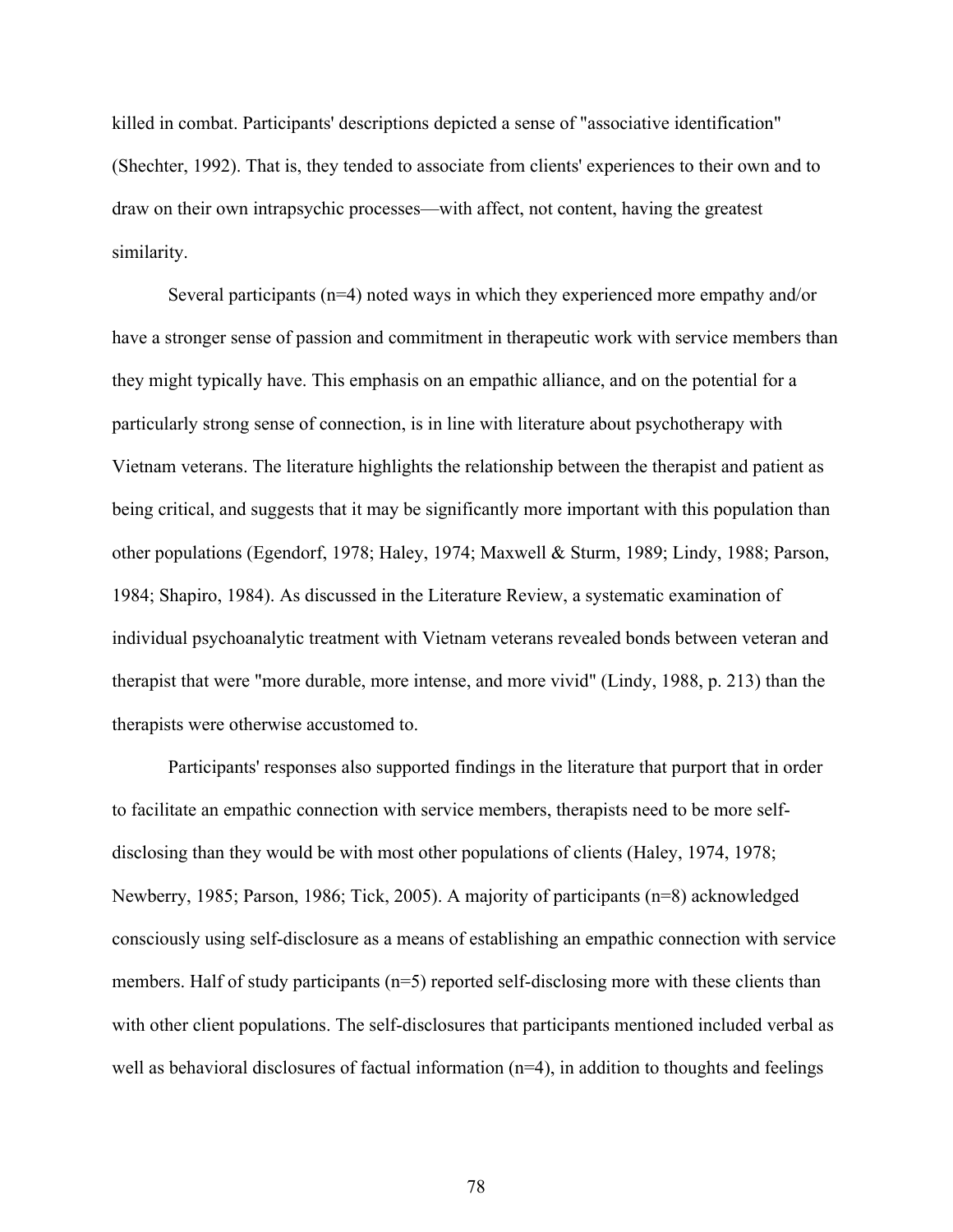killed in combat. Participants' descriptions depicted a sense of "associative identification" (Shechter, 1992). That is, they tended to associate from clients' experiences to their own and to draw on their own intrapsychic processes—with affect, not content, having the greatest similarity.

Several participants (n=4) noted ways in which they experienced more empathy and/or have a stronger sense of passion and commitment in therapeutic work with service members than they might typically have. This emphasis on an empathic alliance, and on the potential for a particularly strong sense of connection, is in line with literature about psychotherapy with Vietnam veterans. The literature highlights the relationship between the therapist and patient as being critical, and suggests that it may be significantly more important with this population than other populations (Egendorf, 1978; Haley, 1974; Maxwell & Sturm, 1989; Lindy, 1988; Parson, 1984; Shapiro, 1984). As discussed in the Literature Review, a systematic examination of individual psychoanalytic treatment with Vietnam veterans revealed bonds between veteran and therapist that were "more durable, more intense, and more vivid" (Lindy, 1988, p. 213) than the therapists were otherwise accustomed to.

Participants' responses also supported findings in the literature that purport that in order to facilitate an empathic connection with service members, therapists need to be more self-disclosing than they would be with most other populations of clients (Haley, 1974, 1978; Newberry, 1985; Parson, 1986; Tick, 2005). A majority of participants (n=8) acknowledged consciously using self-disclosure as a means of establishing an empathic connection with service members. Half of study participants (n=5) reported self-disclosing more with these clients than with other client populations. The self-disclosures that participants mentioned included verbal as well as behavioral disclosures of factual information (n=4), in addition to thoughts and feelings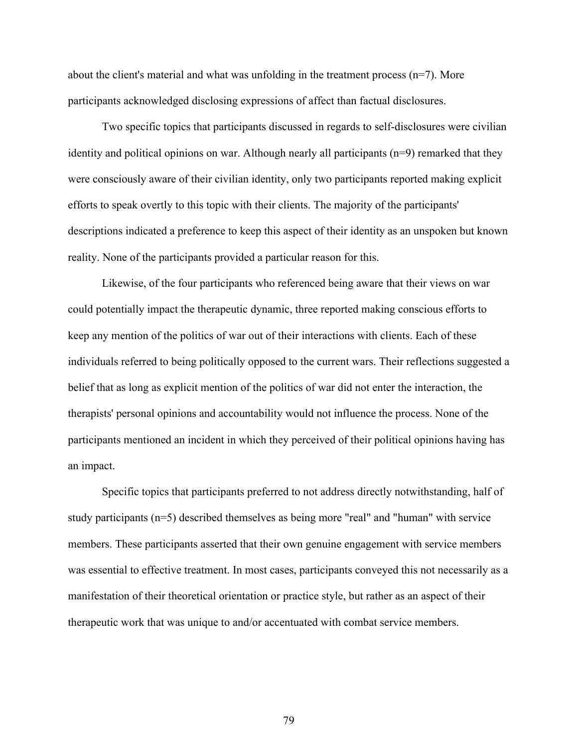about the client's material and what was unfolding in the treatment process (n=7). More participants acknowledged disclosing expressions of affect than factual disclosures.

Two specific topics that participants discussed in regards to self-disclosures were civilian identity and political opinions on war. Although nearly all participants (n=9) remarked that they were consciously aware of their civilian identity, only two participants reported making explicit efforts to speak overtly to this topic with their clients. The majority of the participants' descriptions indicated a preference to keep this aspect of their identity as an unspoken but known reality. None of the participants provided a particular reason for this.

Likewise, of the four participants who referenced being aware that their views on war could potentially impact the therapeutic dynamic, three reported making conscious efforts to keep any mention of the politics of war out of their interactions with clients. Each of these individuals referred to being politically opposed to the current wars. Their reflections suggested a belief that as long as explicit mention of the politics of war did not enter the interaction, the therapists' personal opinions and accountability would not influence the process. None of the participants mentioned an incident in which they perceived of their political opinions having has an impact.

Specific topics that participants preferred to not address directly notwithstanding, half of study participants (n=5) described themselves as being more "real" and "human" with service members. These participants asserted that their own genuine engagement with service members was essential to effective treatment. In most cases, participants conveyed this not necessarily as a manifestation of their theoretical orientation or practice style, but rather as an aspect of their therapeutic work that was unique to and/or accentuated with combat service members.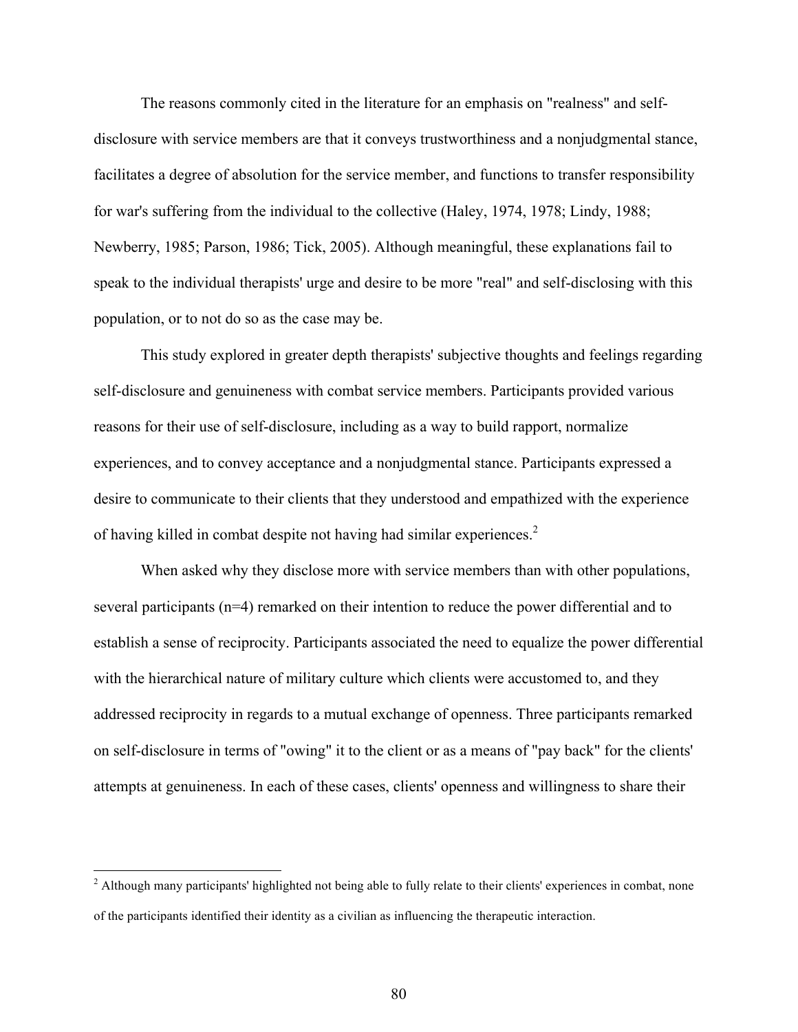The reasons commonly cited in the literature for an emphasis on "realness" and self-disclosure with service members are that it conveys trustworthiness and a nonjudgmental stance, facilitates a degree of absolution for the service member, and functions to transfer responsibility for war's suffering from the individual to the collective (Haley, 1974, 1978; Lindy, 1988; Newberry, 1985; Parson, 1986; Tick, 2005). Although meaningful, these explanations fail to speak to the individual therapists' urge and desire to be more "real" and self-disclosing with this population, or to not do so as the case may be.

This study explored in greater depth therapists' subjective thoughts and feelings regarding self-disclosure and genuineness with combat service members. Participants provided various reasons for their use of self-disclosure, including as a way to build rapport, normalize experiences, and to convey acceptance and a nonjudgmental stance. Participants expressed a desire to communicate to their clients that they understood and empathized with the experience of having killed in combat despite not having had similar experiences.[2]

When asked why they disclose more with service members than with other populations, several participants (n=4) remarked on their intention to reduce the power differential and to establish a sense of reciprocity. Participants associated the need to equalize the power differential with the hierarchical nature of military culture which clients were accustomed to, and they addressed reciprocity in regards to a mutual exchange of openness. Three participants remarked on self-disclosure in terms of "owing" it to the client or as a means of "pay back" for the clients' attempts at genuineness. In each of these cases, clients' openness and willingness to share their

[2] Although many participants' highlighted not being able to fully relate to their clients' experiences in combat, none of the participants identified their identity as a civilian as influencing the therapeutic interaction.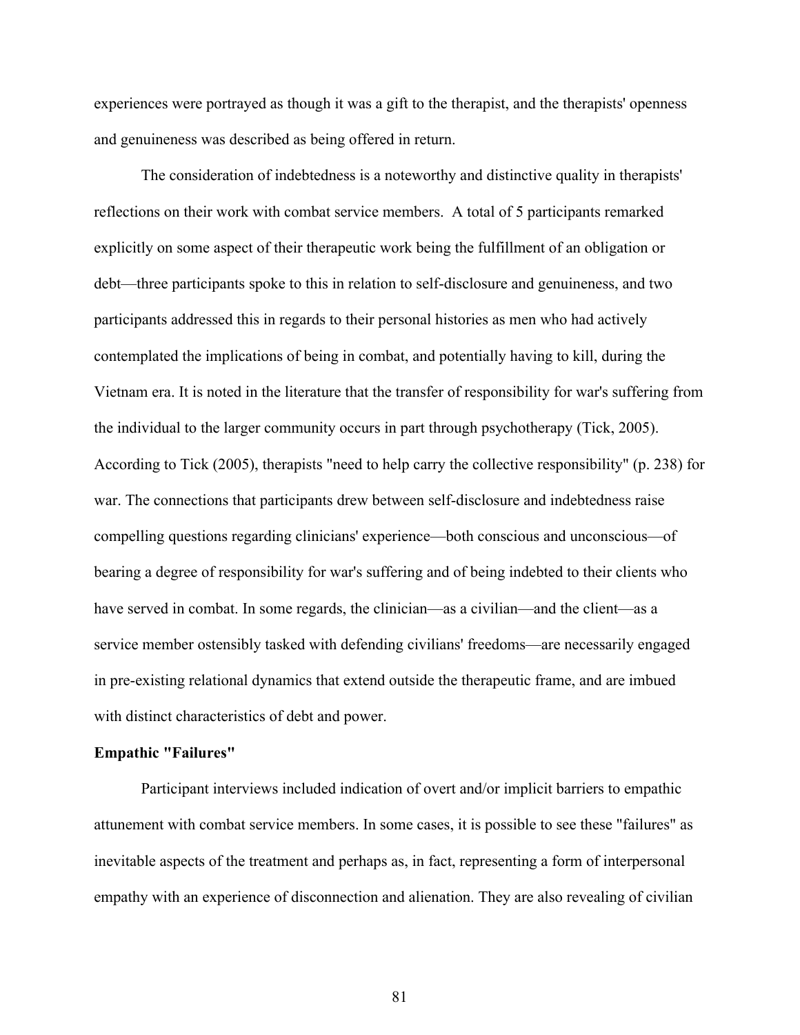experiences were portrayed as though it was a gift to the therapist, and the therapists' openness and genuineness was described as being offered in return.

The consideration of indebtedness is a noteworthy and distinctive quality in therapists' reflections on their work with combat service members. A total of 5 participants remarked explicitly on some aspect of their therapeutic work being the fulfillment of an obligation or debt—three participants spoke to this in relation to self-disclosure and genuineness, and two participants addressed this in regards to their personal histories as men who had actively contemplated the implications of being in combat, and potentially having to kill, during the Vietnam era. It is noted in the literature that the transfer of responsibility for war's suffering from the individual to the larger community occurs in part through psychotherapy (Tick, 2005). According to Tick (2005), therapists "need to help carry the collective responsibility" (p. 238) for war. The connections that participants drew between self-disclosure and indebtedness raise compelling questions regarding clinicians' experience—both conscious and unconscious—of bearing a degree of responsibility for war's suffering and of being indebted to their clients who have served in combat. In some regards, the clinician—as a civilian—and the client—as a service member ostensibly tasked with defending civilians' freedoms—are necessarily engaged in pre-existing relational dynamics that extend outside the therapeutic frame, and are imbued with distinct characteristics of debt and power.

**Empathic "Failures"**

Participant interviews included indication of overt and/or implicit barriers to empathic attunement with combat service members. In some cases, it is possible to see these "failures" as inevitable aspects of the treatment and perhaps as, in fact, representing a form of interpersonal empathy with an experience of disconnection and alienation. They are also revealing of civilian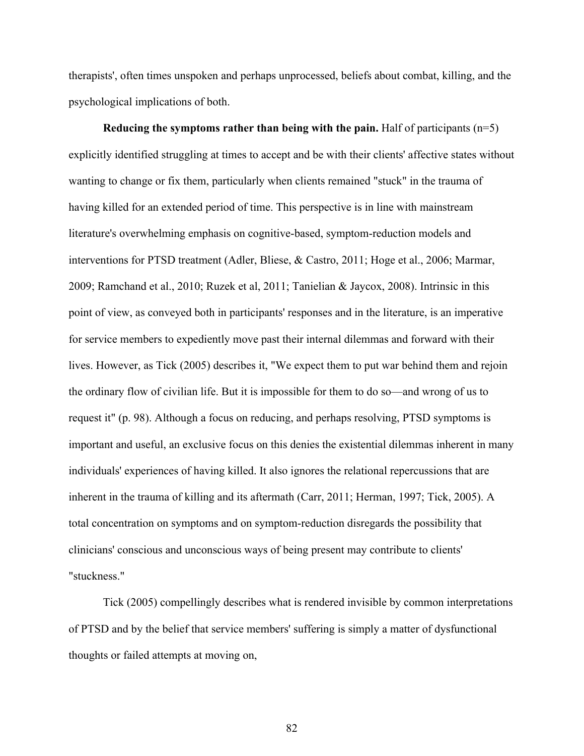therapists', often times unspoken and perhaps unprocessed, beliefs about combat, killing, and the psychological implications of both.

**Reducing the symptoms rather than being with the pain.** Half of participants (n=5) explicitly identified struggling at times to accept and be with their clients' affective states without wanting to change or fix them, particularly when clients remained "stuck" in the trauma of having killed for an extended period of time. This perspective is in line with mainstream literature's overwhelming emphasis on cognitive-based, symptom-reduction models and interventions for PTSD treatment (Adler, Bliese, & Castro, 2011; Hoge et al., 2006; Marmar, 2009; Ramchand et al., 2010; Ruzek et al, 2011; Tanielian & Jaycox, 2008). Intrinsic in this point of view, as conveyed both in participants' responses and in the literature, is an imperative for service members to expediently move past their internal dilemmas and forward with their lives. However, as Tick (2005) describes it, "We expect them to put war behind them and rejoin the ordinary flow of civilian life. But it is impossible for them to do so—and wrong of us to request it" (p. 98). Although a focus on reducing, and perhaps resolving, PTSD symptoms is important and useful, an exclusive focus on this denies the existential dilemmas inherent in many individuals' experiences of having killed. It also ignores the relational repercussions that are inherent in the trauma of killing and its aftermath (Carr, 2011; Herman, 1997; Tick, 2005). A total concentration on symptoms and on symptom-reduction disregards the possibility that clinicians' conscious and unconscious ways of being present may contribute to clients' "stuckness."

Tick (2005) compellingly describes what is rendered invisible by common interpretations of PTSD and by the belief that service members' suffering is simply a matter of dysfunctional thoughts or failed attempts at moving on,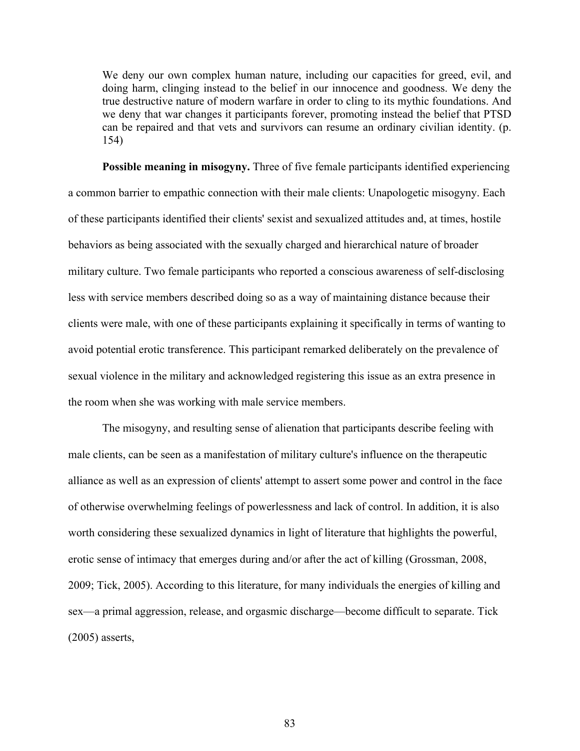> We deny our own complex human nature, including our capacities for greed, evil, and doing harm, clinging instead to the belief in our innocence and goodness. We deny the true destructive nature of modern warfare in order to cling to its mythic foundations. And we deny that war changes it participants forever, promoting instead the belief that PTSD can be repaired and that vets and survivors can resume an ordinary civilian identity. (p. 154)

**Possible meaning in misogyny.** Three of five female participants identified experiencing a common barrier to empathic connection with their male clients: Unapologetic misogyny. Each of these participants identified their clients' sexist and sexualized attitudes and, at times, hostile behaviors as being associated with the sexually charged and hierarchical nature of broader military culture. Two female participants who reported a conscious awareness of self-disclosing less with service members described doing so as a way of maintaining distance because their clients were male, with one of these participants explaining it specifically in terms of wanting to avoid potential erotic transference. This participant remarked deliberately on the prevalence of sexual violence in the military and acknowledged registering this issue as an extra presence in the room when she was working with male service members.

The misogyny, and resulting sense of alienation that participants describe feeling with male clients, can be seen as a manifestation of military culture's influence on the therapeutic alliance as well as an expression of clients' attempt to assert some power and control in the face of otherwise overwhelming feelings of powerlessness and lack of control. In addition, it is also worth considering these sexualized dynamics in light of literature that highlights the powerful, erotic sense of intimacy that emerges during and/or after the act of killing (Grossman, 2008, 2009; Tick, 2005). According to this literature, for many individuals the energies of killing and sex—a primal aggression, release, and orgasmic discharge—become difficult to separate. Tick (2005) asserts,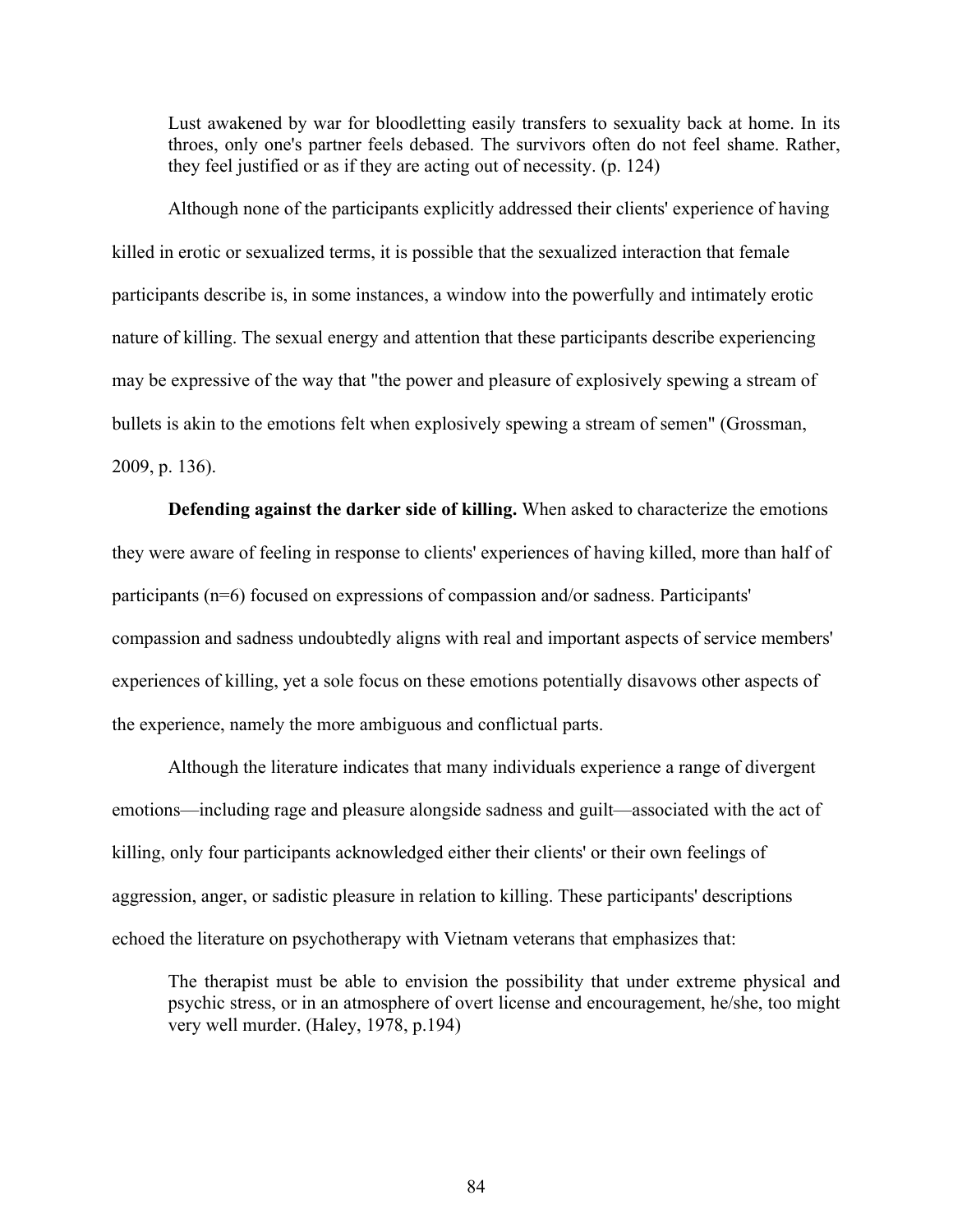> Lust awakened by war for bloodletting easily transfers to sexuality back at home. In its throes, only one's partner feels debased. The survivors often do not feel shame. Rather, they feel justified or as if they are acting out of necessity. (p. 124)

Although none of the participants explicitly addressed their clients' experience of having killed in erotic or sexualized terms, it is possible that the sexualized interaction that female participants describe is, in some instances, a window into the powerfully and intimately erotic nature of killing. The sexual energy and attention that these participants describe experiencing may be expressive of the way that "the power and pleasure of explosively spewing a stream of bullets is akin to the emotions felt when explosively spewing a stream of semen" (Grossman, 2009, p. 136).

**Defending against the darker side of killing.** When asked to characterize the emotions they were aware of feeling in response to clients' experiences of having killed, more than half of participants (n=6) focused on expressions of compassion and/or sadness. Participants' compassion and sadness undoubtedly aligns with real and important aspects of service members' experiences of killing, yet a sole focus on these emotions potentially disavows other aspects of the experience, namely the more ambiguous and conflictual parts.

Although the literature indicates that many individuals experience a range of divergent emotions—including rage and pleasure alongside sadness and guilt—associated with the act of killing, only four participants acknowledged either their clients' or their own feelings of aggression, anger, or sadistic pleasure in relation to killing. These participants' descriptions echoed the literature on psychotherapy with Vietnam veterans that emphasizes that:

> The therapist must be able to envision the possibility that under extreme physical and psychic stress, or in an atmosphere of overt license and encouragement, he/she, too might very well murder. (Haley, 1978, p.194)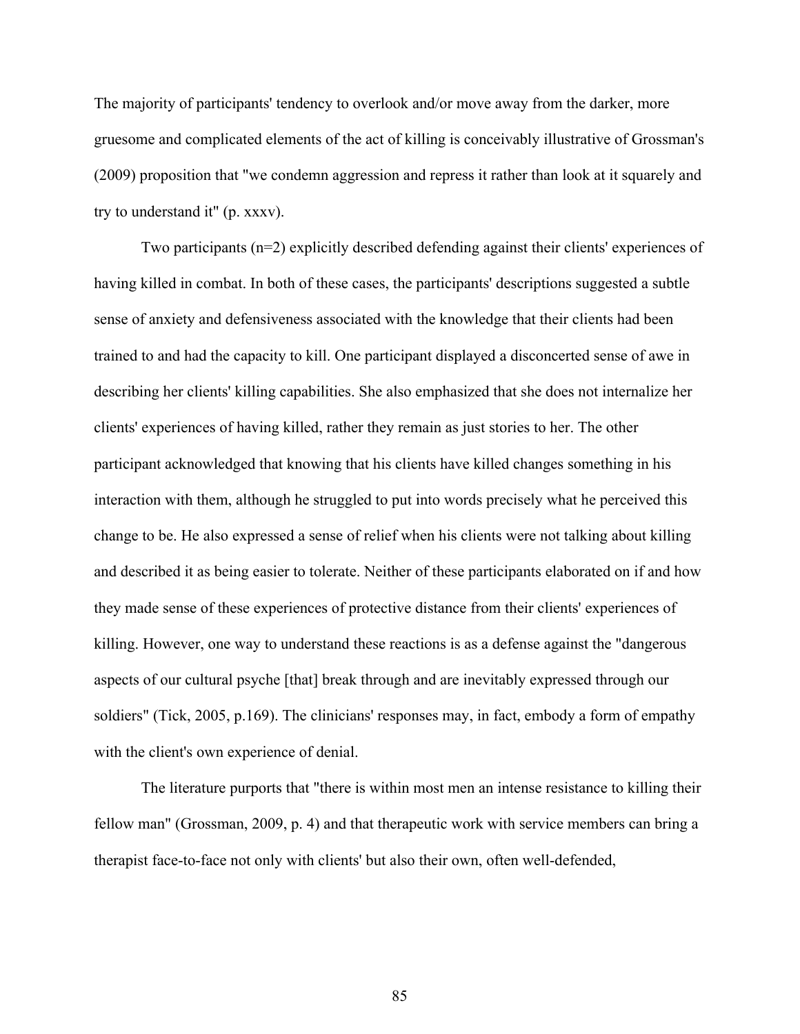The majority of participants' tendency to overlook and/or move away from the darker, more gruesome and complicated elements of the act of killing is conceivably illustrative of Grossman's (2009) proposition that "we condemn aggression and repress it rather than look at it squarely and try to understand it" (p. xxxv).

Two participants (n=2) explicitly described defending against their clients' experiences of having killed in combat. In both of these cases, the participants' descriptions suggested a subtle sense of anxiety and defensiveness associated with the knowledge that their clients had been trained to and had the capacity to kill. One participant displayed a disconcerted sense of awe in describing her clients' killing capabilities. She also emphasized that she does not internalize her clients' experiences of having killed, rather they remain as just stories to her. The other participant acknowledged that knowing that his clients have killed changes something in his interaction with them, although he struggled to put into words precisely what he perceived this change to be. He also expressed a sense of relief when his clients were not talking about killing and described it as being easier to tolerate. Neither of these participants elaborated on if and how they made sense of these experiences of protective distance from their clients' experiences of killing. However, one way to understand these reactions is as a defense against the "dangerous aspects of our cultural psyche [that] break through and are inevitably expressed through our soldiers" (Tick, 2005, p.169). The clinicians' responses may, in fact, embody a form of empathy with the client's own experience of denial.

The literature purports that "there is within most men an intense resistance to killing their fellow man" (Grossman, 2009, p. 4) and that therapeutic work with service members can bring a therapist face-to-face not only with clients' but also their own, often well-defended,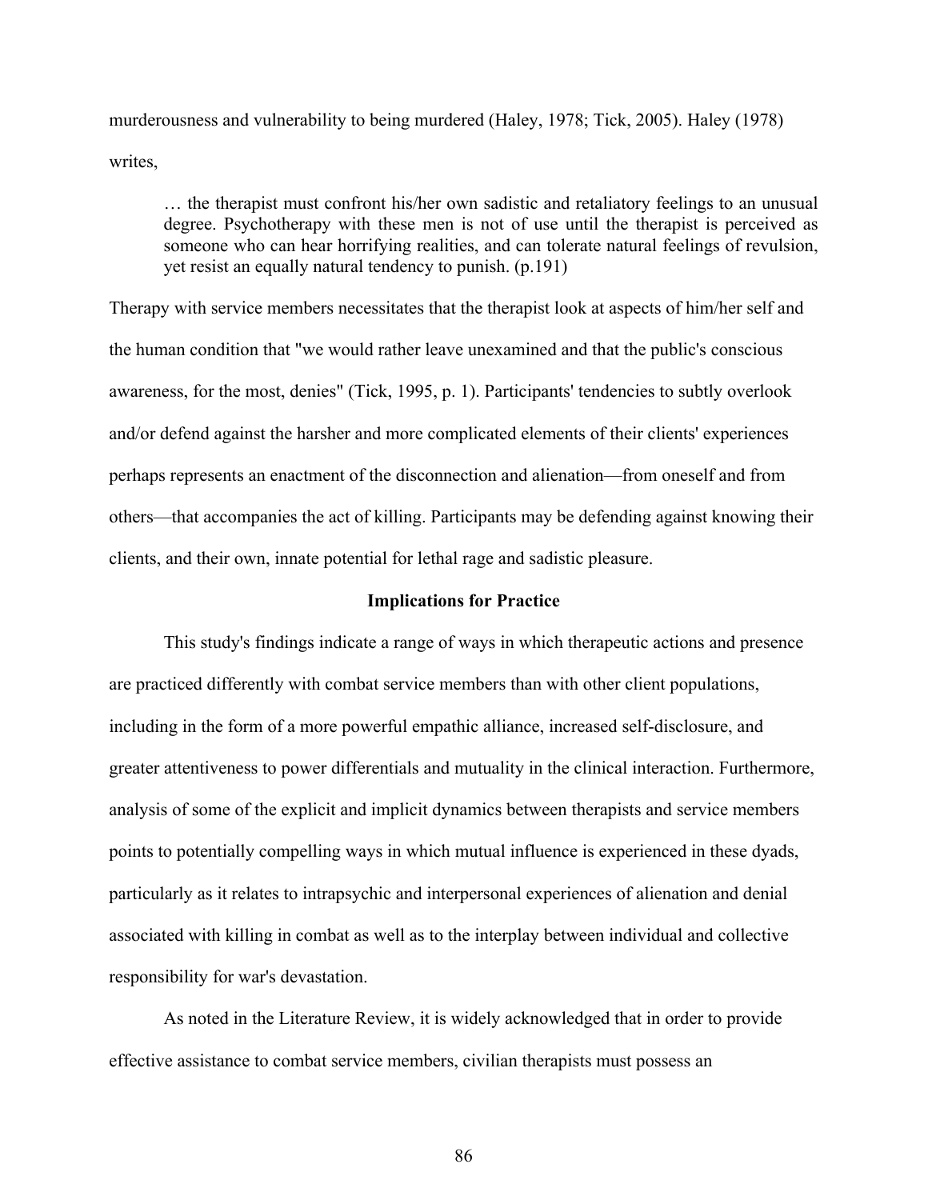murderousness and vulnerability to being murdered (Haley, 1978; Tick, 2005). Haley (1978) writes,

> … the therapist must confront his/her own sadistic and retaliatory feelings to an unusual degree. Psychotherapy with these men is not of use until the therapist is perceived as someone who can hear horrifying realities, and can tolerate natural feelings of revulsion, yet resist an equally natural tendency to punish. (p.191)

Therapy with service members necessitates that the therapist look at aspects of him/her self and the human condition that "we would rather leave unexamined and that the public's conscious awareness, for the most, denies" (Tick, 1995, p. 1). Participants' tendencies to subtly overlook and/or defend against the harsher and more complicated elements of their clients' experiences perhaps represents an enactment of the disconnection and alienation—from oneself and from others—that accompanies the act of killing. Participants may be defending against knowing their clients, and their own, innate potential for lethal rage and sadistic pleasure.

## Implications for Practice

This study's findings indicate a range of ways in which therapeutic actions and presence are practiced differently with combat service members than with other client populations, including in the form of a more powerful empathic alliance, increased self-disclosure, and greater attentiveness to power differentials and mutuality in the clinical interaction. Furthermore, analysis of some of the explicit and implicit dynamics between therapists and service members points to potentially compelling ways in which mutual influence is experienced in these dyads, particularly as it relates to intrapsychic and interpersonal experiences of alienation and denial associated with killing in combat as well as to the interplay between individual and collective responsibility for war's devastation.

As noted in the Literature Review, it is widely acknowledged that in order to provide effective assistance to combat service members, civilian therapists must possess an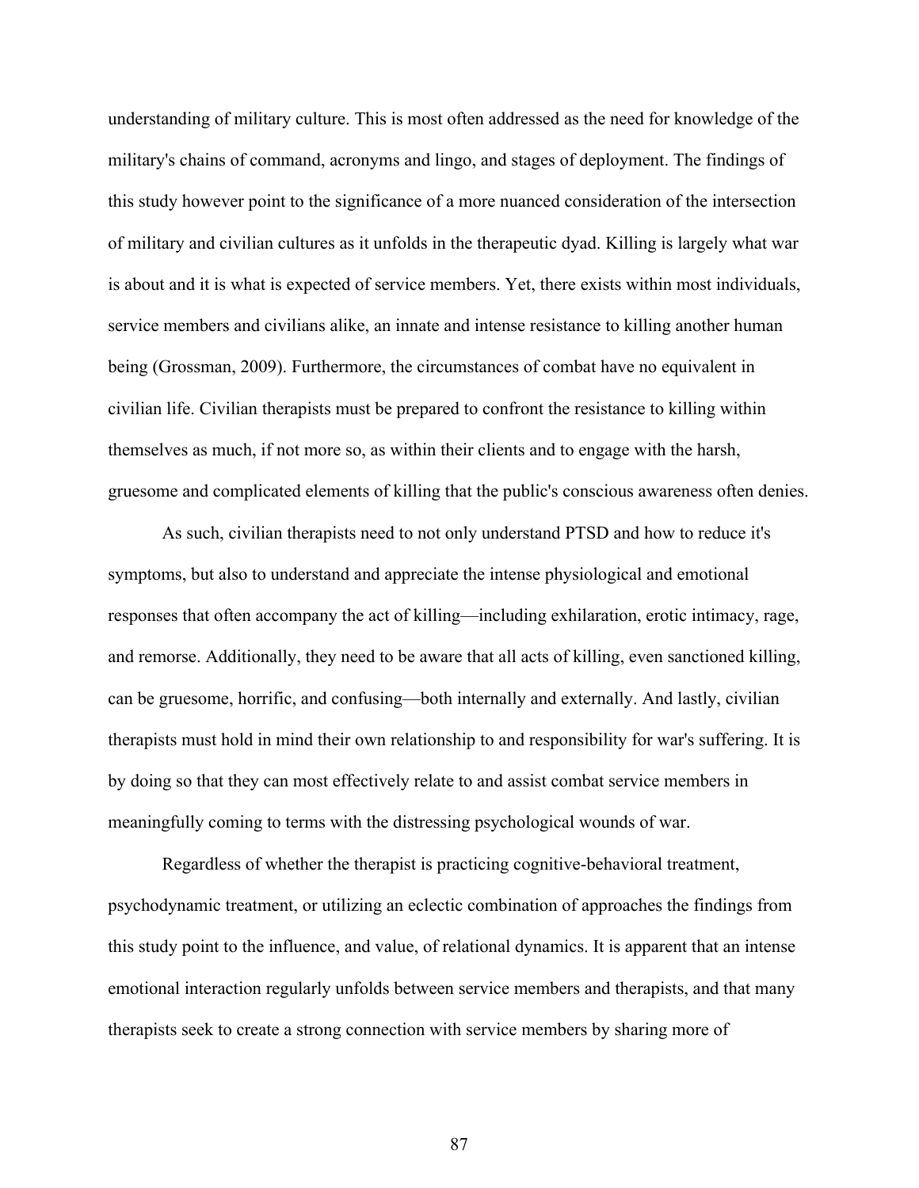understanding of military culture. This is most often addressed as the need for knowledge of the military's chains of command, acronyms and lingo, and stages of deployment. The findings of this study however point to the significance of a more nuanced consideration of the intersection of military and civilian cultures as it unfolds in the therapeutic dyad. Killing is largely what war is about and it is what is expected of service members. Yet, there exists within most individuals, service members and civilians alike, an innate and intense resistance to killing another human being (Grossman, 2009). Furthermore, the circumstances of combat have no equivalent in civilian life. Civilian therapists must be prepared to confront the resistance to killing within themselves as much, if not more so, as within their clients and to engage with the harsh, gruesome and complicated elements of killing that the public's conscious awareness often denies.

As such, civilian therapists need to not only understand PTSD and how to reduce it's symptoms, but also to understand and appreciate the intense physiological and emotional responses that often accompany the act of killing—including exhilaration, erotic intimacy, rage, and remorse. Additionally, they need to be aware that all acts of killing, even sanctioned killing, can be gruesome, horrific, and confusing—both internally and externally. And lastly, civilian therapists must hold in mind their own relationship to and responsibility for war's suffering. It is by doing so that they can most effectively relate to and assist combat service members in meaningfully coming to terms with the distressing psychological wounds of war.

Regardless of whether the therapist is practicing cognitive-behavioral treatment, psychodynamic treatment, or utilizing an eclectic combination of approaches the findings from this study point to the influence, and value, of relational dynamics. It is apparent that an intense emotional interaction regularly unfolds between service members and therapists, and that many therapists seek to create a strong connection with service members by sharing more of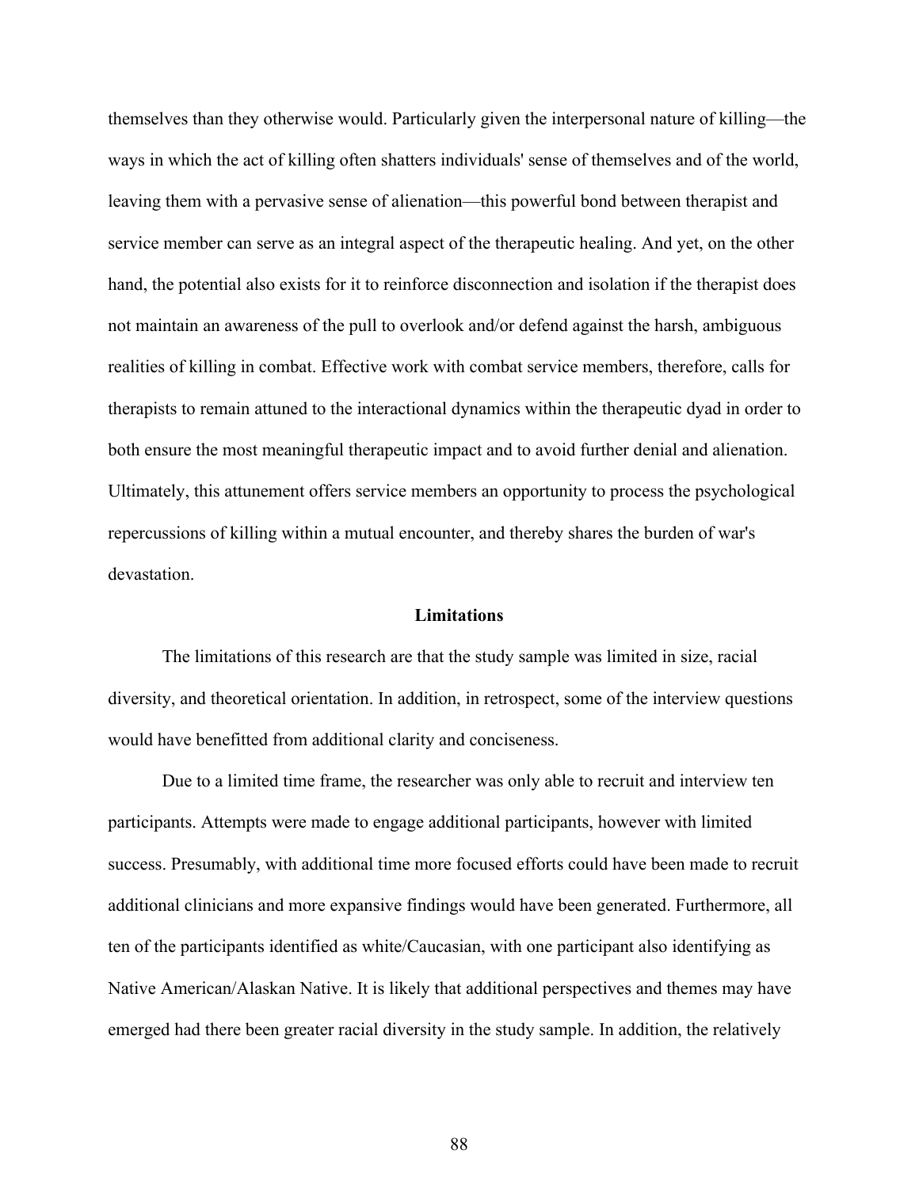themselves than they otherwise would. Particularly given the interpersonal nature of killing—the ways in which the act of killing often shatters individuals' sense of themselves and of the world, leaving them with a pervasive sense of alienation—this powerful bond between therapist and service member can serve as an integral aspect of the therapeutic healing. And yet, on the other hand, the potential also exists for it to reinforce disconnection and isolation if the therapist does not maintain an awareness of the pull to overlook and/or defend against the harsh, ambiguous realities of killing in combat. Effective work with combat service members, therefore, calls for therapists to remain attuned to the interactional dynamics within the therapeutic dyad in order to both ensure the most meaningful therapeutic impact and to avoid further denial and alienation. Ultimately, this attunement offers service members an opportunity to process the psychological repercussions of killing within a mutual encounter, and thereby shares the burden of war's devastation.

## Limitations

The limitations of this research are that the study sample was limited in size, racial diversity, and theoretical orientation. In addition, in retrospect, some of the interview questions would have benefitted from additional clarity and conciseness.

Due to a limited time frame, the researcher was only able to recruit and interview ten participants. Attempts were made to engage additional participants, however with limited success. Presumably, with additional time more focused efforts could have been made to recruit additional clinicians and more expansive findings would have been generated. Furthermore, all ten of the participants identified as white/Caucasian, with one participant also identifying as Native American/Alaskan Native. It is likely that additional perspectives and themes may have emerged had there been greater racial diversity in the study sample. In addition, the relatively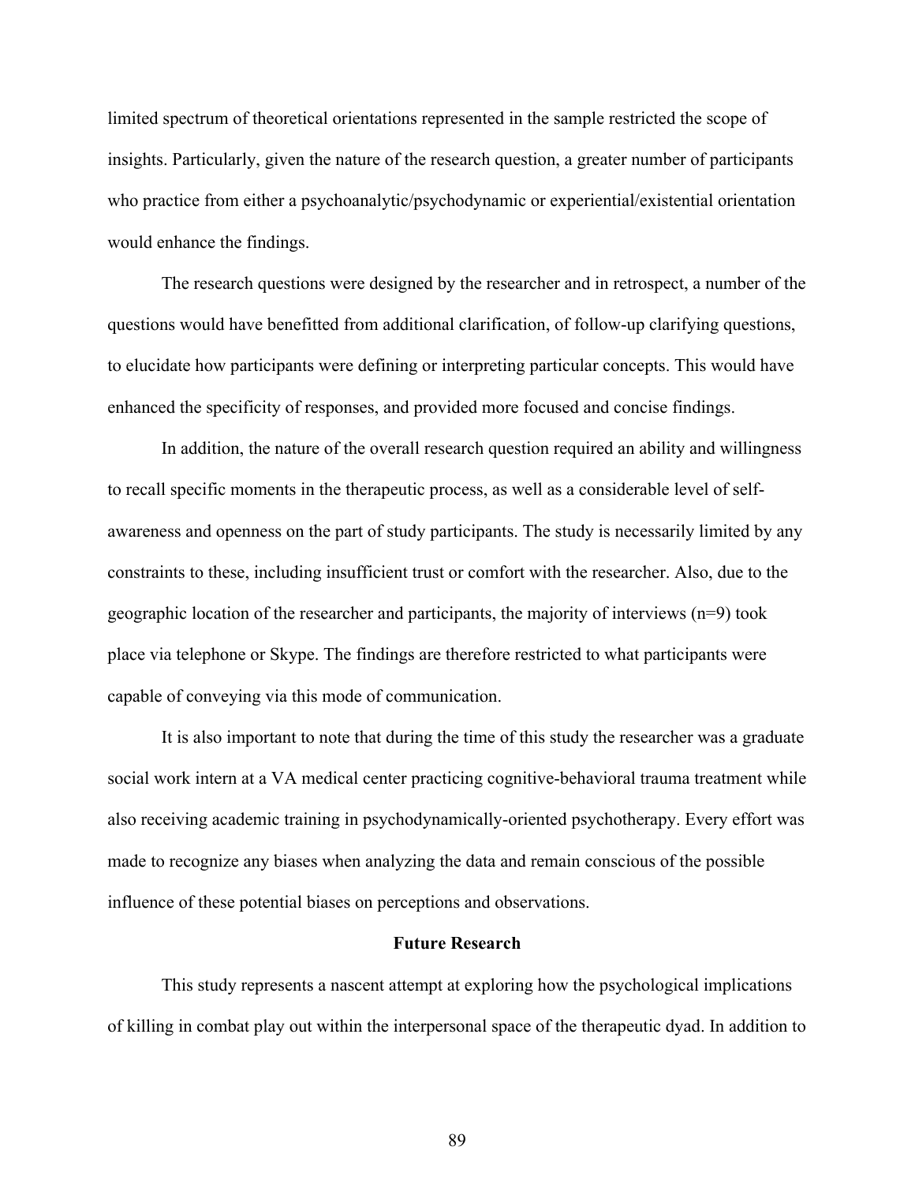limited spectrum of theoretical orientations represented in the sample restricted the scope of insights. Particularly, given the nature of the research question, a greater number of participants who practice from either a psychoanalytic/psychodynamic or experiential/existential orientation would enhance the findings.

The research questions were designed by the researcher and in retrospect, a number of the questions would have benefitted from additional clarification, of follow-up clarifying questions, to elucidate how participants were defining or interpreting particular concepts. This would have enhanced the specificity of responses, and provided more focused and concise findings.

In addition, the nature of the overall research question required an ability and willingness to recall specific moments in the therapeutic process, as well as a considerable level of self-awareness and openness on the part of study participants. The study is necessarily limited by any constraints to these, including insufficient trust or comfort with the researcher. Also, due to the geographic location of the researcher and participants, the majority of interviews (n=9) took place via telephone or Skype. The findings are therefore restricted to what participants were capable of conveying via this mode of communication.

It is also important to note that during the time of this study the researcher was a graduate social work intern at a VA medical center practicing cognitive-behavioral trauma treatment while also receiving academic training in psychodynamically-oriented psychotherapy. Every effort was made to recognize any biases when analyzing the data and remain conscious of the possible influence of these potential biases on perceptions and observations.

## Future Research

This study represents a nascent attempt at exploring how the psychological implications of killing in combat play out within the interpersonal space of the therapeutic dyad. In addition to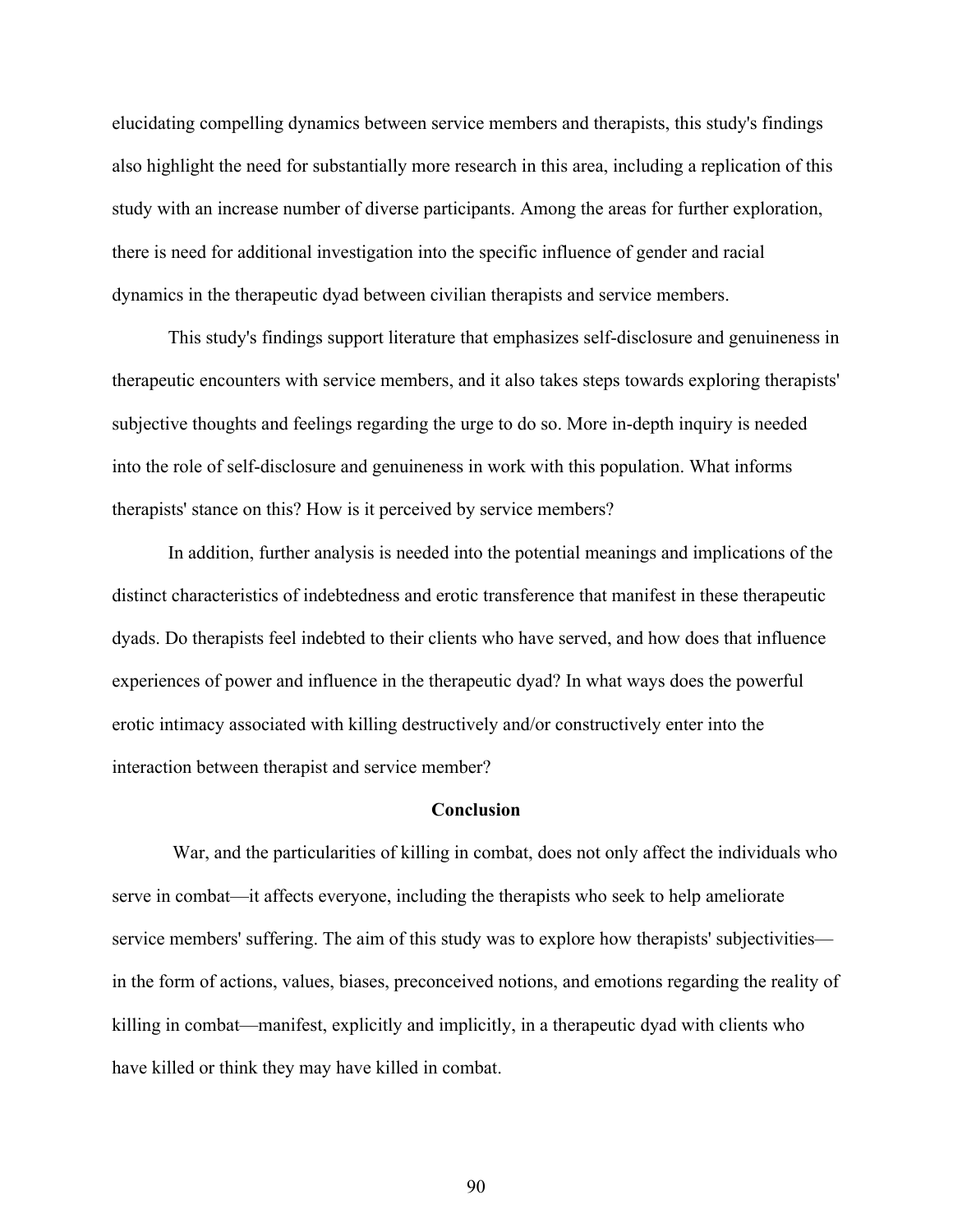elucidating compelling dynamics between service members and therapists, this study's findings also highlight the need for substantially more research in this area, including a replication of this study with an increase number of diverse participants. Among the areas for further exploration, there is need for additional investigation into the specific influence of gender and racial dynamics in the therapeutic dyad between civilian therapists and service members.

This study's findings support literature that emphasizes self-disclosure and genuineness in therapeutic encounters with service members, and it also takes steps towards exploring therapists' subjective thoughts and feelings regarding the urge to do so. More in-depth inquiry is needed into the role of self-disclosure and genuineness in work with this population. What informs therapists' stance on this? How is it perceived by service members?

In addition, further analysis is needed into the potential meanings and implications of the distinct characteristics of indebtedness and erotic transference that manifest in these therapeutic dyads. Do therapists feel indebted to their clients who have served, and how does that influence experiences of power and influence in the therapeutic dyad? In what ways does the powerful erotic intimacy associated with killing destructively and/or constructively enter into the interaction between therapist and service member?

## Conclusion

War, and the particularities of killing in combat, does not only affect the individuals who serve in combat—it affects everyone, including the therapists who seek to help ameliorate service members' suffering. The aim of this study was to explore how therapists' subjectivities—in the form of actions, values, biases, preconceived notions, and emotions regarding the reality of killing in combat—manifest, explicitly and implicitly, in a therapeutic dyad with clients who have killed or think they may have killed in combat.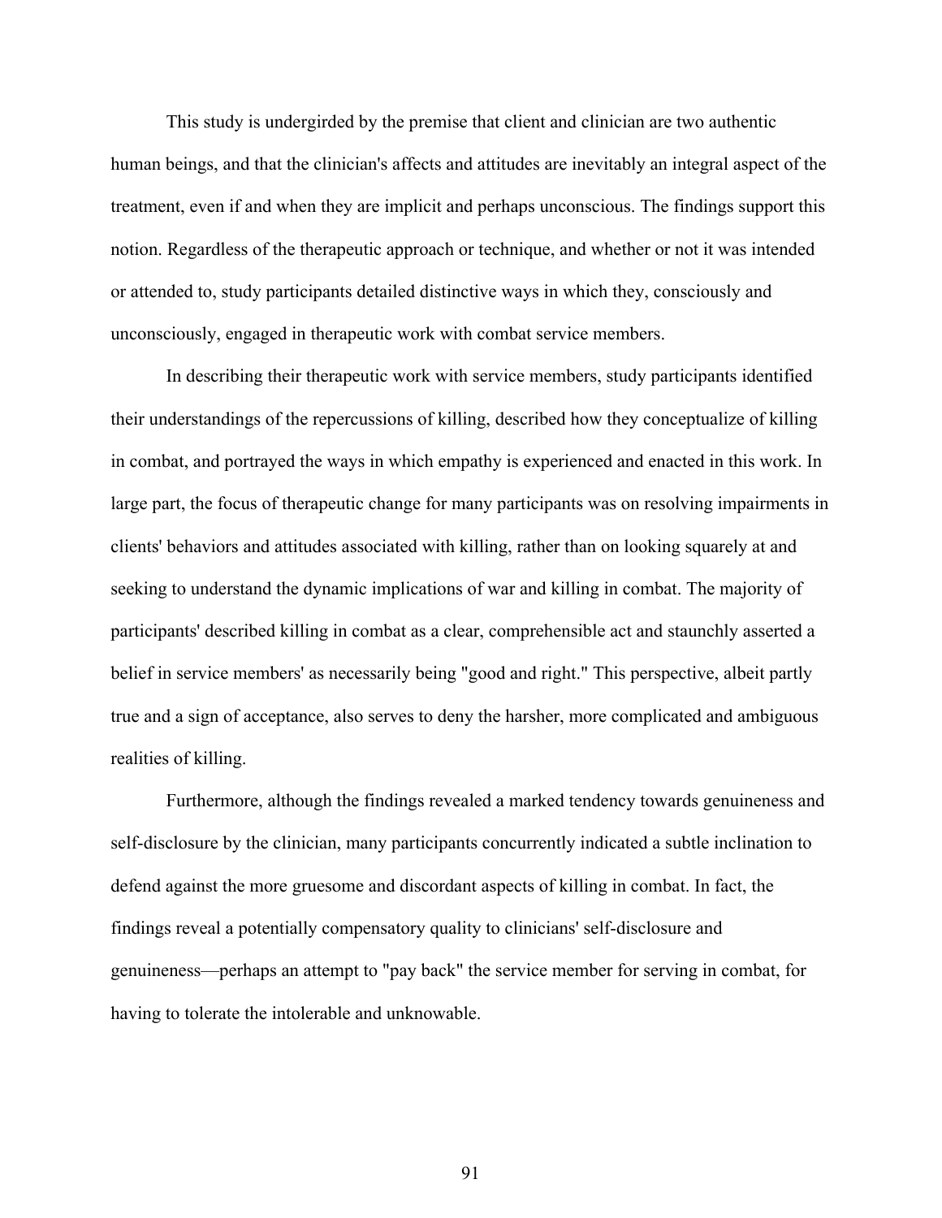This study is undergirded by the premise that client and clinician are two authentic human beings, and that the clinician's affects and attitudes are inevitably an integral aspect of the treatment, even if and when they are implicit and perhaps unconscious. The findings support this notion. Regardless of the therapeutic approach or technique, and whether or not it was intended or attended to, study participants detailed distinctive ways in which they, consciously and unconsciously, engaged in therapeutic work with combat service members.

In describing their therapeutic work with service members, study participants identified their understandings of the repercussions of killing, described how they conceptualize of killing in combat, and portrayed the ways in which empathy is experienced and enacted in this work. In large part, the focus of therapeutic change for many participants was on resolving impairments in clients' behaviors and attitudes associated with killing, rather than on looking squarely at and seeking to understand the dynamic implications of war and killing in combat. The majority of participants' described killing in combat as a clear, comprehensible act and staunchly asserted a belief in service members' as necessarily being "good and right." This perspective, albeit partly true and a sign of acceptance, also serves to deny the harsher, more complicated and ambiguous realities of killing.

Furthermore, although the findings revealed a marked tendency towards genuineness and self-disclosure by the clinician, many participants concurrently indicated a subtle inclination to defend against the more gruesome and discordant aspects of killing in combat. In fact, the findings reveal a potentially compensatory quality to clinicians' self-disclosure and genuineness—perhaps an attempt to "pay back" the service member for serving in combat, for having to tolerate the intolerable and unknowable.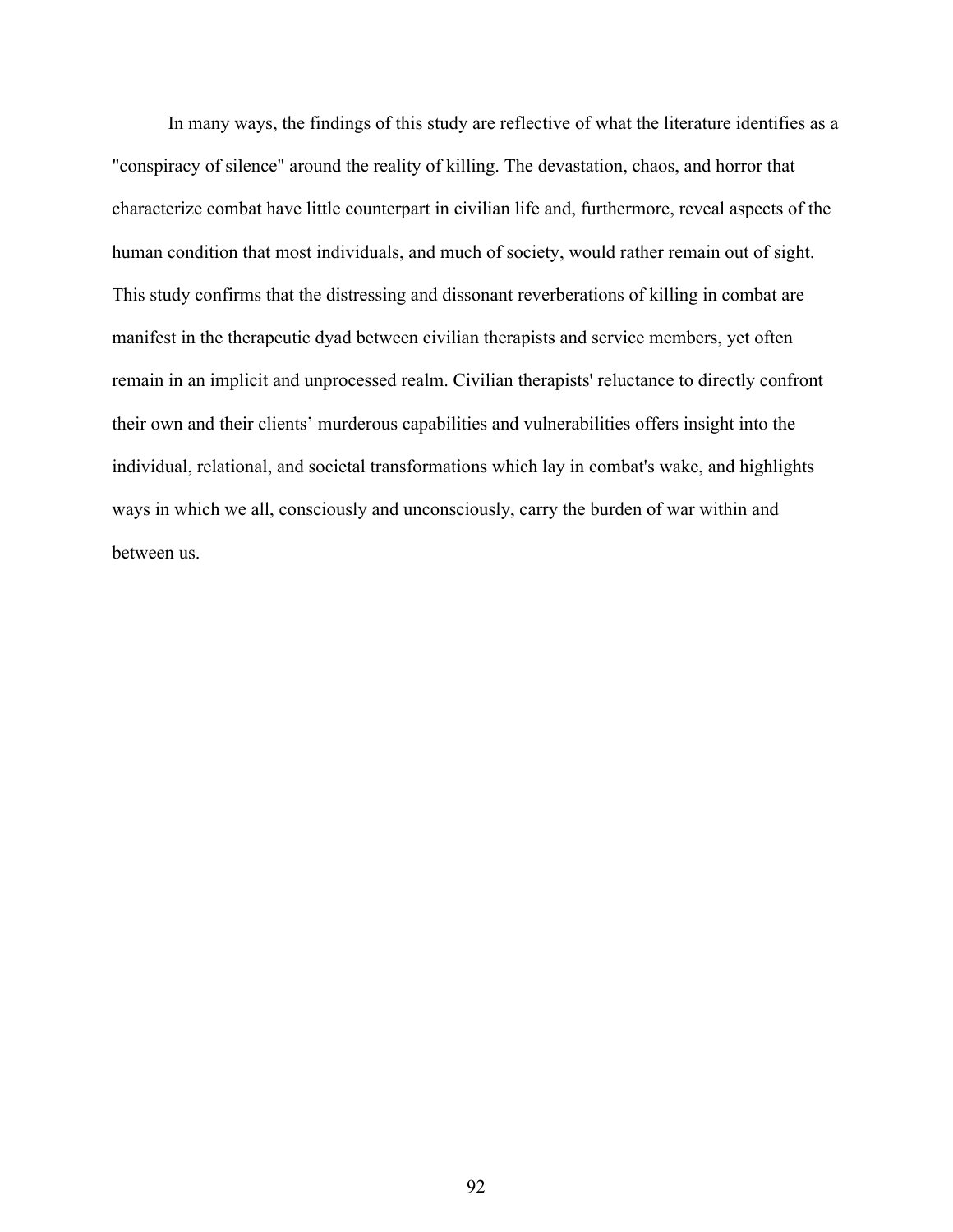In many ways, the findings of this study are reflective of what the literature identifies as a "conspiracy of silence" around the reality of killing. The devastation, chaos, and horror that characterize combat have little counterpart in civilian life and, furthermore, reveal aspects of the human condition that most individuals, and much of society, would rather remain out of sight. This study confirms that the distressing and dissonant reverberations of killing in combat are manifest in the therapeutic dyad between civilian therapists and service members, yet often remain in an implicit and unprocessed realm. Civilian therapists' reluctance to directly confront their own and their clients' murderous capabilities and vulnerabilities offers insight into the individual, relational, and societal transformations which lay in combat's wake, and highlights ways in which we all, consciously and unconsciously, carry the burden of war within and between us.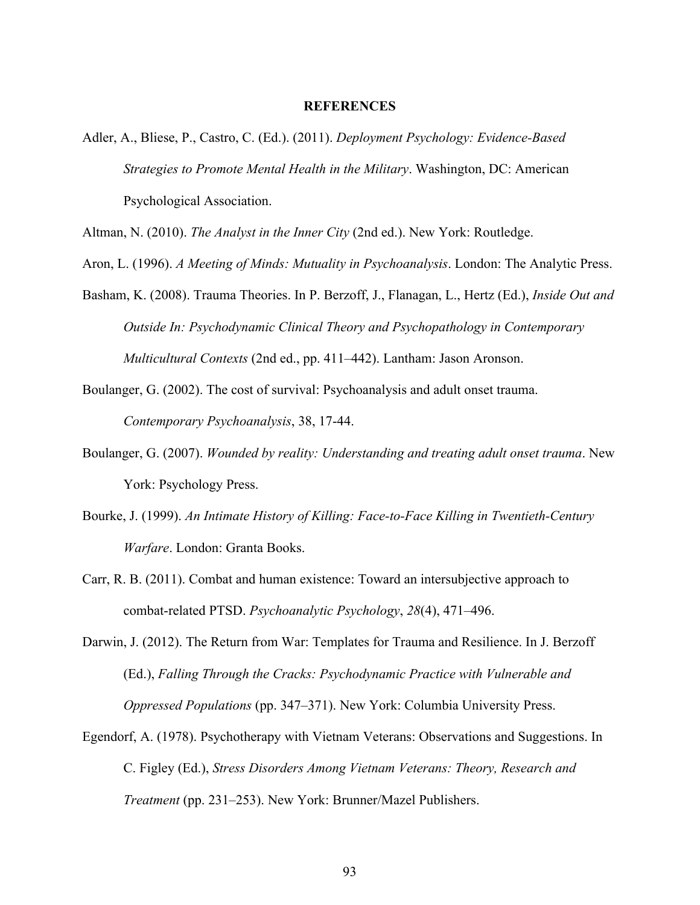## REFERENCES

Adler, A., Bliese, P., Castro, C. (Ed.). (2011). *Deployment Psychology: Evidence-Based Strategies to Promote Mental Health in the Military*. Washington, DC: American Psychological Association.

Altman, N. (2010). *The Analyst in the Inner City* (2nd ed.). New York: Routledge.

Aron, L. (1996). *A Meeting of Minds: Mutuality in Psychoanalysis*. London: The Analytic Press.

Basham, K. (2008). Trauma Theories. In P. Berzoff, J., Flanagan, L., Hertz (Ed.), *Inside Out and Outside In: Psychodynamic Clinical Theory and Psychopathology in Contemporary Multicultural Contexts* (2nd ed., pp. 411–442). Lantham: Jason Aronson.

Boulanger, G. (2002). The cost of survival: Psychoanalysis and adult onset trauma. *Contemporary Psychoanalysis*, 38, 17-44.

Boulanger, G. (2007). *Wounded by reality: Understanding and treating adult onset trauma*. New York: Psychology Press.

Bourke, J. (1999). *An Intimate History of Killing: Face-to-Face Killing in Twentieth-Century Warfare*. London: Granta Books.

Carr, R. B. (2011). Combat and human existence: Toward an intersubjective approach to combat-related PTSD. *Psychoanalytic Psychology*, *28*(4), 471–496.

Darwin, J. (2012). The Return from War: Templates for Trauma and Resilience. In J. Berzoff (Ed.), *Falling Through the Cracks: Psychodynamic Practice with Vulnerable and Oppressed Populations* (pp. 347–371). New York: Columbia University Press.

Egendorf, A. (1978). Psychotherapy with Vietnam Veterans: Observations and Suggestions. In C. Figley (Ed.), *Stress Disorders Among Vietnam Veterans: Theory, Research and Treatment* (pp. 231–253). New York: Brunner/Mazel Publishers.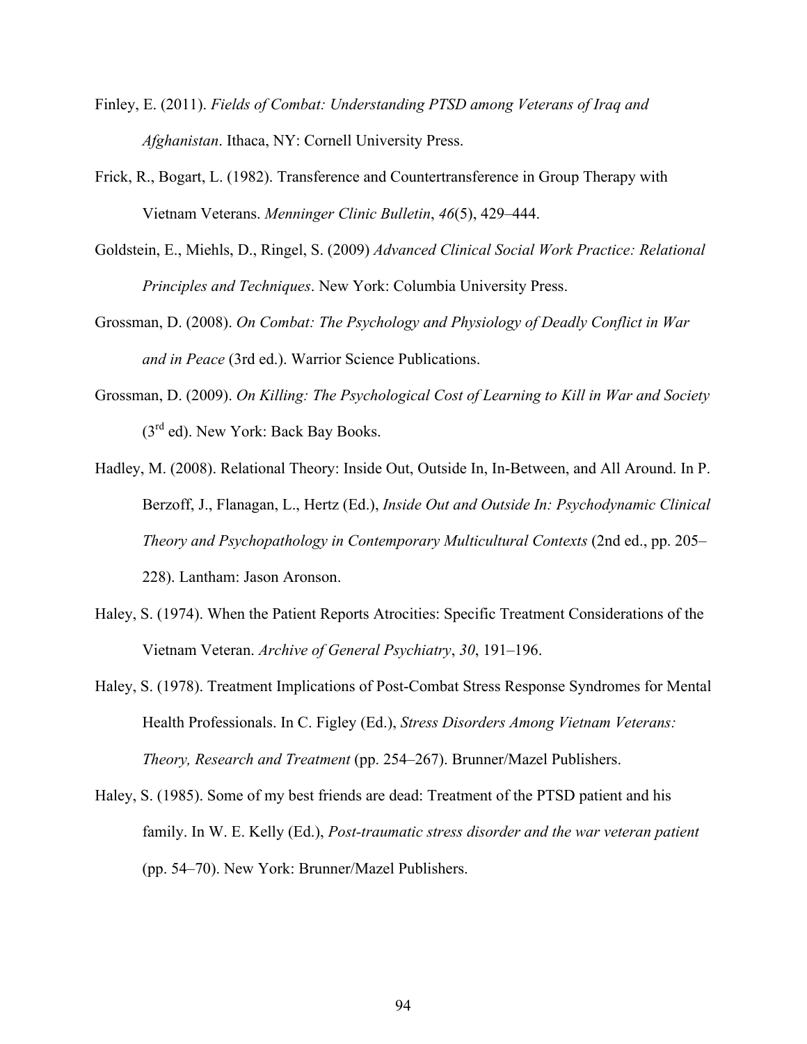Finley, E. (2011). *Fields of Combat: Understanding PTSD among Veterans of Iraq and Afghanistan*. Ithaca, NY: Cornell University Press.

Frick, R., Bogart, L. (1982). Transference and Countertransference in Group Therapy with Vietnam Veterans. *Menninger Clinic Bulletin*, *46*(5), 429–444.

Goldstein, E., Miehls, D., Ringel, S. (2009) *Advanced Clinical Social Work Practice: Relational Principles and Techniques*. New York: Columbia University Press.

Grossman, D. (2008). *On Combat: The Psychology and Physiology of Deadly Conflict in War and in Peace* (3rd ed.). Warrior Science Publications.

Grossman, D. (2009). *On Killing: The Psychological Cost of Learning to Kill in War and Society* (3rd ed). New York: Back Bay Books.

Hadley, M. (2008). Relational Theory: Inside Out, Outside In, In-Between, and All Around. In P. Berzoff, J., Flanagan, L., Hertz (Ed.), *Inside Out and Outside In: Psychodynamic Clinical Theory and Psychopathology in Contemporary Multicultural Contexts* (2nd ed., pp. 205–228). Lantham: Jason Aronson.

Haley, S. (1974). When the Patient Reports Atrocities: Specific Treatment Considerations of the Vietnam Veteran. *Archive of General Psychiatry*, *30*, 191–196.

Haley, S. (1978). Treatment Implications of Post-Combat Stress Response Syndromes for Mental Health Professionals. In C. Figley (Ed.), *Stress Disorders Among Vietnam Veterans: Theory, Research and Treatment* (pp. 254–267). Brunner/Mazel Publishers.

Haley, S. (1985). Some of my best friends are dead: Treatment of the PTSD patient and his family. In W. E. Kelly (Ed.), *Post-traumatic stress disorder and the war veteran patient* (pp. 54–70). New York: Brunner/Mazel Publishers.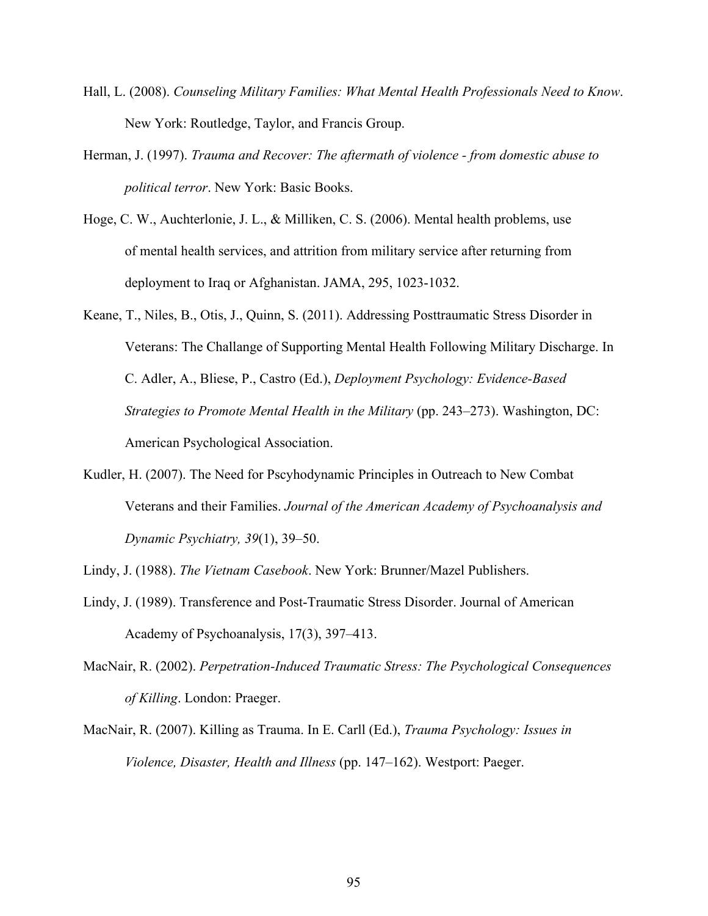Hall, L. (2008). *Counseling Military Families: What Mental Health Professionals Need to Know*. New York: Routledge, Taylor, and Francis Group.

Herman, J. (1997). *Trauma and Recover: The aftermath of violence - from domestic abuse to political terror*. New York: Basic Books.

Hoge, C. W., Auchterlonie, J. L., & Milliken, C. S. (2006). Mental health problems, use of mental health services, and attrition from military service after returning from deployment to Iraq or Afghanistan. JAMA, 295, 1023-1032.

Keane, T., Niles, B., Otis, J., Quinn, S. (2011). Addressing Posttraumatic Stress Disorder in Veterans: The Challange of Supporting Mental Health Following Military Discharge. In C. Adler, A., Bliese, P., Castro (Ed.), *Deployment Psychology: Evidence-Based Strategies to Promote Mental Health in the Military* (pp. 243–273). Washington, DC: American Psychological Association.

Kudler, H. (2007). The Need for Pscyhodynamic Principles in Outreach to New Combat Veterans and their Families. *Journal of the American Academy of Psychoanalysis and Dynamic Psychiatry, 39*(1), 39–50.

Lindy, J. (1988). *The Vietnam Casebook*. New York: Brunner/Mazel Publishers.

Lindy, J. (1989). Transference and Post-Traumatic Stress Disorder. Journal of American Academy of Psychoanalysis, 17(3), 397–413.

MacNair, R. (2002). *Perpetration-Induced Traumatic Stress: The Psychological Consequences of Killing*. London: Praeger.

MacNair, R. (2007). Killing as Trauma. In E. Carll (Ed.), *Trauma Psychology: Issues in Violence, Disaster, Health and Illness* (pp. 147–162). Westport: Paeger.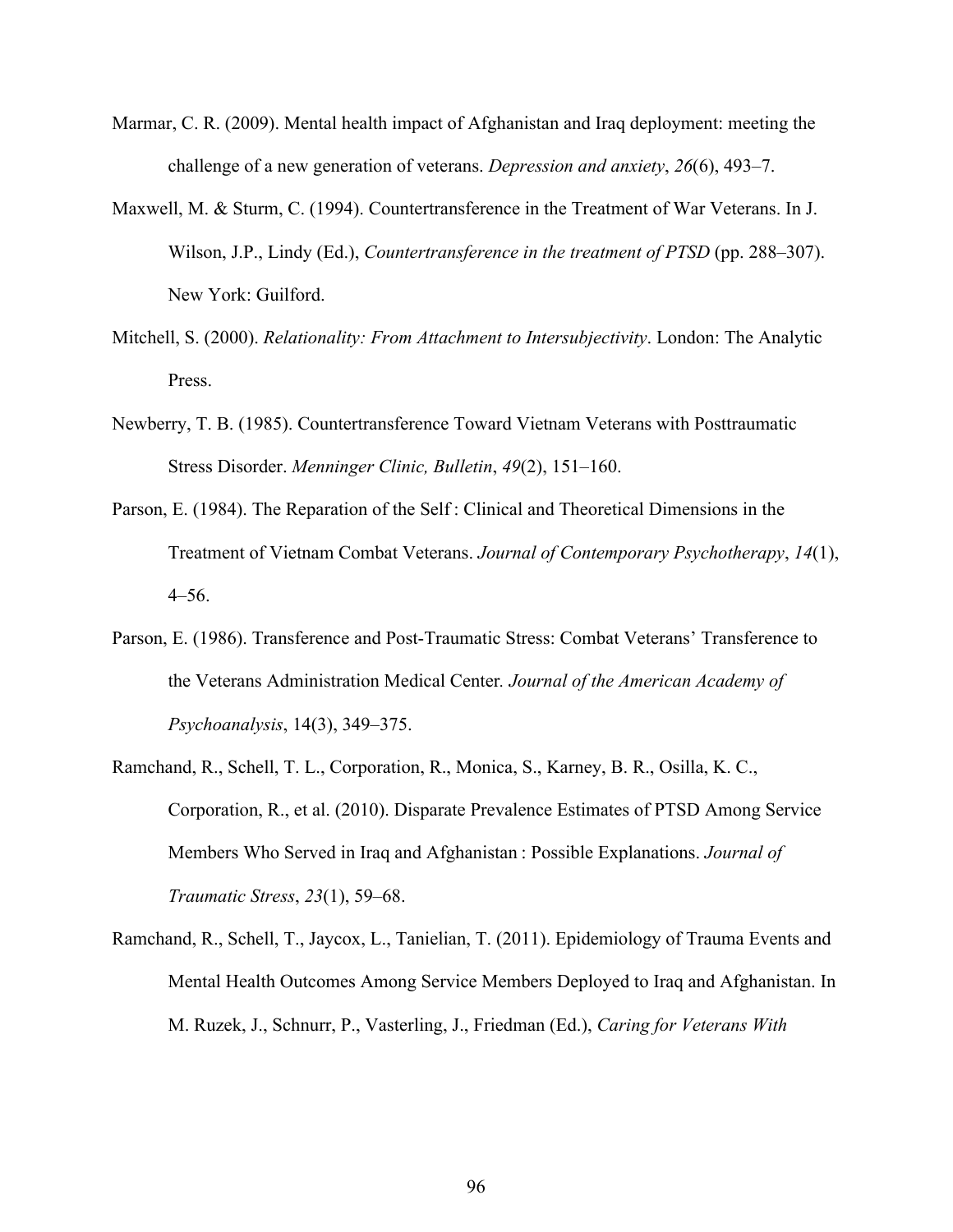Marmar, C. R. (2009). Mental health impact of Afghanistan and Iraq deployment: meeting the challenge of a new generation of veterans. *Depression and anxiety*, *26*(6), 493–7.

Maxwell, M. & Sturm, C. (1994). Countertransference in the Treatment of War Veterans. In J. Wilson, J.P., Lindy (Ed.), *Countertransference in the treatment of PTSD* (pp. 288–307). New York: Guilford.

Mitchell, S. (2000). *Relationality: From Attachment to Intersubjectivity*. London: The Analytic Press.

Newberry, T. B. (1985). Countertransference Toward Vietnam Veterans with Posttraumatic Stress Disorder. *Menninger Clinic, Bulletin*, *49*(2), 151–160.

Parson, E. (1984). The Reparation of the Self : Clinical and Theoretical Dimensions in the Treatment of Vietnam Combat Veterans. *Journal of Contemporary Psychotherapy*, *14*(1), 4–56.

Parson, E. (1986). Transference and Post-Traumatic Stress: Combat Veterans' Transference to the Veterans Administration Medical Center. *Journal of the American Academy of Psychoanalysis*, 14(3), 349–375.

Ramchand, R., Schell, T. L., Corporation, R., Monica, S., Karney, B. R., Osilla, K. C., Corporation, R., et al. (2010). Disparate Prevalence Estimates of PTSD Among Service Members Who Served in Iraq and Afghanistan : Possible Explanations. *Journal of Traumatic Stress*, *23*(1), 59–68.

Ramchand, R., Schell, T., Jaycox, L., Tanielian, T. (2011). Epidemiology of Trauma Events and Mental Health Outcomes Among Service Members Deployed to Iraq and Afghanistan. In M. Ruzek, J., Schnurr, P., Vasterling, J., Friedman (Ed.), *Caring for Veterans With*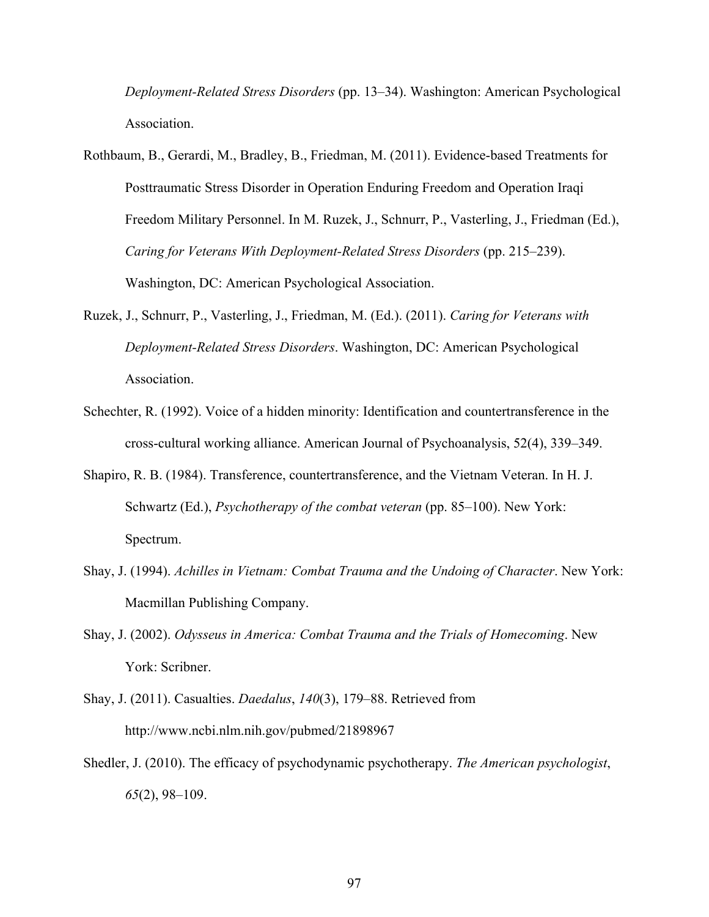*Deployment-Related Stress Disorders* (pp. 13–34). Washington: American Psychological Association.

Rothbaum, B., Gerardi, M., Bradley, B., Friedman, M. (2011). Evidence-based Treatments for Posttraumatic Stress Disorder in Operation Enduring Freedom and Operation Iraqi Freedom Military Personnel. In M. Ruzek, J., Schnurr, P., Vasterling, J., Friedman (Ed.), *Caring for Veterans With Deployment-Related Stress Disorders* (pp. 215–239). Washington, DC: American Psychological Association.

Ruzek, J., Schnurr, P., Vasterling, J., Friedman, M. (Ed.). (2011). *Caring for Veterans with Deployment-Related Stress Disorders*. Washington, DC: American Psychological Association.

Schechter, R. (1992). Voice of a hidden minority: Identification and countertransference in the cross-cultural working alliance. American Journal of Psychoanalysis, 52(4), 339–349.

Shapiro, R. B. (1984). Transference, countertransference, and the Vietnam Veteran. In H. J. Schwartz (Ed.), *Psychotherapy of the combat veteran* (pp. 85–100). New York: Spectrum.

Shay, J. (1994). *Achilles in Vietnam: Combat Trauma and the Undoing of Character*. New York: Macmillan Publishing Company.

Shay, J. (2002). *Odysseus in America: Combat Trauma and the Trials of Homecoming*. New York: Scribner.

Shay, J. (2011). Casualties. *Daedalus*, *140*(3), 179–88. Retrieved from http://www.ncbi.nlm.nih.gov/pubmed/21898967

Shedler, J. (2010). The efficacy of psychodynamic psychotherapy. *The American psychologist*, *65*(2), 98–109.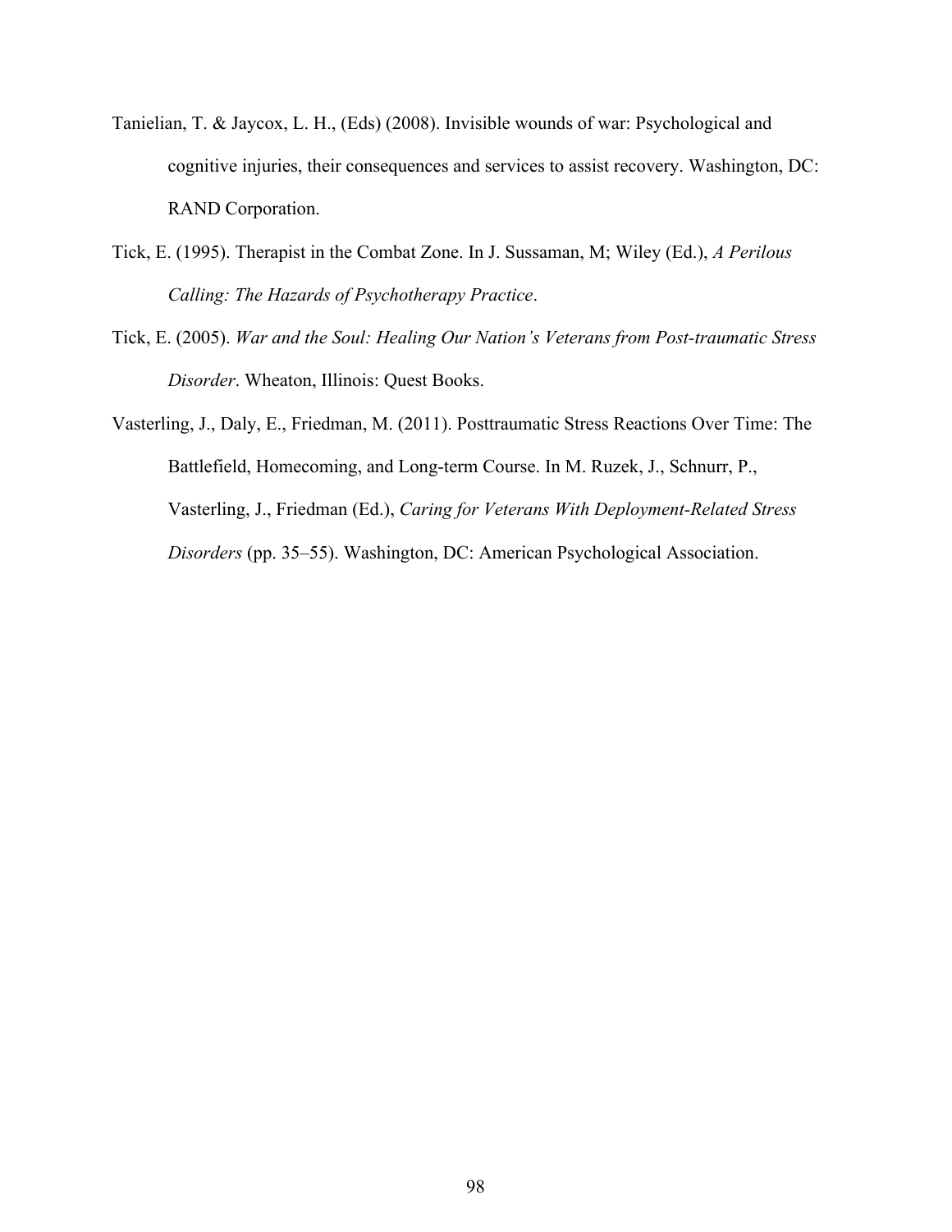Tanielian, T. & Jaycox, L. H., (Eds) (2008). Invisible wounds of war: Psychological and cognitive injuries, their consequences and services to assist recovery. Washington, DC: RAND Corporation.

Tick, E. (1995). Therapist in the Combat Zone. In J. Sussaman, M; Wiley (Ed.), *A Perilous Calling: The Hazards of Psychotherapy Practice*.

Tick, E. (2005). *War and the Soul: Healing Our Nation's Veterans from Post-traumatic Stress Disorder*. Wheaton, Illinois: Quest Books.

Vasterling, J., Daly, E., Friedman, M. (2011). Posttraumatic Stress Reactions Over Time: The Battlefield, Homecoming, and Long-term Course. In M. Ruzek, J., Schnurr, P., Vasterling, J., Friedman (Ed.), *Caring for Veterans With Deployment-Related Stress Disorders* (pp. 35–55). Washington, DC: American Psychological Association.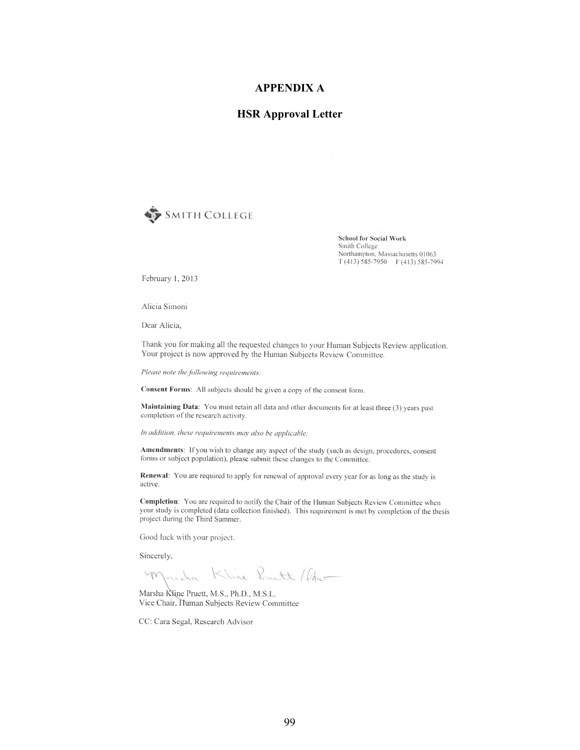# APPENDIX A

## HSR Approval Letter

SMITH COLLEGE

**School for Social Work**
Smith College
Northampton, Massachusetts 01063
T (413) 585-7950 F (413) 585-7994

February 1, 2013

Alicia Simoni

Dear Alicia,

Thank you for making all the requested changes to your Human Subjects Review application. Your project is now approved by the Human Subjects Review Committee.

*Please note the following requirements:*

**Consent Forms**: All subjects should be given a copy of the consent form.

**Maintaining Data**: You must retain all data and other documents for at least three (3) years past completion of the research activity.

*In addition, these requirements may also be applicable:*

**Amendments**: If you wish to change any aspect of the study (such as design, procedures, consent forms or subject population), please submit these changes to the Committee.

**Renewal**: You are required to apply for renewal of approval every year for as long as the study is active.

**Completion**: You are required to notify the Chair of the Human Subjects Review Committee when your study is completed (data collection finished). This requirement is met by completion of the thesis project during the Third Summer.

Good luck with your project.

Sincerely,

Marsha Kline Pruett / ltw

Marsha Kline Pruett, M.S., Ph.D., M.S.L.
Vice Chair, Human Subjects Review Committee

CC: Cara Segal, Research Advisor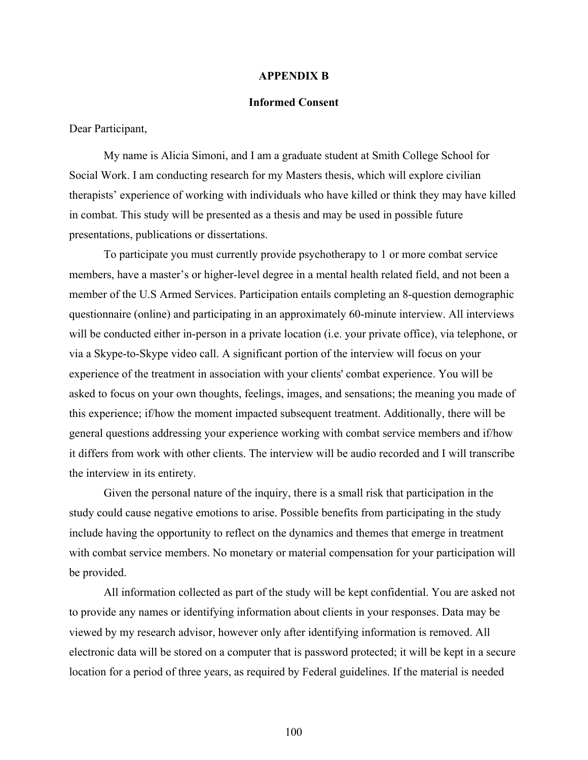## APPENDIX B

### Informed Consent

Dear Participant,

My name is Alicia Simoni, and I am a graduate student at Smith College School for Social Work. I am conducting research for my Masters thesis, which will explore civilian therapists' experience of working with individuals who have killed or think they may have killed in combat. This study will be presented as a thesis and may be used in possible future presentations, publications or dissertations.

To participate you must currently provide psychotherapy to 1 or more combat service members, have a master's or higher-level degree in a mental health related field, and not been a member of the U.S Armed Services. Participation entails completing an 8-question demographic questionnaire (online) and participating in an approximately 60-minute interview. All interviews will be conducted either in-person in a private location (i.e. your private office), via telephone, or via a Skype-to-Skype video call. A significant portion of the interview will focus on your experience of the treatment in association with your clients' combat experience. You will be asked to focus on your own thoughts, feelings, images, and sensations; the meaning you made of this experience; if/how the moment impacted subsequent treatment. Additionally, there will be general questions addressing your experience working with combat service members and if/how it differs from work with other clients. The interview will be audio recorded and I will transcribe the interview in its entirety.

Given the personal nature of the inquiry, there is a small risk that participation in the study could cause negative emotions to arise. Possible benefits from participating in the study include having the opportunity to reflect on the dynamics and themes that emerge in treatment with combat service members. No monetary or material compensation for your participation will be provided.

All information collected as part of the study will be kept confidential. You are asked not to provide any names or identifying information about clients in your responses. Data may be viewed by my research advisor, however only after identifying information is removed. All electronic data will be stored on a computer that is password protected; it will be kept in a secure location for a period of three years, as required by Federal guidelines. If the material is needed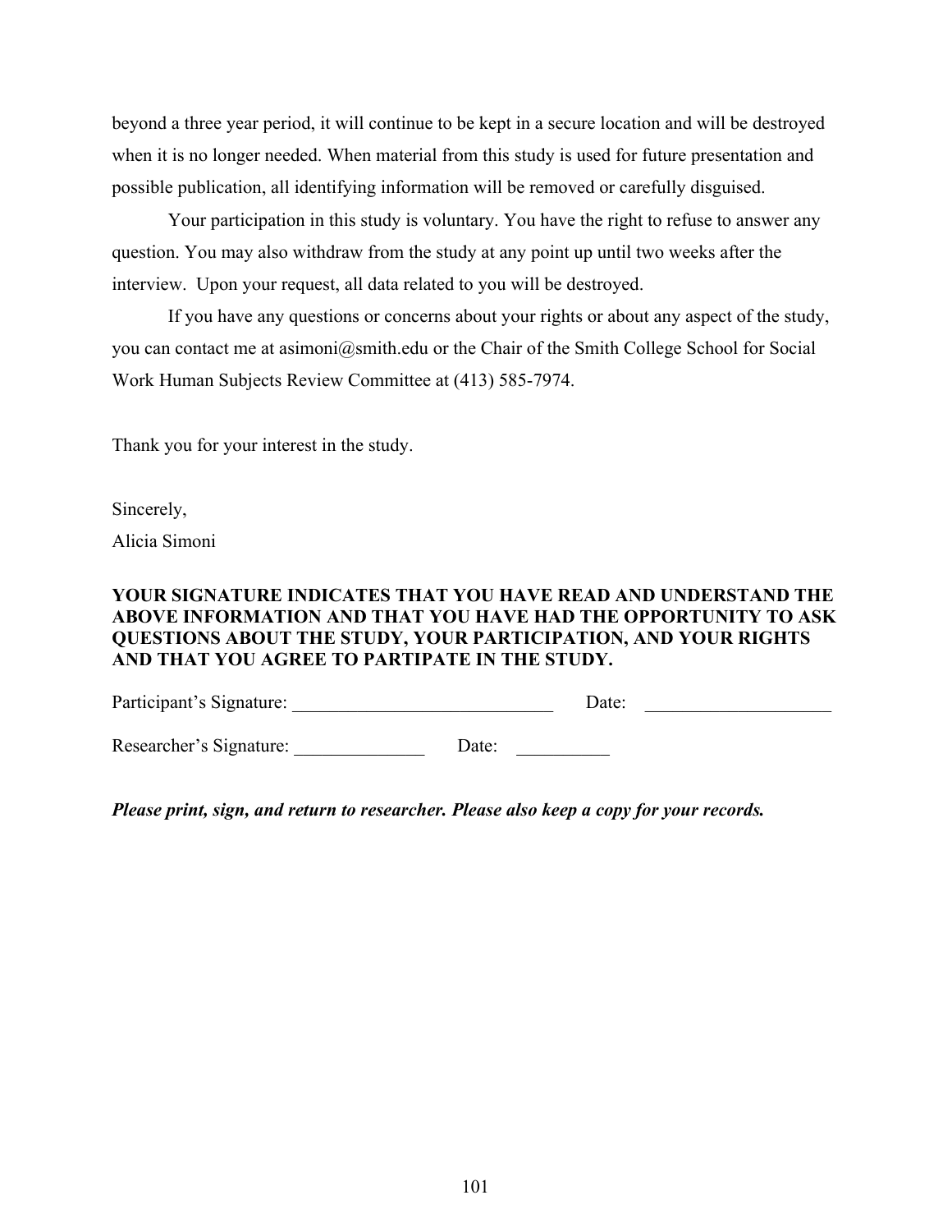beyond a three year period, it will continue to be kept in a secure location and will be destroyed when it is no longer needed. When material from this study is used for future presentation and possible publication, all identifying information will be removed or carefully disguised.

Your participation in this study is voluntary. You have the right to refuse to answer any question. You may also withdraw from the study at any point up until two weeks after the interview. Upon your request, all data related to you will be destroyed.

If you have any questions or concerns about your rights or about any aspect of the study, you can contact me at asimoni@smith.edu or the Chair of the Smith College School for Social Work Human Subjects Review Committee at (413) 585-7974.

Thank you for your interest in the study.

Sincerely,

Alicia Simoni

**YOUR SIGNATURE INDICATES THAT YOU HAVE READ AND UNDERSTAND THE ABOVE INFORMATION AND THAT YOU HAVE HAD THE OPPORTUNITY TO ASK QUESTIONS ABOUT THE STUDY, YOUR PARTICIPATION, AND YOUR RIGHTS AND THAT YOU AGREE TO PARTIPATE IN THE STUDY.**

Participant's Signature: ____________________________ Date: ____________________

Researcher's Signature: ______________ Date: __________

***Please print, sign, and return to researcher. Please also keep a copy for your records.***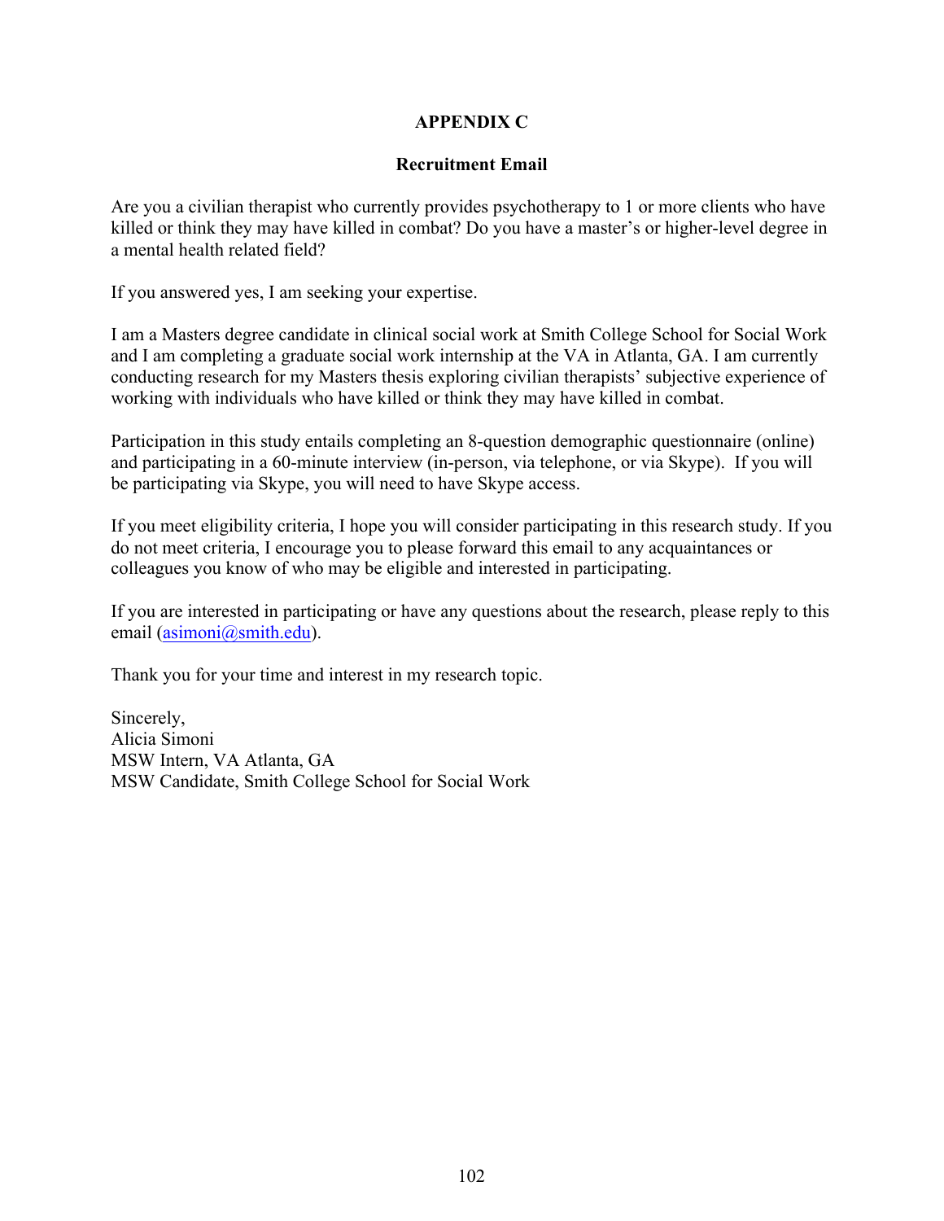# APPENDIX C

## Recruitment Email

Are you a civilian therapist who currently provides psychotherapy to 1 or more clients who have killed or think they may have killed in combat? Do you have a master's or higher-level degree in a mental health related field?

If you answered yes, I am seeking your expertise.

I am a Masters degree candidate in clinical social work at Smith College School for Social Work and I am completing a graduate social work internship at the VA in Atlanta, GA. I am currently conducting research for my Masters thesis exploring civilian therapists' subjective experience of working with individuals who have killed or think they may have killed in combat.

Participation in this study entails completing an 8-question demographic questionnaire (online) and participating in a 60-minute interview (in-person, via telephone, or via Skype). If you will be participating via Skype, you will need to have Skype access.

If you meet eligibility criteria, I hope you will consider participating in this research study. If you do not meet criteria, I encourage you to please forward this email to any acquaintances or colleagues you know of who may be eligible and interested in participating.

If you are interested in participating or have any questions about the research, please reply to this email (asimoni@smith.edu).

Thank you for your time and interest in my research topic.

Sincerely,
Alicia Simoni
MSW Intern, VA Atlanta, GA
MSW Candidate, Smith College School for Social Work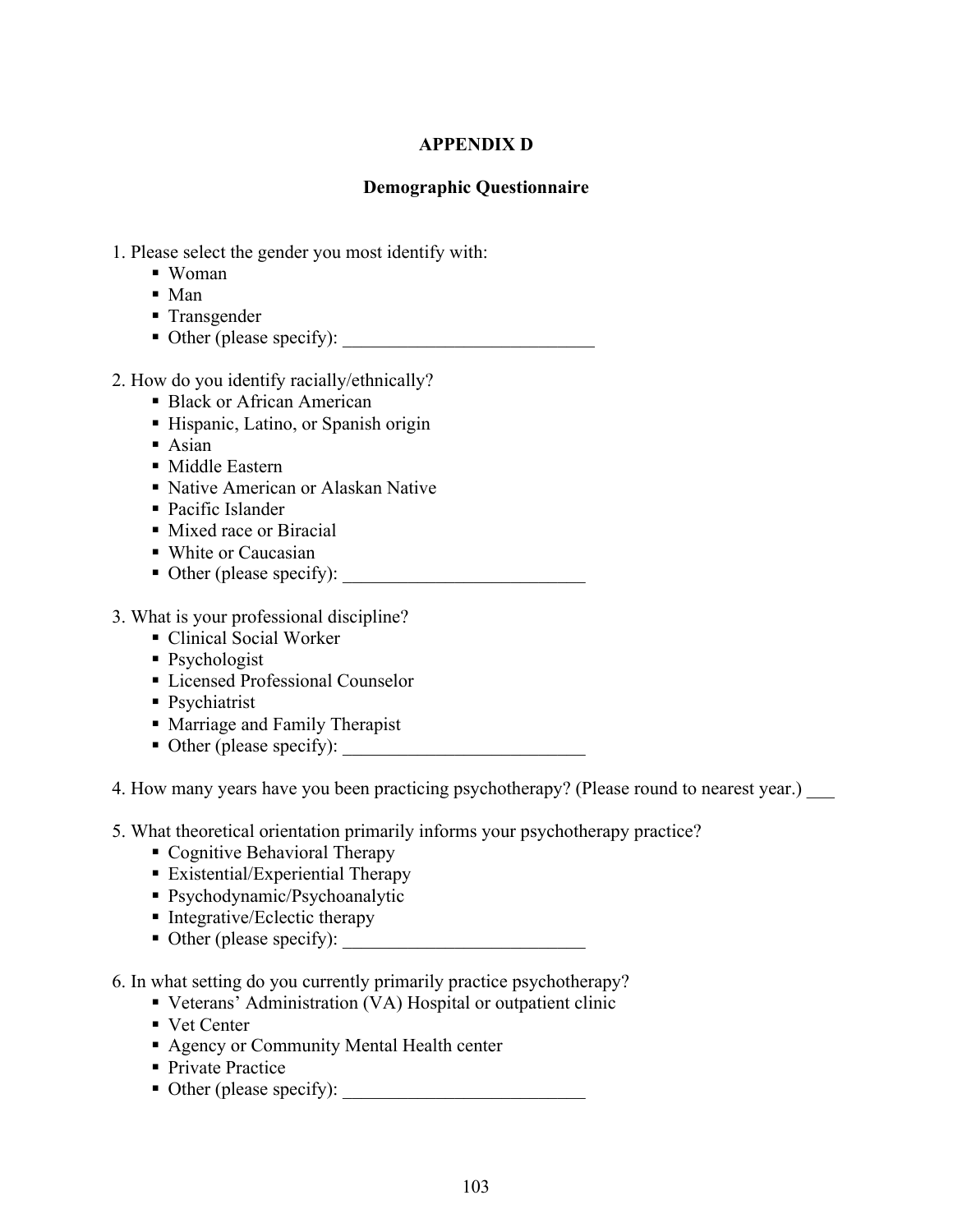# APPENDIX D

## Demographic Questionnaire

1. Please select the gender you most identify with:
   - Woman
   - Man
   - Transgender
   - Other (please specify): ___________________________

2. How do you identify racially/ethnically?
   - Black or African American
   - Hispanic, Latino, or Spanish origin
   - Asian
   - Middle Eastern
   - Native American or Alaskan Native
   - Pacific Islander
   - Mixed race or Biracial
   - White or Caucasian
   - Other (please specify): __________________________

3. What is your professional discipline?
   - Clinical Social Worker
   - Psychologist
   - Licensed Professional Counselor
   - Psychiatrist
   - Marriage and Family Therapist
   - Other (please specify): __________________________

4. How many years have you been practicing psychotherapy? (Please round to nearest year.) ___

5. What theoretical orientation primarily informs your psychotherapy practice?
   - Cognitive Behavioral Therapy
   - Existential/Experiential Therapy
   - Psychodynamic/Psychoanalytic
   - Integrative/Eclectic therapy
   - Other (please specify): __________________________

6. In what setting do you currently primarily practice psychotherapy?
   - Veterans' Administration (VA) Hospital or outpatient clinic
   - Vet Center
   - Agency or Community Mental Health center
   - Private Practice
   - Other (please specify): __________________________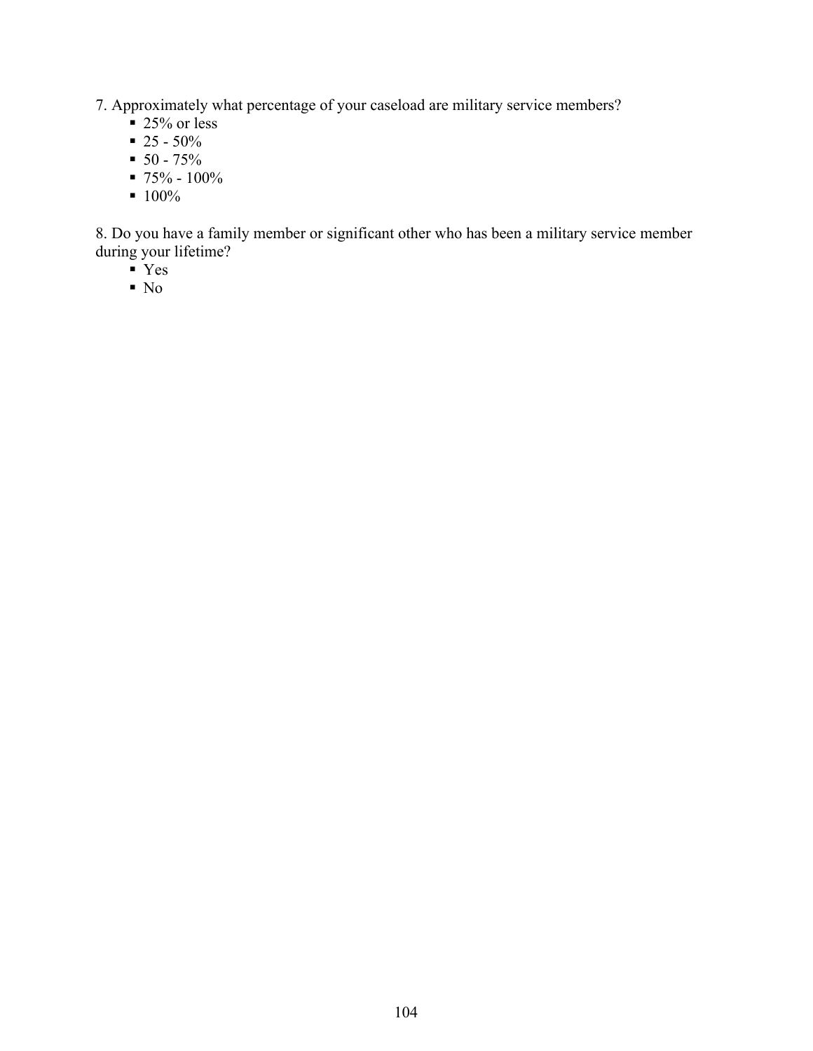7. Approximately what percentage of your caseload are military service members?

- 25% or less
- 25 - 50%
- 50 - 75%
- 75% - 100%
- 100%

8. Do you have a family member or significant other who has been a military service member during your lifetime?

- Yes
- No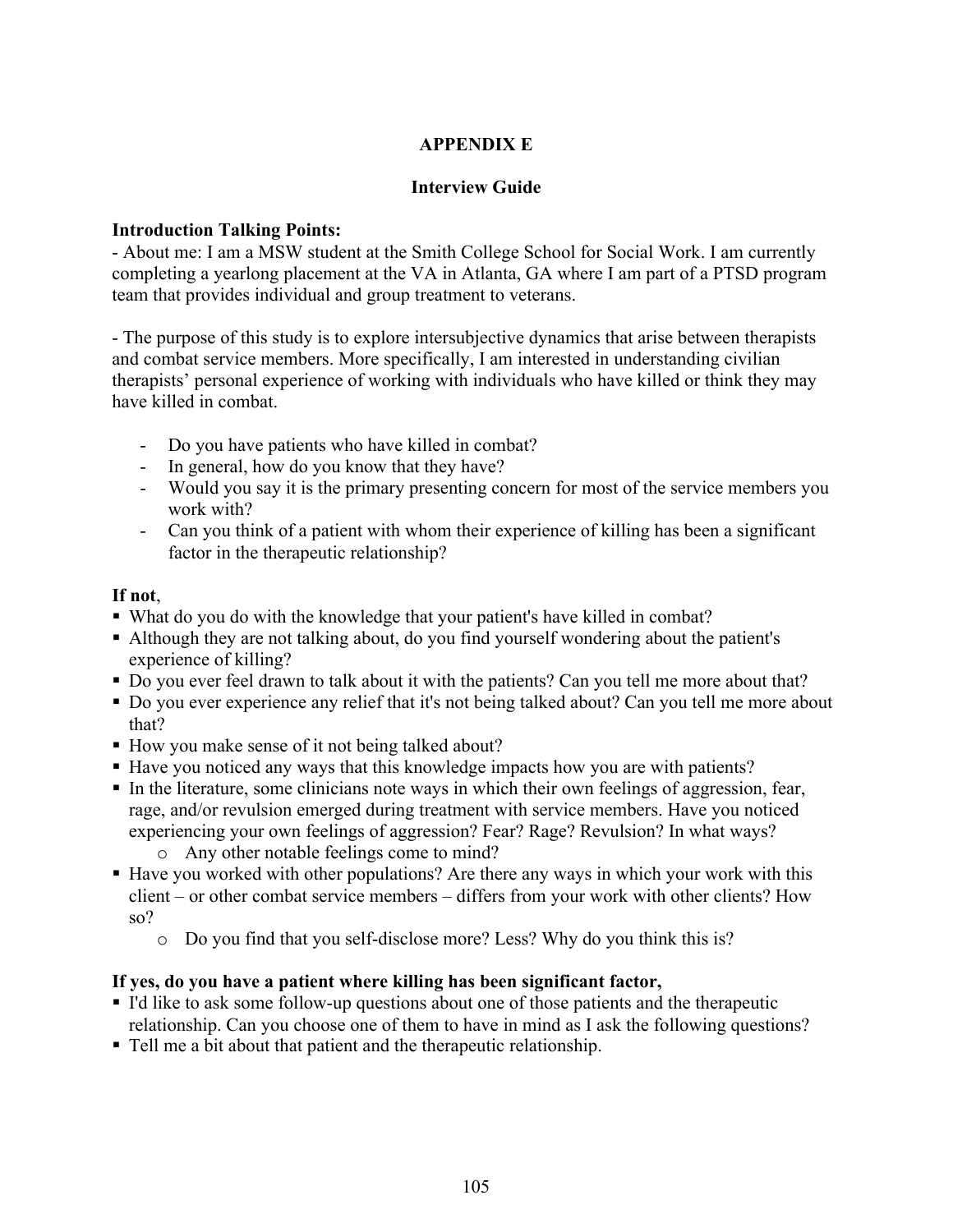## APPENDIX E

### Interview Guide

**Introduction Talking Points:**
- About me: I am a MSW student at the Smith College School for Social Work. I am currently completing a yearlong placement at the VA in Atlanta, GA where I am part of a PTSD program team that provides individual and group treatment to veterans.

- The purpose of this study is to explore intersubjective dynamics that arise between therapists and combat service members. More specifically, I am interested in understanding civilian therapists' personal experience of working with individuals who have killed or think they may have killed in combat.

- Do you have patients who have killed in combat?
- In general, how do you know that they have?
- Would you say it is the primary presenting concern for most of the service members you work with?
- Can you think of a patient with whom their experience of killing has been a significant factor in the therapeutic relationship?

**If not**,
- What do you do with the knowledge that your patient's have killed in combat?
- Although they are not talking about, do you find yourself wondering about the patient's experience of killing?
- Do you ever feel drawn to talk about it with the patients? Can you tell me more about that?
- Do you ever experience any relief that it's not being talked about? Can you tell me more about that?
- How you make sense of it not being talked about?
- Have you noticed any ways that this knowledge impacts how you are with patients?
- In the literature, some clinicians note ways in which their own feelings of aggression, fear, rage, and/or revulsion emerged during treatment with service members. Have you noticed experiencing your own feelings of aggression? Fear? Rage? Revulsion? In what ways?
  - Any other notable feelings come to mind?
- Have you worked with other populations? Are there any ways in which your work with this client – or other combat service members – differs from your work with other clients? How so?
  - Do you find that you self-disclose more? Less? Why do you think this is?

**If yes, do you have a patient where killing has been significant factor,**
- I'd like to ask some follow-up questions about one of those patients and the therapeutic relationship. Can you choose one of them to have in mind as I ask the following questions?
- Tell me a bit about that patient and the therapeutic relationship.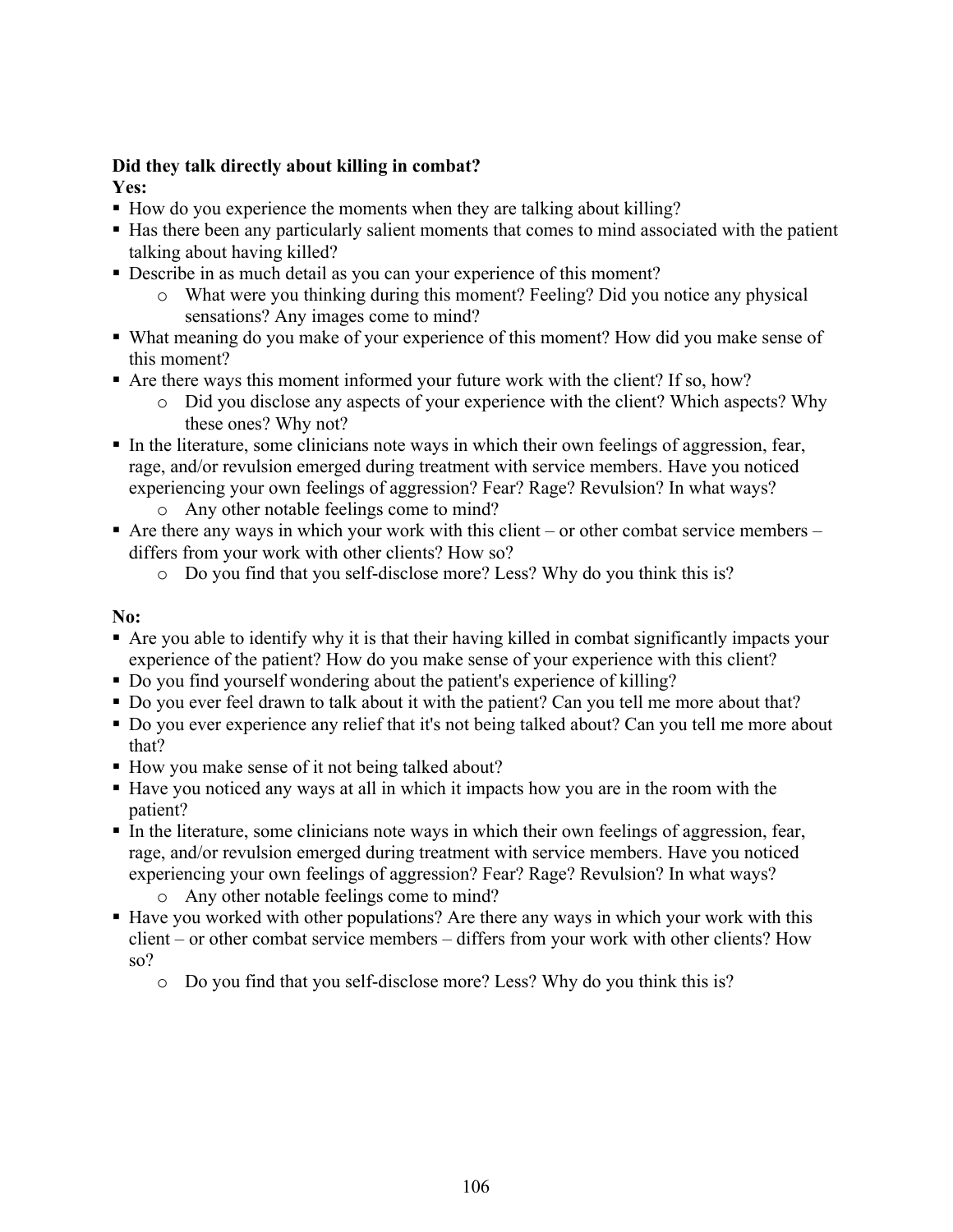**Did they talk directly about killing in combat?**

**Yes:**

- How do you experience the moments when they are talking about killing?
- Has there been any particularly salient moments that comes to mind associated with the patient talking about having killed?
- Describe in as much detail as you can your experience of this moment?
  - What were you thinking during this moment? Feeling? Did you notice any physical sensations? Any images come to mind?
- What meaning do you make of your experience of this moment? How did you make sense of this moment?
- Are there ways this moment informed your future work with the client? If so, how?
  - Did you disclose any aspects of your experience with the client? Which aspects? Why these ones? Why not?
- In the literature, some clinicians note ways in which their own feelings of aggression, fear, rage, and/or revulsion emerged during treatment with service members. Have you noticed experiencing your own feelings of aggression? Fear? Rage? Revulsion? In what ways?
  - Any other notable feelings come to mind?
- Are there any ways in which your work with this client – or other combat service members – differs from your work with other clients? How so?
  - Do you find that you self-disclose more? Less? Why do you think this is?

**No:**

- Are you able to identify why it is that their having killed in combat significantly impacts your experience of the patient? How do you make sense of your experience with this client?
- Do you find yourself wondering about the patient's experience of killing?
- Do you ever feel drawn to talk about it with the patient? Can you tell me more about that?
- Do you ever experience any relief that it's not being talked about? Can you tell me more about that?
- How you make sense of it not being talked about?
- Have you noticed any ways at all in which it impacts how you are in the room with the patient?
- In the literature, some clinicians note ways in which their own feelings of aggression, fear, rage, and/or revulsion emerged during treatment with service members. Have you noticed experiencing your own feelings of aggression? Fear? Rage? Revulsion? In what ways?
  - Any other notable feelings come to mind?
- Have you worked with other populations? Are there any ways in which your work with this client – or other combat service members – differs from your work with other clients? How so?
  - Do you find that you self-disclose more? Less? Why do you think this is?